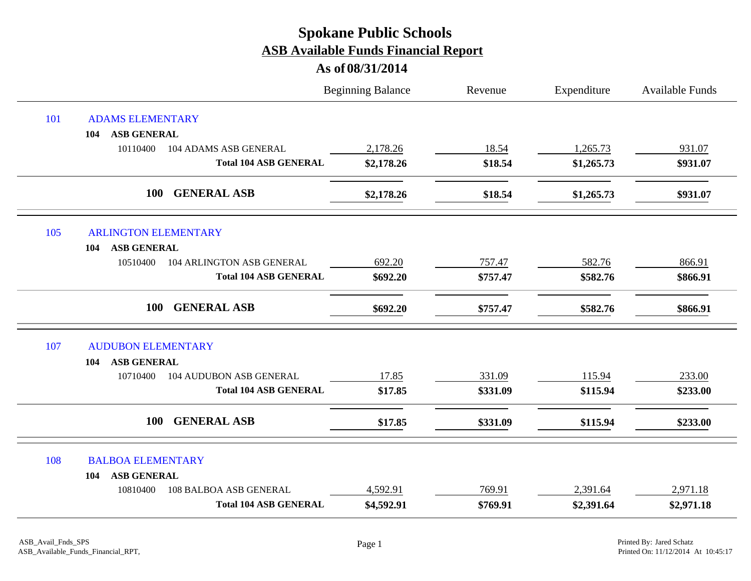# Spokane Public Schools

## ASB Available Funds Financial Report

### As of 08/31/2014

| | | Beginning Balance | Revenue | Expenditure | Available Funds |
|---|---|---|---|---|---|
| 101 | ADAMS ELEMENTARY | | | | |
| 104 | **ASB GENERAL** | | | | |
| 10110400 | 104 ADAMS ASB GENERAL | 2,178.26 | 18.54 | 1,265.73 | 931.07 |
| | **Total 104 ASB GENERAL** | **$2,178.26** | **$18.54** | **$1,265.73** | **$931.07** |
| **100** | **GENERAL ASB** | **$2,178.26** | **$18.54** | **$1,265.73** | **$931.07** |
| 105 | ARLINGTON ELEMENTARY | | | | |
| 104 | **ASB GENERAL** | | | | |
| 10510400 | 104 ARLINGTON ASB GENERAL | 692.20 | 757.47 | 582.76 | 866.91 |
| | **Total 104 ASB GENERAL** | **$692.20** | **$757.47** | **$582.76** | **$866.91** |
| **100** | **GENERAL ASB** | **$692.20** | **$757.47** | **$582.76** | **$866.91** |
| 107 | AUDUBON ELEMENTARY | | | | |
| 104 | **ASB GENERAL** | | | | |
| 10710400 | 104 AUDUBON ASB GENERAL | 17.85 | 331.09 | 115.94 | 233.00 |
| | **Total 104 ASB GENERAL** | **$17.85** | **$331.09** | **$115.94** | **$233.00** |
| **100** | **GENERAL ASB** | **$17.85** | **$331.09** | **$115.94** | **$233.00** |
| 108 | BALBOA ELEMENTARY | | | | |
| 104 | **ASB GENERAL** | | | | |
| 10810400 | 108 BALBOA ASB GENERAL | 4,592.91 | 769.91 | 2,391.64 | 2,971.18 |
| | **Total 104 ASB GENERAL** | **$4,592.91** | **$769.91** | **$2,391.64** | **$2,971.18** |

ASB_Avail_Fnds_SPS
ASB_Available_Funds_Financial_RPT,

Printed By: Jared Schatz
Printed On: 11/12/2014 At 10:45:17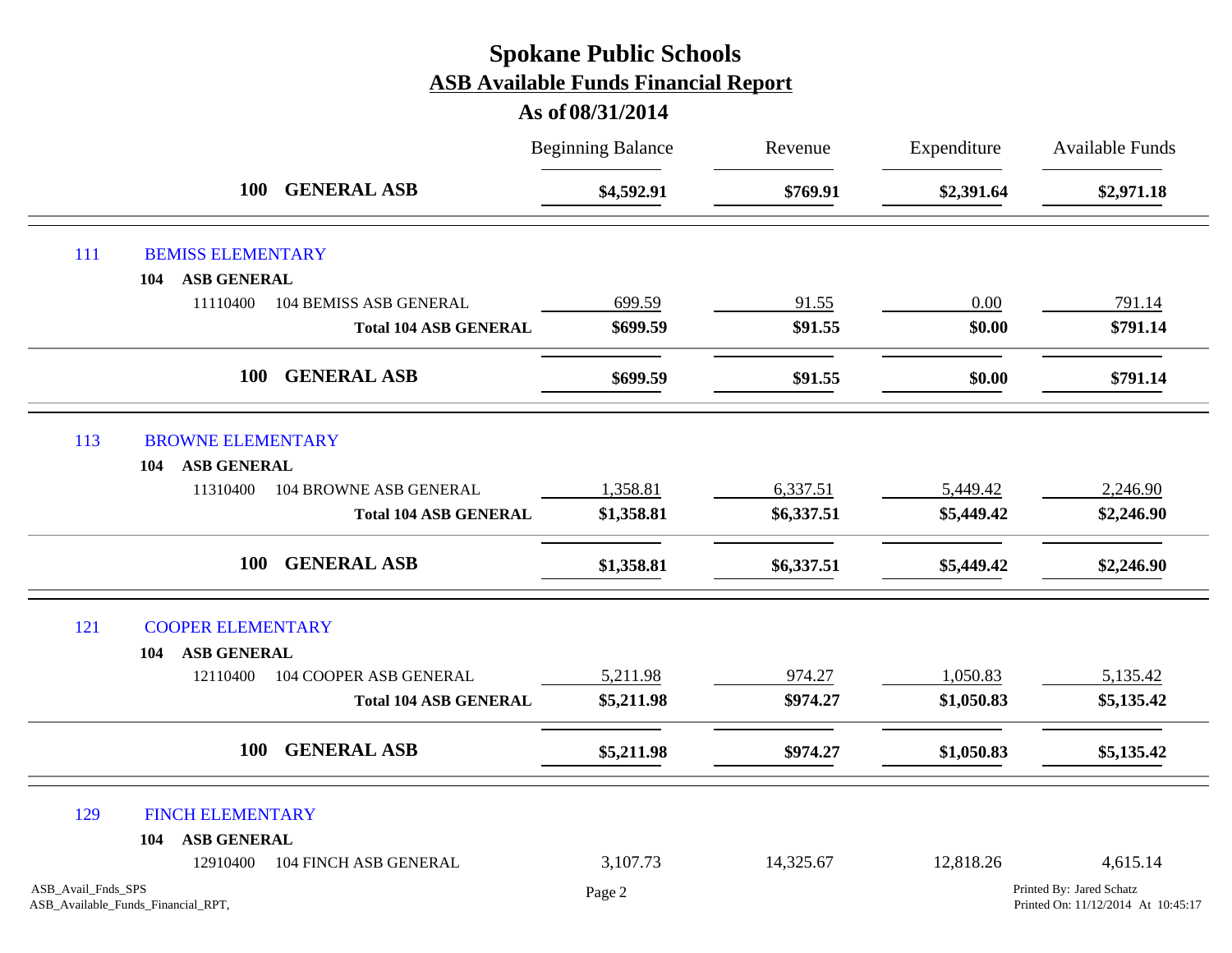# Spokane Public Schools
## ASB Available Funds Financial Report
### As of 08/31/2014

| | Beginning Balance | Revenue | Expenditure | Available Funds |
|---|---|---|---|---|
| **100 GENERAL ASB** | **$4,592.91** | **$769.91** | **$2,391.64** | **$2,971.18** |
| **111 BEMISS ELEMENTARY** | | | | |
| **104 ASB GENERAL** | | | | |
| 11110400 104 BEMISS ASB GENERAL | 699.59 | 91.55 | 0.00 | 791.14 |
| **Total 104 ASB GENERAL** | **$699.59** | **$91.55** | **$0.00** | **$791.14** |
| **100 GENERAL ASB** | **$699.59** | **$91.55** | **$0.00** | **$791.14** |
| **113 BROWNE ELEMENTARY** | | | | |
| **104 ASB GENERAL** | | | | |
| 11310400 104 BROWNE ASB GENERAL | 1,358.81 | 6,337.51 | 5,449.42 | 2,246.90 |
| **Total 104 ASB GENERAL** | **$1,358.81** | **$6,337.51** | **$5,449.42** | **$2,246.90** |
| **100 GENERAL ASB** | **$1,358.81** | **$6,337.51** | **$5,449.42** | **$2,246.90** |
| **121 COOPER ELEMENTARY** | | | | |
| **104 ASB GENERAL** | | | | |
| 12110400 104 COOPER ASB GENERAL | 5,211.98 | 974.27 | 1,050.83 | 5,135.42 |
| **Total 104 ASB GENERAL** | **$5,211.98** | **$974.27** | **$1,050.83** | **$5,135.42** |
| **100 GENERAL ASB** | **$5,211.98** | **$974.27** | **$1,050.83** | **$5,135.42** |
| **129 FINCH ELEMENTARY** | | | | |
| **104 ASB GENERAL** | | | | |
| 12910400 104 FINCH ASB GENERAL | 3,107.73 | 14,325.67 | 12,818.26 | 4,615.14 |

ASB_Avail_Fnds_SPS
ASB_Available_Funds_Financial_RPT,

Printed By: Jared Schatz
Printed On: 11/12/2014 At 10:45:17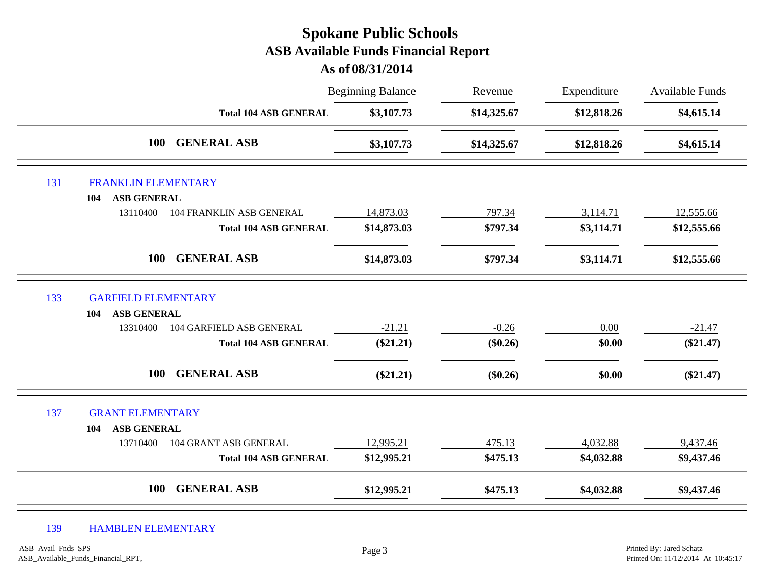# Spokane Public Schools

## ASB Available Funds Financial Report

### As of 08/31/2014

| | | Beginning Balance | Revenue | Expenditure | Available Funds |
|---|---|---|---|---|---|
| | **Total 104 ASB GENERAL** | **$3,107.73** | **$14,325.67** | **$12,818.26** | **$4,615.14** |
| | **100 GENERAL ASB** | **$3,107.73** | **$14,325.67** | **$12,818.26** | **$4,615.14** |
| 131 | FRANKLIN ELEMENTARY | | | | |
| | **104 ASB GENERAL** | | | | |
| 13110400 | 104 FRANKLIN ASB GENERAL | 14,873.03 | 797.34 | 3,114.71 | 12,555.66 |
| | **Total 104 ASB GENERAL** | **$14,873.03** | **$797.34** | **$3,114.71** | **$12,555.66** |
| | **100 GENERAL ASB** | **$14,873.03** | **$797.34** | **$3,114.71** | **$12,555.66** |
| 133 | GARFIELD ELEMENTARY | | | | |
| | **104 ASB GENERAL** | | | | |
| 13310400 | 104 GARFIELD ASB GENERAL | -21.21 | -0.26 | 0.00 | -21.47 |
| | **Total 104 ASB GENERAL** | **($21.21)** | **($0.26)** | **$0.00** | **($21.47)** |
| | **100 GENERAL ASB** | **($21.21)** | **($0.26)** | **$0.00** | **($21.47)** |
| 137 | GRANT ELEMENTARY | | | | |
| | **104 ASB GENERAL** | | | | |
| 13710400 | 104 GRANT ASB GENERAL | 12,995.21 | 475.13 | 4,032.88 | 9,437.46 |
| | **Total 104 ASB GENERAL** | **$12,995.21** | **$475.13** | **$4,032.88** | **$9,437.46** |
| | **100 GENERAL ASB** | **$12,995.21** | **$475.13** | **$4,032.88** | **$9,437.46** |
| 139 | HAMBLEN ELEMENTARY | | | | |

ASB_Avail_Fnds_SPS
ASB_Available_Funds_Financial_RPT,

Printed By: Jared Schatz
Printed On: 11/12/2014 At 10:45:17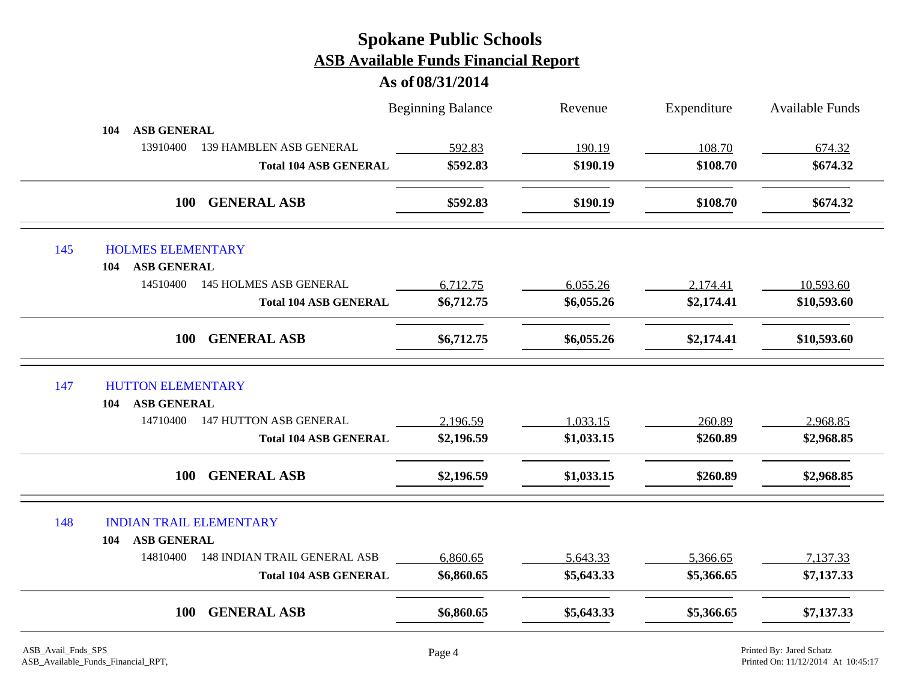# Spokane Public Schools

## ASB Available Funds Financial Report

### As of 08/31/2014

| | | Beginning Balance | Revenue | Expenditure | Available Funds |
|---|---|---|---|---|---|
| **104 ASB GENERAL** | | | | | |
| 13910400 | 139 HAMBLEN ASB GENERAL | 592.83 | 190.19 | 108.70 | 674.32 |
| | **Total 104 ASB GENERAL** | **$592.83** | **$190.19** | **$108.70** | **$674.32** |
| **100 GENERAL ASB** | | **$592.83** | **$190.19** | **$108.70** | **$674.32** |
| **145 HOLMES ELEMENTARY** | | | | | |
| **104 ASB GENERAL** | | | | | |
| 14510400 | 145 HOLMES ASB GENERAL | 6,712.75 | 6,055.26 | 2,174.41 | 10,593.60 |
| | **Total 104 ASB GENERAL** | **$6,712.75** | **$6,055.26** | **$2,174.41** | **$10,593.60** |
| **100 GENERAL ASB** | | **$6,712.75** | **$6,055.26** | **$2,174.41** | **$10,593.60** |
| **147 HUTTON ELEMENTARY** | | | | | |
| **104 ASB GENERAL** | | | | | |
| 14710400 | 147 HUTTON ASB GENERAL | 2,196.59 | 1,033.15 | 260.89 | 2,968.85 |
| | **Total 104 ASB GENERAL** | **$2,196.59** | **$1,033.15** | **$260.89** | **$2,968.85** |
| **100 GENERAL ASB** | | **$2,196.59** | **$1,033.15** | **$260.89** | **$2,968.85** |
| **148 INDIAN TRAIL ELEMENTARY** | | | | | |
| **104 ASB GENERAL** | | | | | |
| 14810400 | 148 INDIAN TRAIL GENERAL ASB | 6,860.65 | 5,643.33 | 5,366.65 | 7,137.33 |
| | **Total 104 ASB GENERAL** | **$6,860.65** | **$5,643.33** | **$5,366.65** | **$7,137.33** |
| **100 GENERAL ASB** | | **$6,860.65** | **$5,643.33** | **$5,366.65** | **$7,137.33** |

ASB_Avail_Fnds_SPS
ASB_Available_Funds_Financial_RPT,

Printed By: Jared Schatz
Printed On: 11/12/2014 At 10:45:17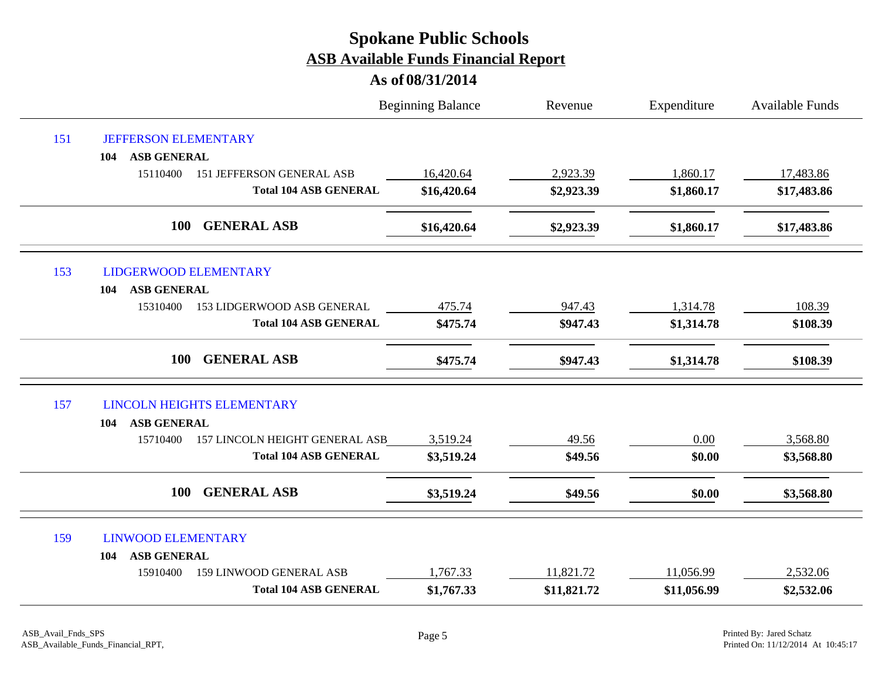# Spokane Public Schools

## ASB Available Funds Financial Report

### As of 08/31/2014

| | | Beginning Balance | Revenue | Expenditure | Available Funds |
|---|---|---|---|---|---|
| 151 | JEFFERSON ELEMENTARY | | | | |
| | **104 ASB GENERAL** | | | | |
| 15110400 | 151 JEFFERSON GENERAL ASB | 16,420.64 | 2,923.39 | 1,860.17 | 17,483.86 |
| | **Total 104 ASB GENERAL** | **$16,420.64** | **$2,923.39** | **$1,860.17** | **$17,483.86** |
| | **100 GENERAL ASB** | **$16,420.64** | **$2,923.39** | **$1,860.17** | **$17,483.86** |
| 153 | LIDGERWOOD ELEMENTARY | | | | |
| | **104 ASB GENERAL** | | | | |
| 15310400 | 153 LIDGERWOOD ASB GENERAL | 475.74 | 947.43 | 1,314.78 | 108.39 |
| | **Total 104 ASB GENERAL** | **$475.74** | **$947.43** | **$1,314.78** | **$108.39** |
| | **100 GENERAL ASB** | **$475.74** | **$947.43** | **$1,314.78** | **$108.39** |
| 157 | LINCOLN HEIGHTS ELEMENTARY | | | | |
| | **104 ASB GENERAL** | | | | |
| 15710400 | 157 LINCOLN HEIGHT GENERAL ASB | 3,519.24 | 49.56 | 0.00 | 3,568.80 |
| | **Total 104 ASB GENERAL** | **$3,519.24** | **$49.56** | **$0.00** | **$3,568.80** |
| | **100 GENERAL ASB** | **$3,519.24** | **$49.56** | **$0.00** | **$3,568.80** |
| 159 | LINWOOD ELEMENTARY | | | | |
| | **104 ASB GENERAL** | | | | |
| 15910400 | 159 LINWOOD GENERAL ASB | 1,767.33 | 11,821.72 | 11,056.99 | 2,532.06 |
| | **Total 104 ASB GENERAL** | **$1,767.33** | **$11,821.72** | **$11,056.99** | **$2,532.06** |

ASB_Avail_Fnds_SPS
ASB_Available_Funds_Financial_RPT,

Printed By: Jared Schatz
Printed On: 11/12/2014 At 10:45:17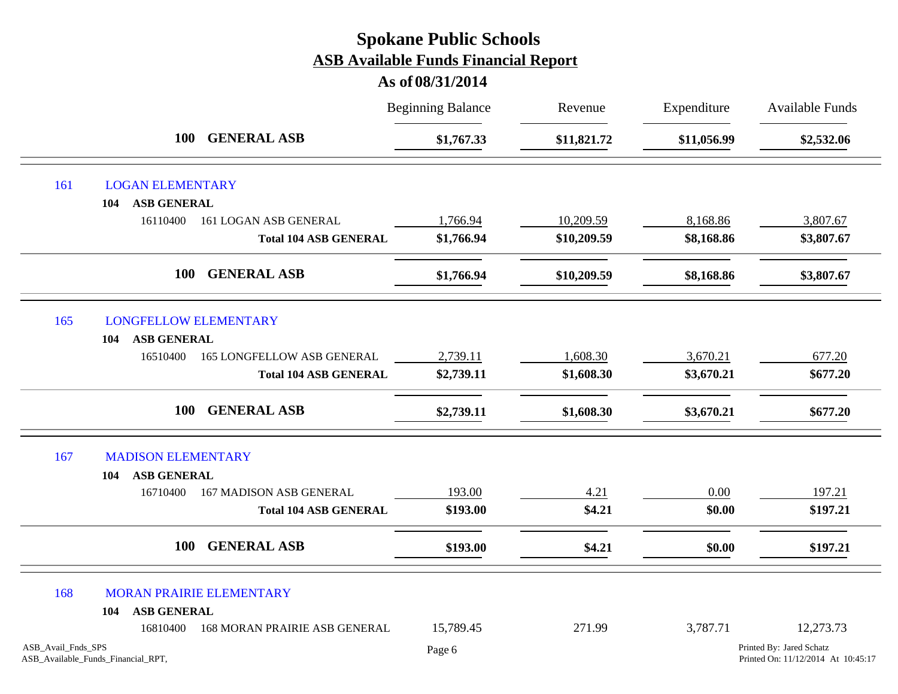# Spokane Public Schools

## ASB Available Funds Financial Report

### As of 08/31/2014

| | | Beginning Balance | Revenue | Expenditure | Available Funds |
|---|---|---|---|---|---|
| | **100 GENERAL ASB** | **$1,767.33** | **$11,821.72** | **$11,056.99** | **$2,532.06** |
| 161 | LOGAN ELEMENTARY | | | | |
| | **104 ASB GENERAL** | | | | |
| 16110400 | 161 LOGAN ASB GENERAL | 1,766.94 | 10,209.59 | 8,168.86 | 3,807.67 |
| | **Total 104 ASB GENERAL** | **$1,766.94** | **$10,209.59** | **$8,168.86** | **$3,807.67** |
| | **100 GENERAL ASB** | **$1,766.94** | **$10,209.59** | **$8,168.86** | **$3,807.67** |
| 165 | LONGFELLOW ELEMENTARY | | | | |
| | **104 ASB GENERAL** | | | | |
| 16510400 | 165 LONGFELLOW ASB GENERAL | 2,739.11 | 1,608.30 | 3,670.21 | 677.20 |
| | **Total 104 ASB GENERAL** | **$2,739.11** | **$1,608.30** | **$3,670.21** | **$677.20** |
| | **100 GENERAL ASB** | **$2,739.11** | **$1,608.30** | **$3,670.21** | **$677.20** |
| 167 | MADISON ELEMENTARY | | | | |
| | **104 ASB GENERAL** | | | | |
| 16710400 | 167 MADISON ASB GENERAL | 193.00 | 4.21 | 0.00 | 197.21 |
| | **Total 104 ASB GENERAL** | **$193.00** | **$4.21** | **$0.00** | **$197.21** |
| | **100 GENERAL ASB** | **$193.00** | **$4.21** | **$0.00** | **$197.21** |
| 168 | MORAN PRAIRIE ELEMENTARY | | | | |
| | **104 ASB GENERAL** | | | | |
| 16810400 | 168 MORAN PRAIRIE ASB GENERAL | 15,789.45 | 271.99 | 3,787.71 | 12,273.73 |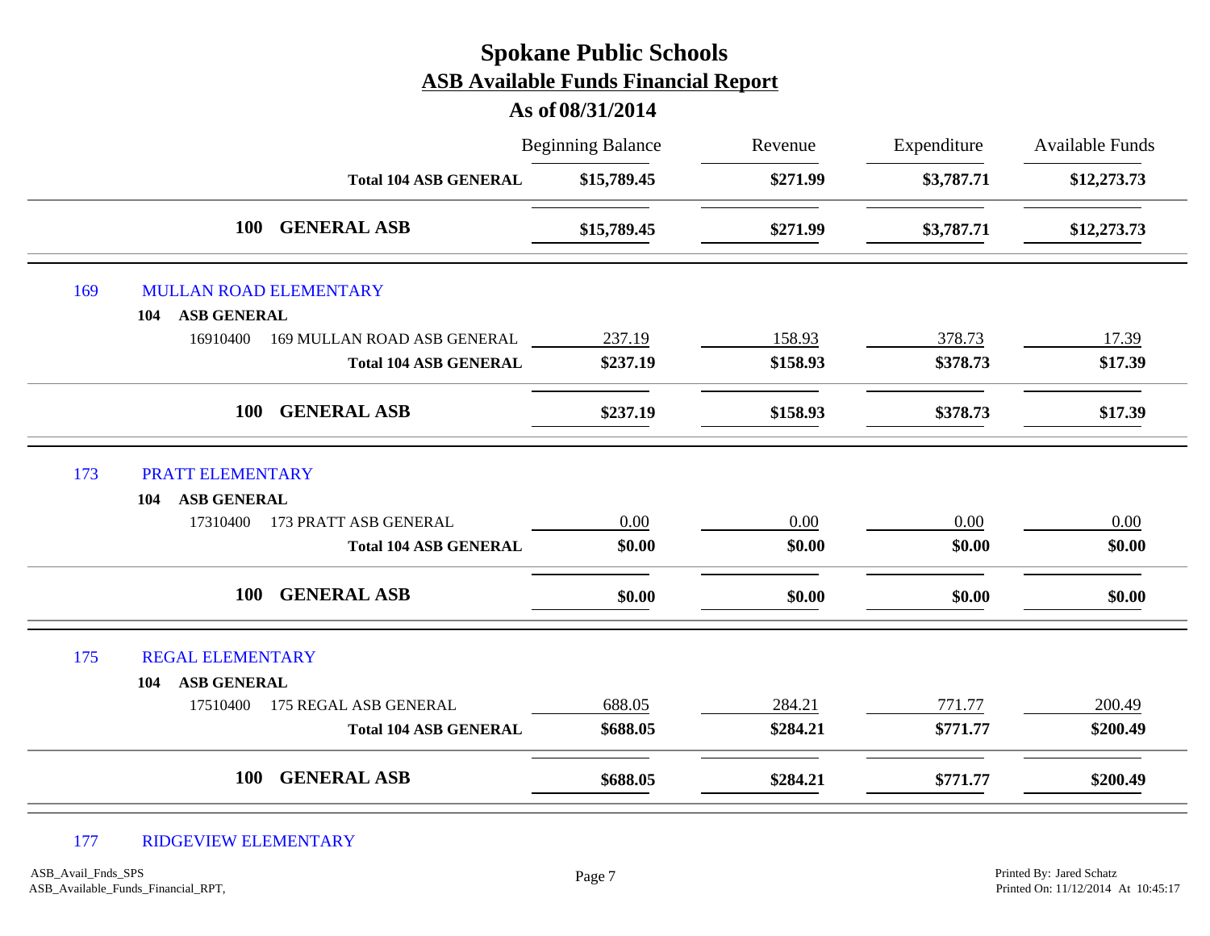# Spokane Public Schools

## ASB Available Funds Financial Report

### As of 08/31/2014

| | | Beginning Balance | Revenue | Expenditure | Available Funds |
|---|---|---|---|---|---|
| | **Total 104 ASB GENERAL** | **$15,789.45** | **$271.99** | **$3,787.71** | **$12,273.73** |
| | **100 GENERAL ASB** | **$15,789.45** | **$271.99** | **$3,787.71** | **$12,273.73** |
| 169 | MULLAN ROAD ELEMENTARY | | | | |
| 104 | **ASB GENERAL** | | | | |
| 16910400 | 169 MULLAN ROAD ASB GENERAL | 237.19 | 158.93 | 378.73 | 17.39 |
| | **Total 104 ASB GENERAL** | **$237.19** | **$158.93** | **$378.73** | **$17.39** |
| | **100 GENERAL ASB** | **$237.19** | **$158.93** | **$378.73** | **$17.39** |
| 173 | PRATT ELEMENTARY | | | | |
| 104 | **ASB GENERAL** | | | | |
| 17310400 | 173 PRATT ASB GENERAL | 0.00 | 0.00 | 0.00 | 0.00 |
| | **Total 104 ASB GENERAL** | **$0.00** | **$0.00** | **$0.00** | **$0.00** |
| | **100 GENERAL ASB** | **$0.00** | **$0.00** | **$0.00** | **$0.00** |
| 175 | REGAL ELEMENTARY | | | | |
| 104 | **ASB GENERAL** | | | | |
| 17510400 | 175 REGAL ASB GENERAL | 688.05 | 284.21 | 771.77 | 200.49 |
| | **Total 104 ASB GENERAL** | **$688.05** | **$284.21** | **$771.77** | **$200.49** |
| | **100 GENERAL ASB** | **$688.05** | **$284.21** | **$771.77** | **$200.49** |
| 177 | RIDGEVIEW ELEMENTARY | | | | |

ASB_Avail_Fnds_SPS
ASB_Available_Funds_Financial_RPT,

Printed By: Jared Schatz
Printed On: 11/12/2014 At 10:45:17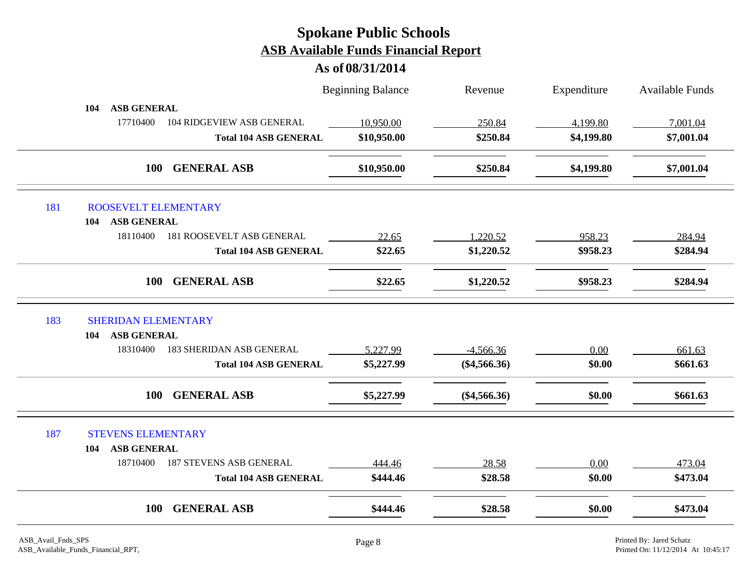# Spokane Public Schools

## ASB Available Funds Financial Report

### As of 08/31/2014

| | | Beginning Balance | Revenue | Expenditure | Available Funds |
|---|---|---|---|---|---|
| **104 ASB GENERAL** | | | | | |
| 17710400 | 104 RIDGEVIEW ASB GENERAL | 10,950.00 | 250.84 | 4,199.80 | 7,001.04 |
| | **Total 104 ASB GENERAL** | **$10,950.00** | **$250.84** | **$4,199.80** | **$7,001.04** |
| **100** | **GENERAL ASB** | **$10,950.00** | **$250.84** | **$4,199.80** | **$7,001.04** |
| 181 | ROOSEVELT ELEMENTARY | | | | |
| **104 ASB GENERAL** | | | | | |
| 18110400 | 181 ROOSEVELT ASB GENERAL | 22.65 | 1,220.52 | 958.23 | 284.94 |
| | **Total 104 ASB GENERAL** | **$22.65** | **$1,220.52** | **$958.23** | **$284.94** |
| **100** | **GENERAL ASB** | **$22.65** | **$1,220.52** | **$958.23** | **$284.94** |
| 183 | SHERIDAN ELEMENTARY | | | | |
| **104 ASB GENERAL** | | | | | |
| 18310400 | 183 SHERIDAN ASB GENERAL | 5,227.99 | -4,566.36 | 0.00 | 661.63 |
| | **Total 104 ASB GENERAL** | **$5,227.99** | **($4,566.36)** | **$0.00** | **$661.63** |
| **100** | **GENERAL ASB** | **$5,227.99** | **($4,566.36)** | **$0.00** | **$661.63** |
| 187 | STEVENS ELEMENTARY | | | | |
| **104 ASB GENERAL** | | | | | |
| 18710400 | 187 STEVENS ASB GENERAL | 444.46 | 28.58 | 0.00 | 473.04 |
| | **Total 104 ASB GENERAL** | **$444.46** | **$28.58** | **$0.00** | **$473.04** |
| **100** | **GENERAL ASB** | **$444.46** | **$28.58** | **$0.00** | **$473.04** |

ASB_Avail_Fnds_SPS
ASB_Available_Funds_Financial_RPT,

Printed By: Jared Schatz
Printed On: 11/12/2014 At 10:45:17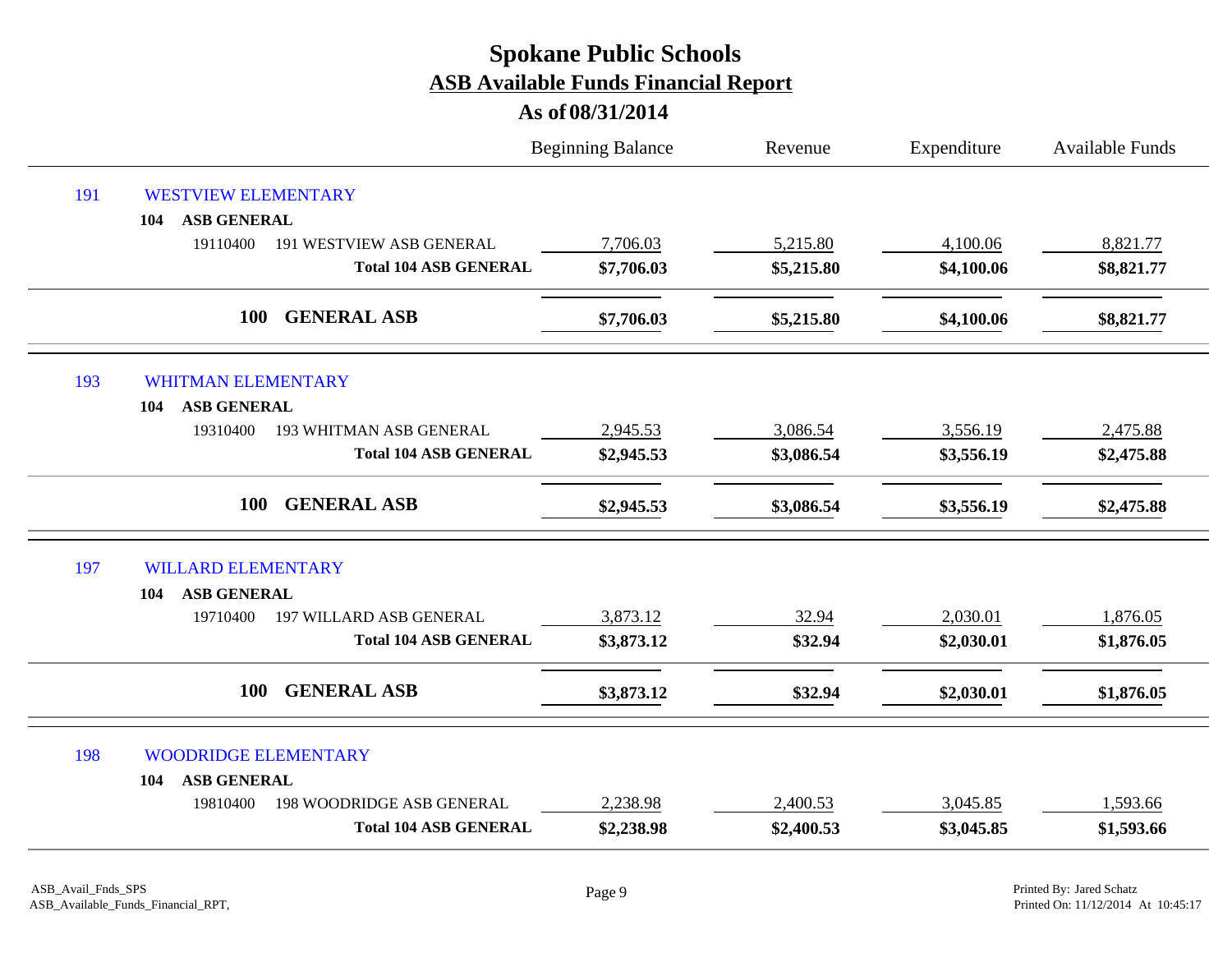# Spokane Public Schools

## ASB Available Funds Financial Report

### As of 08/31/2014

| | | Beginning Balance | Revenue | Expenditure | Available Funds |
|---|---|---|---|---|---|
| 191 | WESTVIEW ELEMENTARY | | | | |
| 104 | **ASB GENERAL** | | | | |
| 19110400 | 191 WESTVIEW ASB GENERAL | 7,706.03 | 5,215.80 | 4,100.06 | 8,821.77 |
| | **Total 104 ASB GENERAL** | **$7,706.03** | **$5,215.80** | **$4,100.06** | **$8,821.77** |
| **100** | **GENERAL ASB** | **$7,706.03** | **$5,215.80** | **$4,100.06** | **$8,821.77** |
| 193 | WHITMAN ELEMENTARY | | | | |
| 104 | **ASB GENERAL** | | | | |
| 19310400 | 193 WHITMAN ASB GENERAL | 2,945.53 | 3,086.54 | 3,556.19 | 2,475.88 |
| | **Total 104 ASB GENERAL** | **$2,945.53** | **$3,086.54** | **$3,556.19** | **$2,475.88** |
| **100** | **GENERAL ASB** | **$2,945.53** | **$3,086.54** | **$3,556.19** | **$2,475.88** |
| 197 | WILLARD ELEMENTARY | | | | |
| 104 | **ASB GENERAL** | | | | |
| 19710400 | 197 WILLARD ASB GENERAL | 3,873.12 | 32.94 | 2,030.01 | 1,876.05 |
| | **Total 104 ASB GENERAL** | **$3,873.12** | **$32.94** | **$2,030.01** | **$1,876.05** |
| **100** | **GENERAL ASB** | **$3,873.12** | **$32.94** | **$2,030.01** | **$1,876.05** |
| 198 | WOODRIDGE ELEMENTARY | | | | |
| 104 | **ASB GENERAL** | | | | |
| 19810400 | 198 WOODRIDGE ASB GENERAL | 2,238.98 | 2,400.53 | 3,045.85 | 1,593.66 |
| | **Total 104 ASB GENERAL** | **$2,238.98** | **$2,400.53** | **$3,045.85** | **$1,593.66** |

ASB_Avail_Fnds_SPS
ASB_Available_Funds_Financial_RPT,

Printed By: Jared Schatz
Printed On: 11/12/2014 At 10:45:17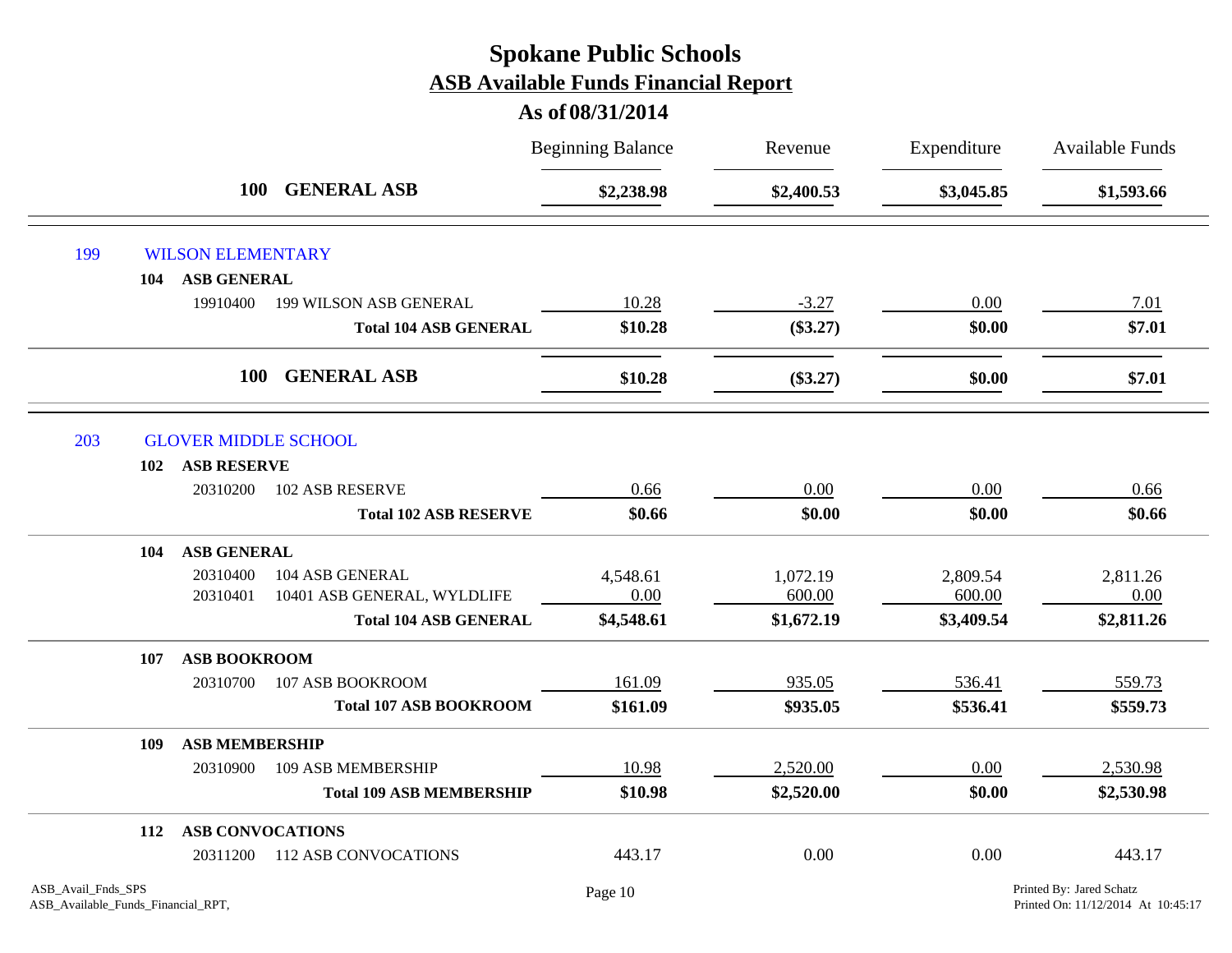# Spokane Public Schools

## ASB Available Funds Financial Report

### As of 08/31/2014

| | | Beginning Balance | Revenue | Expenditure | Available Funds |
|---|---|---|---|---|---|
| **100** | **GENERAL ASB** | **$2,238.98** | **$2,400.53** | **$3,045.85** | **$1,593.66** |
| 199 | WILSON ELEMENTARY | | | | |
| **104** | **ASB GENERAL** | | | | |
| 19910400 | 199 WILSON ASB GENERAL | 10.28 | -3.27 | 0.00 | 7.01 |
| | **Total 104 ASB GENERAL** | **$10.28** | **($3.27)** | **$0.00** | **$7.01** |
| **100** | **GENERAL ASB** | **$10.28** | **($3.27)** | **$0.00** | **$7.01** |
| 203 | GLOVER MIDDLE SCHOOL | | | | |
| **102** | **ASB RESERVE** | | | | |
| 20310200 | 102 ASB RESERVE | 0.66 | 0.00 | 0.00 | 0.66 |
| | **Total 102 ASB RESERVE** | **$0.66** | **$0.00** | **$0.00** | **$0.66** |
| **104** | **ASB GENERAL** | | | | |
| 20310400 | 104 ASB GENERAL | 4,548.61 | 1,072.19 | 2,809.54 | 2,811.26 |
| 20310401 | 10401 ASB GENERAL, WYLDLIFE | 0.00 | 600.00 | 600.00 | 0.00 |
| | **Total 104 ASB GENERAL** | **$4,548.61** | **$1,672.19** | **$3,409.54** | **$2,811.26** |
| **107** | **ASB BOOKROOM** | | | | |
| 20310700 | 107 ASB BOOKROOM | 161.09 | 935.05 | 536.41 | 559.73 |
| | **Total 107 ASB BOOKROOM** | **$161.09** | **$935.05** | **$536.41** | **$559.73** |
| **109** | **ASB MEMBERSHIP** | | | | |
| 20310900 | 109 ASB MEMBERSHIP | 10.98 | 2,520.00 | 0.00 | 2,530.98 |
| | **Total 109 ASB MEMBERSHIP** | **$10.98** | **$2,520.00** | **$0.00** | **$2,530.98** |
| **112** | **ASB CONVOCATIONS** | | | | |
| 20311200 | 112 ASB CONVOCATIONS | 443.17 | 0.00 | 0.00 | 443.17 |

ASB_Avail_Fnds_SPS
ASB_Available_Funds_Financial_RPT,

Printed By: Jared Schatz
Printed On: 11/12/2014 At 10:45:17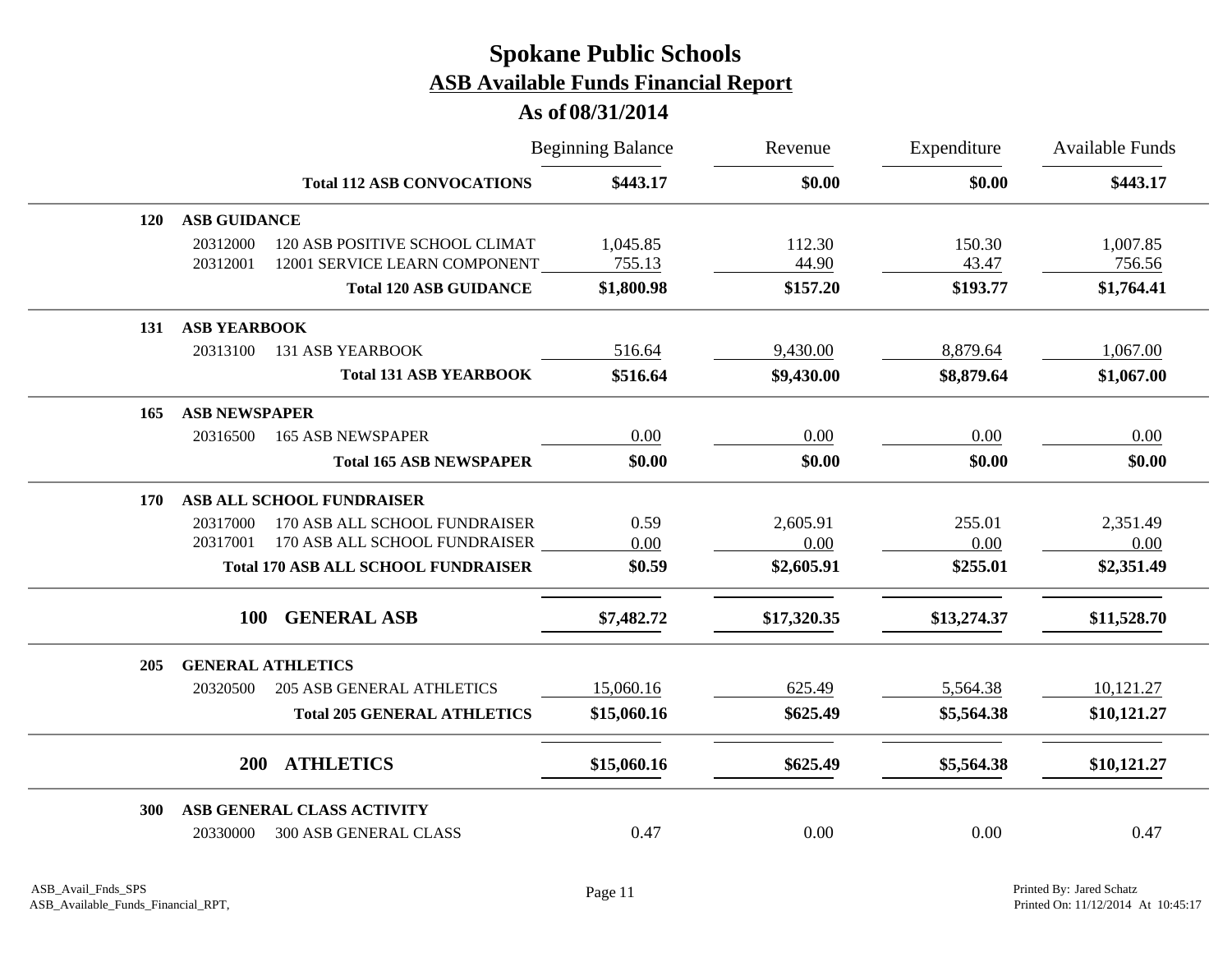# Spokane Public Schools

## ASB Available Funds Financial Report

### As of 08/31/2014

| | | | Beginning Balance | Revenue | Expenditure | Available Funds |
|---|---|---|---|---|---|---|
| | | **Total 112 ASB CONVOCATIONS** | **$443.17** | **$0.00** | **$0.00** | **$443.17** |
| **120** | **ASB GUIDANCE** | | | | | |
| | 20312000 | 120 ASB POSITIVE SCHOOL CLIMAT | 1,045.85 | 112.30 | 150.30 | 1,007.85 |
| | 20312001 | 12001 SERVICE LEARN COMPONENT | 755.13 | 44.90 | 43.47 | 756.56 |
| | | **Total 120 ASB GUIDANCE** | **$1,800.98** | **$157.20** | **$193.77** | **$1,764.41** |
| **131** | **ASB YEARBOOK** | | | | | |
| | 20313100 | 131 ASB YEARBOOK | 516.64 | 9,430.00 | 8,879.64 | 1,067.00 |
| | | **Total 131 ASB YEARBOOK** | **$516.64** | **$9,430.00** | **$8,879.64** | **$1,067.00** |
| **165** | **ASB NEWSPAPER** | | | | | |
| | 20316500 | 165 ASB NEWSPAPER | 0.00 | 0.00 | 0.00 | 0.00 |
| | | **Total 165 ASB NEWSPAPER** | **$0.00** | **$0.00** | **$0.00** | **$0.00** |
| **170** | **ASB ALL SCHOOL FUNDRAISER** | | | | | |
| | 20317000 | 170 ASB ALL SCHOOL FUNDRAISER | 0.59 | 2,605.91 | 255.01 | 2,351.49 |
| | 20317001 | 170 ASB ALL SCHOOL FUNDRAISER | 0.00 | 0.00 | 0.00 | 0.00 |
| | | **Total 170 ASB ALL SCHOOL FUNDRAISER** | **$0.59** | **$2,605.91** | **$255.01** | **$2,351.49** |
| | **100** | **GENERAL ASB** | **$7,482.72** | **$17,320.35** | **$13,274.37** | **$11,528.70** |
| **205** | **GENERAL ATHLETICS** | | | | | |
| | 20320500 | 205 ASB GENERAL ATHLETICS | 15,060.16 | 625.49 | 5,564.38 | 10,121.27 |
| | | **Total 205 GENERAL ATHLETICS** | **$15,060.16** | **$625.49** | **$5,564.38** | **$10,121.27** |
| | **200** | **ATHLETICS** | **$15,060.16** | **$625.49** | **$5,564.38** | **$10,121.27** |
| **300** | **ASB GENERAL CLASS ACTIVITY** | | | | | |
| | 20330000 | 300 ASB GENERAL CLASS | 0.47 | 0.00 | 0.00 | 0.47 |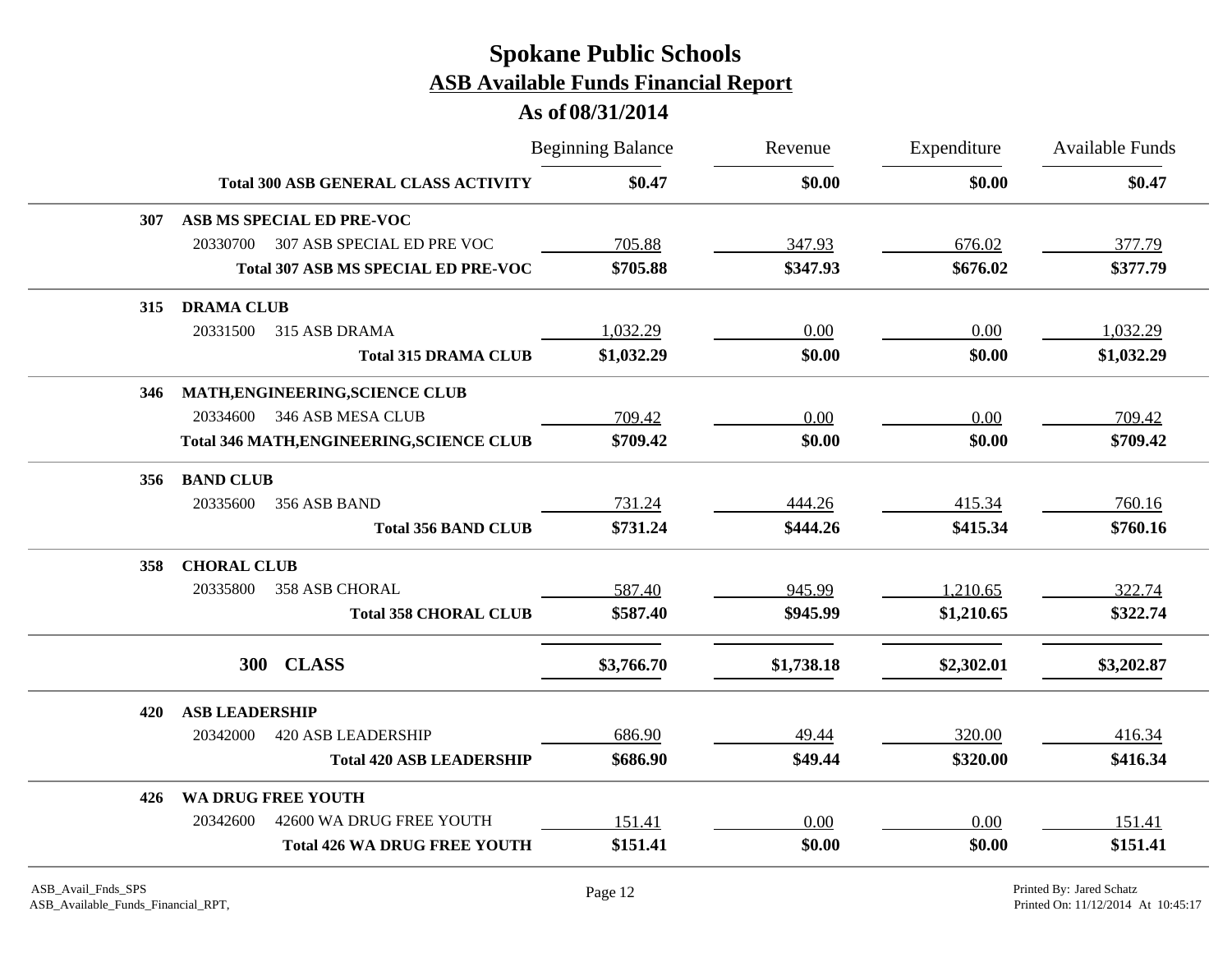# Spokane Public Schools

## ASB Available Funds Financial Report

### As of 08/31/2014

| | | Beginning Balance | Revenue | Expenditure | Available Funds |
|---|---|---|---|---|---|
| | **Total 300 ASB GENERAL CLASS ACTIVITY** | **$0.47** | **$0.00** | **$0.00** | **$0.47** |
| **307** | **ASB MS SPECIAL ED PRE-VOC** | | | | |
| 20330700 | 307 ASB SPECIAL ED PRE VOC | 705.88 | 347.93 | 676.02 | 377.79 |
| | **Total 307 ASB MS SPECIAL ED PRE-VOC** | **$705.88** | **$347.93** | **$676.02** | **$377.79** |
| **315** | **DRAMA CLUB** | | | | |
| 20331500 | 315 ASB DRAMA | 1,032.29 | 0.00 | 0.00 | 1,032.29 |
| | **Total 315 DRAMA CLUB** | **$1,032.29** | **$0.00** | **$0.00** | **$1,032.29** |
| **346** | **MATH,ENGINEERING,SCIENCE CLUB** | | | | |
| 20334600 | 346 ASB MESA CLUB | 709.42 | 0.00 | 0.00 | 709.42 |
| | **Total 346 MATH,ENGINEERING,SCIENCE CLUB** | **$709.42** | **$0.00** | **$0.00** | **$709.42** |
| **356** | **BAND CLUB** | | | | |
| 20335600 | 356 ASB BAND | 731.24 | 444.26 | 415.34 | 760.16 |
| | **Total 356 BAND CLUB** | **$731.24** | **$444.26** | **$415.34** | **$760.16** |
| **358** | **CHORAL CLUB** | | | | |
| 20335800 | 358 ASB CHORAL | 587.40 | 945.99 | 1,210.65 | 322.74 |
| | **Total 358 CHORAL CLUB** | **$587.40** | **$945.99** | **$1,210.65** | **$322.74** |
| | **300 CLASS** | **$3,766.70** | **$1,738.18** | **$2,302.01** | **$3,202.87** |
| **420** | **ASB LEADERSHIP** | | | | |
| 20342000 | 420 ASB LEADERSHIP | 686.90 | 49.44 | 320.00 | 416.34 |
| | **Total 420 ASB LEADERSHIP** | **$686.90** | **$49.44** | **$320.00** | **$416.34** |
| **426** | **WA DRUG FREE YOUTH** | | | | |
| 20342600 | 42600 WA DRUG FREE YOUTH | 151.41 | 0.00 | 0.00 | 151.41 |
| | **Total 426 WA DRUG FREE YOUTH** | **$151.41** | **$0.00** | **$0.00** | **$151.41** |

ASB_Avail_Fnds_SPS
ASB_Available_Funds_Financial_RPT,

Printed By: Jared Schatz
Printed On: 11/12/2014 At 10:45:17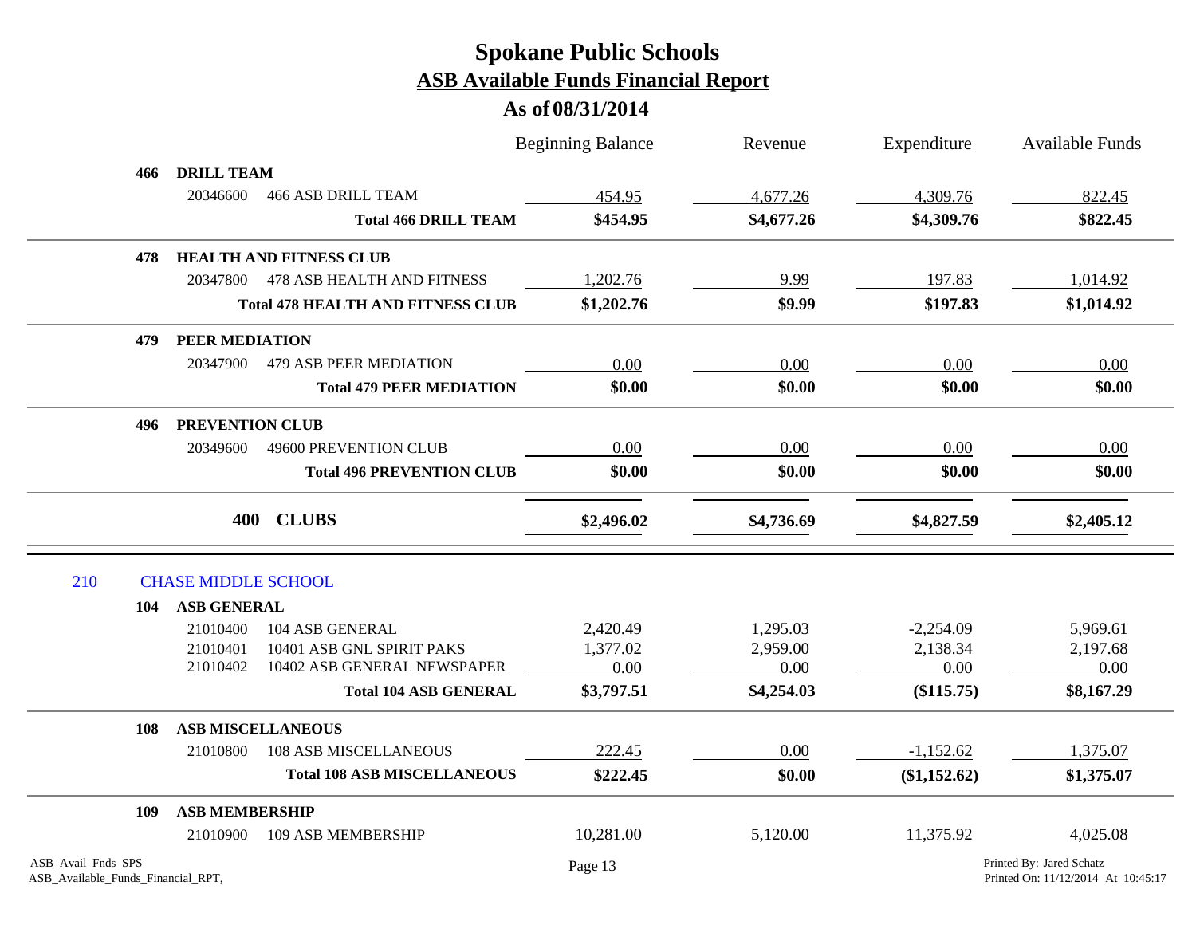# Spokane Public Schools
## ASB Available Funds Financial Report
### As of 08/31/2014

| | | | Beginning Balance | Revenue | Expenditure | Available Funds |
|---|---|---|---|---|---|---|
| **466** | **DRILL TEAM** | | | | | |
| | 20346600 | 466 ASB DRILL TEAM | 454.95 | 4,677.26 | 4,309.76 | 822.45 |
| | | **Total 466 DRILL TEAM** | **$454.95** | **$4,677.26** | **$4,309.76** | **$822.45** |
| **478** | **HEALTH AND FITNESS CLUB** | | | | | |
| | 20347800 | 478 ASB HEALTH AND FITNESS | 1,202.76 | 9.99 | 197.83 | 1,014.92 |
| | | **Total 478 HEALTH AND FITNESS CLUB** | **$1,202.76** | **$9.99** | **$197.83** | **$1,014.92** |
| **479** | **PEER MEDIATION** | | | | | |
| | 20347900 | 479 ASB PEER MEDIATION | 0.00 | 0.00 | 0.00 | 0.00 |
| | | **Total 479 PEER MEDIATION** | **$0.00** | **$0.00** | **$0.00** | **$0.00** |
| **496** | **PREVENTION CLUB** | | | | | |
| | 20349600 | 49600 PREVENTION CLUB | 0.00 | 0.00 | 0.00 | 0.00 |
| | | **Total 496 PREVENTION CLUB** | **$0.00** | **$0.00** | **$0.00** | **$0.00** |
| | **400** | **CLUBS** | **$2,496.02** | **$4,736.69** | **$4,827.59** | **$2,405.12** |

| | | | Beginning Balance | Revenue | Expenditure | Available Funds |
|---|---|---|---|---|---|---|
| **210** | **CHASE MIDDLE SCHOOL** | | | | | |
| **104** | **ASB GENERAL** | | | | | |
| | 21010400 | 104 ASB GENERAL | 2,420.49 | 1,295.03 | -2,254.09 | 5,969.61 |
| | 21010401 | 10401 ASB GNL SPIRIT PAKS | 1,377.02 | 2,959.00 | 2,138.34 | 2,197.68 |
| | 21010402 | 10402 ASB GENERAL NEWSPAPER | 0.00 | 0.00 | 0.00 | 0.00 |
| | | **Total 104 ASB GENERAL** | **$3,797.51** | **$4,254.03** | **($115.75)** | **$8,167.29** |
| **108** | **ASB MISCELLANEOUS** | | | | | |
| | 21010800 | 108 ASB MISCELLANEOUS | 222.45 | 0.00 | -1,152.62 | 1,375.07 |
| | | **Total 108 ASB MISCELLANEOUS** | **$222.45** | **$0.00** | **($1,152.62)** | **$1,375.07** |
| **109** | **ASB MEMBERSHIP** | | | | | |
| | 21010900 | 109 ASB MEMBERSHIP | 10,281.00 | 5,120.00 | 11,375.92 | 4,025.08 |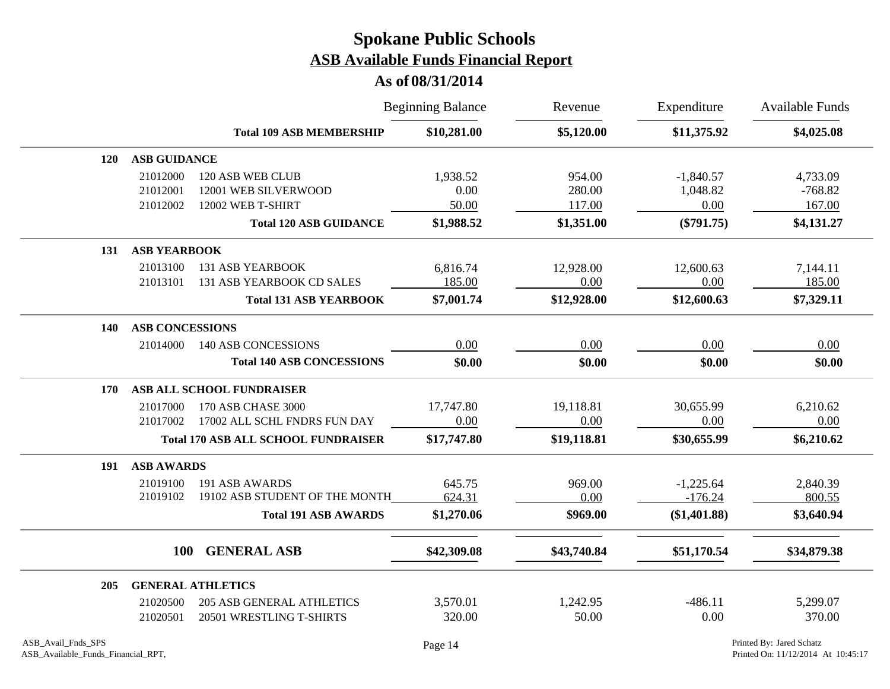# Spokane Public Schools

## ASB Available Funds Financial Report

### As of 08/31/2014

| | | Beginning Balance | Revenue | Expenditure | Available Funds |
|---|---|---|---|---|---|
| | **Total 109 ASB MEMBERSHIP** | **$10,281.00** | **$5,120.00** | **$11,375.92** | **$4,025.08** |
| **120** | **ASB GUIDANCE** | | | | |
| 21012000 | 120 ASB WEB CLUB | 1,938.52 | 954.00 | -1,840.57 | 4,733.09 |
| 21012001 | 12001 WEB SILVERWOOD | 0.00 | 280.00 | 1,048.82 | -768.82 |
| 21012002 | 12002 WEB T-SHIRT | 50.00 | 117.00 | 0.00 | 167.00 |
| | **Total 120 ASB GUIDANCE** | **$1,988.52** | **$1,351.00** | **($791.75)** | **$4,131.27** |
| **131** | **ASB YEARBOOK** | | | | |
| 21013100 | 131 ASB YEARBOOK | 6,816.74 | 12,928.00 | 12,600.63 | 7,144.11 |
| 21013101 | 131 ASB YEARBOOK CD SALES | 185.00 | 0.00 | 0.00 | 185.00 |
| | **Total 131 ASB YEARBOOK** | **$7,001.74** | **$12,928.00** | **$12,600.63** | **$7,329.11** |
| **140** | **ASB CONCESSIONS** | | | | |
| 21014000 | 140 ASB CONCESSIONS | 0.00 | 0.00 | 0.00 | 0.00 |
| | **Total 140 ASB CONCESSIONS** | **$0.00** | **$0.00** | **$0.00** | **$0.00** |
| **170** | **ASB ALL SCHOOL FUNDRAISER** | | | | |
| 21017000 | 170 ASB CHASE 3000 | 17,747.80 | 19,118.81 | 30,655.99 | 6,210.62 |
| 21017002 | 17002 ALL SCHL FNDRS FUN DAY | 0.00 | 0.00 | 0.00 | 0.00 |
| | **Total 170 ASB ALL SCHOOL FUNDRAISER** | **$17,747.80** | **$19,118.81** | **$30,655.99** | **$6,210.62** |
| **191** | **ASB AWARDS** | | | | |
| 21019100 | 191 ASB AWARDS | 645.75 | 969.00 | -1,225.64 | 2,840.39 |
| 21019102 | 19102 ASB STUDENT OF THE MONTH | 624.31 | 0.00 | -176.24 | 800.55 |
| | **Total 191 ASB AWARDS** | **$1,270.06** | **$969.00** | **($1,401.88)** | **$3,640.94** |
| **100** | **GENERAL ASB** | **$42,309.08** | **$43,740.84** | **$51,170.54** | **$34,879.38** |
| **205** | **GENERAL ATHLETICS** | | | | |
| 21020500 | 205 ASB GENERAL ATHLETICS | 3,570.01 | 1,242.95 | -486.11 | 5,299.07 |
| 21020501 | 20501 WRESTLING T-SHIRTS | 320.00 | 50.00 | 0.00 | 370.00 |

ASB_Avail_Fnds_SPS
ASB_Available_Funds_Financial_RPT,

Printed By: Jared Schatz
Printed On: 11/12/2014 At 10:45:17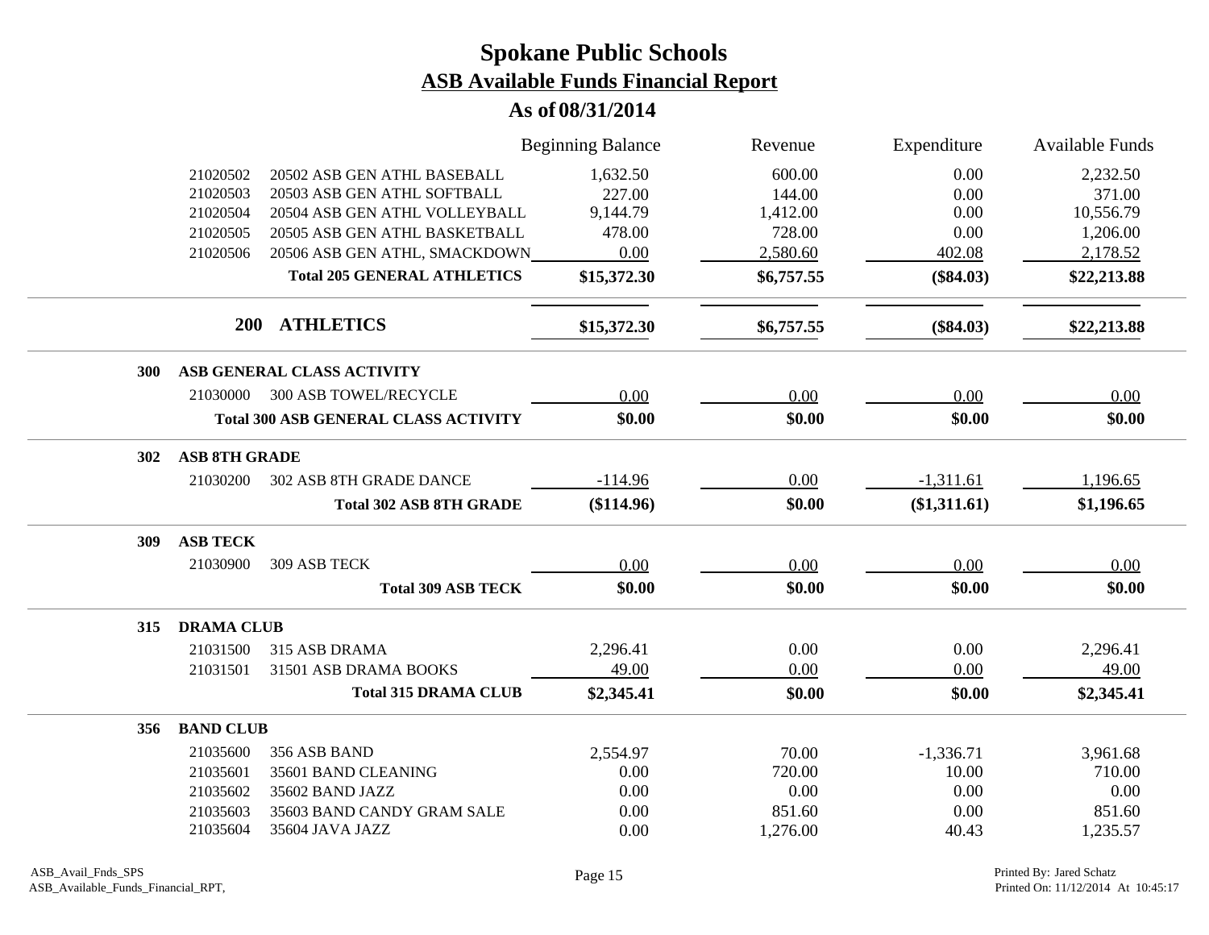# Spokane Public Schools

## ASB Available Funds Financial Report

### As of 08/31/2014

| | | Beginning Balance | Revenue | Expenditure | Available Funds |
|---|---|---|---|---|---|
| 21020502 | 20502 ASB GEN ATHL BASEBALL | 1,632.50 | 600.00 | 0.00 | 2,232.50 |
| 21020503 | 20503 ASB GEN ATHL SOFTBALL | 227.00 | 144.00 | 0.00 | 371.00 |
| 21020504 | 20504 ASB GEN ATHL VOLLEYBALL | 9,144.79 | 1,412.00 | 0.00 | 10,556.79 |
| 21020505 | 20505 ASB GEN ATHL BASKETBALL | 478.00 | 728.00 | 0.00 | 1,206.00 |
| 21020506 | 20506 ASB GEN ATHL, SMACKDOWN | 0.00 | 2,580.60 | 402.08 | 2,178.52 |
| | **Total 205 GENERAL ATHLETICS** | **$15,372.30** | **$6,757.55** | **($84.03)** | **$22,213.88** |
| **200** | **ATHLETICS** | **$15,372.30** | **$6,757.55** | **($84.03)** | **$22,213.88** |
| **300** | **ASB GENERAL CLASS ACTIVITY** | | | | |
| 21030000 | 300 ASB TOWEL/RECYCLE | 0.00 | 0.00 | 0.00 | 0.00 |
| | **Total 300 ASB GENERAL CLASS ACTIVITY** | **$0.00** | **$0.00** | **$0.00** | **$0.00** |
| **302** | **ASB 8TH GRADE** | | | | |
| 21030200 | 302 ASB 8TH GRADE DANCE | -114.96 | 0.00 | -1,311.61 | 1,196.65 |
| | **Total 302 ASB 8TH GRADE** | **($114.96)** | **$0.00** | **($1,311.61)** | **$1,196.65** |
| **309** | **ASB TECK** | | | | |
| 21030900 | 309 ASB TECK | 0.00 | 0.00 | 0.00 | 0.00 |
| | **Total 309 ASB TECK** | **$0.00** | **$0.00** | **$0.00** | **$0.00** |
| **315** | **DRAMA CLUB** | | | | |
| 21031500 | 315 ASB DRAMA | 2,296.41 | 0.00 | 0.00 | 2,296.41 |
| 21031501 | 31501 ASB DRAMA BOOKS | 49.00 | 0.00 | 0.00 | 49.00 |
| | **Total 315 DRAMA CLUB** | **$2,345.41** | **$0.00** | **$0.00** | **$2,345.41** |
| **356** | **BAND CLUB** | | | | |
| 21035600 | 356 ASB BAND | 2,554.97 | 70.00 | -1,336.71 | 3,961.68 |
| 21035601 | 35601 BAND CLEANING | 0.00 | 720.00 | 10.00 | 710.00 |
| 21035602 | 35602 BAND JAZZ | 0.00 | 0.00 | 0.00 | 0.00 |
| 21035603 | 35603 BAND CANDY GRAM SALE | 0.00 | 851.60 | 0.00 | 851.60 |
| 21035604 | 35604 JAVA JAZZ | 0.00 | 1,276.00 | 40.43 | 1,235.57 |

ASB_Avail_Fnds_SPS
ASB_Available_Funds_Financial_RPT,

Printed By: Jared Schatz
Printed On: 11/12/2014 At 10:45:17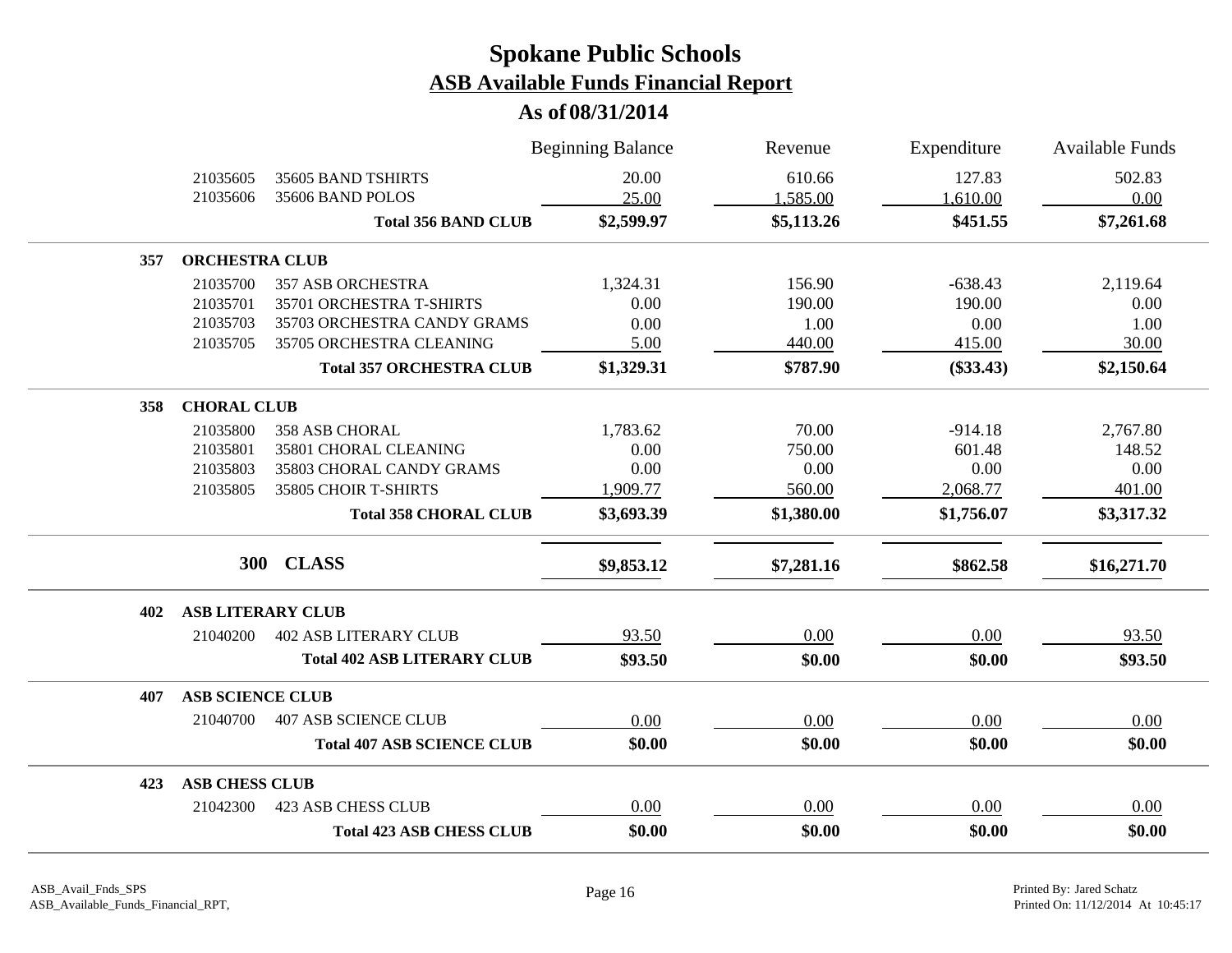# Spokane Public Schools
## ASB Available Funds Financial Report
### As of 08/31/2014

| | | | Beginning Balance | Revenue | Expenditure | Available Funds |
|---|---|---|---|---|---|---|
| | 21035605 | 35605 BAND TSHIRTS | 20.00 | 610.66 | 127.83 | 502.83 |
| | 21035606 | 35606 BAND POLOS | 25.00 | 1,585.00 | 1,610.00 | 0.00 |
| | | **Total 356 BAND CLUB** | **$2,599.97** | **$5,113.26** | **$451.55** | **$7,261.68** |
| **357** | **ORCHESTRA CLUB** | | | | | |
| | 21035700 | 357 ASB ORCHESTRA | 1,324.31 | 156.90 | -638.43 | 2,119.64 |
| | 21035701 | 35701 ORCHESTRA T-SHIRTS | 0.00 | 190.00 | 190.00 | 0.00 |
| | 21035703 | 35703 ORCHESTRA CANDY GRAMS | 0.00 | 1.00 | 0.00 | 1.00 |
| | 21035705 | 35705 ORCHESTRA CLEANING | 5.00 | 440.00 | 415.00 | 30.00 |
| | | **Total 357 ORCHESTRA CLUB** | **$1,329.31** | **$787.90** | **($33.43)** | **$2,150.64** |
| **358** | **CHORAL CLUB** | | | | | |
| | 21035800 | 358 ASB CHORAL | 1,783.62 | 70.00 | -914.18 | 2,767.80 |
| | 21035801 | 35801 CHORAL CLEANING | 0.00 | 750.00 | 601.48 | 148.52 |
| | 21035803 | 35803 CHORAL CANDY GRAMS | 0.00 | 0.00 | 0.00 | 0.00 |
| | 21035805 | 35805 CHOIR T-SHIRTS | 1,909.77 | 560.00 | 2,068.77 | 401.00 |
| | | **Total 358 CHORAL CLUB** | **$3,693.39** | **$1,380.00** | **$1,756.07** | **$3,317.32** |
| | **300** | **CLASS** | **$9,853.12** | **$7,281.16** | **$862.58** | **$16,271.70** |
| **402** | **ASB LITERARY CLUB** | | | | | |
| | 21040200 | 402 ASB LITERARY CLUB | 93.50 | 0.00 | 0.00 | 93.50 |
| | | **Total 402 ASB LITERARY CLUB** | **$93.50** | **$0.00** | **$0.00** | **$93.50** |
| **407** | **ASB SCIENCE CLUB** | | | | | |
| | 21040700 | 407 ASB SCIENCE CLUB | 0.00 | 0.00 | 0.00 | 0.00 |
| | | **Total 407 ASB SCIENCE CLUB** | **$0.00** | **$0.00** | **$0.00** | **$0.00** |
| **423** | **ASB CHESS CLUB** | | | | | |
| | 21042300 | 423 ASB CHESS CLUB | 0.00 | 0.00 | 0.00 | 0.00 |
| | | **Total 423 ASB CHESS CLUB** | **$0.00** | **$0.00** | **$0.00** | **$0.00** |

ASB_Avail_Fnds_SPS
ASB_Available_Funds_Financial_RPT,

Printed By: Jared Schatz
Printed On: 11/12/2014 At 10:45:17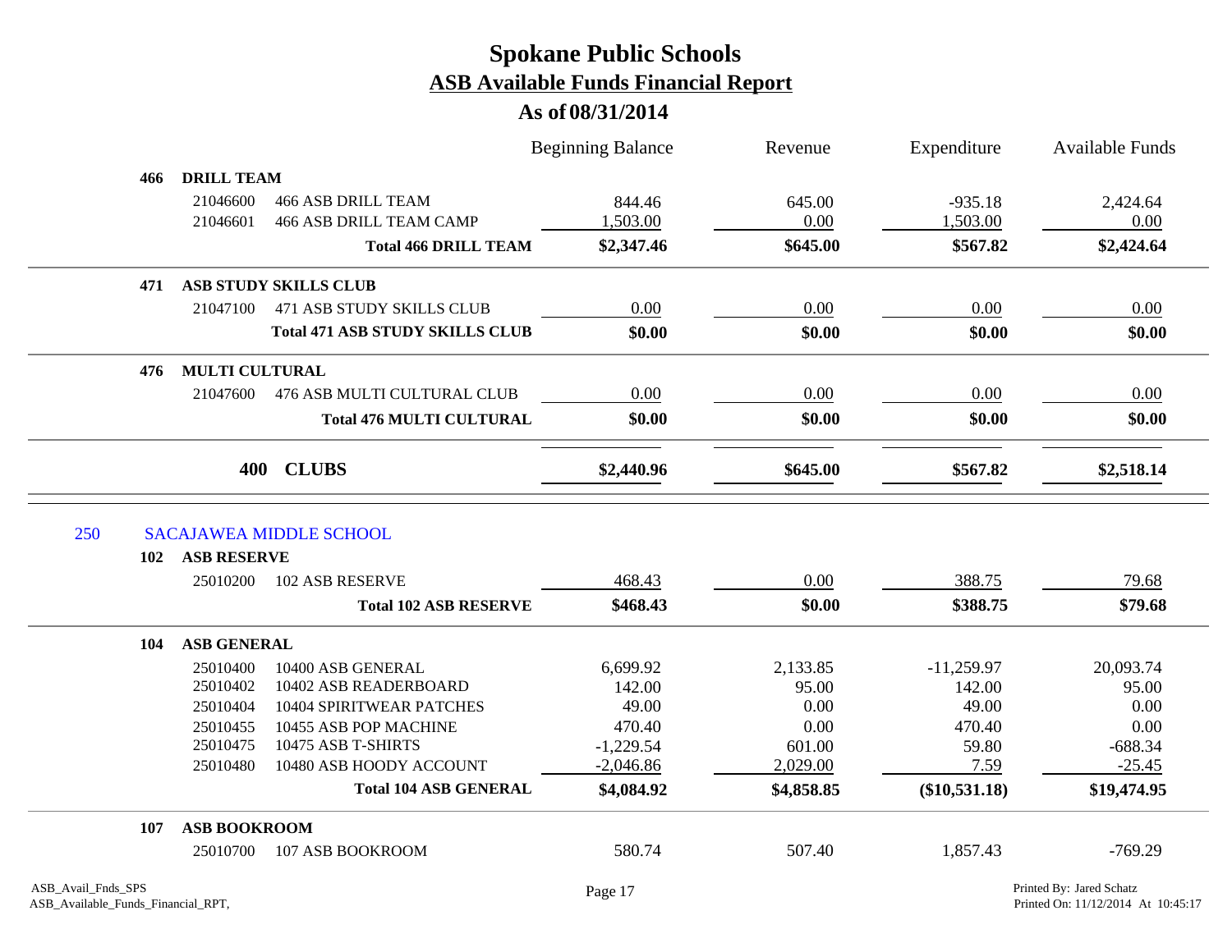# Spokane Public Schools

## ASB Available Funds Financial Report

### As of 08/31/2014

| | | | Beginning Balance | Revenue | Expenditure | Available Funds |
|---|---|---|---|---|---|---|
| **466** | **DRILL TEAM** | | | | | |
| | 21046600 | 466 ASB DRILL TEAM | 844.46 | 645.00 | -935.18 | 2,424.64 |
| | 21046601 | 466 ASB DRILL TEAM CAMP | 1,503.00 | 0.00 | 1,503.00 | 0.00 |
| | | **Total 466 DRILL TEAM** | **$2,347.46** | **$645.00** | **$567.82** | **$2,424.64** |
| **471** | **ASB STUDY SKILLS CLUB** | | | | | |
| | 21047100 | 471 ASB STUDY SKILLS CLUB | 0.00 | 0.00 | 0.00 | 0.00 |
| | | **Total 471 ASB STUDY SKILLS CLUB** | **$0.00** | **$0.00** | **$0.00** | **$0.00** |
| **476** | **MULTI CULTURAL** | | | | | |
| | 21047600 | 476 ASB MULTI CULTURAL CLUB | 0.00 | 0.00 | 0.00 | 0.00 |
| | | **Total 476 MULTI CULTURAL** | **$0.00** | **$0.00** | **$0.00** | **$0.00** |
| | **400** | **CLUBS** | **$2,440.96** | **$645.00** | **$567.82** | **$2,518.14** |
| 250 | SACAJAWEA MIDDLE SCHOOL | | | | | |
| **102** | **ASB RESERVE** | | | | | |
| | 25010200 | 102 ASB RESERVE | 468.43 | 0.00 | 388.75 | 79.68 |
| | | **Total 102 ASB RESERVE** | **$468.43** | **$0.00** | **$388.75** | **$79.68** |
| **104** | **ASB GENERAL** | | | | | |
| | 25010400 | 10400 ASB GENERAL | 6,699.92 | 2,133.85 | -11,259.97 | 20,093.74 |
| | 25010402 | 10402 ASB READERBOARD | 142.00 | 95.00 | 142.00 | 95.00 |
| | 25010404 | 10404 SPIRITWEAR PATCHES | 49.00 | 0.00 | 49.00 | 0.00 |
| | 25010455 | 10455 ASB POP MACHINE | 470.40 | 0.00 | 470.40 | 0.00 |
| | 25010475 | 10475 ASB T-SHIRTS | -1,229.54 | 601.00 | 59.80 | -688.34 |
| | 25010480 | 10480 ASB HOODY ACCOUNT | -2,046.86 | 2,029.00 | 7.59 | -25.45 |
| | | **Total 104 ASB GENERAL** | **$4,084.92** | **$4,858.85** | **($10,531.18)** | **$19,474.95** |
| **107** | **ASB BOOKROOM** | | | | | |
| | 25010700 | 107 ASB BOOKROOM | 580.74 | 507.40 | 1,857.43 | -769.29 |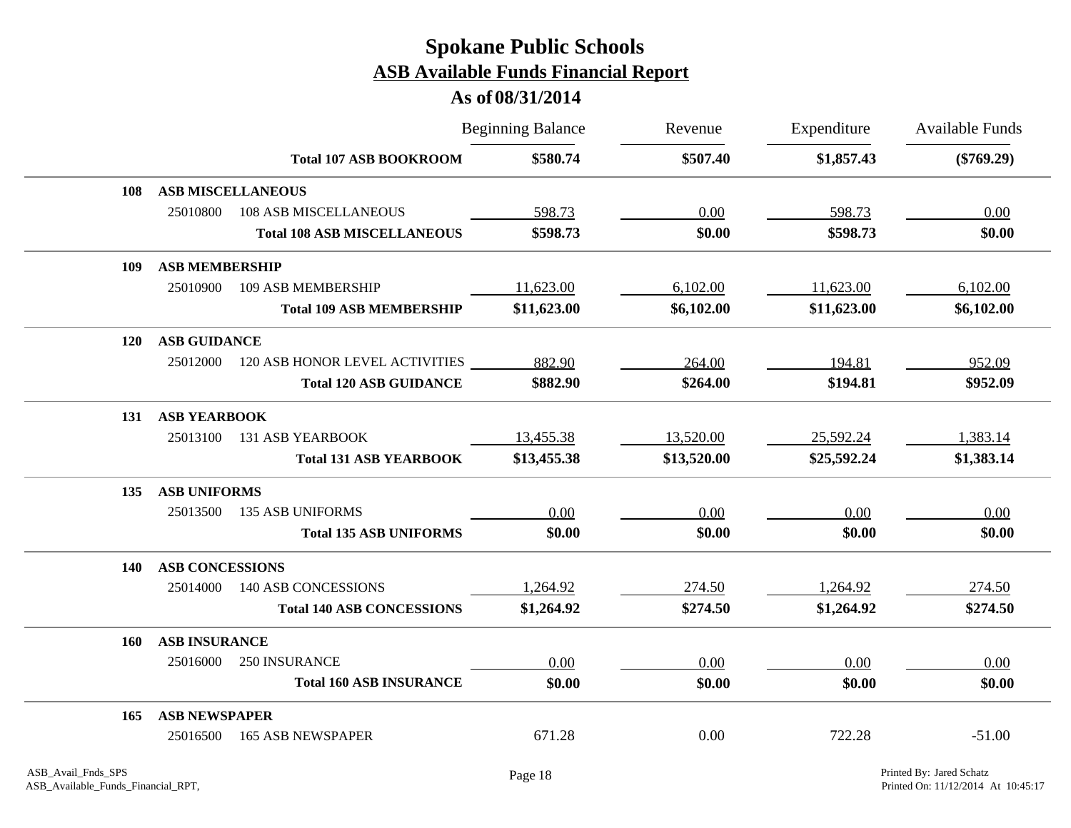# Spokane Public Schools
## ASB Available Funds Financial Report
### As of 08/31/2014

| | | | Beginning Balance | Revenue | Expenditure | Available Funds |
|---|---|---|---|---|---|---|
| | | **Total 107 ASB BOOKROOM** | **$580.74** | **$507.40** | **$1,857.43** | **($769.29)** |
| **108** | **ASB MISCELLANEOUS** | | | | | |
| | 25010800 | 108 ASB MISCELLANEOUS | 598.73 | 0.00 | 598.73 | 0.00 |
| | | **Total 108 ASB MISCELLANEOUS** | **$598.73** | **$0.00** | **$598.73** | **$0.00** |
| **109** | **ASB MEMBERSHIP** | | | | | |
| | 25010900 | 109 ASB MEMBERSHIP | 11,623.00 | 6,102.00 | 11,623.00 | 6,102.00 |
| | | **Total 109 ASB MEMBERSHIP** | **$11,623.00** | **$6,102.00** | **$11,623.00** | **$6,102.00** |
| **120** | **ASB GUIDANCE** | | | | | |
| | 25012000 | 120 ASB HONOR LEVEL ACTIVITIES | 882.90 | 264.00 | 194.81 | 952.09 |
| | | **Total 120 ASB GUIDANCE** | **$882.90** | **$264.00** | **$194.81** | **$952.09** |
| **131** | **ASB YEARBOOK** | | | | | |
| | 25013100 | 131 ASB YEARBOOK | 13,455.38 | 13,520.00 | 25,592.24 | 1,383.14 |
| | | **Total 131 ASB YEARBOOK** | **$13,455.38** | **$13,520.00** | **$25,592.24** | **$1,383.14** |
| **135** | **ASB UNIFORMS** | | | | | |
| | 25013500 | 135 ASB UNIFORMS | 0.00 | 0.00 | 0.00 | 0.00 |
| | | **Total 135 ASB UNIFORMS** | **$0.00** | **$0.00** | **$0.00** | **$0.00** |
| **140** | **ASB CONCESSIONS** | | | | | |
| | 25014000 | 140 ASB CONCESSIONS | 1,264.92 | 274.50 | 1,264.92 | 274.50 |
| | | **Total 140 ASB CONCESSIONS** | **$1,264.92** | **$274.50** | **$1,264.92** | **$274.50** |
| **160** | **ASB INSURANCE** | | | | | |
| | 25016000 | 250 INSURANCE | 0.00 | 0.00 | 0.00 | 0.00 |
| | | **Total 160 ASB INSURANCE** | **$0.00** | **$0.00** | **$0.00** | **$0.00** |
| **165** | **ASB NEWSPAPER** | | | | | |
| | 25016500 | 165 ASB NEWSPAPER | 671.28 | 0.00 | 722.28 | -51.00 |

ASB_Avail_Fnds_SPS
ASB_Available_Funds_Financial_RPT,

Printed By: Jared Schatz
Printed On: 11/12/2014 At 10:45:17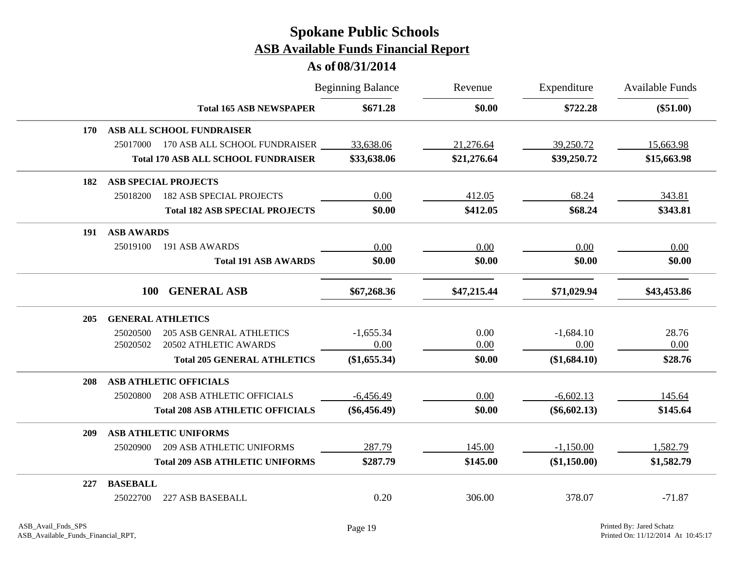# Spokane Public Schools

## ASB Available Funds Financial Report

### As of 08/31/2014

| | | Beginning Balance | Revenue | Expenditure | Available Funds |
|---|---|---|---|---|---|
| | **Total 165 ASB NEWSPAPER** | **$671.28** | **$0.00** | **$722.28** | **($51.00)** |
| **170** | **ASB ALL SCHOOL FUNDRAISER** | | | | |
| 25017000 | 170 ASB ALL SCHOOL FUNDRAISER | 33,638.06 | 21,276.64 | 39,250.72 | 15,663.98 |
| | **Total 170 ASB ALL SCHOOL FUNDRAISER** | **$33,638.06** | **$21,276.64** | **$39,250.72** | **$15,663.98** |
| **182** | **ASB SPECIAL PROJECTS** | | | | |
| 25018200 | 182 ASB SPECIAL PROJECTS | 0.00 | 412.05 | 68.24 | 343.81 |
| | **Total 182 ASB SPECIAL PROJECTS** | **$0.00** | **$412.05** | **$68.24** | **$343.81** |
| **191** | **ASB AWARDS** | | | | |
| 25019100 | 191 ASB AWARDS | 0.00 | 0.00 | 0.00 | 0.00 |
| | **Total 191 ASB AWARDS** | **$0.00** | **$0.00** | **$0.00** | **$0.00** |
| **100** | **GENERAL ASB** | **$67,268.36** | **$47,215.44** | **$71,029.94** | **$43,453.86** |
| **205** | **GENERAL ATHLETICS** | | | | |
| 25020500 | 205 ASB GENRAL ATHLETICS | -1,655.34 | 0.00 | -1,684.10 | 28.76 |
| 25020502 | 20502 ATHLETIC AWARDS | 0.00 | 0.00 | 0.00 | 0.00 |
| | **Total 205 GENERAL ATHLETICS** | **($1,655.34)** | **$0.00** | **($1,684.10)** | **$28.76** |
| **208** | **ASB ATHLETIC OFFICIALS** | | | | |
| 25020800 | 208 ASB ATHLETIC OFFICIALS | -6,456.49 | 0.00 | -6,602.13 | 145.64 |
| | **Total 208 ASB ATHLETIC OFFICIALS** | **($6,456.49)** | **$0.00** | **($6,602.13)** | **$145.64** |
| **209** | **ASB ATHLETIC UNIFORMS** | | | | |
| 25020900 | 209 ASB ATHLETIC UNIFORMS | 287.79 | 145.00 | -1,150.00 | 1,582.79 |
| | **Total 209 ASB ATHLETIC UNIFORMS** | **$287.79** | **$145.00** | **($1,150.00)** | **$1,582.79** |
| **227** | **BASEBALL** | | | | |
| 25022700 | 227 ASB BASEBALL | 0.20 | 306.00 | 378.07 | -71.87 |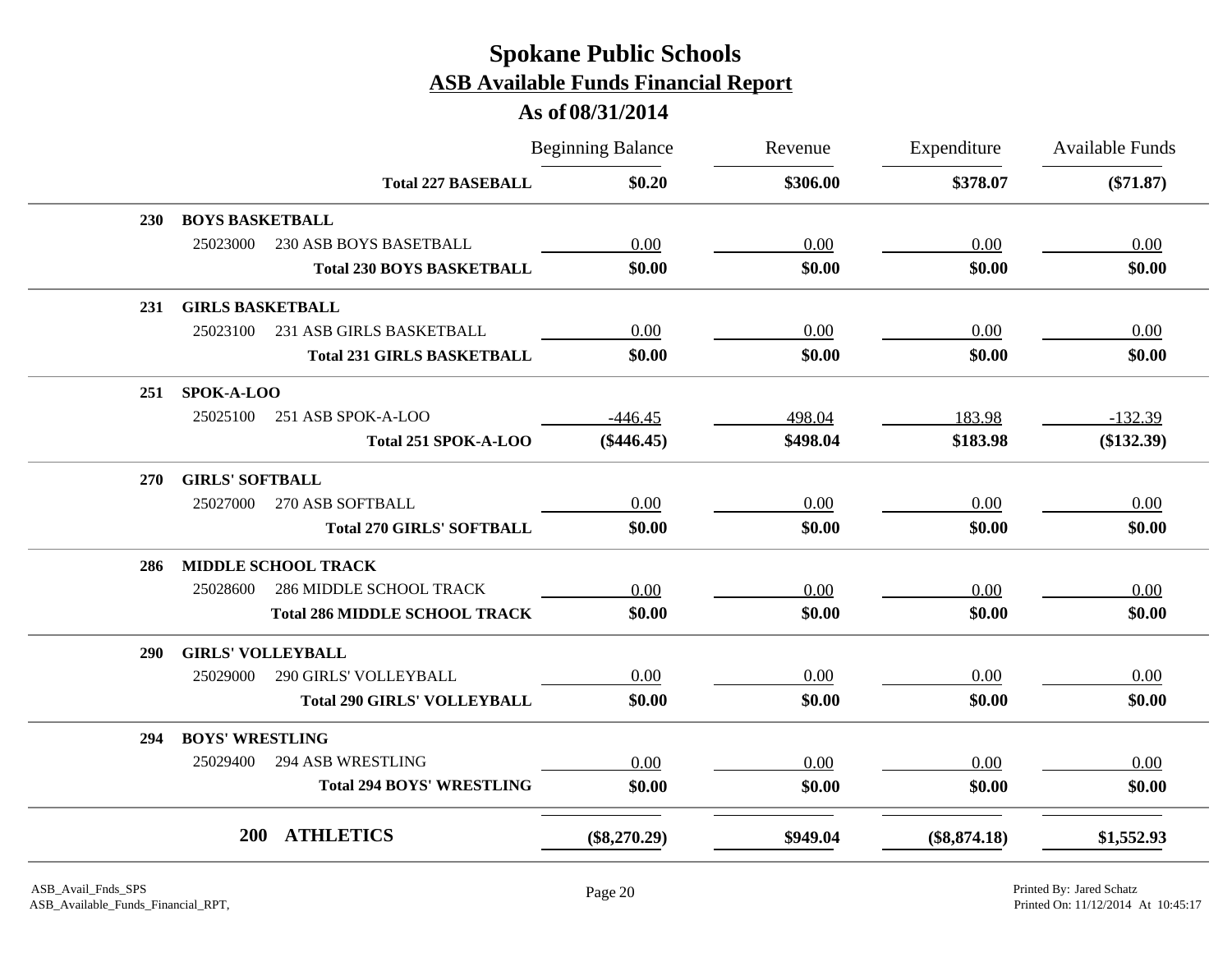# Spokane Public Schools
## ASB Available Funds Financial Report
### As of 08/31/2014

| | | Beginning Balance | Revenue | Expenditure | Available Funds |
|---|---|---|---|---|---|
| | **Total 227 BASEBALL** | **$0.20** | **$306.00** | **$378.07** | **($71.87)** |
| **230** | **BOYS BASKETBALL** | | | | |
| 25023000 | 230 ASB BOYS BASETBALL | 0.00 | 0.00 | 0.00 | 0.00 |
| | **Total 230 BOYS BASKETBALL** | **$0.00** | **$0.00** | **$0.00** | **$0.00** |
| **231** | **GIRLS BASKETBALL** | | | | |
| 25023100 | 231 ASB GIRLS BASKETBALL | 0.00 | 0.00 | 0.00 | 0.00 |
| | **Total 231 GIRLS BASKETBALL** | **$0.00** | **$0.00** | **$0.00** | **$0.00** |
| **251** | **SPOK-A-LOO** | | | | |
| 25025100 | 251 ASB SPOK-A-LOO | -446.45 | 498.04 | 183.98 | -132.39 |
| | **Total 251 SPOK-A-LOO** | **($446.45)** | **$498.04** | **$183.98** | **($132.39)** |
| **270** | **GIRLS' SOFTBALL** | | | | |
| 25027000 | 270 ASB SOFTBALL | 0.00 | 0.00 | 0.00 | 0.00 |
| | **Total 270 GIRLS' SOFTBALL** | **$0.00** | **$0.00** | **$0.00** | **$0.00** |
| **286** | **MIDDLE SCHOOL TRACK** | | | | |
| 25028600 | 286 MIDDLE SCHOOL TRACK | 0.00 | 0.00 | 0.00 | 0.00 |
| | **Total 286 MIDDLE SCHOOL TRACK** | **$0.00** | **$0.00** | **$0.00** | **$0.00** |
| **290** | **GIRLS' VOLLEYBALL** | | | | |
| 25029000 | 290 GIRLS' VOLLEYBALL | 0.00 | 0.00 | 0.00 | 0.00 |
| | **Total 290 GIRLS' VOLLEYBALL** | **$0.00** | **$0.00** | **$0.00** | **$0.00** |
| **294** | **BOYS' WRESTLING** | | | | |
| 25029400 | 294 ASB WRESTLING | 0.00 | 0.00 | 0.00 | 0.00 |
| | **Total 294 BOYS' WRESTLING** | **$0.00** | **$0.00** | **$0.00** | **$0.00** |
| **200** | **ATHLETICS** | **($8,270.29)** | **$949.04** | **($8,874.18)** | **$1,552.93** |

ASB_Avail_Fnds_SPS
ASB_Available_Funds_Financial_RPT,

Printed By: Jared Schatz
Printed On: 11/12/2014 At 10:45:17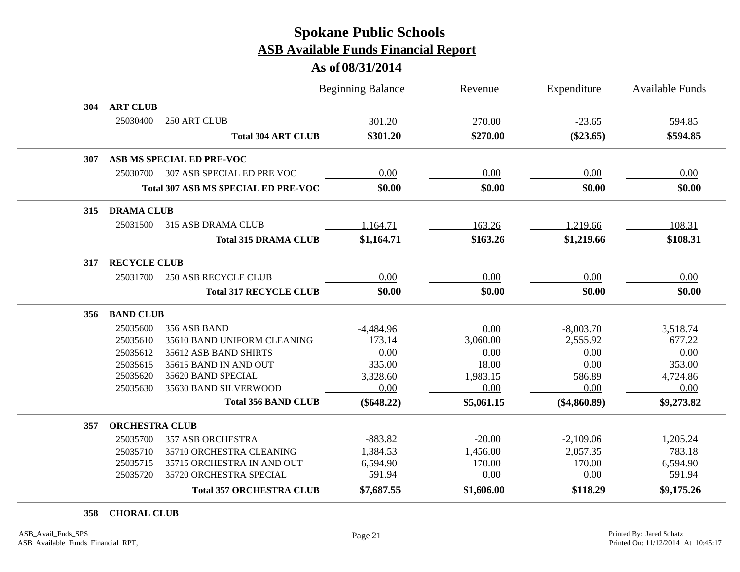# Spokane Public Schools

## ASB Available Funds Financial Report

### As of 08/31/2014

| | | | Beginning Balance | Revenue | Expenditure | Available Funds |
|---|---|---|---|---|---|---|
| **304** | **ART CLUB** | | | | | |
| | 25030400 | 250 ART CLUB | 301.20 | 270.00 | -23.65 | 594.85 |
| | | **Total 304 ART CLUB** | **$301.20** | **$270.00** | **($23.65)** | **$594.85** |
| **307** | **ASB MS SPECIAL ED PRE-VOC** | | | | | |
| | 25030700 | 307 ASB SPECIAL ED PRE VOC | 0.00 | 0.00 | 0.00 | 0.00 |
| | | **Total 307 ASB MS SPECIAL ED PRE-VOC** | **$0.00** | **$0.00** | **$0.00** | **$0.00** |
| **315** | **DRAMA CLUB** | | | | | |
| | 25031500 | 315 ASB DRAMA CLUB | 1,164.71 | 163.26 | 1,219.66 | 108.31 |
| | | **Total 315 DRAMA CLUB** | **$1,164.71** | **$163.26** | **$1,219.66** | **$108.31** |
| **317** | **RECYCLE CLUB** | | | | | |
| | 25031700 | 250 ASB RECYCLE CLUB | 0.00 | 0.00 | 0.00 | 0.00 |
| | | **Total 317 RECYCLE CLUB** | **$0.00** | **$0.00** | **$0.00** | **$0.00** |
| **356** | **BAND CLUB** | | | | | |
| | 25035600 | 356 ASB BAND | -4,484.96 | 0.00 | -8,003.70 | 3,518.74 |
| | 25035610 | 35610 BAND UNIFORM CLEANING | 173.14 | 3,060.00 | 2,555.92 | 677.22 |
| | 25035612 | 35612 ASB BAND SHIRTS | 0.00 | 0.00 | 0.00 | 0.00 |
| | 25035615 | 35615 BAND IN AND OUT | 335.00 | 18.00 | 0.00 | 353.00 |
| | 25035620 | 35620 BAND SPECIAL | 3,328.60 | 1,983.15 | 586.89 | 4,724.86 |
| | 25035630 | 35630 BAND SILVERWOOD | 0.00 | 0.00 | 0.00 | 0.00 |
| | | **Total 356 BAND CLUB** | **($648.22)** | **$5,061.15** | **($4,860.89)** | **$9,273.82** |
| **357** | **ORCHESTRA CLUB** | | | | | |
| | 25035700 | 357 ASB ORCHESTRA | -883.82 | -20.00 | -2,109.06 | 1,205.24 |
| | 25035710 | 35710 ORCHESTRA CLEANING | 1,384.53 | 1,456.00 | 2,057.35 | 783.18 |
| | 25035715 | 35715 ORCHESTRA IN AND OUT | 6,594.90 | 170.00 | 170.00 | 6,594.90 |
| | 25035720 | 35720 ORCHESTRA SPECIAL | 591.94 | 0.00 | 0.00 | 591.94 |
| | | **Total 357 ORCHESTRA CLUB** | **$7,687.55** | **$1,606.00** | **$118.29** | **$9,175.26** |
| **358** | **CHORAL CLUB** | | | | | |

ASB_Avail_Fnds_SPS
ASB_Available_Funds_Financial_RPT,

Printed By: Jared Schatz
Printed On: 11/12/2014 At 10:45:17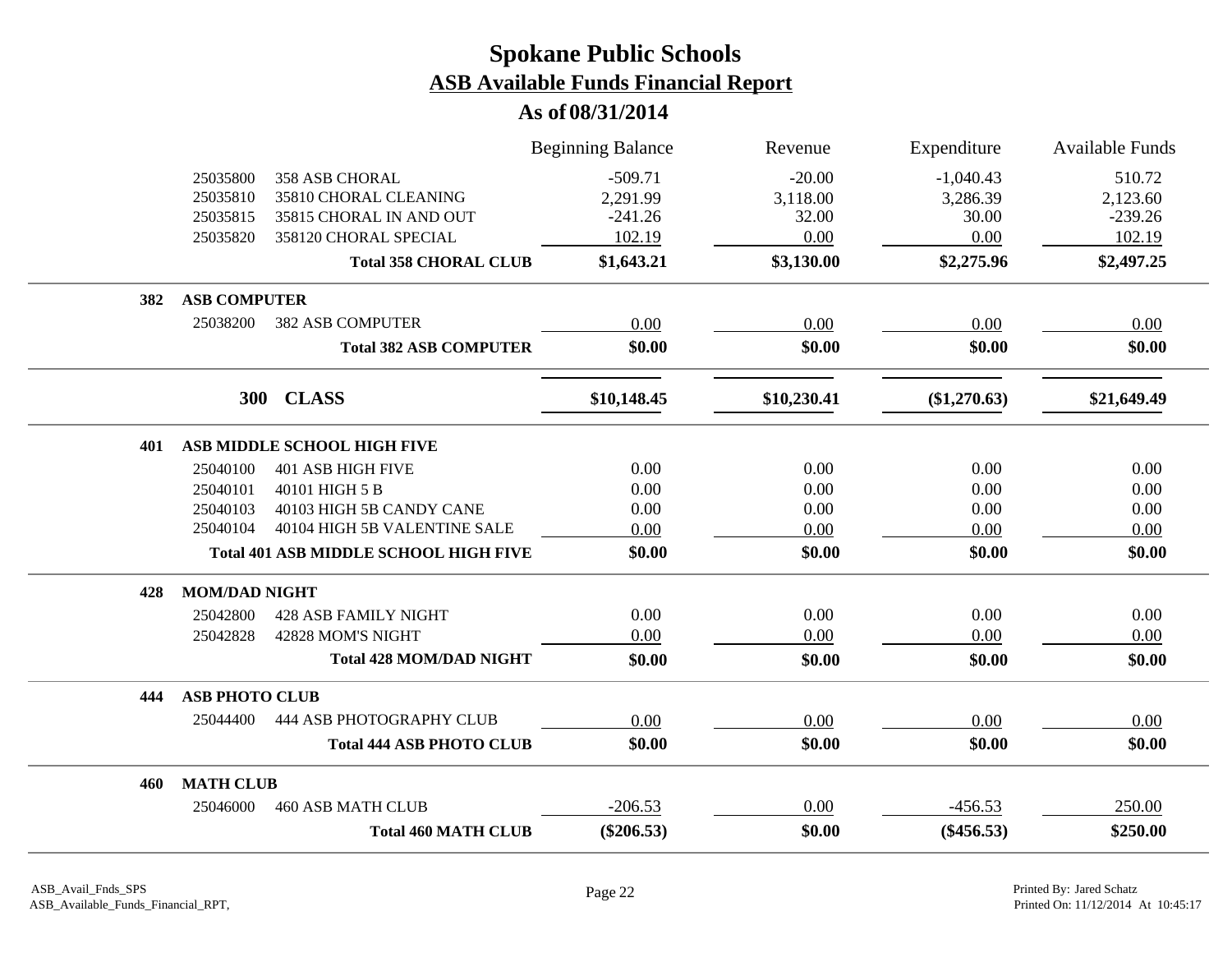# Spokane Public Schools

## ASB Available Funds Financial Report

### As of 08/31/2014

| | | Beginning Balance | Revenue | Expenditure | Available Funds |
|---|---|---|---|---|---|
| 25035800 | 358 ASB CHORAL | -509.71 | -20.00 | -1,040.43 | 510.72 |
| 25035810 | 35810 CHORAL CLEANING | 2,291.99 | 3,118.00 | 3,286.39 | 2,123.60 |
| 25035815 | 35815 CHORAL IN AND OUT | -241.26 | 32.00 | 30.00 | -239.26 |
| 25035820 | 358120 CHORAL SPECIAL | 102.19 | 0.00 | 0.00 | 102.19 |
| | **Total 358 CHORAL CLUB** | **$1,643.21** | **$3,130.00** | **$2,275.96** | **$2,497.25** |
| **382** | **ASB COMPUTER** | | | | |
| 25038200 | 382 ASB COMPUTER | 0.00 | 0.00 | 0.00 | 0.00 |
| | **Total 382 ASB COMPUTER** | **$0.00** | **$0.00** | **$0.00** | **$0.00** |
| **300** | **CLASS** | **$10,148.45** | **$10,230.41** | **($1,270.63)** | **$21,649.49** |
| **401** | **ASB MIDDLE SCHOOL HIGH FIVE** | | | | |
| 25040100 | 401 ASB HIGH FIVE | 0.00 | 0.00 | 0.00 | 0.00 |
| 25040101 | 40101 HIGH 5 B | 0.00 | 0.00 | 0.00 | 0.00 |
| 25040103 | 40103 HIGH 5B CANDY CANE | 0.00 | 0.00 | 0.00 | 0.00 |
| 25040104 | 40104 HIGH 5B VALENTINE SALE | 0.00 | 0.00 | 0.00 | 0.00 |
| | **Total 401 ASB MIDDLE SCHOOL HIGH FIVE** | **$0.00** | **$0.00** | **$0.00** | **$0.00** |
| **428** | **MOM/DAD NIGHT** | | | | |
| 25042800 | 428 ASB FAMILY NIGHT | 0.00 | 0.00 | 0.00 | 0.00 |
| 25042828 | 42828 MOM'S NIGHT | 0.00 | 0.00 | 0.00 | 0.00 |
| | **Total 428 MOM/DAD NIGHT** | **$0.00** | **$0.00** | **$0.00** | **$0.00** |
| **444** | **ASB PHOTO CLUB** | | | | |
| 25044400 | 444 ASB PHOTOGRAPHY CLUB | 0.00 | 0.00 | 0.00 | 0.00 |
| | **Total 444 ASB PHOTO CLUB** | **$0.00** | **$0.00** | **$0.00** | **$0.00** |
| **460** | **MATH CLUB** | | | | |
| 25046000 | 460 ASB MATH CLUB | -206.53 | 0.00 | -456.53 | 250.00 |
| | **Total 460 MATH CLUB** | **($206.53)** | **$0.00** | **($456.53)** | **$250.00** |

ASB_Avail_Fnds_SPS
ASB_Available_Funds_Financial_RPT,

Printed By: Jared Schatz
Printed On: 11/12/2014 At 10:45:17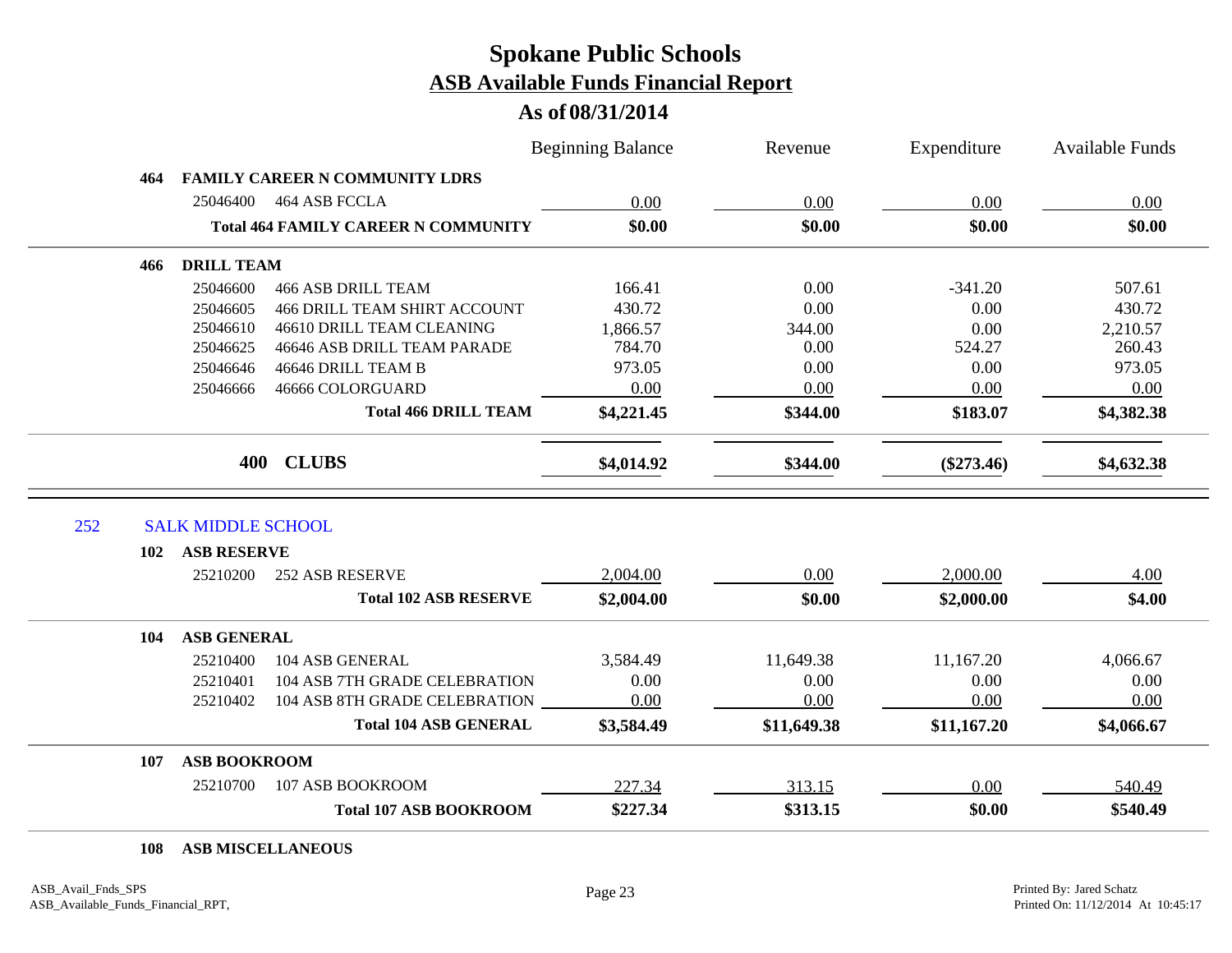# Spokane Public Schools

## ASB Available Funds Financial Report

### As of 08/31/2014

| | | | Beginning Balance | Revenue | Expenditure | Available Funds |
|---|---|---|---|---|---|---|
| **464** | **FAMILY CAREER N COMMUNITY LDRS** | | | | | |
| | 25046400 | 464 ASB FCCLA | 0.00 | 0.00 | 0.00 | 0.00 |
| | | **Total 464 FAMILY CAREER N COMMUNITY** | **$0.00** | **$0.00** | **$0.00** | **$0.00** |
| **466** | **DRILL TEAM** | | | | | |
| | 25046600 | 466 ASB DRILL TEAM | 166.41 | 0.00 | -341.20 | 507.61 |
| | 25046605 | 466 DRILL TEAM SHIRT ACCOUNT | 430.72 | 0.00 | 0.00 | 430.72 |
| | 25046610 | 46610 DRILL TEAM CLEANING | 1,866.57 | 344.00 | 0.00 | 2,210.57 |
| | 25046625 | 46646 ASB DRILL TEAM PARADE | 784.70 | 0.00 | 524.27 | 260.43 |
| | 25046646 | 46646 DRILL TEAM B | 973.05 | 0.00 | 0.00 | 973.05 |
| | 25046666 | 46666 COLORGUARD | 0.00 | 0.00 | 0.00 | 0.00 |
| | | **Total 466 DRILL TEAM** | **$4,221.45** | **$344.00** | **$183.07** | **$4,382.38** |
| | **400** | **CLUBS** | **$4,014.92** | **$344.00** | **($273.46)** | **$4,632.38** |

## 252 SALK MIDDLE SCHOOL

| | | | Beginning Balance | Revenue | Expenditure | Available Funds |
|---|---|---|---|---|---|---|
| **102** | **ASB RESERVE** | | | | | |
| | 25210200 | 252 ASB RESERVE | 2,004.00 | 0.00 | 2,000.00 | 4.00 |
| | | **Total 102 ASB RESERVE** | **$2,004.00** | **$0.00** | **$2,000.00** | **$4.00** |
| **104** | **ASB GENERAL** | | | | | |
| | 25210400 | 104 ASB GENERAL | 3,584.49 | 11,649.38 | 11,167.20 | 4,066.67 |
| | 25210401 | 104 ASB 7TH GRADE CELEBRATION | 0.00 | 0.00 | 0.00 | 0.00 |
| | 25210402 | 104 ASB 8TH GRADE CELEBRATION | 0.00 | 0.00 | 0.00 | 0.00 |
| | | **Total 104 ASB GENERAL** | **$3,584.49** | **$11,649.38** | **$11,167.20** | **$4,066.67** |
| **107** | **ASB BOOKROOM** | | | | | |
| | 25210700 | 107 ASB BOOKROOM | 227.34 | 313.15 | 0.00 | 540.49 |
| | | **Total 107 ASB BOOKROOM** | **$227.34** | **$313.15** | **$0.00** | **$540.49** |
| **108** | **ASB MISCELLANEOUS** | | | | | |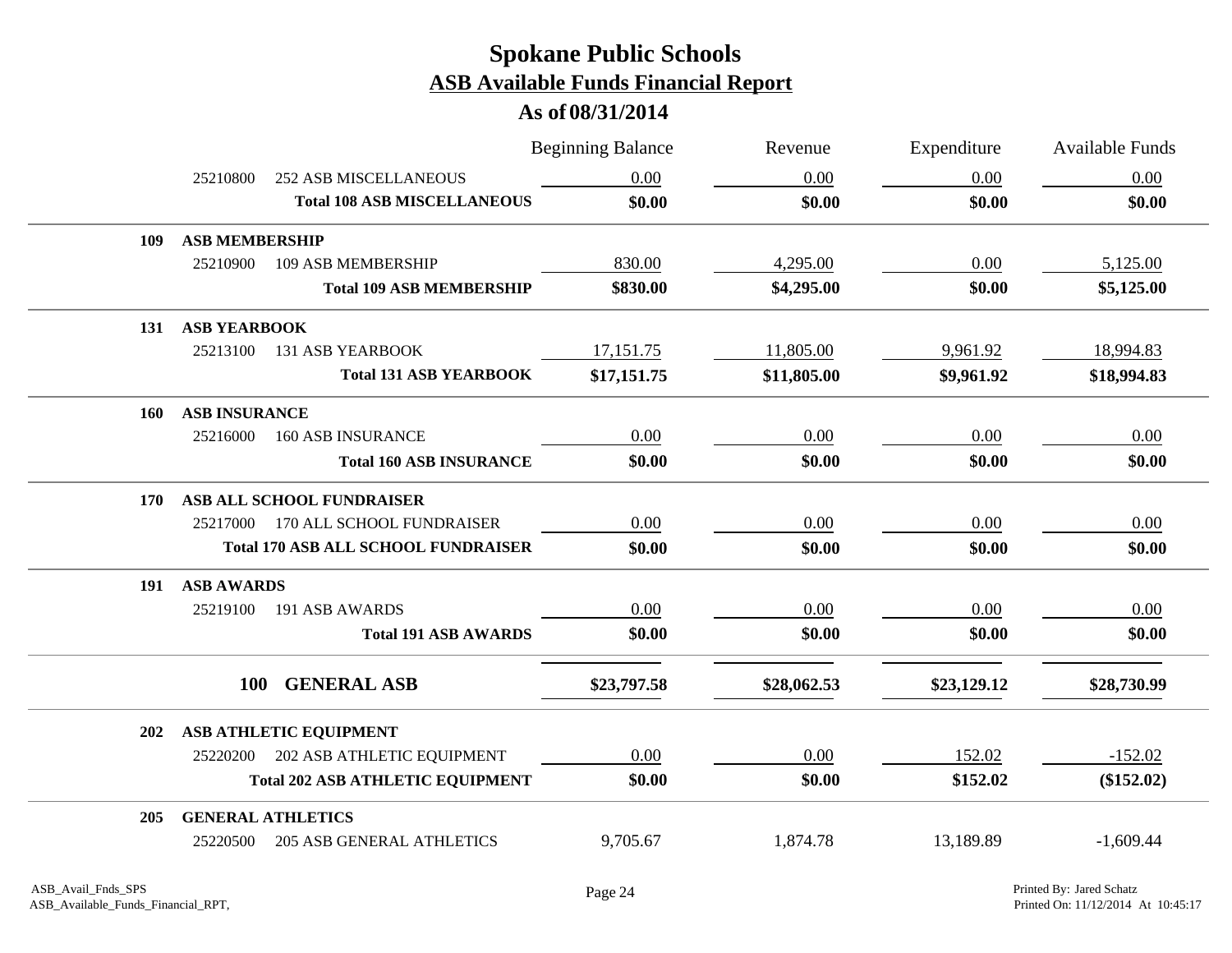# Spokane Public Schools

## ASB Available Funds Financial Report

### As of 08/31/2014

| | | Beginning Balance | Revenue | Expenditure | Available Funds |
|---|---|---|---|---|---|
| 25210800 | 252 ASB MISCELLANEOUS | 0.00 | 0.00 | 0.00 | 0.00 |
| | **Total 108 ASB MISCELLANEOUS** | **$0.00** | **$0.00** | **$0.00** | **$0.00** |
| **109** | **ASB MEMBERSHIP** | | | | |
| 25210900 | 109 ASB MEMBERSHIP | 830.00 | 4,295.00 | 0.00 | 5,125.00 |
| | **Total 109 ASB MEMBERSHIP** | **$830.00** | **$4,295.00** | **$0.00** | **$5,125.00** |
| **131** | **ASB YEARBOOK** | | | | |
| 25213100 | 131 ASB YEARBOOK | 17,151.75 | 11,805.00 | 9,961.92 | 18,994.83 |
| | **Total 131 ASB YEARBOOK** | **$17,151.75** | **$11,805.00** | **$9,961.92** | **$18,994.83** |
| **160** | **ASB INSURANCE** | | | | |
| 25216000 | 160 ASB INSURANCE | 0.00 | 0.00 | 0.00 | 0.00 |
| | **Total 160 ASB INSURANCE** | **$0.00** | **$0.00** | **$0.00** | **$0.00** |
| **170** | **ASB ALL SCHOOL FUNDRAISER** | | | | |
| 25217000 | 170 ALL SCHOOL FUNDRAISER | 0.00 | 0.00 | 0.00 | 0.00 |
| | **Total 170 ASB ALL SCHOOL FUNDRAISER** | **$0.00** | **$0.00** | **$0.00** | **$0.00** |
| **191** | **ASB AWARDS** | | | | |
| 25219100 | 191 ASB AWARDS | 0.00 | 0.00 | 0.00 | 0.00 |
| | **Total 191 ASB AWARDS** | **$0.00** | **$0.00** | **$0.00** | **$0.00** |
| **100** | **GENERAL ASB** | **$23,797.58** | **$28,062.53** | **$23,129.12** | **$28,730.99** |
| **202** | **ASB ATHLETIC EQUIPMENT** | | | | |
| 25220200 | 202 ASB ATHLETIC EQUIPMENT | 0.00 | 0.00 | 152.02 | -152.02 |
| | **Total 202 ASB ATHLETIC EQUIPMENT** | **$0.00** | **$0.00** | **$152.02** | **($152.02)** |
| **205** | **GENERAL ATHLETICS** | | | | |
| 25220500 | 205 ASB GENERAL ATHLETICS | 9,705.67 | 1,874.78 | 13,189.89 | -1,609.44 |

ASB_Avail_Fnds_SPS
ASB_Available_Funds_Financial_RPT,

Printed By: Jared Schatz
Printed On: 11/12/2014 At 10:45:17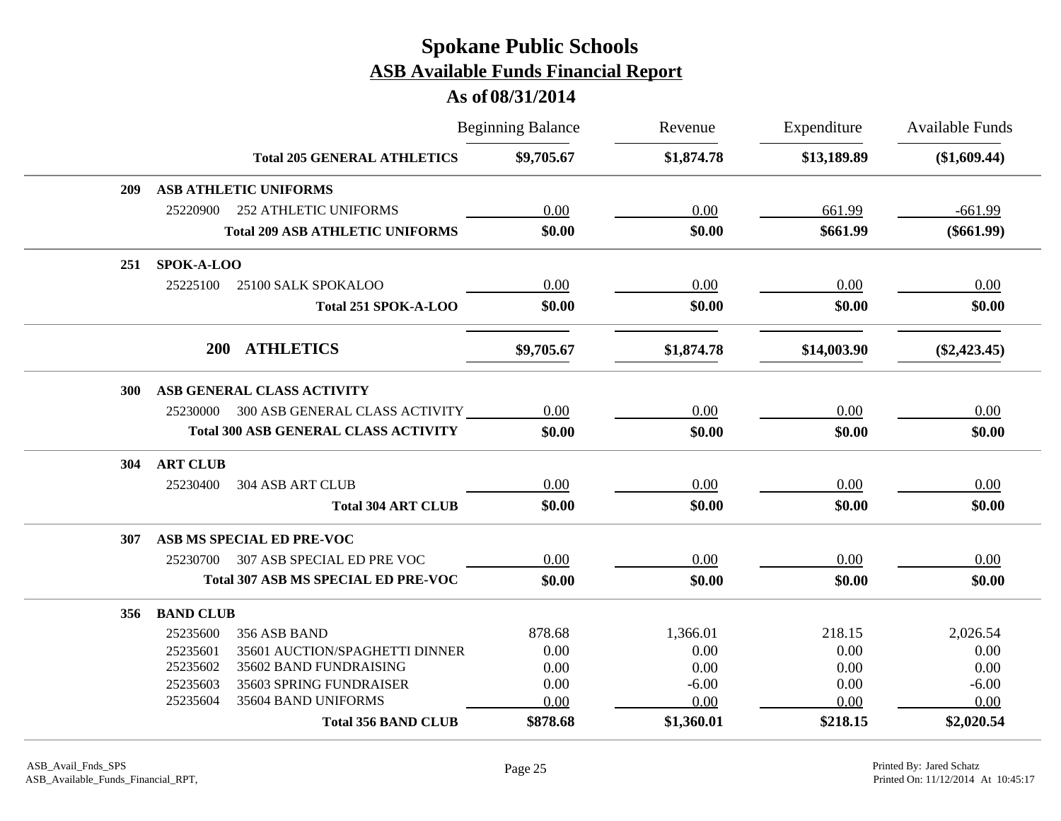# Spokane Public Schools

## ASB Available Funds Financial Report

### As of 08/31/2014

| | | Beginning Balance | Revenue | Expenditure | Available Funds |
|---|---|---|---|---|---|
| | **Total 205 GENERAL ATHLETICS** | **$9,705.67** | **$1,874.78** | **$13,189.89** | **($1,609.44)** |
| **209** | **ASB ATHLETIC UNIFORMS** | | | | |
| 25220900 | 252 ATHLETIC UNIFORMS | 0.00 | 0.00 | 661.99 | -661.99 |
| | **Total 209 ASB ATHLETIC UNIFORMS** | **$0.00** | **$0.00** | **$661.99** | **($661.99)** |
| **251** | **SPOK-A-LOO** | | | | |
| 25225100 | 25100 SALK SPOKALOO | 0.00 | 0.00 | 0.00 | 0.00 |
| | **Total 251 SPOK-A-LOO** | **$0.00** | **$0.00** | **$0.00** | **$0.00** |
| **200** | **ATHLETICS** | **$9,705.67** | **$1,874.78** | **$14,003.90** | **($2,423.45)** |
| **300** | **ASB GENERAL CLASS ACTIVITY** | | | | |
| 25230000 | 300 ASB GENERAL CLASS ACTIVITY | 0.00 | 0.00 | 0.00 | 0.00 |
| | **Total 300 ASB GENERAL CLASS ACTIVITY** | **$0.00** | **$0.00** | **$0.00** | **$0.00** |
| **304** | **ART CLUB** | | | | |
| 25230400 | 304 ASB ART CLUB | 0.00 | 0.00 | 0.00 | 0.00 |
| | **Total 304 ART CLUB** | **$0.00** | **$0.00** | **$0.00** | **$0.00** |
| **307** | **ASB MS SPECIAL ED PRE-VOC** | | | | |
| 25230700 | 307 ASB SPECIAL ED PRE VOC | 0.00 | 0.00 | 0.00 | 0.00 |
| | **Total 307 ASB MS SPECIAL ED PRE-VOC** | **$0.00** | **$0.00** | **$0.00** | **$0.00** |
| **356** | **BAND CLUB** | | | | |
| 25235600 | 356 ASB BAND | 878.68 | 1,366.01 | 218.15 | 2,026.54 |
| 25235601 | 35601 AUCTION/SPAGHETTI DINNER | 0.00 | 0.00 | 0.00 | 0.00 |
| 25235602 | 35602 BAND FUNDRAISING | 0.00 | 0.00 | 0.00 | 0.00 |
| 25235603 | 35603 SPRING FUNDRAISER | 0.00 | -6.00 | 0.00 | -6.00 |
| 25235604 | 35604 BAND UNIFORMS | 0.00 | 0.00 | 0.00 | 0.00 |
| | **Total 356 BAND CLUB** | **$878.68** | **$1,360.01** | **$218.15** | **$2,020.54** |

ASB_Avail_Fnds_SPS
ASB_Available_Funds_Financial_RPT,

Printed By: Jared Schatz
Printed On: 11/12/2014 At 10:45:17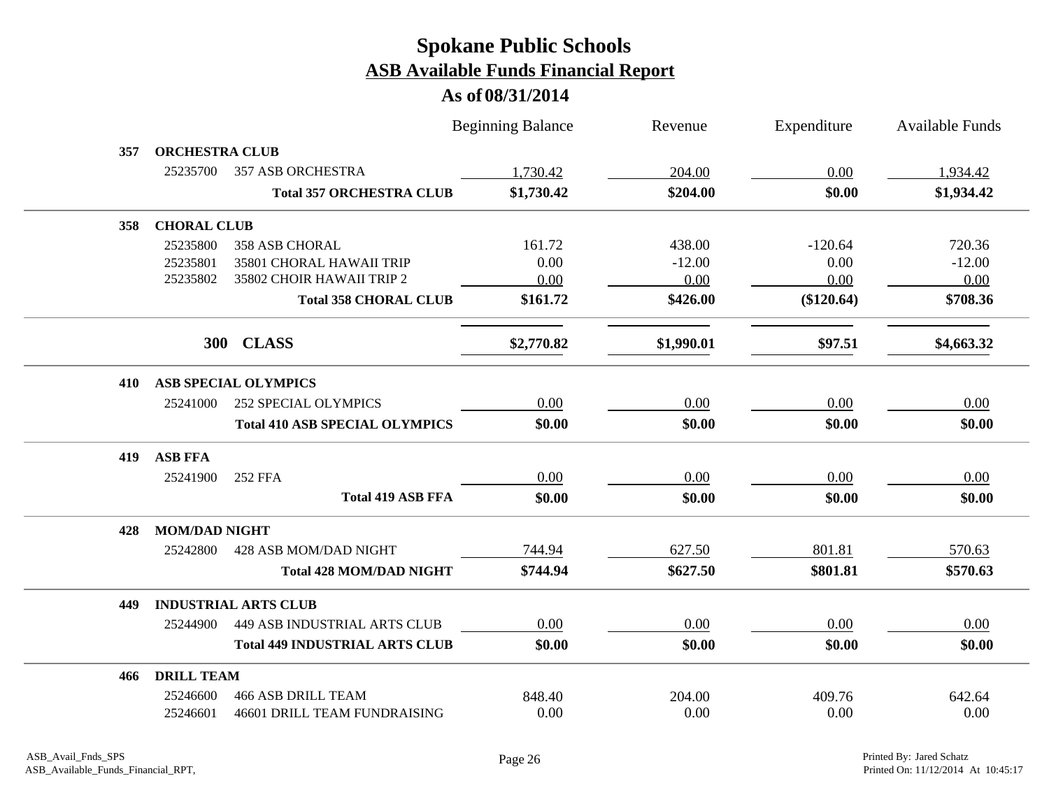# Spokane Public Schools

## ASB Available Funds Financial Report

### As of 08/31/2014

| | | | Beginning Balance | Revenue | Expenditure | Available Funds |
|---|---|---|---|---|---|---|
| **357** | **ORCHESTRA CLUB** | | | | | |
| | 25235700 | 357 ASB ORCHESTRA | 1,730.42 | 204.00 | 0.00 | 1,934.42 |
| | | **Total 357 ORCHESTRA CLUB** | **$1,730.42** | **$204.00** | **$0.00** | **$1,934.42** |
| **358** | **CHORAL CLUB** | | | | | |
| | 25235800 | 358 ASB CHORAL | 161.72 | 438.00 | -120.64 | 720.36 |
| | 25235801 | 35801 CHORAL HAWAII TRIP | 0.00 | -12.00 | 0.00 | -12.00 |
| | 25235802 | 35802 CHOIR HAWAII TRIP 2 | 0.00 | 0.00 | 0.00 | 0.00 |
| | | **Total 358 CHORAL CLUB** | **$161.72** | **$426.00** | **($120.64)** | **$708.36** |
| | **300** | **CLASS** | **$2,770.82** | **$1,990.01** | **$97.51** | **$4,663.32** |
| **410** | **ASB SPECIAL OLYMPICS** | | | | | |
| | 25241000 | 252 SPECIAL OLYMPICS | 0.00 | 0.00 | 0.00 | 0.00 |
| | | **Total 410 ASB SPECIAL OLYMPICS** | **$0.00** | **$0.00** | **$0.00** | **$0.00** |
| **419** | **ASB FFA** | | | | | |
| | 25241900 | 252 FFA | 0.00 | 0.00 | 0.00 | 0.00 |
| | | **Total 419 ASB FFA** | **$0.00** | **$0.00** | **$0.00** | **$0.00** |
| **428** | **MOM/DAD NIGHT** | | | | | |
| | 25242800 | 428 ASB MOM/DAD NIGHT | 744.94 | 627.50 | 801.81 | 570.63 |
| | | **Total 428 MOM/DAD NIGHT** | **$744.94** | **$627.50** | **$801.81** | **$570.63** |
| **449** | **INDUSTRIAL ARTS CLUB** | | | | | |
| | 25244900 | 449 ASB INDUSTRIAL ARTS CLUB | 0.00 | 0.00 | 0.00 | 0.00 |
| | | **Total 449 INDUSTRIAL ARTS CLUB** | **$0.00** | **$0.00** | **$0.00** | **$0.00** |
| **466** | **DRILL TEAM** | | | | | |
| | 25246600 | 466 ASB DRILL TEAM | 848.40 | 204.00 | 409.76 | 642.64 |
| | 25246601 | 46601 DRILL TEAM FUNDRAISING | 0.00 | 0.00 | 0.00 | 0.00 |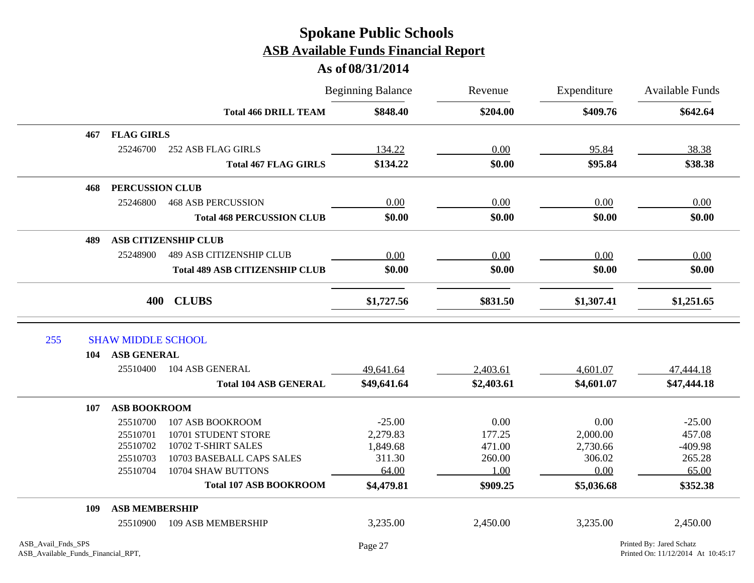# Spokane Public Schools

## ASB Available Funds Financial Report

### As of 08/31/2014

| | | | Beginning Balance | Revenue | Expenditure | Available Funds |
|---|---|---|---|---|---|---|
| | | **Total 466 DRILL TEAM** | **$848.40** | **$204.00** | **$409.76** | **$642.64** |
| **467** | **FLAG GIRLS** | | | | | |
| | 25246700 | 252 ASB FLAG GIRLS | 134.22 | 0.00 | 95.84 | 38.38 |
| | | **Total 467 FLAG GIRLS** | **$134.22** | **$0.00** | **$95.84** | **$38.38** |
| **468** | **PERCUSSION CLUB** | | | | | |
| | 25246800 | 468 ASB PERCUSSION | 0.00 | 0.00 | 0.00 | 0.00 |
| | | **Total 468 PERCUSSION CLUB** | **$0.00** | **$0.00** | **$0.00** | **$0.00** |
| **489** | **ASB CITIZENSHIP CLUB** | | | | | |
| | 25248900 | 489 ASB CITIZENSHIP CLUB | 0.00 | 0.00 | 0.00 | 0.00 |
| | | **Total 489 ASB CITIZENSHIP CLUB** | **$0.00** | **$0.00** | **$0.00** | **$0.00** |
| | | **400 CLUBS** | **$1,727.56** | **$831.50** | **$1,307.41** | **$1,251.65** |

| | | | Beginning Balance | Revenue | Expenditure | Available Funds |
|---|---|---|---|---|---|---|
| 255 | SHAW MIDDLE SCHOOL | | | | | |
| **104** | **ASB GENERAL** | | | | | |
| | 25510400 | 104 ASB GENERAL | 49,641.64 | 2,403.61 | 4,601.07 | 47,444.18 |
| | | **Total 104 ASB GENERAL** | **$49,641.64** | **$2,403.61** | **$4,601.07** | **$47,444.18** |
| **107** | **ASB BOOKROOM** | | | | | |
| | 25510700 | 107 ASB BOOKROOM | -25.00 | 0.00 | 0.00 | -25.00 |
| | 25510701 | 10701 STUDENT STORE | 2,279.83 | 177.25 | 2,000.00 | 457.08 |
| | 25510702 | 10702 T-SHIRT SALES | 1,849.68 | 471.00 | 2,730.66 | -409.98 |
| | 25510703 | 10703 BASEBALL CAPS SALES | 311.30 | 260.00 | 306.02 | 265.28 |
| | 25510704 | 10704 SHAW BUTTONS | 64.00 | 1.00 | 0.00 | 65.00 |
| | | **Total 107 ASB BOOKROOM** | **$4,479.81** | **$909.25** | **$5,036.68** | **$352.38** |
| **109** | **ASB MEMBERSHIP** | | | | | |
| | 25510900 | 109 ASB MEMBERSHIP | 3,235.00 | 2,450.00 | 3,235.00 | 2,450.00 |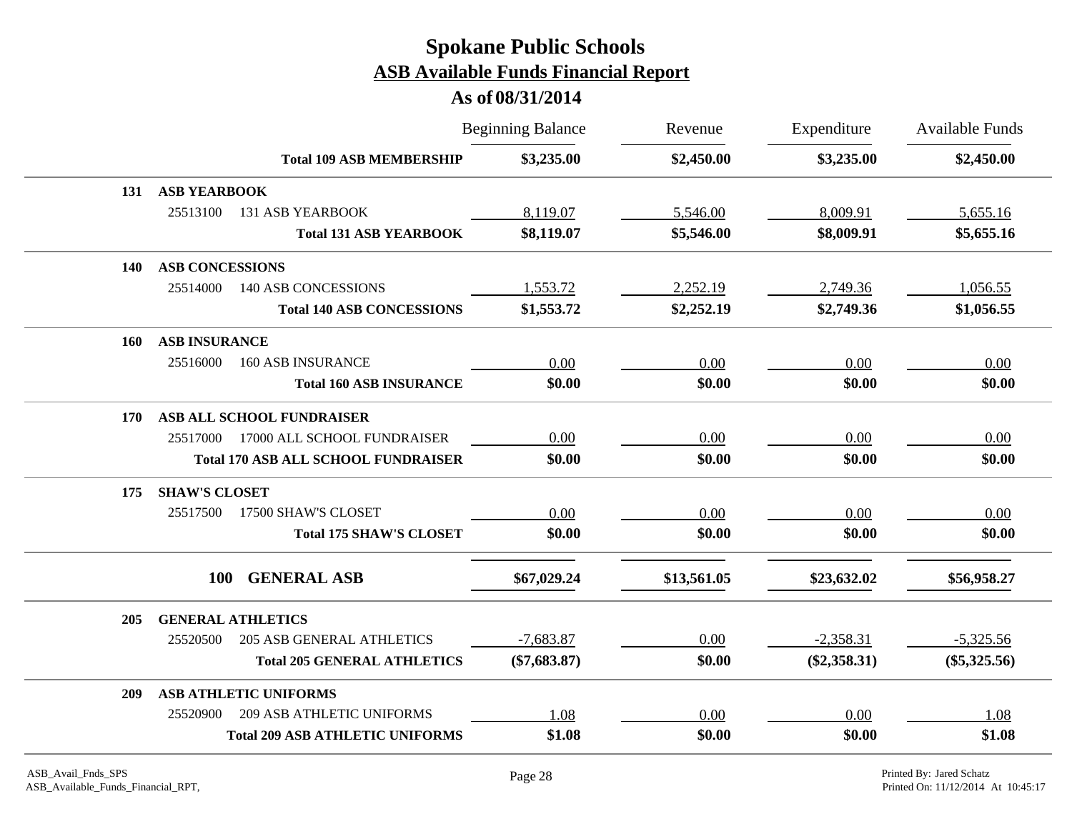# Spokane Public Schools

## ASB Available Funds Financial Report

### As of 08/31/2014

| | | Beginning Balance | Revenue | Expenditure | Available Funds |
|---|---|---|---|---|---|
| | **Total 109 ASB MEMBERSHIP** | **$3,235.00** | **$2,450.00** | **$3,235.00** | **$2,450.00** |
| **131** | **ASB YEARBOOK** | | | | |
| 25513100 | 131 ASB YEARBOOK | 8,119.07 | 5,546.00 | 8,009.91 | 5,655.16 |
| | **Total 131 ASB YEARBOOK** | **$8,119.07** | **$5,546.00** | **$8,009.91** | **$5,655.16** |
| **140** | **ASB CONCESSIONS** | | | | |
| 25514000 | 140 ASB CONCESSIONS | 1,553.72 | 2,252.19 | 2,749.36 | 1,056.55 |
| | **Total 140 ASB CONCESSIONS** | **$1,553.72** | **$2,252.19** | **$2,749.36** | **$1,056.55** |
| **160** | **ASB INSURANCE** | | | | |
| 25516000 | 160 ASB INSURANCE | 0.00 | 0.00 | 0.00 | 0.00 |
| | **Total 160 ASB INSURANCE** | **$0.00** | **$0.00** | **$0.00** | **$0.00** |
| **170** | **ASB ALL SCHOOL FUNDRAISER** | | | | |
| 25517000 | 17000 ALL SCHOOL FUNDRAISER | 0.00 | 0.00 | 0.00 | 0.00 |
| | **Total 170 ASB ALL SCHOOL FUNDRAISER** | **$0.00** | **$0.00** | **$0.00** | **$0.00** |
| **175** | **SHAW'S CLOSET** | | | | |
| 25517500 | 17500 SHAW'S CLOSET | 0.00 | 0.00 | 0.00 | 0.00 |
| | **Total 175 SHAW'S CLOSET** | **$0.00** | **$0.00** | **$0.00** | **$0.00** |
| **100** | **GENERAL ASB** | **$67,029.24** | **$13,561.05** | **$23,632.02** | **$56,958.27** |
| **205** | **GENERAL ATHLETICS** | | | | |
| 25520500 | 205 ASB GENERAL ATHLETICS | -7,683.87 | 0.00 | -2,358.31 | -5,325.56 |
| | **Total 205 GENERAL ATHLETICS** | **($7,683.87)** | **$0.00** | **($2,358.31)** | **($5,325.56)** |
| **209** | **ASB ATHLETIC UNIFORMS** | | | | |
| 25520900 | 209 ASB ATHLETIC UNIFORMS | 1.08 | 0.00 | 0.00 | 1.08 |
| | **Total 209 ASB ATHLETIC UNIFORMS** | **$1.08** | **$0.00** | **$0.00** | **$1.08** |

ASB_Avail_Fnds_SPS
ASB_Available_Funds_Financial_RPT,

Printed By: Jared Schatz
Printed On: 11/12/2014 At 10:45:17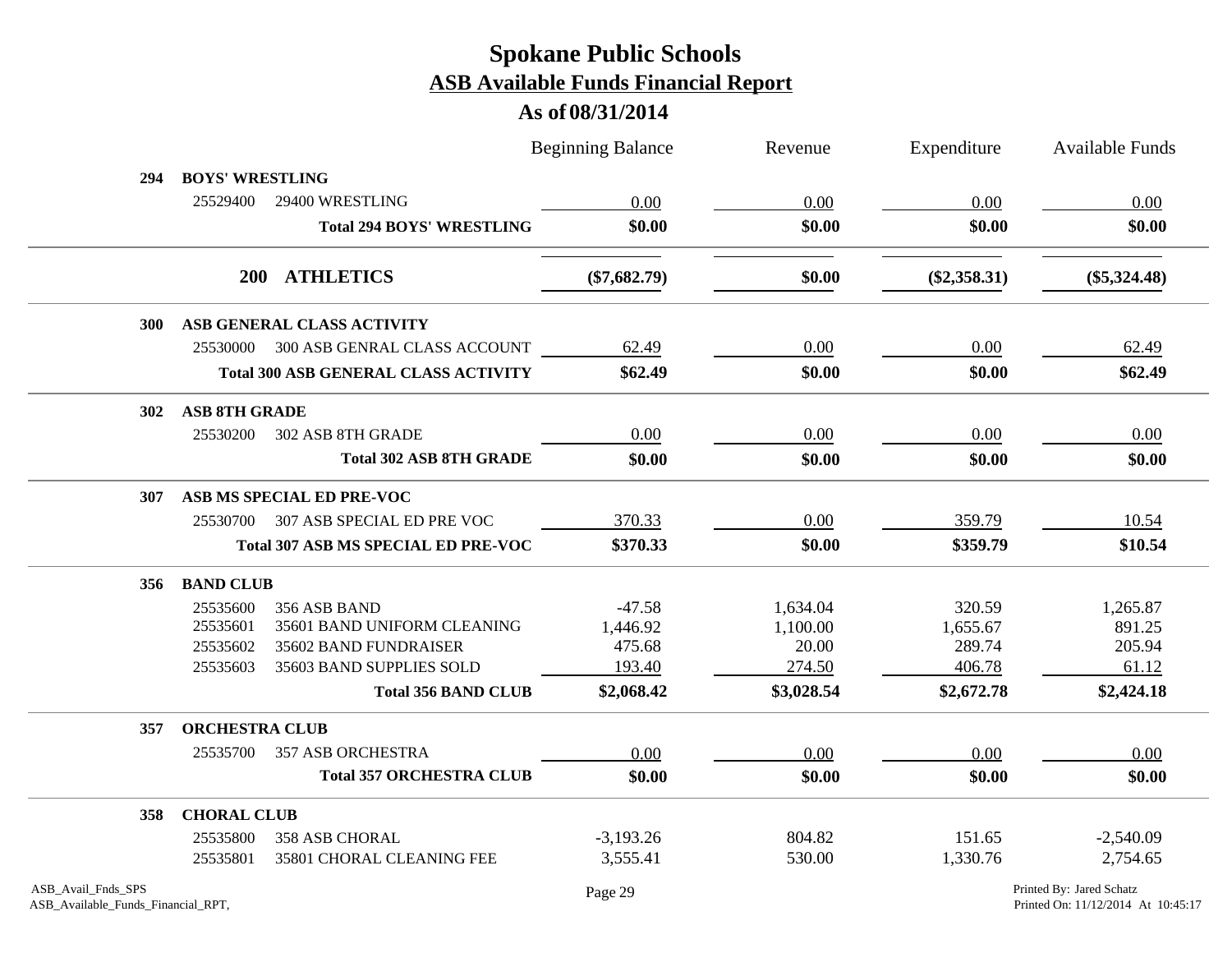# Spokane Public Schools
## ASB Available Funds Financial Report
### As of 08/31/2014

| | | Beginning Balance | Revenue | Expenditure | Available Funds |
|---|---|---|---|---|---|
| **294** | **BOYS' WRESTLING** | | | | |
| 25529400 | 29400 WRESTLING | 0.00 | 0.00 | 0.00 | 0.00 |
| | **Total 294 BOYS' WRESTLING** | **$0.00** | **$0.00** | **$0.00** | **$0.00** |
| **200** | **ATHLETICS** | **($7,682.79)** | **$0.00** | **($2,358.31)** | **($5,324.48)** |
| **300** | **ASB GENERAL CLASS ACTIVITY** | | | | |
| 25530000 | 300 ASB GENRAL CLASS ACCOUNT | 62.49 | 0.00 | 0.00 | 62.49 |
| | **Total 300 ASB GENERAL CLASS ACTIVITY** | **$62.49** | **$0.00** | **$0.00** | **$62.49** |
| **302** | **ASB 8TH GRADE** | | | | |
| 25530200 | 302 ASB 8TH GRADE | 0.00 | 0.00 | 0.00 | 0.00 |
| | **Total 302 ASB 8TH GRADE** | **$0.00** | **$0.00** | **$0.00** | **$0.00** |
| **307** | **ASB MS SPECIAL ED PRE-VOC** | | | | |
| 25530700 | 307 ASB SPECIAL ED PRE VOC | 370.33 | 0.00 | 359.79 | 10.54 |
| | **Total 307 ASB MS SPECIAL ED PRE-VOC** | **$370.33** | **$0.00** | **$359.79** | **$10.54** |
| **356** | **BAND CLUB** | | | | |
| 25535600 | 356 ASB BAND | -47.58 | 1,634.04 | 320.59 | 1,265.87 |
| 25535601 | 35601 BAND UNIFORM CLEANING | 1,446.92 | 1,100.00 | 1,655.67 | 891.25 |
| 25535602 | 35602 BAND FUNDRAISER | 475.68 | 20.00 | 289.74 | 205.94 |
| 25535603 | 35603 BAND SUPPLIES SOLD | 193.40 | 274.50 | 406.78 | 61.12 |
| | **Total 356 BAND CLUB** | **$2,068.42** | **$3,028.54** | **$2,672.78** | **$2,424.18** |
| **357** | **ORCHESTRA CLUB** | | | | |
| 25535700 | 357 ASB ORCHESTRA | 0.00 | 0.00 | 0.00 | 0.00 |
| | **Total 357 ORCHESTRA CLUB** | **$0.00** | **$0.00** | **$0.00** | **$0.00** |
| **358** | **CHORAL CLUB** | | | | |
| 25535800 | 358 ASB CHORAL | -3,193.26 | 804.82 | 151.65 | -2,540.09 |
| 25535801 | 35801 CHORAL CLEANING FEE | 3,555.41 | 530.00 | 1,330.76 | 2,754.65 |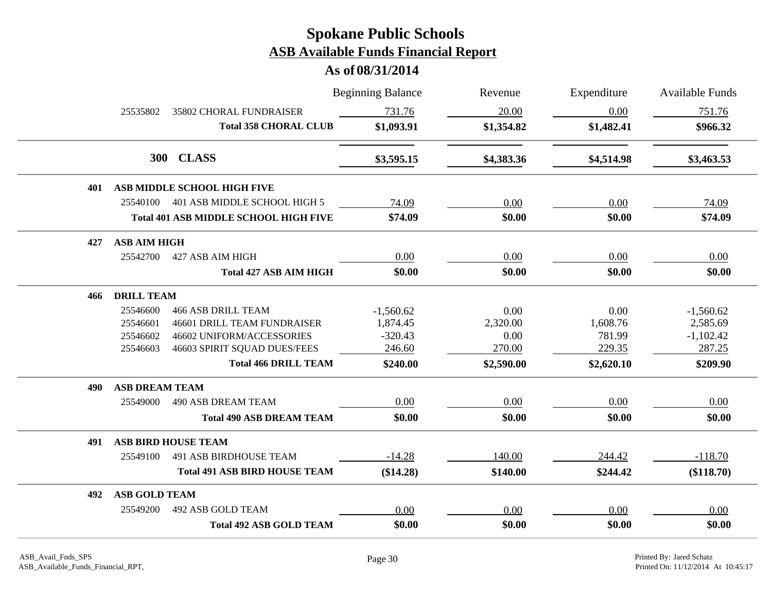# Spokane Public Schools
## ASB Available Funds Financial Report
### As of 08/31/2014

| | | Beginning Balance | Revenue | Expenditure | Available Funds |
|---|---|---|---|---|---|
| 25535802 | 35802 CHORAL FUNDRAISER | 731.76 | 20.00 | 0.00 | 751.76 |
| | **Total 358 CHORAL CLUB** | **$1,093.91** | **$1,354.82** | **$1,482.41** | **$966.32** |
| **300** | **CLASS** | **$3,595.15** | **$4,383.36** | **$4,514.98** | **$3,463.53** |
| **401** | **ASB MIDDLE SCHOOL HIGH FIVE** | | | | |
| 25540100 | 401 ASB MIDDLE SCHOOL HIGH 5 | 74.09 | 0.00 | 0.00 | 74.09 |
| | **Total 401 ASB MIDDLE SCHOOL HIGH FIVE** | **$74.09** | **$0.00** | **$0.00** | **$74.09** |
| **427** | **ASB AIM HIGH** | | | | |
| 25542700 | 427 ASB AIM HIGH | 0.00 | 0.00 | 0.00 | 0.00 |
| | **Total 427 ASB AIM HIGH** | **$0.00** | **$0.00** | **$0.00** | **$0.00** |
| **466** | **DRILL TEAM** | | | | |
| 25546600 | 466 ASB DRILL TEAM | -1,560.62 | 0.00 | 0.00 | -1,560.62 |
| 25546601 | 46601 DRILL TEAM FUNDRAISER | 1,874.45 | 2,320.00 | 1,608.76 | 2,585.69 |
| 25546602 | 46602 UNIFORM/ACCESSORIES | -320.43 | 0.00 | 781.99 | -1,102.42 |
| 25546603 | 46603 SPIRIT SQUAD DUES/FEES | 246.60 | 270.00 | 229.35 | 287.25 |
| | **Total 466 DRILL TEAM** | **$240.00** | **$2,590.00** | **$2,620.10** | **$209.90** |
| **490** | **ASB DREAM TEAM** | | | | |
| 25549000 | 490 ASB DREAM TEAM | 0.00 | 0.00 | 0.00 | 0.00 |
| | **Total 490 ASB DREAM TEAM** | **$0.00** | **$0.00** | **$0.00** | **$0.00** |
| **491** | **ASB BIRD HOUSE TEAM** | | | | |
| 25549100 | 491 ASB BIRDHOUSE TEAM | -14.28 | 140.00 | 244.42 | -118.70 |
| | **Total 491 ASB BIRD HOUSE TEAM** | **($14.28)** | **$140.00** | **$244.42** | **($118.70)** |
| **492** | **ASB GOLD TEAM** | | | | |
| 25549200 | 492 ASB GOLD TEAM | 0.00 | 0.00 | 0.00 | 0.00 |
| | **Total 492 ASB GOLD TEAM** | **$0.00** | **$0.00** | **$0.00** | **$0.00** |

ASB_Avail_Fnds_SPS
ASB_Available_Funds_Financial_RPT,

Printed By: Jared Schatz
Printed On: 11/12/2014 At 10:45:17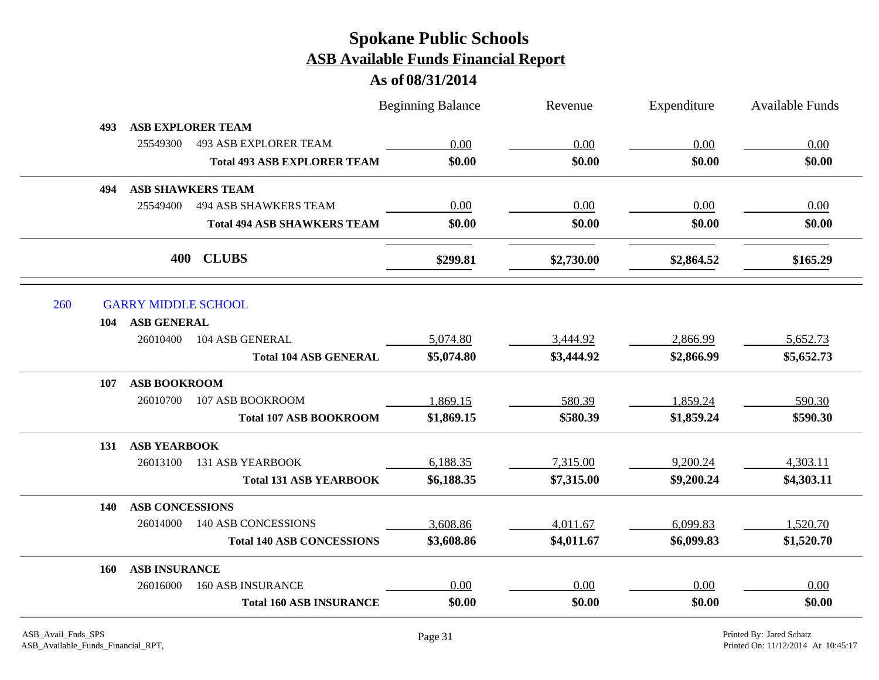# Spokane Public Schools

## ASB Available Funds Financial Report

### As of 08/31/2014

| | | Beginning Balance | Revenue | Expenditure | Available Funds |
|---|---|---|---|---|---|
| **493** | **ASB EXPLORER TEAM** | | | | |
| 25549300 | 493 ASB EXPLORER TEAM | 0.00 | 0.00 | 0.00 | 0.00 |
| | **Total 493 ASB EXPLORER TEAM** | **$0.00** | **$0.00** | **$0.00** | **$0.00** |
| **494** | **ASB SHAWKERS TEAM** | | | | |
| 25549400 | 494 ASB SHAWKERS TEAM | 0.00 | 0.00 | 0.00 | 0.00 |
| | **Total 494 ASB SHAWKERS TEAM** | **$0.00** | **$0.00** | **$0.00** | **$0.00** |
| **400** | **CLUBS** | **$299.81** | **$2,730.00** | **$2,864.52** | **$165.29** |
| 260 | GARRY MIDDLE SCHOOL | | | | |
| **104** | **ASB GENERAL** | | | | |
| 26010400 | 104 ASB GENERAL | 5,074.80 | 3,444.92 | 2,866.99 | 5,652.73 |
| | **Total 104 ASB GENERAL** | **$5,074.80** | **$3,444.92** | **$2,866.99** | **$5,652.73** |
| **107** | **ASB BOOKROOM** | | | | |
| 26010700 | 107 ASB BOOKROOM | 1,869.15 | 580.39 | 1,859.24 | 590.30 |
| | **Total 107 ASB BOOKROOM** | **$1,869.15** | **$580.39** | **$1,859.24** | **$590.30** |
| **131** | **ASB YEARBOOK** | | | | |
| 26013100 | 131 ASB YEARBOOK | 6,188.35 | 7,315.00 | 9,200.24 | 4,303.11 |
| | **Total 131 ASB YEARBOOK** | **$6,188.35** | **$7,315.00** | **$9,200.24** | **$4,303.11** |
| **140** | **ASB CONCESSIONS** | | | | |
| 26014000 | 140 ASB CONCESSIONS | 3,608.86 | 4,011.67 | 6,099.83 | 1,520.70 |
| | **Total 140 ASB CONCESSIONS** | **$3,608.86** | **$4,011.67** | **$6,099.83** | **$1,520.70** |
| **160** | **ASB INSURANCE** | | | | |
| 26016000 | 160 ASB INSURANCE | 0.00 | 0.00 | 0.00 | 0.00 |
| | **Total 160 ASB INSURANCE** | **$0.00** | **$0.00** | **$0.00** | **$0.00** |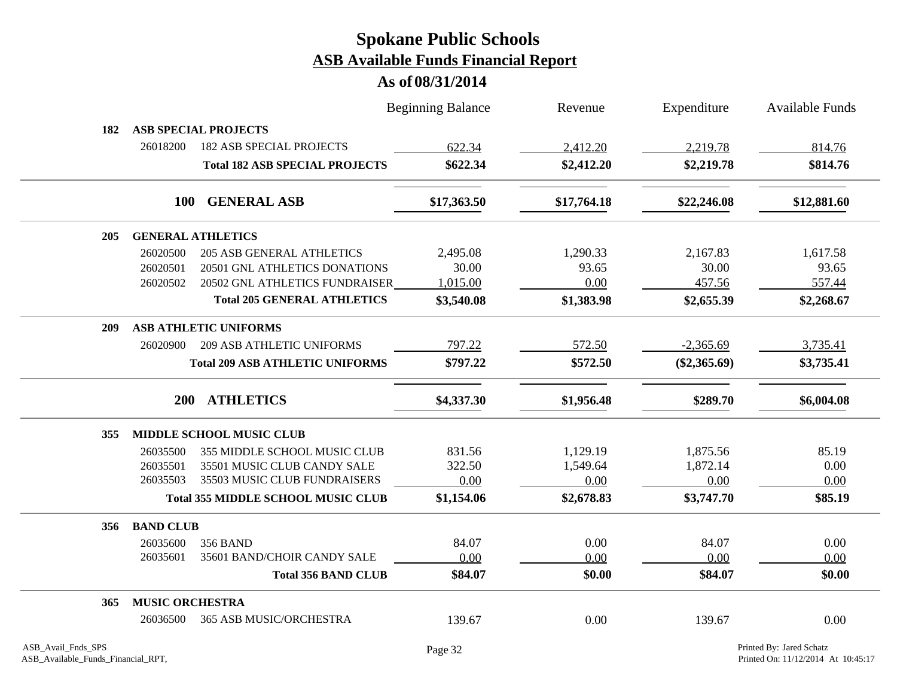# Spokane Public Schools

## ASB Available Funds Financial Report

### As of 08/31/2014

| | | Beginning Balance | Revenue | Expenditure | Available Funds |
|---|---|---|---|---|---|
| **182** | **ASB SPECIAL PROJECTS** | | | | |
| 26018200 | 182 ASB SPECIAL PROJECTS | 622.34 | 2,412.20 | 2,219.78 | 814.76 |
| | **Total 182 ASB SPECIAL PROJECTS** | **$622.34** | **$2,412.20** | **$2,219.78** | **$814.76** |
| **100** | **GENERAL ASB** | **$17,363.50** | **$17,764.18** | **$22,246.08** | **$12,881.60** |
| **205** | **GENERAL ATHLETICS** | | | | |
| 26020500 | 205 ASB GENERAL ATHLETICS | 2,495.08 | 1,290.33 | 2,167.83 | 1,617.58 |
| 26020501 | 20501 GNL ATHLETICS DONATIONS | 30.00 | 93.65 | 30.00 | 93.65 |
| 26020502 | 20502 GNL ATHLETICS FUNDRAISER | 1,015.00 | 0.00 | 457.56 | 557.44 |
| | **Total 205 GENERAL ATHLETICS** | **$3,540.08** | **$1,383.98** | **$2,655.39** | **$2,268.67** |
| **209** | **ASB ATHLETIC UNIFORMS** | | | | |
| 26020900 | 209 ASB ATHLETIC UNIFORMS | 797.22 | 572.50 | -2,365.69 | 3,735.41 |
| | **Total 209 ASB ATHLETIC UNIFORMS** | **$797.22** | **$572.50** | **($2,365.69)** | **$3,735.41** |
| **200** | **ATHLETICS** | **$4,337.30** | **$1,956.48** | **$289.70** | **$6,004.08** |
| **355** | **MIDDLE SCHOOL MUSIC CLUB** | | | | |
| 26035500 | 355 MIDDLE SCHOOL MUSIC CLUB | 831.56 | 1,129.19 | 1,875.56 | 85.19 |
| 26035501 | 35501 MUSIC CLUB CANDY SALE | 322.50 | 1,549.64 | 1,872.14 | 0.00 |
| 26035503 | 35503 MUSIC CLUB FUNDRAISERS | 0.00 | 0.00 | 0.00 | 0.00 |
| | **Total 355 MIDDLE SCHOOL MUSIC CLUB** | **$1,154.06** | **$2,678.83** | **$3,747.70** | **$85.19** |
| **356** | **BAND CLUB** | | | | |
| 26035600 | 356 BAND | 84.07 | 0.00 | 84.07 | 0.00 |
| 26035601 | 35601 BAND/CHOIR CANDY SALE | 0.00 | 0.00 | 0.00 | 0.00 |
| | **Total 356 BAND CLUB** | **$84.07** | **$0.00** | **$84.07** | **$0.00** |
| **365** | **MUSIC ORCHESTRA** | | | | |
| 26036500 | 365 ASB MUSIC/ORCHESTRA | 139.67 | 0.00 | 139.67 | 0.00 |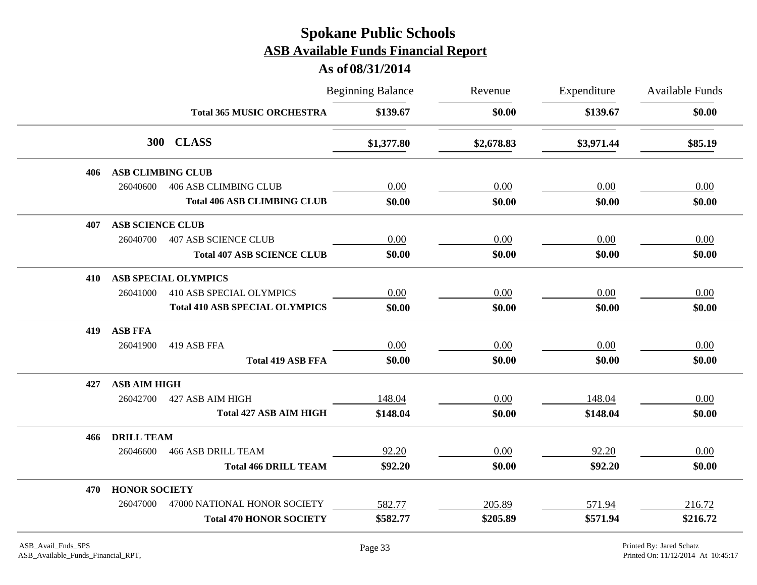# Spokane Public Schools
## ASB Available Funds Financial Report
### As of 08/31/2014

| | | Beginning Balance | Revenue | Expenditure | Available Funds |
|---|---|---|---|---|---|
| | **Total 365 MUSIC ORCHESTRA** | **$139.67** | **$0.00** | **$139.67** | **$0.00** |
| **300** | **CLASS** | **$1,377.80** | **$2,678.83** | **$3,971.44** | **$85.19** |
| **406** | **ASB CLIMBING CLUB** | | | | |
| 26040600 | 406 ASB CLIMBING CLUB | 0.00 | 0.00 | 0.00 | 0.00 |
| | **Total 406 ASB CLIMBING CLUB** | **$0.00** | **$0.00** | **$0.00** | **$0.00** |
| **407** | **ASB SCIENCE CLUB** | | | | |
| 26040700 | 407 ASB SCIENCE CLUB | 0.00 | 0.00 | 0.00 | 0.00 |
| | **Total 407 ASB SCIENCE CLUB** | **$0.00** | **$0.00** | **$0.00** | **$0.00** |
| **410** | **ASB SPECIAL OLYMPICS** | | | | |
| 26041000 | 410 ASB SPECIAL OLYMPICS | 0.00 | 0.00 | 0.00 | 0.00 |
| | **Total 410 ASB SPECIAL OLYMPICS** | **$0.00** | **$0.00** | **$0.00** | **$0.00** |
| **419** | **ASB FFA** | | | | |
| 26041900 | 419 ASB FFA | 0.00 | 0.00 | 0.00 | 0.00 |
| | **Total 419 ASB FFA** | **$0.00** | **$0.00** | **$0.00** | **$0.00** |
| **427** | **ASB AIM HIGH** | | | | |
| 26042700 | 427 ASB AIM HIGH | 148.04 | 0.00 | 148.04 | 0.00 |
| | **Total 427 ASB AIM HIGH** | **$148.04** | **$0.00** | **$148.04** | **$0.00** |
| **466** | **DRILL TEAM** | | | | |
| 26046600 | 466 ASB DRILL TEAM | 92.20 | 0.00 | 92.20 | 0.00 |
| | **Total 466 DRILL TEAM** | **$92.20** | **$0.00** | **$92.20** | **$0.00** |
| **470** | **HONOR SOCIETY** | | | | |
| 26047000 | 47000 NATIONAL HONOR SOCIETY | 582.77 | 205.89 | 571.94 | 216.72 |
| | **Total 470 HONOR SOCIETY** | **$582.77** | **$205.89** | **$571.94** | **$216.72** |

ASB_Avail_Fnds_SPS
ASB_Available_Funds_Financial_RPT,

Printed By: Jared Schatz
Printed On: 11/12/2014 At 10:45:17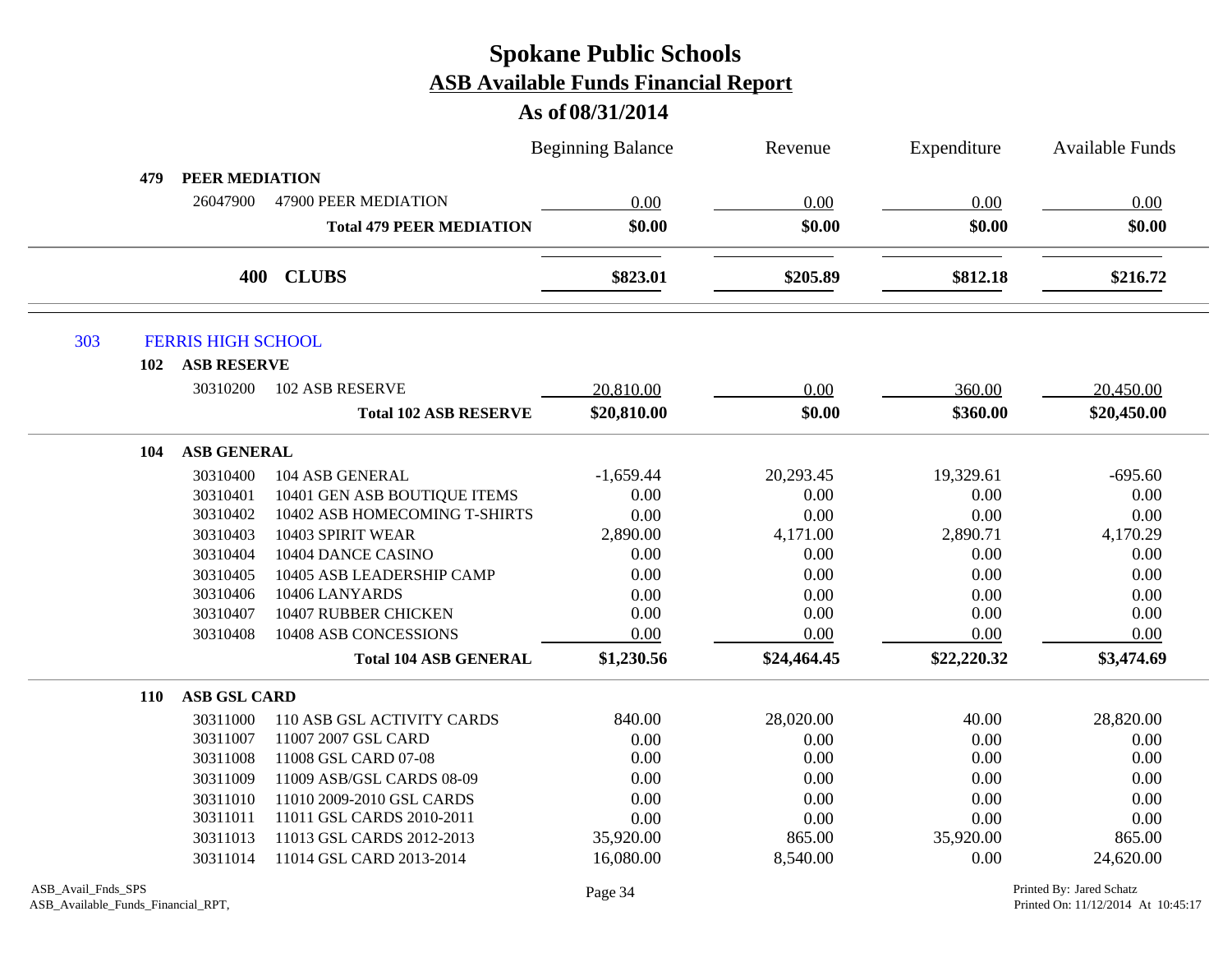# Spokane Public Schools
## ASB Available Funds Financial Report
### As of 08/31/2014

| | | Beginning Balance | Revenue | Expenditure | Available Funds |
|---|---|---|---|---|---|
| **479** | **PEER MEDIATION** | | | | |
| 26047900 | 47900 PEER MEDIATION | 0.00 | 0.00 | 0.00 | 0.00 |
| | **Total 479 PEER MEDIATION** | **$0.00** | **$0.00** | **$0.00** | **$0.00** |
| **400** | **CLUBS** | **$823.01** | **$205.89** | **$812.18** | **$216.72** |
| 303 | FERRIS HIGH SCHOOL | | | | |
| **102** | **ASB RESERVE** | | | | |
| 30310200 | 102 ASB RESERVE | 20,810.00 | 0.00 | 360.00 | 20,450.00 |
| | **Total 102 ASB RESERVE** | **$20,810.00** | **$0.00** | **$360.00** | **$20,450.00** |
| **104** | **ASB GENERAL** | | | | |
| 30310400 | 104 ASB GENERAL | -1,659.44 | 20,293.45 | 19,329.61 | -695.60 |
| 30310401 | 10401 GEN ASB BOUTIQUE ITEMS | 0.00 | 0.00 | 0.00 | 0.00 |
| 30310402 | 10402 ASB HOMECOMING T-SHIRTS | 0.00 | 0.00 | 0.00 | 0.00 |
| 30310403 | 10403 SPIRIT WEAR | 2,890.00 | 4,171.00 | 2,890.71 | 4,170.29 |
| 30310404 | 10404 DANCE CASINO | 0.00 | 0.00 | 0.00 | 0.00 |
| 30310405 | 10405 ASB LEADERSHIP CAMP | 0.00 | 0.00 | 0.00 | 0.00 |
| 30310406 | 10406 LANYARDS | 0.00 | 0.00 | 0.00 | 0.00 |
| 30310407 | 10407 RUBBER CHICKEN | 0.00 | 0.00 | 0.00 | 0.00 |
| 30310408 | 10408 ASB CONCESSIONS | 0.00 | 0.00 | 0.00 | 0.00 |
| | **Total 104 ASB GENERAL** | **$1,230.56** | **$24,464.45** | **$22,220.32** | **$3,474.69** |
| **110** | **ASB GSL CARD** | | | | |
| 30311000 | 110 ASB GSL ACTIVITY CARDS | 840.00 | 28,020.00 | 40.00 | 28,820.00 |
| 30311007 | 11007 2007 GSL CARD | 0.00 | 0.00 | 0.00 | 0.00 |
| 30311008 | 11008 GSL CARD 07-08 | 0.00 | 0.00 | 0.00 | 0.00 |
| 30311009 | 11009 ASB/GSL CARDS 08-09 | 0.00 | 0.00 | 0.00 | 0.00 |
| 30311010 | 11010 2009-2010 GSL CARDS | 0.00 | 0.00 | 0.00 | 0.00 |
| 30311011 | 11011 GSL CARDS 2010-2011 | 0.00 | 0.00 | 0.00 | 0.00 |
| 30311013 | 11013 GSL CARDS 2012-2013 | 35,920.00 | 865.00 | 35,920.00 | 865.00 |
| 30311014 | 11014 GSL CARD 2013-2014 | 16,080.00 | 8,540.00 | 0.00 | 24,620.00 |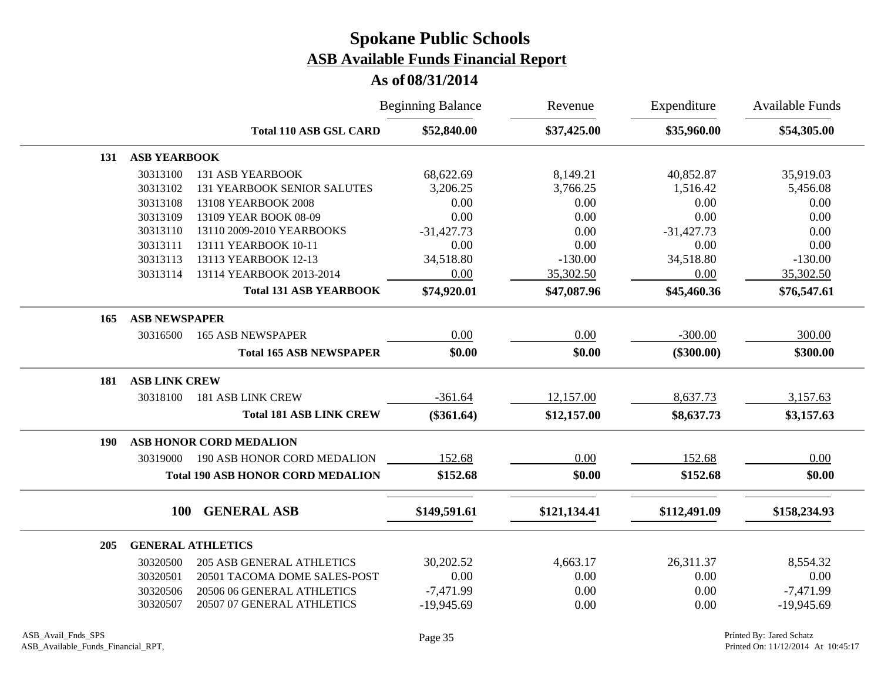# Spokane Public Schools

## ASB Available Funds Financial Report

### As of 08/31/2014

| | | | Beginning Balance | Revenue | Expenditure | Available Funds |
|---|---|---|---|---|---|---|
| | | **Total 110 ASB GSL CARD** | **$52,840.00** | **$37,425.00** | **$35,960.00** | **$54,305.00** |
| **131** | **ASB YEARBOOK** | | | | | |
| | 30313100 | 131 ASB YEARBOOK | 68,622.69 | 8,149.21 | 40,852.87 | 35,919.03 |
| | 30313102 | 131 YEARBOOK SENIOR SALUTES | 3,206.25 | 3,766.25 | 1,516.42 | 5,456.08 |
| | 30313108 | 13108 YEARBOOK 2008 | 0.00 | 0.00 | 0.00 | 0.00 |
| | 30313109 | 13109 YEAR BOOK 08-09 | 0.00 | 0.00 | 0.00 | 0.00 |
| | 30313110 | 13110 2009-2010 YEARBOOKS | -31,427.73 | 0.00 | -31,427.73 | 0.00 |
| | 30313111 | 13111 YEARBOOK 10-11 | 0.00 | 0.00 | 0.00 | 0.00 |
| | 30313113 | 13113 YEARBOOK 12-13 | 34,518.80 | -130.00 | 34,518.80 | -130.00 |
| | 30313114 | 13114 YEARBOOK 2013-2014 | 0.00 | 35,302.50 | 0.00 | 35,302.50 |
| | | **Total 131 ASB YEARBOOK** | **$74,920.01** | **$47,087.96** | **$45,460.36** | **$76,547.61** |
| **165** | **ASB NEWSPAPER** | | | | | |
| | 30316500 | 165 ASB NEWSPAPER | 0.00 | 0.00 | -300.00 | 300.00 |
| | | **Total 165 ASB NEWSPAPER** | **$0.00** | **$0.00** | **($300.00)** | **$300.00** |
| **181** | **ASB LINK CREW** | | | | | |
| | 30318100 | 181 ASB LINK CREW | -361.64 | 12,157.00 | 8,637.73 | 3,157.63 |
| | | **Total 181 ASB LINK CREW** | **($361.64)** | **$12,157.00** | **$8,637.73** | **$3,157.63** |
| **190** | **ASB HONOR CORD MEDALION** | | | | | |
| | 30319000 | 190 ASB HONOR CORD MEDALION | 152.68 | 0.00 | 152.68 | 0.00 |
| | | **Total 190 ASB HONOR CORD MEDALION** | **$152.68** | **$0.00** | **$152.68** | **$0.00** |
| | **100** | **GENERAL ASB** | **$149,591.61** | **$121,134.41** | **$112,491.09** | **$158,234.93** |
| **205** | **GENERAL ATHLETICS** | | | | | |
| | 30320500 | 205 ASB GENERAL ATHLETICS | 30,202.52 | 4,663.17 | 26,311.37 | 8,554.32 |
| | 30320501 | 20501 TACOMA DOME SALES-POST | 0.00 | 0.00 | 0.00 | 0.00 |
| | 30320506 | 20506 06 GENERAL ATHLETICS | -7,471.99 | 0.00 | 0.00 | -7,471.99 |
| | 30320507 | 20507 07 GENERAL ATHLETICS | -19,945.69 | 0.00 | 0.00 | -19,945.69 |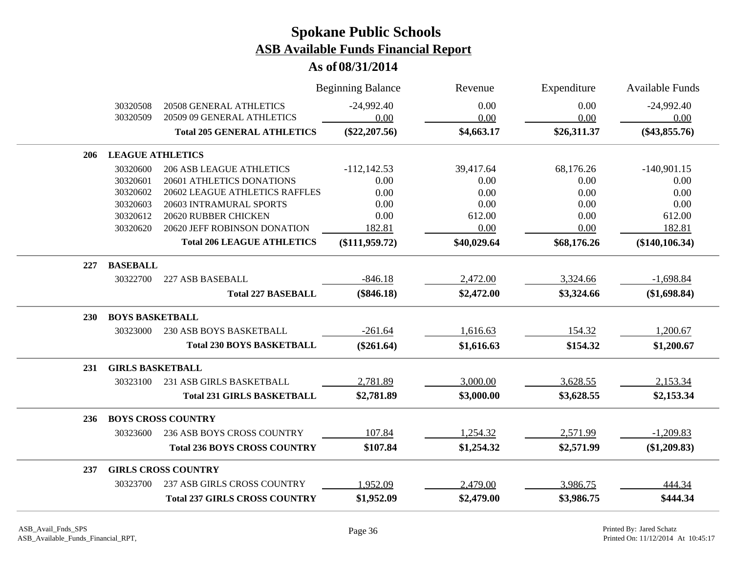# Spokane Public Schools

## ASB Available Funds Financial Report

### As of 08/31/2014

| | | | Beginning Balance | Revenue | Expenditure | Available Funds |
|---|---|---|---|---|---|---|
| | 30320508 | 20508 GENERAL ATHLETICS | -24,992.40 | 0.00 | 0.00 | -24,992.40 |
| | 30320509 | 20509 09 GENERAL ATHLETICS | 0.00 | 0.00 | 0.00 | 0.00 |
| | | **Total 205 GENERAL ATHLETICS** | **($22,207.56)** | **$4,663.17** | **$26,311.37** | **($43,855.76)** |
| **206** | **LEAGUE ATHLETICS** | | | | | |
| | 30320600 | 206 ASB LEAGUE ATHLETICS | -112,142.53 | 39,417.64 | 68,176.26 | -140,901.15 |
| | 30320601 | 20601 ATHLETICS DONATIONS | 0.00 | 0.00 | 0.00 | 0.00 |
| | 30320602 | 20602 LEAGUE ATHLETICS RAFFLES | 0.00 | 0.00 | 0.00 | 0.00 |
| | 30320603 | 20603 INTRAMURAL SPORTS | 0.00 | 0.00 | 0.00 | 0.00 |
| | 30320612 | 20620 RUBBER CHICKEN | 0.00 | 612.00 | 0.00 | 612.00 |
| | 30320620 | 20620 JEFF ROBINSON DONATION | 182.81 | 0.00 | 0.00 | 182.81 |
| | | **Total 206 LEAGUE ATHLETICS** | **($111,959.72)** | **$40,029.64** | **$68,176.26** | **($140,106.34)** |
| **227** | **BASEBALL** | | | | | |
| | 30322700 | 227 ASB BASEBALL | -846.18 | 2,472.00 | 3,324.66 | -1,698.84 |
| | | **Total 227 BASEBALL** | **($846.18)** | **$2,472.00** | **$3,324.66** | **($1,698.84)** |
| **230** | **BOYS BASKETBALL** | | | | | |
| | 30323000 | 230 ASB BOYS BASKETBALL | -261.64 | 1,616.63 | 154.32 | 1,200.67 |
| | | **Total 230 BOYS BASKETBALL** | **($261.64)** | **$1,616.63** | **$154.32** | **$1,200.67** |
| **231** | **GIRLS BASKETBALL** | | | | | |
| | 30323100 | 231 ASB GIRLS BASKETBALL | 2,781.89 | 3,000.00 | 3,628.55 | 2,153.34 |
| | | **Total 231 GIRLS BASKETBALL** | **$2,781.89** | **$3,000.00** | **$3,628.55** | **$2,153.34** |
| **236** | **BOYS CROSS COUNTRY** | | | | | |
| | 30323600 | 236 ASB BOYS CROSS COUNTRY | 107.84 | 1,254.32 | 2,571.99 | -1,209.83 |
| | | **Total 236 BOYS CROSS COUNTRY** | **$107.84** | **$1,254.32** | **$2,571.99** | **($1,209.83)** |
| **237** | **GIRLS CROSS COUNTRY** | | | | | |
| | 30323700 | 237 ASB GIRLS CROSS COUNTRY | 1,952.09 | 2,479.00 | 3,986.75 | 444.34 |
| | | **Total 237 GIRLS CROSS COUNTRY** | **$1,952.09** | **$2,479.00** | **$3,986.75** | **$444.34** |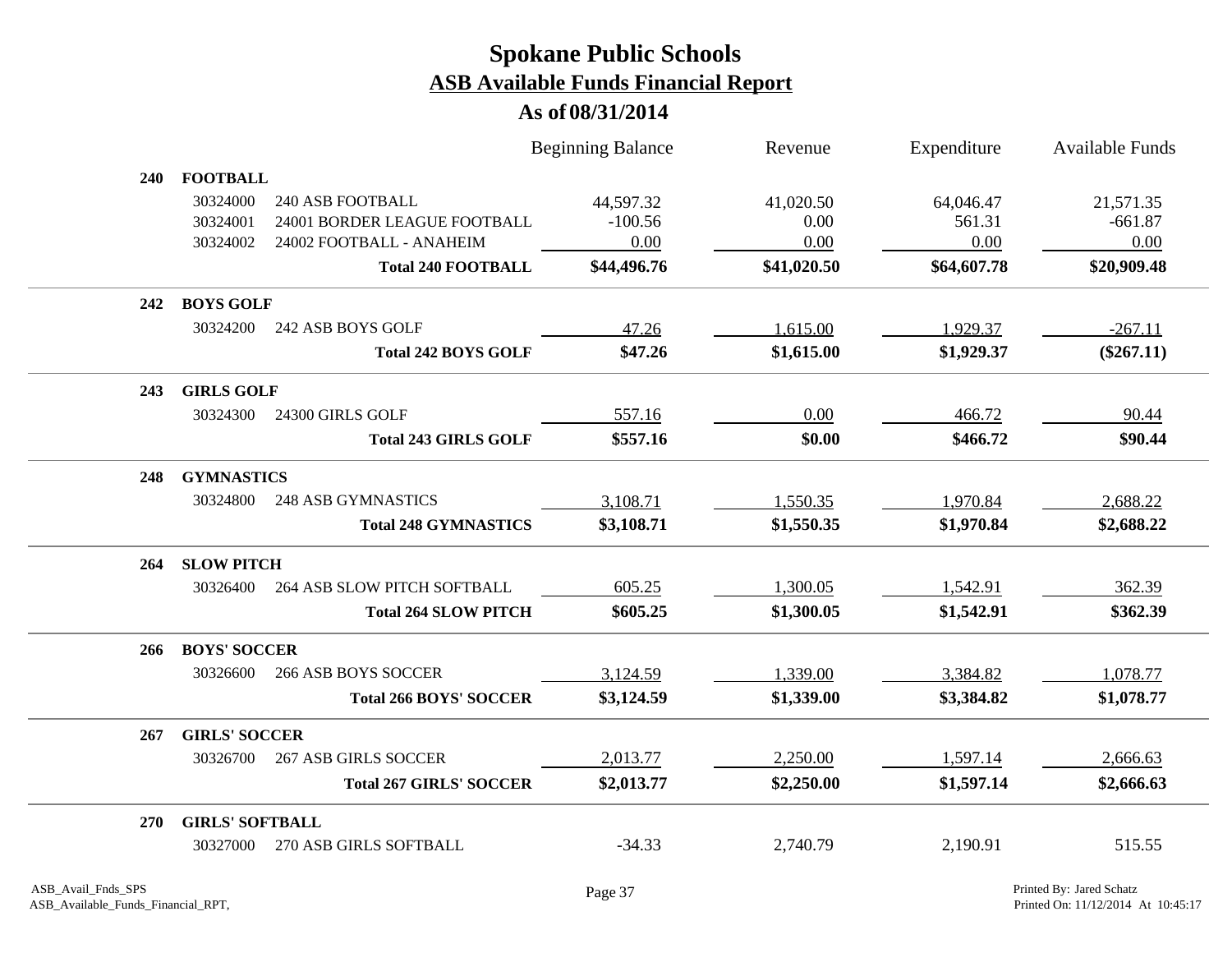# Spokane Public Schools

## ASB Available Funds Financial Report

### As of 08/31/2014

| | | | Beginning Balance | Revenue | Expenditure | Available Funds |
|---|---|---|---|---|---|---|
| **240** | **FOOTBALL** | | | | | |
| | 30324000 | 240 ASB FOOTBALL | 44,597.32 | 41,020.50 | 64,046.47 | 21,571.35 |
| | 30324001 | 24001 BORDER LEAGUE FOOTBALL | -100.56 | 0.00 | 561.31 | -661.87 |
| | 30324002 | 24002 FOOTBALL - ANAHEIM | 0.00 | 0.00 | 0.00 | 0.00 |
| | | **Total 240 FOOTBALL** | **$44,496.76** | **$41,020.50** | **$64,607.78** | **$20,909.48** |
| **242** | **BOYS GOLF** | | | | | |
| | 30324200 | 242 ASB BOYS GOLF | 47.26 | 1,615.00 | 1,929.37 | -267.11 |
| | | **Total 242 BOYS GOLF** | **$47.26** | **$1,615.00** | **$1,929.37** | **($267.11)** |
| **243** | **GIRLS GOLF** | | | | | |
| | 30324300 | 24300 GIRLS GOLF | 557.16 | 0.00 | 466.72 | 90.44 |
| | | **Total 243 GIRLS GOLF** | **$557.16** | **$0.00** | **$466.72** | **$90.44** |
| **248** | **GYMNASTICS** | | | | | |
| | 30324800 | 248 ASB GYMNASTICS | 3,108.71 | 1,550.35 | 1,970.84 | 2,688.22 |
| | | **Total 248 GYMNASTICS** | **$3,108.71** | **$1,550.35** | **$1,970.84** | **$2,688.22** |
| **264** | **SLOW PITCH** | | | | | |
| | 30326400 | 264 ASB SLOW PITCH SOFTBALL | 605.25 | 1,300.05 | 1,542.91 | 362.39 |
| | | **Total 264 SLOW PITCH** | **$605.25** | **$1,300.05** | **$1,542.91** | **$362.39** |
| **266** | **BOYS' SOCCER** | | | | | |
| | 30326600 | 266 ASB BOYS SOCCER | 3,124.59 | 1,339.00 | 3,384.82 | 1,078.77 |
| | | **Total 266 BOYS' SOCCER** | **$3,124.59** | **$1,339.00** | **$3,384.82** | **$1,078.77** |
| **267** | **GIRLS' SOCCER** | | | | | |
| | 30326700 | 267 ASB GIRLS SOCCER | 2,013.77 | 2,250.00 | 1,597.14 | 2,666.63 |
| | | **Total 267 GIRLS' SOCCER** | **$2,013.77** | **$2,250.00** | **$1,597.14** | **$2,666.63** |
| **270** | **GIRLS' SOFTBALL** | | | | | |
| | 30327000 | 270 ASB GIRLS SOFTBALL | -34.33 | 2,740.79 | 2,190.91 | 515.55 |

ASB_Avail_Fnds_SPS
ASB_Available_Funds_Financial_RPT,

Printed By: Jared Schatz
Printed On: 11/12/2014 At 10:45:17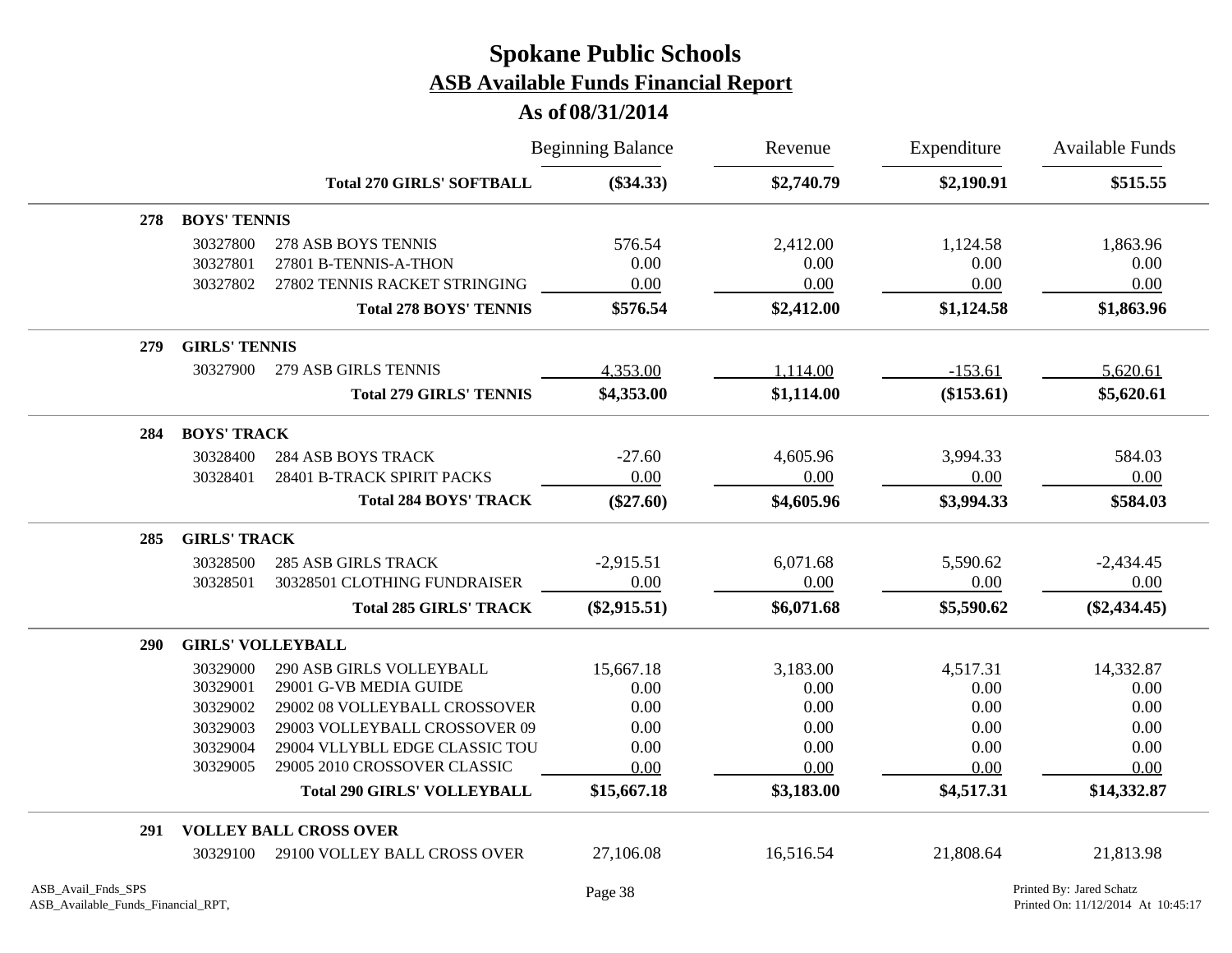# Spokane Public Schools
## ASB Available Funds Financial Report
### As of 08/31/2014

| | | | Beginning Balance | Revenue | Expenditure | Available Funds |
|---|---|---|---|---|---|---|
| | | **Total 270 GIRLS' SOFTBALL** | **($34.33)** | **$2,740.79** | **$2,190.91** | **$515.55** |
| **278** | **BOYS' TENNIS** | | | | | |
| | 30327800 | 278 ASB BOYS TENNIS | 576.54 | 2,412.00 | 1,124.58 | 1,863.96 |
| | 30327801 | 27801 B-TENNIS-A-THON | 0.00 | 0.00 | 0.00 | 0.00 |
| | 30327802 | 27802 TENNIS RACKET STRINGING | 0.00 | 0.00 | 0.00 | 0.00 |
| | | **Total 278 BOYS' TENNIS** | **$576.54** | **$2,412.00** | **$1,124.58** | **$1,863.96** |
| **279** | **GIRLS' TENNIS** | | | | | |
| | 30327900 | 279 ASB GIRLS TENNIS | 4,353.00 | 1,114.00 | -153.61 | 5,620.61 |
| | | **Total 279 GIRLS' TENNIS** | **$4,353.00** | **$1,114.00** | **($153.61)** | **$5,620.61** |
| **284** | **BOYS' TRACK** | | | | | |
| | 30328400 | 284 ASB BOYS TRACK | -27.60 | 4,605.96 | 3,994.33 | 584.03 |
| | 30328401 | 28401 B-TRACK SPIRIT PACKS | 0.00 | 0.00 | 0.00 | 0.00 |
| | | **Total 284 BOYS' TRACK** | **($27.60)** | **$4,605.96** | **$3,994.33** | **$584.03** |
| **285** | **GIRLS' TRACK** | | | | | |
| | 30328500 | 285 ASB GIRLS TRACK | -2,915.51 | 6,071.68 | 5,590.62 | -2,434.45 |
| | 30328501 | 30328501 CLOTHING FUNDRAISER | 0.00 | 0.00 | 0.00 | 0.00 |
| | | **Total 285 GIRLS' TRACK** | **($2,915.51)** | **$6,071.68** | **$5,590.62** | **($2,434.45)** |
| **290** | **GIRLS' VOLLEYBALL** | | | | | |
| | 30329000 | 290 ASB GIRLS VOLLEYBALL | 15,667.18 | 3,183.00 | 4,517.31 | 14,332.87 |
| | 30329001 | 29001 G-VB MEDIA GUIDE | 0.00 | 0.00 | 0.00 | 0.00 |
| | 30329002 | 29002 08 VOLLEYBALL CROSSOVER | 0.00 | 0.00 | 0.00 | 0.00 |
| | 30329003 | 29003 VOLLEYBALL CROSSOVER 09 | 0.00 | 0.00 | 0.00 | 0.00 |
| | 30329004 | 29004 VLLYBLL EDGE CLASSIC TOU | 0.00 | 0.00 | 0.00 | 0.00 |
| | 30329005 | 29005 2010 CROSSOVER CLASSIC | 0.00 | 0.00 | 0.00 | 0.00 |
| | | **Total 290 GIRLS' VOLLEYBALL** | **$15,667.18** | **$3,183.00** | **$4,517.31** | **$14,332.87** |
| **291** | **VOLLEY BALL CROSS OVER** | | | | | |
| | 30329100 | 29100 VOLLEY BALL CROSS OVER | 27,106.08 | 16,516.54 | 21,808.64 | 21,813.98 |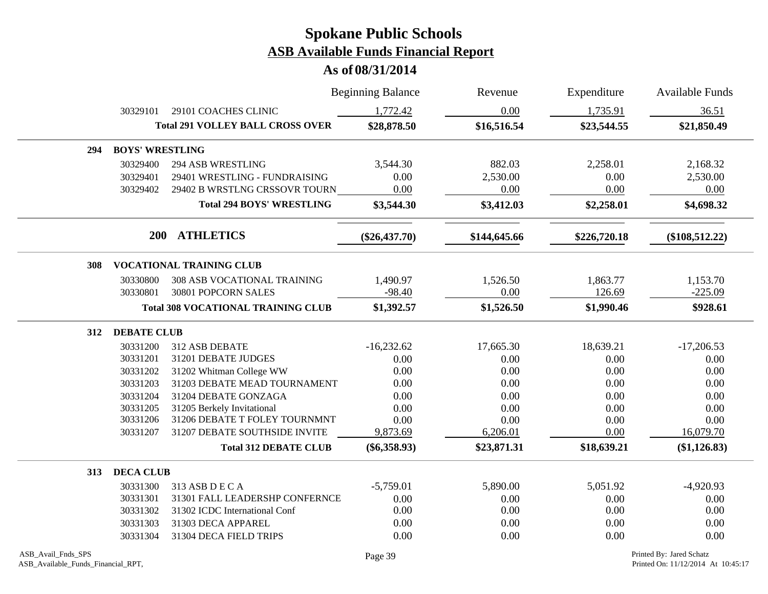# Spokane Public Schools
## ASB Available Funds Financial Report
### As of 08/31/2014

| | | Beginning Balance | Revenue | Expenditure | Available Funds |
|---|---|---|---|---|---|
| 30329101 | 29101 COACHES CLINIC | 1,772.42 | 0.00 | 1,735.91 | 36.51 |
| | **Total 291 VOLLEY BALL CROSS OVER** | **$28,878.50** | **$16,516.54** | **$23,544.55** | **$21,850.49** |
| **294** | **BOYS' WRESTLING** | | | | |
| 30329400 | 294 ASB WRESTLING | 3,544.30 | 882.03 | 2,258.01 | 2,168.32 |
| 30329401 | 29401 WRESTLING - FUNDRAISING | 0.00 | 2,530.00 | 0.00 | 2,530.00 |
| 30329402 | 29402 B WRSTLNG CRSSOVR TOURN | 0.00 | 0.00 | 0.00 | 0.00 |
| | **Total 294 BOYS' WRESTLING** | **$3,544.30** | **$3,412.03** | **$2,258.01** | **$4,698.32** |
| **200** | **ATHLETICS** | **($26,437.70)** | **$144,645.66** | **$226,720.18** | **($108,512.22)** |
| **308** | **VOCATIONAL TRAINING CLUB** | | | | |
| 30330800 | 308 ASB VOCATIONAL TRAINING | 1,490.97 | 1,526.50 | 1,863.77 | 1,153.70 |
| 30330801 | 30801 POPCORN SALES | -98.40 | 0.00 | 126.69 | -225.09 |
| | **Total 308 VOCATIONAL TRAINING CLUB** | **$1,392.57** | **$1,526.50** | **$1,990.46** | **$928.61** |
| **312** | **DEBATE CLUB** | | | | |
| 30331200 | 312 ASB DEBATE | -16,232.62 | 17,665.30 | 18,639.21 | -17,206.53 |
| 30331201 | 31201 DEBATE JUDGES | 0.00 | 0.00 | 0.00 | 0.00 |
| 30331202 | 31202 Whitman College WW | 0.00 | 0.00 | 0.00 | 0.00 |
| 30331203 | 31203 DEBATE MEAD TOURNAMENT | 0.00 | 0.00 | 0.00 | 0.00 |
| 30331204 | 31204 DEBATE GONZAGA | 0.00 | 0.00 | 0.00 | 0.00 |
| 30331205 | 31205 Berkely Invitational | 0.00 | 0.00 | 0.00 | 0.00 |
| 30331206 | 31206 DEBATE T FOLEY TOURNMNT | 0.00 | 0.00 | 0.00 | 0.00 |
| 30331207 | 31207 DEBATE SOUTHSIDE INVITE | 9,873.69 | 6,206.01 | 0.00 | 16,079.70 |
| | **Total 312 DEBATE CLUB** | **($6,358.93)** | **$23,871.31** | **$18,639.21** | **($1,126.83)** |
| **313** | **DECA CLUB** | | | | |
| 30331300 | 313 ASB D E C A | -5,759.01 | 5,890.00 | 5,051.92 | -4,920.93 |
| 30331301 | 31301 FALL LEADERSHP CONFERNCE | 0.00 | 0.00 | 0.00 | 0.00 |
| 30331302 | 31302 ICDC International Conf | 0.00 | 0.00 | 0.00 | 0.00 |
| 30331303 | 31303 DECA APPAREL | 0.00 | 0.00 | 0.00 | 0.00 |
| 30331304 | 31304 DECA FIELD TRIPS | 0.00 | 0.00 | 0.00 | 0.00 |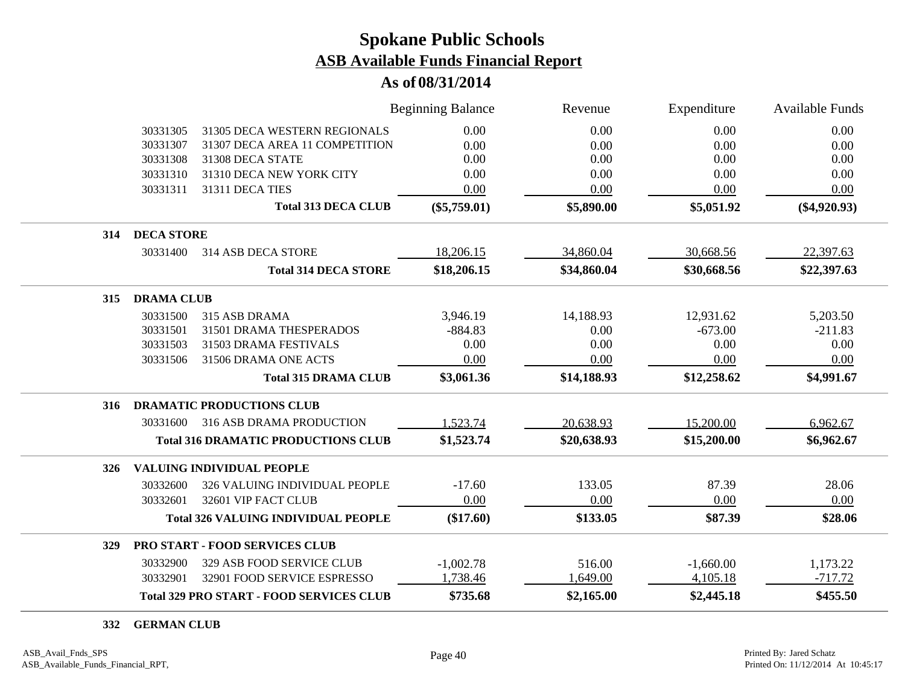# Spokane Public Schools
## ASB Available Funds Financial Report
### As of 08/31/2014

| | | | Beginning Balance | Revenue | Expenditure | Available Funds |
|---|---|---|---|---|---|---|
| | 30331305 | 31305 DECA WESTERN REGIONALS | 0.00 | 0.00 | 0.00 | 0.00 |
| | 30331307 | 31307 DECA AREA 11 COMPETITION | 0.00 | 0.00 | 0.00 | 0.00 |
| | 30331308 | 31308 DECA STATE | 0.00 | 0.00 | 0.00 | 0.00 |
| | 30331310 | 31310 DECA NEW YORK CITY | 0.00 | 0.00 | 0.00 | 0.00 |
| | 30331311 | 31311 DECA TIES | 0.00 | 0.00 | 0.00 | 0.00 |
| | | **Total 313 DECA CLUB** | **($5,759.01)** | **$5,890.00** | **$5,051.92** | **($4,920.93)** |
| **314** | **DECA STORE** | | | | | |
| | 30331400 | 314 ASB DECA STORE | 18,206.15 | 34,860.04 | 30,668.56 | 22,397.63 |
| | | **Total 314 DECA STORE** | **$18,206.15** | **$34,860.04** | **$30,668.56** | **$22,397.63** |
| **315** | **DRAMA CLUB** | | | | | |
| | 30331500 | 315 ASB DRAMA | 3,946.19 | 14,188.93 | 12,931.62 | 5,203.50 |
| | 30331501 | 31501 DRAMA THESPERADOS | -884.83 | 0.00 | -673.00 | -211.83 |
| | 30331503 | 31503 DRAMA FESTIVALS | 0.00 | 0.00 | 0.00 | 0.00 |
| | 30331506 | 31506 DRAMA ONE ACTS | 0.00 | 0.00 | 0.00 | 0.00 |
| | | **Total 315 DRAMA CLUB** | **$3,061.36** | **$14,188.93** | **$12,258.62** | **$4,991.67** |
| **316** | **DRAMATIC PRODUCTIONS CLUB** | | | | | |
| | 30331600 | 316 ASB DRAMA PRODUCTION | 1,523.74 | 20,638.93 | 15,200.00 | 6,962.67 |
| | | **Total 316 DRAMATIC PRODUCTIONS CLUB** | **$1,523.74** | **$20,638.93** | **$15,200.00** | **$6,962.67** |
| **326** | **VALUING INDIVIDUAL PEOPLE** | | | | | |
| | 30332600 | 326 VALUING INDIVIDUAL PEOPLE | -17.60 | 133.05 | 87.39 | 28.06 |
| | 30332601 | 32601 VIP FACT CLUB | 0.00 | 0.00 | 0.00 | 0.00 |
| | | **Total 326 VALUING INDIVIDUAL PEOPLE** | **($17.60)** | **$133.05** | **$87.39** | **$28.06** |
| **329** | **PRO START - FOOD SERVICES CLUB** | | | | | |
| | 30332900 | 329 ASB FOOD SERVICE CLUB | -1,002.78 | 516.00 | -1,660.00 | 1,173.22 |
| | 30332901 | 32901 FOOD SERVICE ESPRESSO | 1,738.46 | 1,649.00 | 4,105.18 | -717.72 |
| | | **Total 329 PRO START - FOOD SERVICES CLUB** | **$735.68** | **$2,165.00** | **$2,445.18** | **$455.50** |
| **332** | **GERMAN CLUB** | | | | | |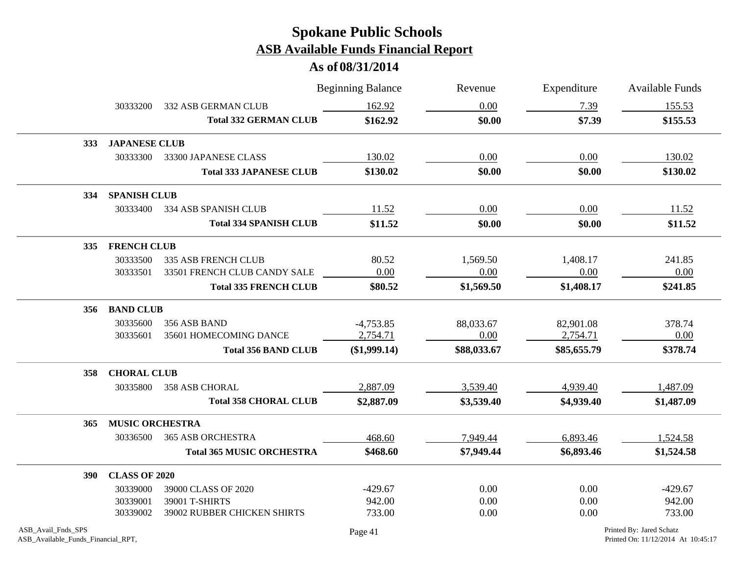# Spokane Public Schools
## ASB Available Funds Financial Report
### As of 08/31/2014

| | | Beginning Balance | Revenue | Expenditure | Available Funds |
|---|---|---|---|---|---|
| 30333200 | 332 ASB GERMAN CLUB | 162.92 | 0.00 | 7.39 | 155.53 |
| | **Total 332 GERMAN CLUB** | **$162.92** | **$0.00** | **$7.39** | **$155.53** |
| **333** | **JAPANESE CLUB** | | | | |
| 30333300 | 33300 JAPANESE CLASS | 130.02 | 0.00 | 0.00 | 130.02 |
| | **Total 333 JAPANESE CLUB** | **$130.02** | **$0.00** | **$0.00** | **$130.02** |
| **334** | **SPANISH CLUB** | | | | |
| 30333400 | 334 ASB SPANISH CLUB | 11.52 | 0.00 | 0.00 | 11.52 |
| | **Total 334 SPANISH CLUB** | **$11.52** | **$0.00** | **$0.00** | **$11.52** |
| **335** | **FRENCH CLUB** | | | | |
| 30333500 | 335 ASB FRENCH CLUB | 80.52 | 1,569.50 | 1,408.17 | 241.85 |
| 30333501 | 33501 FRENCH CLUB CANDY SALE | 0.00 | 0.00 | 0.00 | 0.00 |
| | **Total 335 FRENCH CLUB** | **$80.52** | **$1,569.50** | **$1,408.17** | **$241.85** |
| **356** | **BAND CLUB** | | | | |
| 30335600 | 356 ASB BAND | -4,753.85 | 88,033.67 | 82,901.08 | 378.74 |
| 30335601 | 35601 HOMECOMING DANCE | 2,754.71 | 0.00 | 2,754.71 | 0.00 |
| | **Total 356 BAND CLUB** | **($1,999.14)** | **$88,033.67** | **$85,655.79** | **$378.74** |
| **358** | **CHORAL CLUB** | | | | |
| 30335800 | 358 ASB CHORAL | 2,887.09 | 3,539.40 | 4,939.40 | 1,487.09 |
| | **Total 358 CHORAL CLUB** | **$2,887.09** | **$3,539.40** | **$4,939.40** | **$1,487.09** |
| **365** | **MUSIC ORCHESTRA** | | | | |
| 30336500 | 365 ASB ORCHESTRA | 468.60 | 7,949.44 | 6,893.46 | 1,524.58 |
| | **Total 365 MUSIC ORCHESTRA** | **$468.60** | **$7,949.44** | **$6,893.46** | **$1,524.58** |
| **390** | **CLASS OF 2020** | | | | |
| 30339000 | 39000 CLASS OF 2020 | -429.67 | 0.00 | 0.00 | -429.67 |
| 30339001 | 39001 T-SHIRTS | 942.00 | 0.00 | 0.00 | 942.00 |
| 30339002 | 39002 RUBBER CHICKEN SHIRTS | 733.00 | 0.00 | 0.00 | 733.00 |

ASB_Avail_Fnds_SPS
ASB_Available_Funds_Financial_RPT,

Printed By: Jared Schatz
Printed On: 11/12/2014 At 10:45:17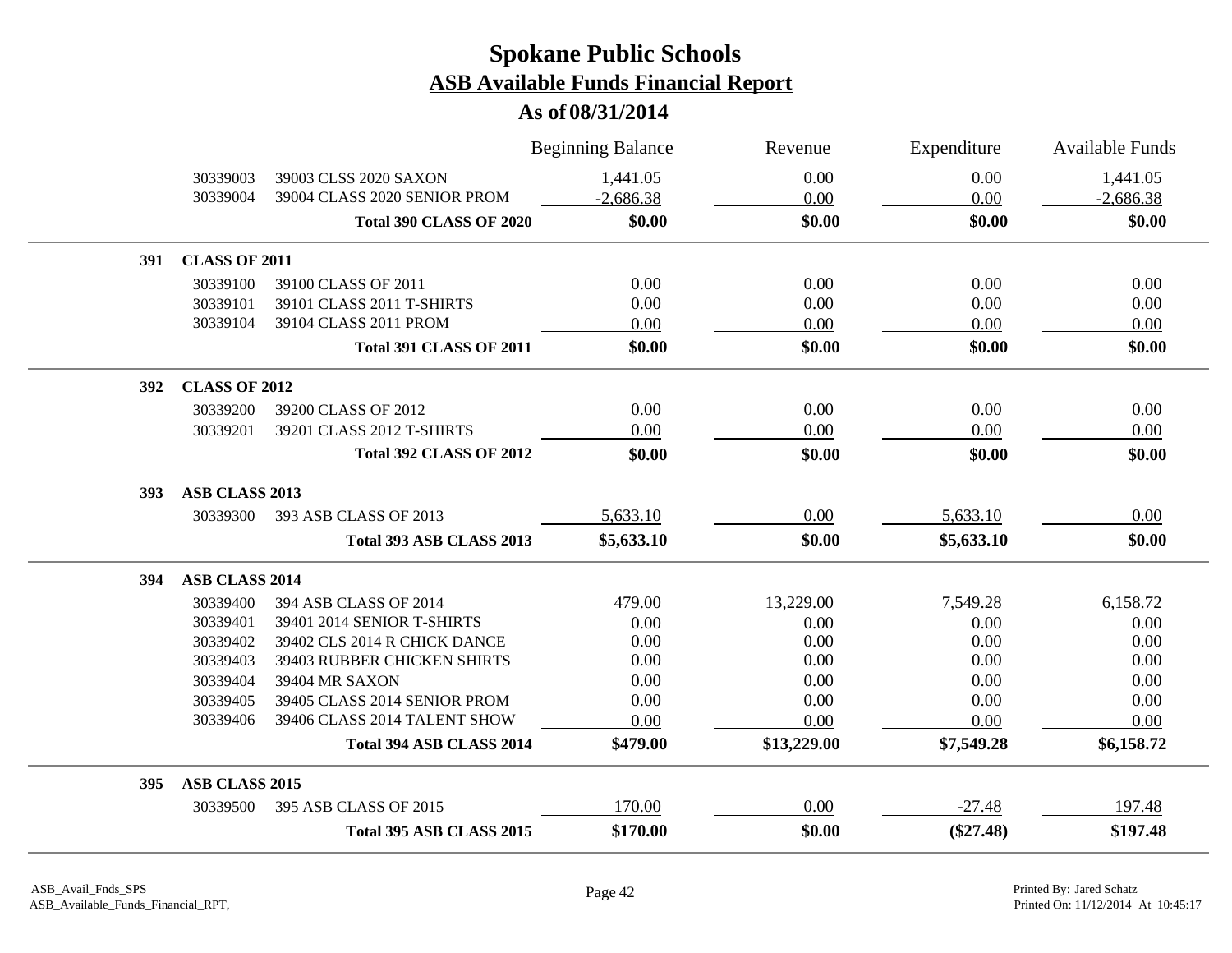# Spokane Public Schools
## ASB Available Funds Financial Report
### As of 08/31/2014

| | | | Beginning Balance | Revenue | Expenditure | Available Funds |
|---|---|---|---|---|---|---|
| | 30339003 | 39003 CLSS 2020 SAXON | 1,441.05 | 0.00 | 0.00 | 1,441.05 |
| | 30339004 | 39004 CLASS 2020 SENIOR PROM | -2,686.38 | 0.00 | 0.00 | -2,686.38 |
| | | **Total 390 CLASS OF 2020** | **$0.00** | **$0.00** | **$0.00** | **$0.00** |
| **391** | **CLASS OF 2011** | | | | | |
| | 30339100 | 39100 CLASS OF 2011 | 0.00 | 0.00 | 0.00 | 0.00 |
| | 30339101 | 39101 CLASS 2011 T-SHIRTS | 0.00 | 0.00 | 0.00 | 0.00 |
| | 30339104 | 39104 CLASS 2011 PROM | 0.00 | 0.00 | 0.00 | 0.00 |
| | | **Total 391 CLASS OF 2011** | **$0.00** | **$0.00** | **$0.00** | **$0.00** |
| **392** | **CLASS OF 2012** | | | | | |
| | 30339200 | 39200 CLASS OF 2012 | 0.00 | 0.00 | 0.00 | 0.00 |
| | 30339201 | 39201 CLASS 2012 T-SHIRTS | 0.00 | 0.00 | 0.00 | 0.00 |
| | | **Total 392 CLASS OF 2012** | **$0.00** | **$0.00** | **$0.00** | **$0.00** |
| **393** | **ASB CLASS 2013** | | | | | |
| | 30339300 | 393 ASB CLASS OF 2013 | 5,633.10 | 0.00 | 5,633.10 | 0.00 |
| | | **Total 393 ASB CLASS 2013** | **$5,633.10** | **$0.00** | **$5,633.10** | **$0.00** |
| **394** | **ASB CLASS 2014** | | | | | |
| | 30339400 | 394 ASB CLASS OF 2014 | 479.00 | 13,229.00 | 7,549.28 | 6,158.72 |
| | 30339401 | 39401 2014 SENIOR T-SHIRTS | 0.00 | 0.00 | 0.00 | 0.00 |
| | 30339402 | 39402 CLS 2014 R CHICK DANCE | 0.00 | 0.00 | 0.00 | 0.00 |
| | 30339403 | 39403 RUBBER CHICKEN SHIRTS | 0.00 | 0.00 | 0.00 | 0.00 |
| | 30339404 | 39404 MR SAXON | 0.00 | 0.00 | 0.00 | 0.00 |
| | 30339405 | 39405 CLASS 2014 SENIOR PROM | 0.00 | 0.00 | 0.00 | 0.00 |
| | 30339406 | 39406 CLASS 2014 TALENT SHOW | 0.00 | 0.00 | 0.00 | 0.00 |
| | | **Total 394 ASB CLASS 2014** | **$479.00** | **$13,229.00** | **$7,549.28** | **$6,158.72** |
| **395** | **ASB CLASS 2015** | | | | | |
| | 30339500 | 395 ASB CLASS OF 2015 | 170.00 | 0.00 | -27.48 | 197.48 |
| | | **Total 395 ASB CLASS 2015** | **$170.00** | **$0.00** | **($27.48)** | **$197.48** |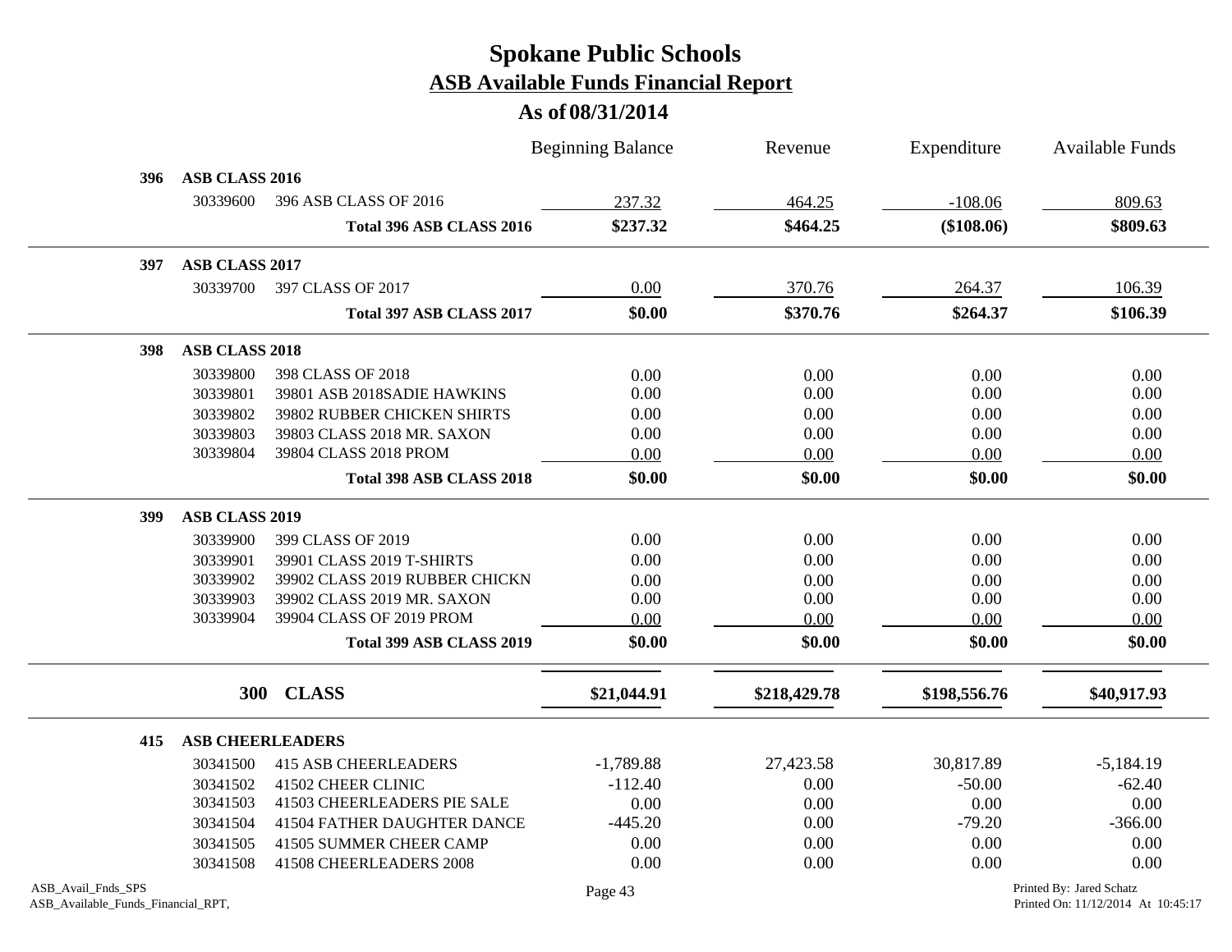# Spokane Public Schools

## ASB Available Funds Financial Report

### As of 08/31/2014

| | | Beginning Balance | Revenue | Expenditure | Available Funds |
|---|---|---|---|---|---|
| **396** | **ASB CLASS 2016** | | | | |
| 30339600 | 396 ASB CLASS OF 2016 | 237.32 | 464.25 | -108.06 | 809.63 |
| | **Total 396 ASB CLASS 2016** | **$237.32** | **$464.25** | **($108.06)** | **$809.63** |
| **397** | **ASB CLASS 2017** | | | | |
| 30339700 | 397 CLASS OF 2017 | 0.00 | 370.76 | 264.37 | 106.39 |
| | **Total 397 ASB CLASS 2017** | **$0.00** | **$370.76** | **$264.37** | **$106.39** |
| **398** | **ASB CLASS 2018** | | | | |
| 30339800 | 398 CLASS OF 2018 | 0.00 | 0.00 | 0.00 | 0.00 |
| 30339801 | 39801 ASB 2018SADIE HAWKINS | 0.00 | 0.00 | 0.00 | 0.00 |
| 30339802 | 39802 RUBBER CHICKEN SHIRTS | 0.00 | 0.00 | 0.00 | 0.00 |
| 30339803 | 39803 CLASS 2018 MR. SAXON | 0.00 | 0.00 | 0.00 | 0.00 |
| 30339804 | 39804 CLASS 2018 PROM | 0.00 | 0.00 | 0.00 | 0.00 |
| | **Total 398 ASB CLASS 2018** | **$0.00** | **$0.00** | **$0.00** | **$0.00** |
| **399** | **ASB CLASS 2019** | | | | |
| 30339900 | 399 CLASS OF 2019 | 0.00 | 0.00 | 0.00 | 0.00 |
| 30339901 | 39901 CLASS 2019 T-SHIRTS | 0.00 | 0.00 | 0.00 | 0.00 |
| 30339902 | 39902 CLASS 2019 RUBBER CHICKN | 0.00 | 0.00 | 0.00 | 0.00 |
| 30339903 | 39902 CLASS 2019 MR. SAXON | 0.00 | 0.00 | 0.00 | 0.00 |
| 30339904 | 39904 CLASS OF 2019 PROM | 0.00 | 0.00 | 0.00 | 0.00 |
| | **Total 399 ASB CLASS 2019** | **$0.00** | **$0.00** | **$0.00** | **$0.00** |
| **300** | **CLASS** | **$21,044.91** | **$218,429.78** | **$198,556.76** | **$40,917.93** |
| **415** | **ASB CHEERLEADERS** | | | | |
| 30341500 | 415 ASB CHEERLEADERS | -1,789.88 | 27,423.58 | 30,817.89 | -5,184.19 |
| 30341502 | 41502 CHEER CLINIC | -112.40 | 0.00 | -50.00 | -62.40 |
| 30341503 | 41503 CHEERLEADERS PIE SALE | 0.00 | 0.00 | 0.00 | 0.00 |
| 30341504 | 41504 FATHER DAUGHTER DANCE | -445.20 | 0.00 | -79.20 | -366.00 |
| 30341505 | 41505 SUMMER CHEER CAMP | 0.00 | 0.00 | 0.00 | 0.00 |
| 30341508 | 41508 CHEERLEADERS 2008 | 0.00 | 0.00 | 0.00 | 0.00 |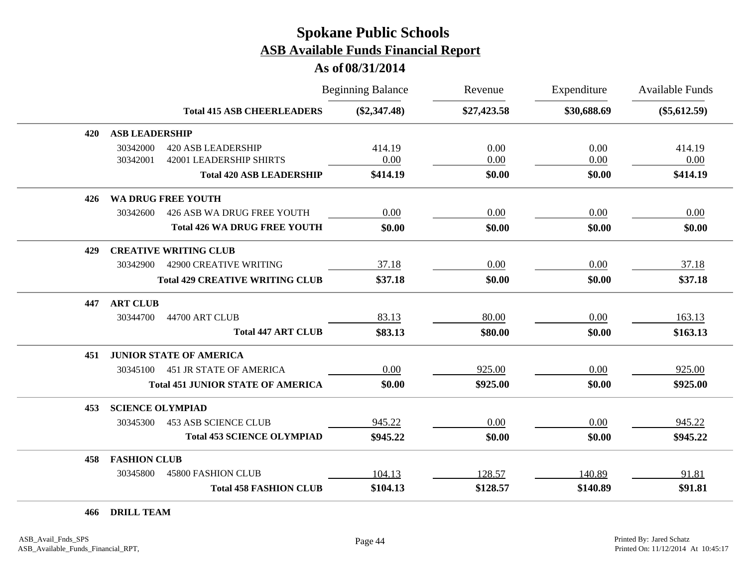# Spokane Public Schools

## ASB Available Funds Financial Report

### As of 08/31/2014

| | | Beginning Balance | Revenue | Expenditure | Available Funds |
|---|---|---|---|---|---|
| | **Total 415 ASB CHEERLEADERS** | **($2,347.48)** | **$27,423.58** | **$30,688.69** | **($5,612.59)** |
| **420** | **ASB LEADERSHIP** | | | | |
| 30342000 | 420 ASB LEADERSHIP | 414.19 | 0.00 | 0.00 | 414.19 |
| 30342001 | 42001 LEADERSHIP SHIRTS | 0.00 | 0.00 | 0.00 | 0.00 |
| | **Total 420 ASB LEADERSHIP** | **$414.19** | **$0.00** | **$0.00** | **$414.19** |
| **426** | **WA DRUG FREE YOUTH** | | | | |
| 30342600 | 426 ASB WA DRUG FREE YOUTH | 0.00 | 0.00 | 0.00 | 0.00 |
| | **Total 426 WA DRUG FREE YOUTH** | **$0.00** | **$0.00** | **$0.00** | **$0.00** |
| **429** | **CREATIVE WRITING CLUB** | | | | |
| 30342900 | 42900 CREATIVE WRITING | 37.18 | 0.00 | 0.00 | 37.18 |
| | **Total 429 CREATIVE WRITING CLUB** | **$37.18** | **$0.00** | **$0.00** | **$37.18** |
| **447** | **ART CLUB** | | | | |
| 30344700 | 44700 ART CLUB | 83.13 | 80.00 | 0.00 | 163.13 |
| | **Total 447 ART CLUB** | **$83.13** | **$80.00** | **$0.00** | **$163.13** |
| **451** | **JUNIOR STATE OF AMERICA** | | | | |
| 30345100 | 451 JR STATE OF AMERICA | 0.00 | 925.00 | 0.00 | 925.00 |
| | **Total 451 JUNIOR STATE OF AMERICA** | **$0.00** | **$925.00** | **$0.00** | **$925.00** |
| **453** | **SCIENCE OLYMPIAD** | | | | |
| 30345300 | 453 ASB SCIENCE CLUB | 945.22 | 0.00 | 0.00 | 945.22 |
| | **Total 453 SCIENCE OLYMPIAD** | **$945.22** | **$0.00** | **$0.00** | **$945.22** |
| **458** | **FASHION CLUB** | | | | |
| 30345800 | 45800 FASHION CLUB | 104.13 | 128.57 | 140.89 | 91.81 |
| | **Total 458 FASHION CLUB** | **$104.13** | **$128.57** | **$140.89** | **$91.81** |
| **466** | **DRILL TEAM** | | | | |

ASB_Avail_Fnds_SPS
ASB_Available_Funds_Financial_RPT,

Printed By: Jared Schatz
Printed On: 11/12/2014 At 10:45:17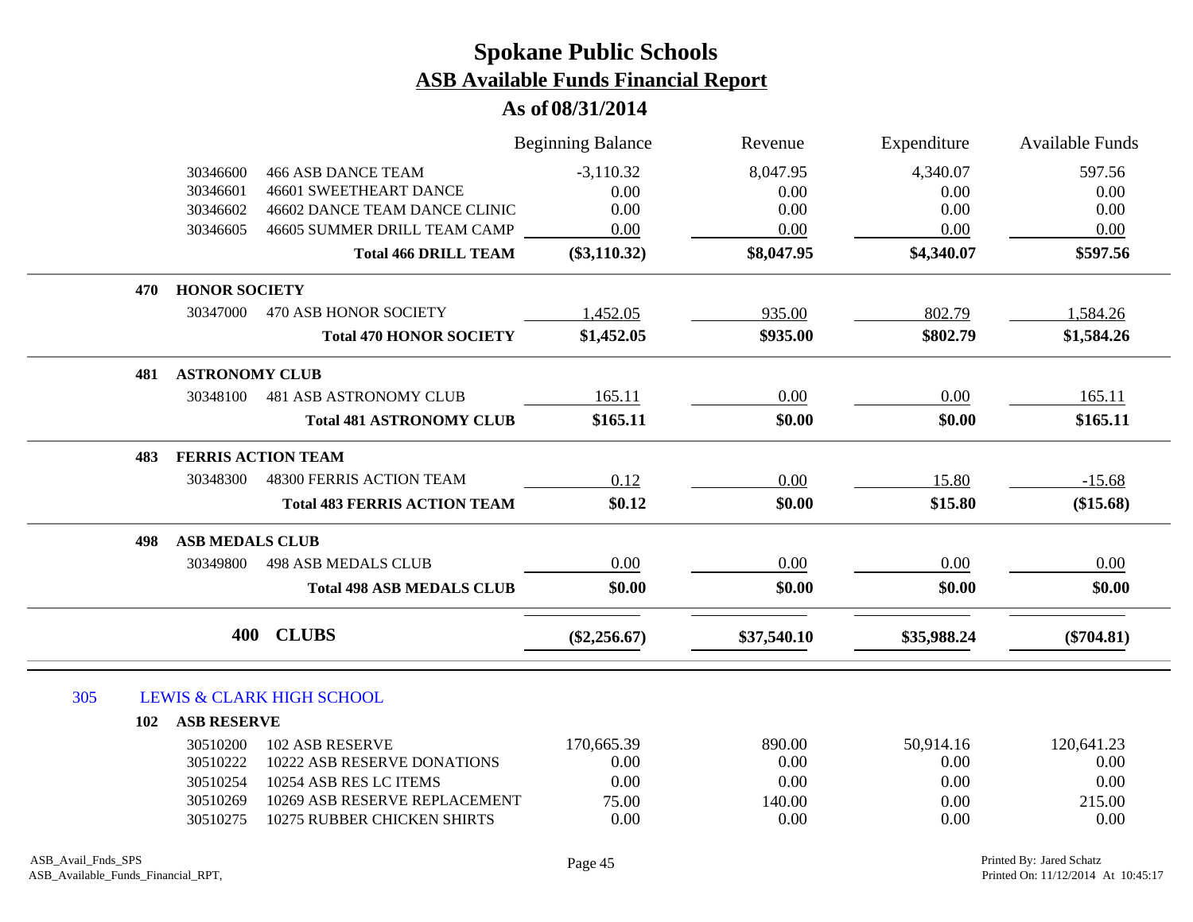# Spokane Public Schools
## ASB Available Funds Financial Report
### As of 08/31/2014

| | | Beginning Balance | Revenue | Expenditure | Available Funds |
|---|---|---|---|---|---|
| 30346600 | 466 ASB DANCE TEAM | -3,110.32 | 8,047.95 | 4,340.07 | 597.56 |
| 30346601 | 46601 SWEETHEART DANCE | 0.00 | 0.00 | 0.00 | 0.00 |
| 30346602 | 46602 DANCE TEAM DANCE CLINIC | 0.00 | 0.00 | 0.00 | 0.00 |
| 30346605 | 46605 SUMMER DRILL TEAM CAMP | 0.00 | 0.00 | 0.00 | 0.00 |
| | **Total 466 DRILL TEAM** | **($3,110.32)** | **$8,047.95** | **$4,340.07** | **$597.56** |
| **470** | **HONOR SOCIETY** | | | | |
| 30347000 | 470 ASB HONOR SOCIETY | 1,452.05 | 935.00 | 802.79 | 1,584.26 |
| | **Total 470 HONOR SOCIETY** | **$1,452.05** | **$935.00** | **$802.79** | **$1,584.26** |
| **481** | **ASTRONOMY CLUB** | | | | |
| 30348100 | 481 ASB ASTRONOMY CLUB | 165.11 | 0.00 | 0.00 | 165.11 |
| | **Total 481 ASTRONOMY CLUB** | **$165.11** | **$0.00** | **$0.00** | **$165.11** |
| **483** | **FERRIS ACTION TEAM** | | | | |
| 30348300 | 48300 FERRIS ACTION TEAM | 0.12 | 0.00 | 15.80 | -15.68 |
| | **Total 483 FERRIS ACTION TEAM** | **$0.12** | **$0.00** | **$15.80** | **($15.68)** |
| **498** | **ASB MEDALS CLUB** | | | | |
| 30349800 | 498 ASB MEDALS CLUB | 0.00 | 0.00 | 0.00 | 0.00 |
| | **Total 498 ASB MEDALS CLUB** | **$0.00** | **$0.00** | **$0.00** | **$0.00** |
| **400** | **CLUBS** | **($2,256.67)** | **$37,540.10** | **$35,988.24** | **($704.81)** |

## 305 LEWIS & CLARK HIGH SCHOOL

| | | Beginning Balance | Revenue | Expenditure | Available Funds |
|---|---|---|---|---|---|
| **102** | **ASB RESERVE** | | | | |
| 30510200 | 102 ASB RESERVE | 170,665.39 | 890.00 | 50,914.16 | 120,641.23 |
| 30510222 | 10222 ASB RESERVE DONATIONS | 0.00 | 0.00 | 0.00 | 0.00 |
| 30510254 | 10254 ASB RES LC ITEMS | 0.00 | 0.00 | 0.00 | 0.00 |
| 30510269 | 10269 ASB RESERVE REPLACEMENT | 75.00 | 140.00 | 0.00 | 215.00 |
| 30510275 | 10275 RUBBER CHICKEN SHIRTS | 0.00 | 0.00 | 0.00 | 0.00 |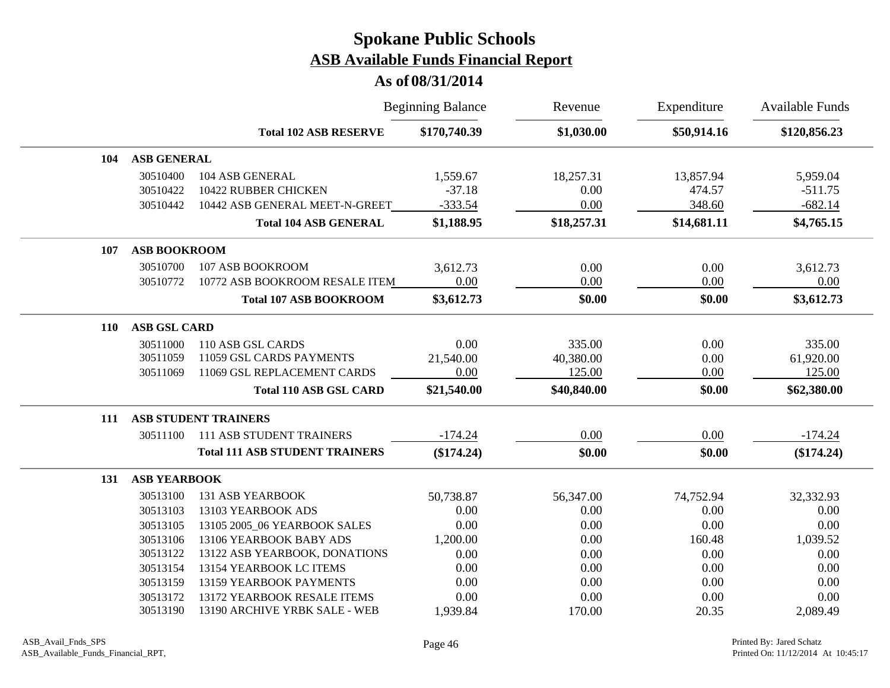# Spokane Public Schools

## ASB Available Funds Financial Report

### As of 08/31/2014

| | | | Beginning Balance | Revenue | Expenditure | Available Funds |
|---|---|---|---|---|---|---|
| | | **Total 102 ASB RESERVE** | **$170,740.39** | **$1,030.00** | **$50,914.16** | **$120,856.23** |
| **104** | **ASB GENERAL** | | | | | |
| | 30510400 | 104 ASB GENERAL | 1,559.67 | 18,257.31 | 13,857.94 | 5,959.04 |
| | 30510422 | 10422 RUBBER CHICKEN | -37.18 | 0.00 | 474.57 | -511.75 |
| | 30510442 | 10442 ASB GENERAL MEET-N-GREET | -333.54 | 0.00 | 348.60 | -682.14 |
| | | **Total 104 ASB GENERAL** | **$1,188.95** | **$18,257.31** | **$14,681.11** | **$4,765.15** |
| **107** | **ASB BOOKROOM** | | | | | |
| | 30510700 | 107 ASB BOOKROOM | 3,612.73 | 0.00 | 0.00 | 3,612.73 |
| | 30510772 | 10772 ASB BOOKROOM RESALE ITEM | 0.00 | 0.00 | 0.00 | 0.00 |
| | | **Total 107 ASB BOOKROOM** | **$3,612.73** | **$0.00** | **$0.00** | **$3,612.73** |
| **110** | **ASB GSL CARD** | | | | | |
| | 30511000 | 110 ASB GSL CARDS | 0.00 | 335.00 | 0.00 | 335.00 |
| | 30511059 | 11059 GSL CARDS PAYMENTS | 21,540.00 | 40,380.00 | 0.00 | 61,920.00 |
| | 30511069 | 11069 GSL REPLACEMENT CARDS | 0.00 | 125.00 | 0.00 | 125.00 |
| | | **Total 110 ASB GSL CARD** | **$21,540.00** | **$40,840.00** | **$0.00** | **$62,380.00** |
| **111** | **ASB STUDENT TRAINERS** | | | | | |
| | 30511100 | 111 ASB STUDENT TRAINERS | -174.24 | 0.00 | 0.00 | -174.24 |
| | | **Total 111 ASB STUDENT TRAINERS** | **($174.24)** | **$0.00** | **$0.00** | **($174.24)** |
| **131** | **ASB YEARBOOK** | | | | | |
| | 30513100 | 131 ASB YEARBOOK | 50,738.87 | 56,347.00 | 74,752.94 | 32,332.93 |
| | 30513103 | 13103 YEARBOOK ADS | 0.00 | 0.00 | 0.00 | 0.00 |
| | 30513105 | 13105 2005_06 YEARBOOK SALES | 0.00 | 0.00 | 0.00 | 0.00 |
| | 30513106 | 13106 YEARBOOK BABY ADS | 1,200.00 | 0.00 | 160.48 | 1,039.52 |
| | 30513122 | 13122 ASB YEARBOOK, DONATIONS | 0.00 | 0.00 | 0.00 | 0.00 |
| | 30513154 | 13154 YEARBOOK LC ITEMS | 0.00 | 0.00 | 0.00 | 0.00 |
| | 30513159 | 13159 YEARBOOK PAYMENTS | 0.00 | 0.00 | 0.00 | 0.00 |
| | 30513172 | 13172 YEARBOOK RESALE ITEMS | 0.00 | 0.00 | 0.00 | 0.00 |
| | 30513190 | 13190 ARCHIVE YRBK SALE - WEB | 1,939.84 | 170.00 | 20.35 | 2,089.49 |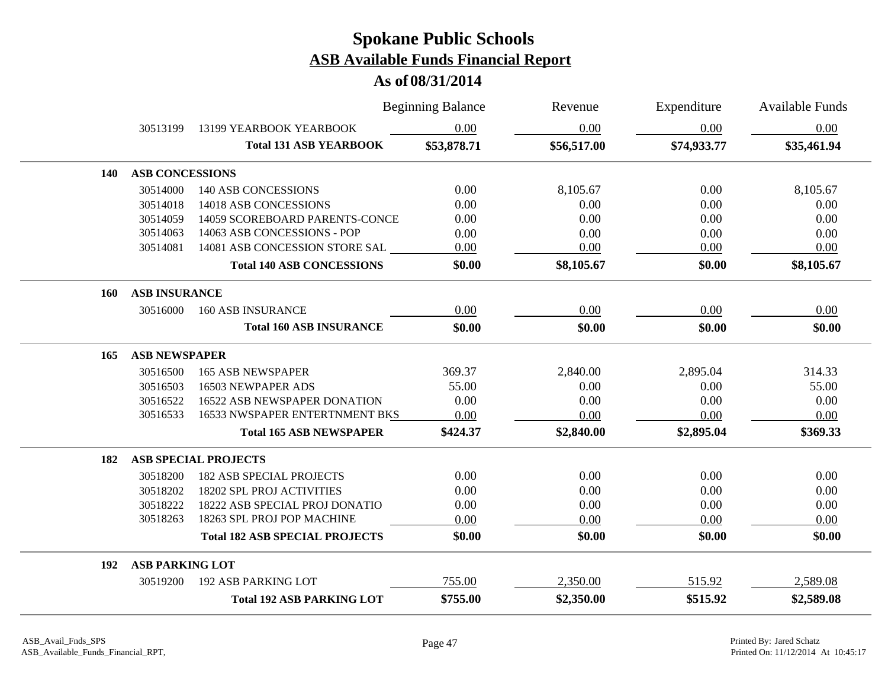# Spokane Public Schools
## ASB Available Funds Financial Report
### As of 08/31/2014

| | | Beginning Balance | Revenue | Expenditure | Available Funds |
|---|---|---|---|---|---|
| 30513199 | 13199 YEARBOOK YEARBOOK | 0.00 | 0.00 | 0.00 | 0.00 |
| | **Total 131 ASB YEARBOOK** | **$53,878.71** | **$56,517.00** | **$74,933.77** | **$35,461.94** |
| **140** | **ASB CONCESSIONS** | | | | |
| 30514000 | 140 ASB CONCESSIONS | 0.00 | 8,105.67 | 0.00 | 8,105.67 |
| 30514018 | 14018 ASB CONCESSIONS | 0.00 | 0.00 | 0.00 | 0.00 |
| 30514059 | 14059 SCOREBOARD PARENTS-CONCE | 0.00 | 0.00 | 0.00 | 0.00 |
| 30514063 | 14063 ASB CONCESSIONS - POP | 0.00 | 0.00 | 0.00 | 0.00 |
| 30514081 | 14081 ASB CONCESSION STORE SAL | 0.00 | 0.00 | 0.00 | 0.00 |
| | **Total 140 ASB CONCESSIONS** | **$0.00** | **$8,105.67** | **$0.00** | **$8,105.67** |
| **160** | **ASB INSURANCE** | | | | |
| 30516000 | 160 ASB INSURANCE | 0.00 | 0.00 | 0.00 | 0.00 |
| | **Total 160 ASB INSURANCE** | **$0.00** | **$0.00** | **$0.00** | **$0.00** |
| **165** | **ASB NEWSPAPER** | | | | |
| 30516500 | 165 ASB NEWSPAPER | 369.37 | 2,840.00 | 2,895.04 | 314.33 |
| 30516503 | 16503 NEWPAPER ADS | 55.00 | 0.00 | 0.00 | 55.00 |
| 30516522 | 16522 ASB NEWSPAPER DONATION | 0.00 | 0.00 | 0.00 | 0.00 |
| 30516533 | 16533 NWSPAPER ENTERTNMENT BKS | 0.00 | 0.00 | 0.00 | 0.00 |
| | **Total 165 ASB NEWSPAPER** | **$424.37** | **$2,840.00** | **$2,895.04** | **$369.33** |
| **182** | **ASB SPECIAL PROJECTS** | | | | |
| 30518200 | 182 ASB SPECIAL PROJECTS | 0.00 | 0.00 | 0.00 | 0.00 |
| 30518202 | 18202 SPL PROJ ACTIVITIES | 0.00 | 0.00 | 0.00 | 0.00 |
| 30518222 | 18222 ASB SPECIAL PROJ DONATIO | 0.00 | 0.00 | 0.00 | 0.00 |
| 30518263 | 18263 SPL PROJ POP MACHINE | 0.00 | 0.00 | 0.00 | 0.00 |
| | **Total 182 ASB SPECIAL PROJECTS** | **$0.00** | **$0.00** | **$0.00** | **$0.00** |
| **192** | **ASB PARKING LOT** | | | | |
| 30519200 | 192 ASB PARKING LOT | 755.00 | 2,350.00 | 515.92 | 2,589.08 |
| | **Total 192 ASB PARKING LOT** | **$755.00** | **$2,350.00** | **$515.92** | **$2,589.08** |

ASB_Avail_Fnds_SPS
ASB_Available_Funds_Financial_RPT,

Printed By: Jared Schatz
Printed On: 11/12/2014 At 10:45:17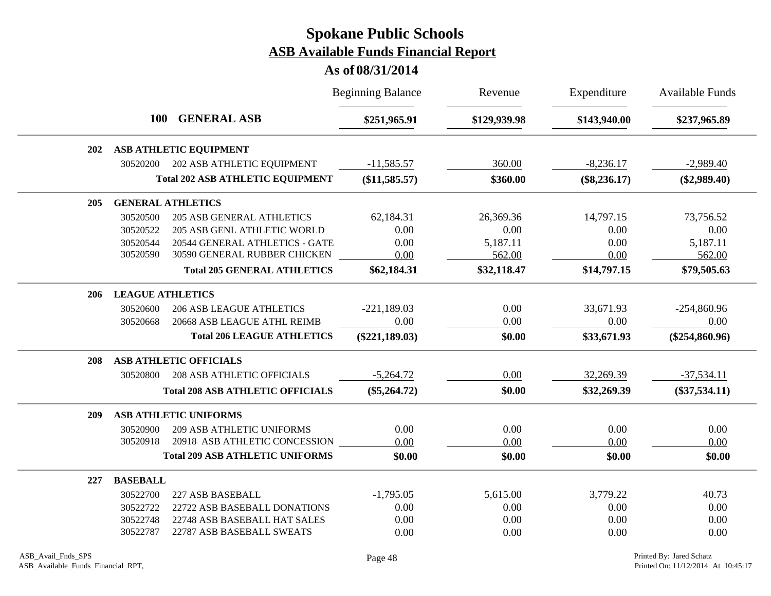# Spokane Public Schools

## ASB Available Funds Financial Report

### As of 08/31/2014

| | | Beginning Balance | Revenue | Expenditure | Available Funds |
|---|---|---|---|---|---|
| **100** | **GENERAL ASB** | **$251,965.91** | **$129,939.98** | **$143,940.00** | **$237,965.89** |
| **202** | **ASB ATHLETIC EQUIPMENT** | | | | |
| 30520200 | 202 ASB ATHLETIC EQUIPMENT | -11,585.57 | 360.00 | -8,236.17 | -2,989.40 |
| | **Total 202 ASB ATHLETIC EQUIPMENT** | **($11,585.57)** | **$360.00** | **($8,236.17)** | **($2,989.40)** |
| **205** | **GENERAL ATHLETICS** | | | | |
| 30520500 | 205 ASB GENERAL ATHLETICS | 62,184.31 | 26,369.36 | 14,797.15 | 73,756.52 |
| 30520522 | 205 ASB GENL ATHLETIC WORLD | 0.00 | 0.00 | 0.00 | 0.00 |
| 30520544 | 20544 GENERAL ATHLETICS - GATE | 0.00 | 5,187.11 | 0.00 | 5,187.11 |
| 30520590 | 30590 GENERAL RUBBER CHICKEN | 0.00 | 562.00 | 0.00 | 562.00 |
| | **Total 205 GENERAL ATHLETICS** | **$62,184.31** | **$32,118.47** | **$14,797.15** | **$79,505.63** |
| **206** | **LEAGUE ATHLETICS** | | | | |
| 30520600 | 206 ASB LEAGUE ATHLETICS | -221,189.03 | 0.00 | 33,671.93 | -254,860.96 |
| 30520668 | 20668 ASB LEAGUE ATHL REIMB | 0.00 | 0.00 | 0.00 | 0.00 |
| | **Total 206 LEAGUE ATHLETICS** | **($221,189.03)** | **$0.00** | **$33,671.93** | **($254,860.96)** |
| **208** | **ASB ATHLETIC OFFICIALS** | | | | |
| 30520800 | 208 ASB ATHLETIC OFFICIALS | -5,264.72 | 0.00 | 32,269.39 | -37,534.11 |
| | **Total 208 ASB ATHLETIC OFFICIALS** | **($5,264.72)** | **$0.00** | **$32,269.39** | **($37,534.11)** |
| **209** | **ASB ATHLETIC UNIFORMS** | | | | |
| 30520900 | 209 ASB ATHLETIC UNIFORMS | 0.00 | 0.00 | 0.00 | 0.00 |
| 30520918 | 20918 ASB ATHLETIC CONCESSION | 0.00 | 0.00 | 0.00 | 0.00 |
| | **Total 209 ASB ATHLETIC UNIFORMS** | **$0.00** | **$0.00** | **$0.00** | **$0.00** |
| **227** | **BASEBALL** | | | | |
| 30522700 | 227 ASB BASEBALL | -1,795.05 | 5,615.00 | 3,779.22 | 40.73 |
| 30522722 | 22722 ASB BASEBALL DONATIONS | 0.00 | 0.00 | 0.00 | 0.00 |
| 30522748 | 22748 ASB BASEBALL HAT SALES | 0.00 | 0.00 | 0.00 | 0.00 |
| 30522787 | 22787 ASB BASEBALL SWEATS | 0.00 | 0.00 | 0.00 | 0.00 |

ASB_Avail_Fnds_SPS
ASB_Available_Funds_Financial_RPT,

Printed By: Jared Schatz
Printed On: 11/12/2014 At 10:45:17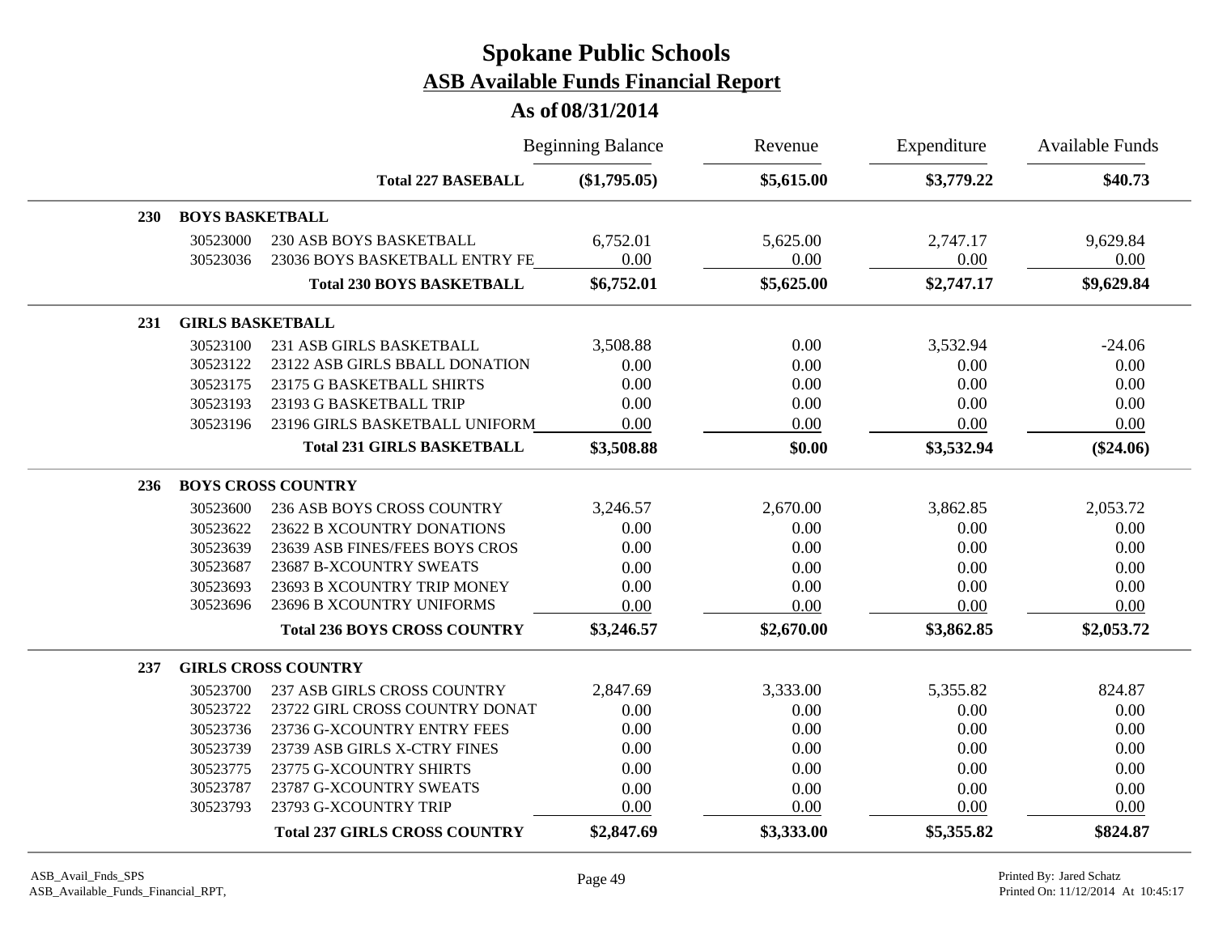# Spokane Public Schools

## ASB Available Funds Financial Report

### As of 08/31/2014

| | | | Beginning Balance | Revenue | Expenditure | Available Funds |
|---|---|---|---|---|---|---|
| | | **Total 227 BASEBALL** | **($1,795.05)** | **$5,615.00** | **$3,779.22** | **$40.73** |
| **230** | **BOYS BASKETBALL** | | | | | |
| | 30523000 | 230 ASB BOYS BASKETBALL | 6,752.01 | 5,625.00 | 2,747.17 | 9,629.84 |
| | 30523036 | 23036 BOYS BASKETBALL ENTRY FE | 0.00 | 0.00 | 0.00 | 0.00 |
| | | **Total 230 BOYS BASKETBALL** | **$6,752.01** | **$5,625.00** | **$2,747.17** | **$9,629.84** |
| **231** | **GIRLS BASKETBALL** | | | | | |
| | 30523100 | 231 ASB GIRLS BASKETBALL | 3,508.88 | 0.00 | 3,532.94 | -24.06 |
| | 30523122 | 23122 ASB GIRLS BBALL DONATION | 0.00 | 0.00 | 0.00 | 0.00 |
| | 30523175 | 23175 G BASKETBALL SHIRTS | 0.00 | 0.00 | 0.00 | 0.00 |
| | 30523193 | 23193 G BASKETBALL TRIP | 0.00 | 0.00 | 0.00 | 0.00 |
| | 30523196 | 23196 GIRLS BASKETBALL UNIFORM | 0.00 | 0.00 | 0.00 | 0.00 |
| | | **Total 231 GIRLS BASKETBALL** | **$3,508.88** | **$0.00** | **$3,532.94** | **($24.06)** |
| **236** | **BOYS CROSS COUNTRY** | | | | | |
| | 30523600 | 236 ASB BOYS CROSS COUNTRY | 3,246.57 | 2,670.00 | 3,862.85 | 2,053.72 |
| | 30523622 | 23622 B XCOUNTRY DONATIONS | 0.00 | 0.00 | 0.00 | 0.00 |
| | 30523639 | 23639 ASB FINES/FEES BOYS CROS | 0.00 | 0.00 | 0.00 | 0.00 |
| | 30523687 | 23687 B-XCOUNTRY SWEATS | 0.00 | 0.00 | 0.00 | 0.00 |
| | 30523693 | 23693 B XCOUNTRY TRIP MONEY | 0.00 | 0.00 | 0.00 | 0.00 |
| | 30523696 | 23696 B XCOUNTRY UNIFORMS | 0.00 | 0.00 | 0.00 | 0.00 |
| | | **Total 236 BOYS CROSS COUNTRY** | **$3,246.57** | **$2,670.00** | **$3,862.85** | **$2,053.72** |
| **237** | **GIRLS CROSS COUNTRY** | | | | | |
| | 30523700 | 237 ASB GIRLS CROSS COUNTRY | 2,847.69 | 3,333.00 | 5,355.82 | 824.87 |
| | 30523722 | 23722 GIRL CROSS COUNTRY DONAT | 0.00 | 0.00 | 0.00 | 0.00 |
| | 30523736 | 23736 G-XCOUNTRY ENTRY FEES | 0.00 | 0.00 | 0.00 | 0.00 |
| | 30523739 | 23739 ASB GIRLS X-CTRY FINES | 0.00 | 0.00 | 0.00 | 0.00 |
| | 30523775 | 23775 G-XCOUNTRY SHIRTS | 0.00 | 0.00 | 0.00 | 0.00 |
| | 30523787 | 23787 G-XCOUNTRY SWEATS | 0.00 | 0.00 | 0.00 | 0.00 |
| | 30523793 | 23793 G-XCOUNTRY TRIP | 0.00 | 0.00 | 0.00 | 0.00 |
| | | **Total 237 GIRLS CROSS COUNTRY** | **$2,847.69** | **$3,333.00** | **$5,355.82** | **$824.87** |

ASB_Avail_Fnds_SPS
ASB_Available_Funds_Financial_RPT,

Printed By: Jared Schatz
Printed On: 11/12/2014 At 10:45:17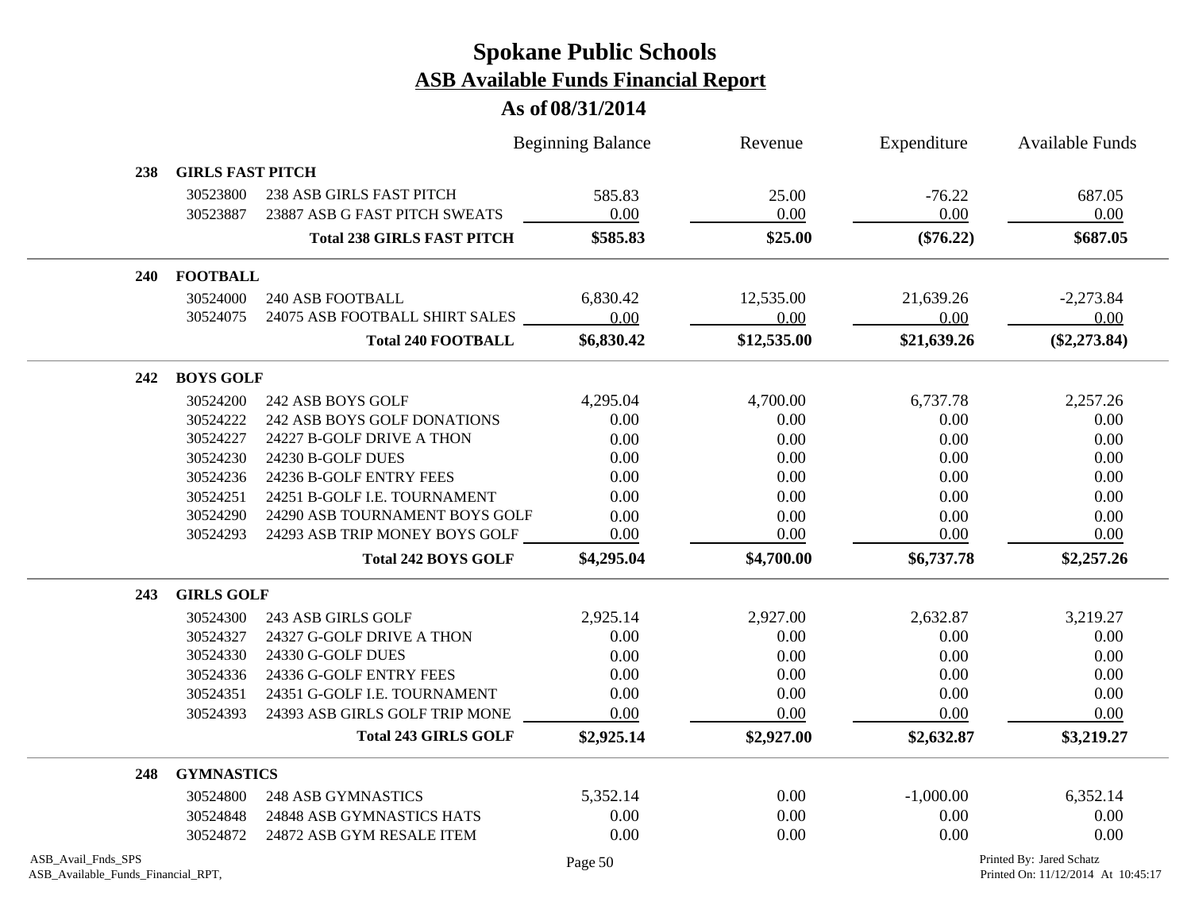# Spokane Public Schools

## ASB Available Funds Financial Report

### As of 08/31/2014

| | | | Beginning Balance | Revenue | Expenditure | Available Funds |
|---|---|---|---|---|---|---|
| **238** | **GIRLS FAST PITCH** | | | | | |
| | 30523800 | 238 ASB GIRLS FAST PITCH | 585.83 | 25.00 | -76.22 | 687.05 |
| | 30523887 | 23887 ASB G FAST PITCH SWEATS | 0.00 | 0.00 | 0.00 | 0.00 |
| | | **Total 238 GIRLS FAST PITCH** | **$585.83** | **$25.00** | **($76.22)** | **$687.05** |
| **240** | **FOOTBALL** | | | | | |
| | 30524000 | 240 ASB FOOTBALL | 6,830.42 | 12,535.00 | 21,639.26 | -2,273.84 |
| | 30524075 | 24075 ASB FOOTBALL SHIRT SALES | 0.00 | 0.00 | 0.00 | 0.00 |
| | | **Total 240 FOOTBALL** | **$6,830.42** | **$12,535.00** | **$21,639.26** | **($2,273.84)** |
| **242** | **BOYS GOLF** | | | | | |
| | 30524200 | 242 ASB BOYS GOLF | 4,295.04 | 4,700.00 | 6,737.78 | 2,257.26 |
| | 30524222 | 242 ASB BOYS GOLF DONATIONS | 0.00 | 0.00 | 0.00 | 0.00 |
| | 30524227 | 24227 B-GOLF DRIVE A THON | 0.00 | 0.00 | 0.00 | 0.00 |
| | 30524230 | 24230 B-GOLF DUES | 0.00 | 0.00 | 0.00 | 0.00 |
| | 30524236 | 24236 B-GOLF ENTRY FEES | 0.00 | 0.00 | 0.00 | 0.00 |
| | 30524251 | 24251 B-GOLF I.E. TOURNAMENT | 0.00 | 0.00 | 0.00 | 0.00 |
| | 30524290 | 24290 ASB TOURNAMENT BOYS GOLF | 0.00 | 0.00 | 0.00 | 0.00 |
| | 30524293 | 24293 ASB TRIP MONEY BOYS GOLF | 0.00 | 0.00 | 0.00 | 0.00 |
| | | **Total 242 BOYS GOLF** | **$4,295.04** | **$4,700.00** | **$6,737.78** | **$2,257.26** |
| **243** | **GIRLS GOLF** | | | | | |
| | 30524300 | 243 ASB GIRLS GOLF | 2,925.14 | 2,927.00 | 2,632.87 | 3,219.27 |
| | 30524327 | 24327 G-GOLF DRIVE A THON | 0.00 | 0.00 | 0.00 | 0.00 |
| | 30524330 | 24330 G-GOLF DUES | 0.00 | 0.00 | 0.00 | 0.00 |
| | 30524336 | 24336 G-GOLF ENTRY FEES | 0.00 | 0.00 | 0.00 | 0.00 |
| | 30524351 | 24351 G-GOLF I.E. TOURNAMENT | 0.00 | 0.00 | 0.00 | 0.00 |
| | 30524393 | 24393 ASB GIRLS GOLF TRIP MONE | 0.00 | 0.00 | 0.00 | 0.00 |
| | | **Total 243 GIRLS GOLF** | **$2,925.14** | **$2,927.00** | **$2,632.87** | **$3,219.27** |
| **248** | **GYMNASTICS** | | | | | |
| | 30524800 | 248 ASB GYMNASTICS | 5,352.14 | 0.00 | -1,000.00 | 6,352.14 |
| | 30524848 | 24848 ASB GYMNASTICS HATS | 0.00 | 0.00 | 0.00 | 0.00 |
| | 30524872 | 24872 ASB GYM RESALE ITEM | 0.00 | 0.00 | 0.00 | 0.00 |

ASB_Avail_Fnds_SPS
ASB_Available_Funds_Financial_RPT,

Printed By: Jared Schatz
Printed On: 11/12/2014 At 10:45:17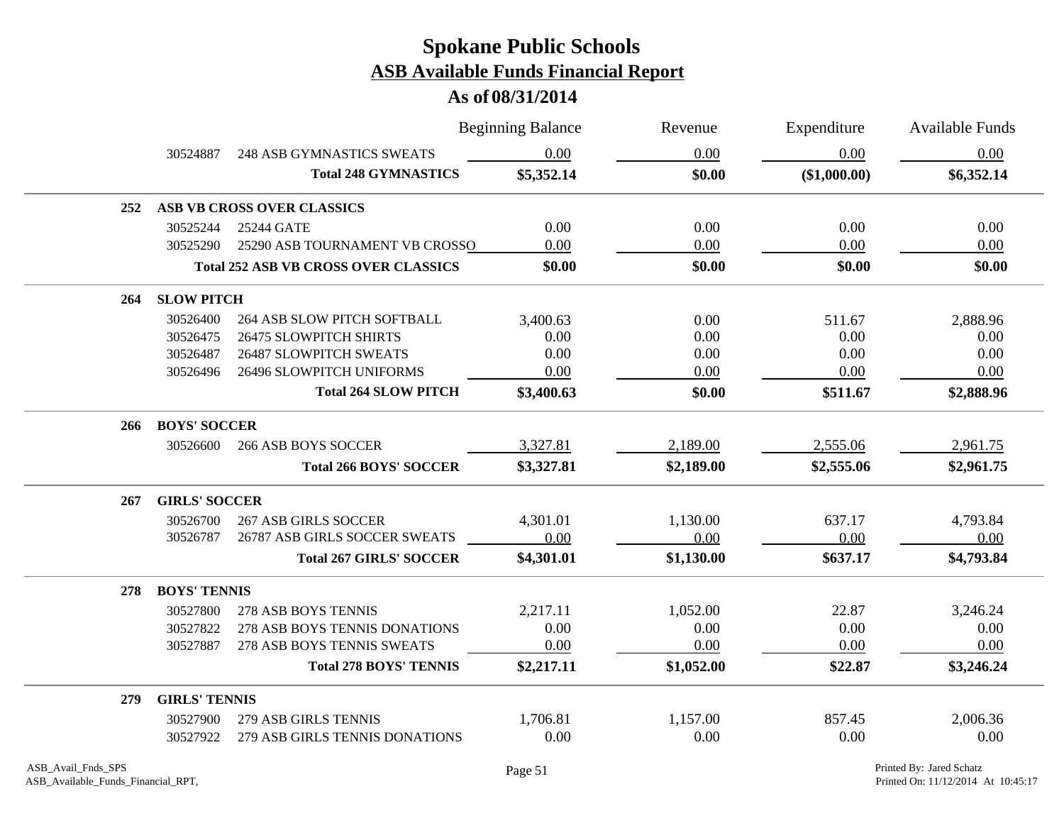# Spokane Public Schools

## ASB Available Funds Financial Report

### As of 08/31/2014

| | | | Beginning Balance | Revenue | Expenditure | Available Funds |
|---|---|---|---|---|---|---|
| | 30524887 | 248 ASB GYMNASTICS SWEATS | 0.00 | 0.00 | 0.00 | 0.00 |
| | | **Total 248 GYMNASTICS** | **$5,352.14** | **$0.00** | **($1,000.00)** | **$6,352.14** |
| **252** | **ASB VB CROSS OVER CLASSICS** | | | | | |
| | 30525244 | 25244 GATE | 0.00 | 0.00 | 0.00 | 0.00 |
| | 30525290 | 25290 ASB TOURNAMENT VB CROSSO | 0.00 | 0.00 | 0.00 | 0.00 |
| | | **Total 252 ASB VB CROSS OVER CLASSICS** | **$0.00** | **$0.00** | **$0.00** | **$0.00** |
| **264** | **SLOW PITCH** | | | | | |
| | 30526400 | 264 ASB SLOW PITCH SOFTBALL | 3,400.63 | 0.00 | 511.67 | 2,888.96 |
| | 30526475 | 26475 SLOWPITCH SHIRTS | 0.00 | 0.00 | 0.00 | 0.00 |
| | 30526487 | 26487 SLOWPITCH SWEATS | 0.00 | 0.00 | 0.00 | 0.00 |
| | 30526496 | 26496 SLOWPITCH UNIFORMS | 0.00 | 0.00 | 0.00 | 0.00 |
| | | **Total 264 SLOW PITCH** | **$3,400.63** | **$0.00** | **$511.67** | **$2,888.96** |
| **266** | **BOYS' SOCCER** | | | | | |
| | 30526600 | 266 ASB BOYS SOCCER | 3,327.81 | 2,189.00 | 2,555.06 | 2,961.75 |
| | | **Total 266 BOYS' SOCCER** | **$3,327.81** | **$2,189.00** | **$2,555.06** | **$2,961.75** |
| **267** | **GIRLS' SOCCER** | | | | | |
| | 30526700 | 267 ASB GIRLS SOCCER | 4,301.01 | 1,130.00 | 637.17 | 4,793.84 |
| | 30526787 | 26787 ASB GIRLS SOCCER SWEATS | 0.00 | 0.00 | 0.00 | 0.00 |
| | | **Total 267 GIRLS' SOCCER** | **$4,301.01** | **$1,130.00** | **$637.17** | **$4,793.84** |
| **278** | **BOYS' TENNIS** | | | | | |
| | 30527800 | 278 ASB BOYS TENNIS | 2,217.11 | 1,052.00 | 22.87 | 3,246.24 |
| | 30527822 | 278 ASB BOYS TENNIS DONATIONS | 0.00 | 0.00 | 0.00 | 0.00 |
| | 30527887 | 278 ASB BOYS TENNIS SWEATS | 0.00 | 0.00 | 0.00 | 0.00 |
| | | **Total 278 BOYS' TENNIS** | **$2,217.11** | **$1,052.00** | **$22.87** | **$3,246.24** |
| **279** | **GIRLS' TENNIS** | | | | | |
| | 30527900 | 279 ASB GIRLS TENNIS | 1,706.81 | 1,157.00 | 857.45 | 2,006.36 |
| | 30527922 | 279 ASB GIRLS TENNIS DONATIONS | 0.00 | 0.00 | 0.00 | 0.00 |

ASB_Avail_Fnds_SPS
ASB_Available_Funds_Financial_RPT,

Printed By: Jared Schatz
Printed On: 11/12/2014 At 10:45:17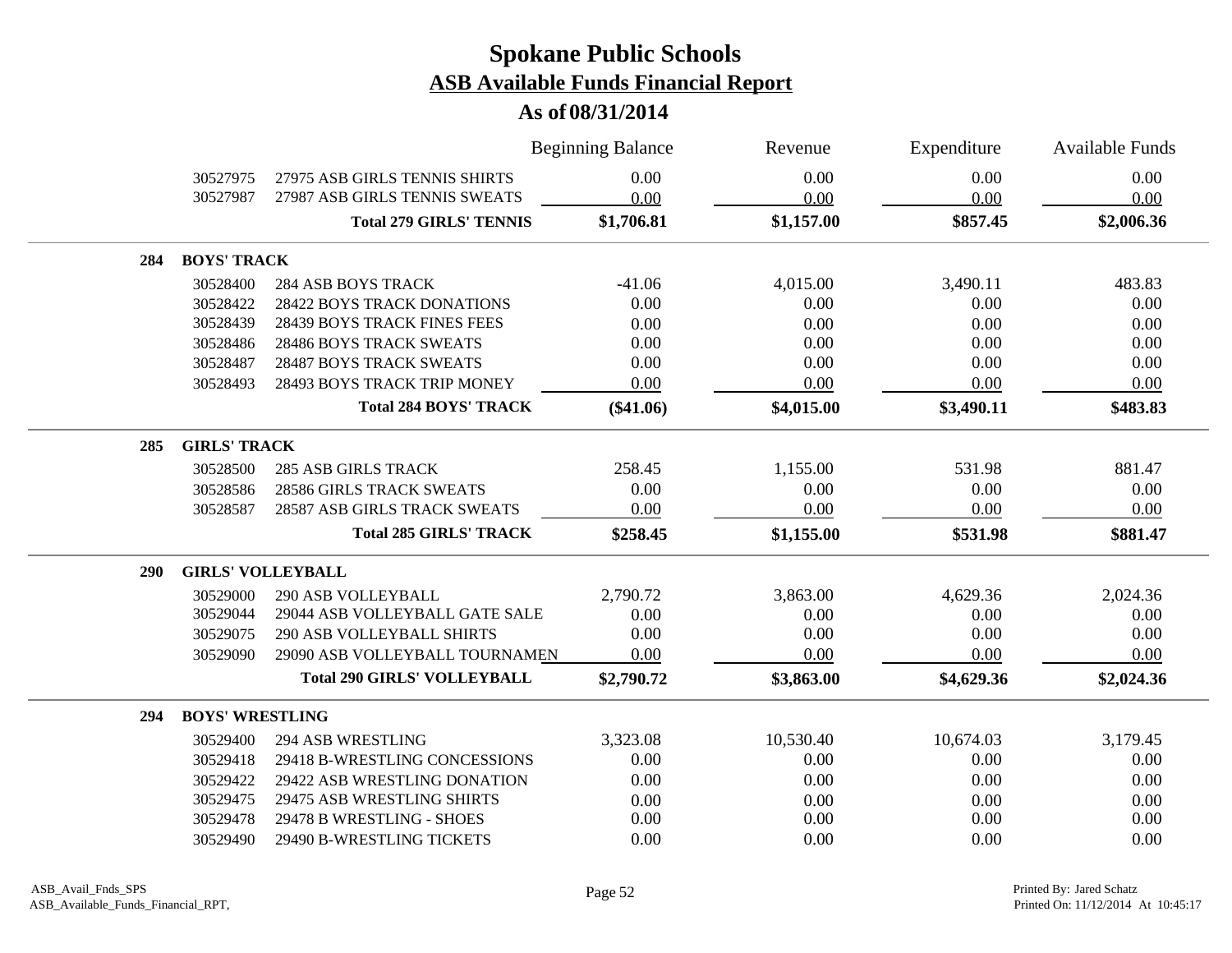# Spokane Public Schools

## ASB Available Funds Financial Report

### As of 08/31/2014

| | | | Beginning Balance | Revenue | Expenditure | Available Funds |
|---|---|---|---|---|---|---|
| | 30527975 | 27975 ASB GIRLS TENNIS SHIRTS | 0.00 | 0.00 | 0.00 | 0.00 |
| | 30527987 | 27987 ASB GIRLS TENNIS SWEATS | 0.00 | 0.00 | 0.00 | 0.00 |
| | | **Total 279 GIRLS' TENNIS** | **$1,706.81** | **$1,157.00** | **$857.45** | **$2,006.36** |
| **284** | **BOYS' TRACK** | | | | | |
| | 30528400 | 284 ASB BOYS TRACK | -41.06 | 4,015.00 | 3,490.11 | 483.83 |
| | 30528422 | 28422 BOYS TRACK DONATIONS | 0.00 | 0.00 | 0.00 | 0.00 |
| | 30528439 | 28439 BOYS TRACK FINES FEES | 0.00 | 0.00 | 0.00 | 0.00 |
| | 30528486 | 28486 BOYS TRACK SWEATS | 0.00 | 0.00 | 0.00 | 0.00 |
| | 30528487 | 28487 BOYS TRACK SWEATS | 0.00 | 0.00 | 0.00 | 0.00 |
| | 30528493 | 28493 BOYS TRACK TRIP MONEY | 0.00 | 0.00 | 0.00 | 0.00 |
| | | **Total 284 BOYS' TRACK** | **($41.06)** | **$4,015.00** | **$3,490.11** | **$483.83** |
| **285** | **GIRLS' TRACK** | | | | | |
| | 30528500 | 285 ASB GIRLS TRACK | 258.45 | 1,155.00 | 531.98 | 881.47 |
| | 30528586 | 28586 GIRLS TRACK SWEATS | 0.00 | 0.00 | 0.00 | 0.00 |
| | 30528587 | 28587 ASB GIRLS TRACK SWEATS | 0.00 | 0.00 | 0.00 | 0.00 |
| | | **Total 285 GIRLS' TRACK** | **$258.45** | **$1,155.00** | **$531.98** | **$881.47** |
| **290** | **GIRLS' VOLLEYBALL** | | | | | |
| | 30529000 | 290 ASB VOLLEYBALL | 2,790.72 | 3,863.00 | 4,629.36 | 2,024.36 |
| | 30529044 | 29044 ASB VOLLEYBALL GATE SALE | 0.00 | 0.00 | 0.00 | 0.00 |
| | 30529075 | 290 ASB VOLLEYBALL SHIRTS | 0.00 | 0.00 | 0.00 | 0.00 |
| | 30529090 | 29090 ASB VOLLEYBALL TOURNAMEN | 0.00 | 0.00 | 0.00 | 0.00 |
| | | **Total 290 GIRLS' VOLLEYBALL** | **$2,790.72** | **$3,863.00** | **$4,629.36** | **$2,024.36** |
| **294** | **BOYS' WRESTLING** | | | | | |
| | 30529400 | 294 ASB WRESTLING | 3,323.08 | 10,530.40 | 10,674.03 | 3,179.45 |
| | 30529418 | 29418 B-WRESTLING CONCESSIONS | 0.00 | 0.00 | 0.00 | 0.00 |
| | 30529422 | 29422 ASB WRESTLING DONATION | 0.00 | 0.00 | 0.00 | 0.00 |
| | 30529475 | 29475 ASB WRESTLING SHIRTS | 0.00 | 0.00 | 0.00 | 0.00 |
| | 30529478 | 29478 B WRESTLING - SHOES | 0.00 | 0.00 | 0.00 | 0.00 |
| | 30529490 | 29490 B-WRESTLING TICKETS | 0.00 | 0.00 | 0.00 | 0.00 |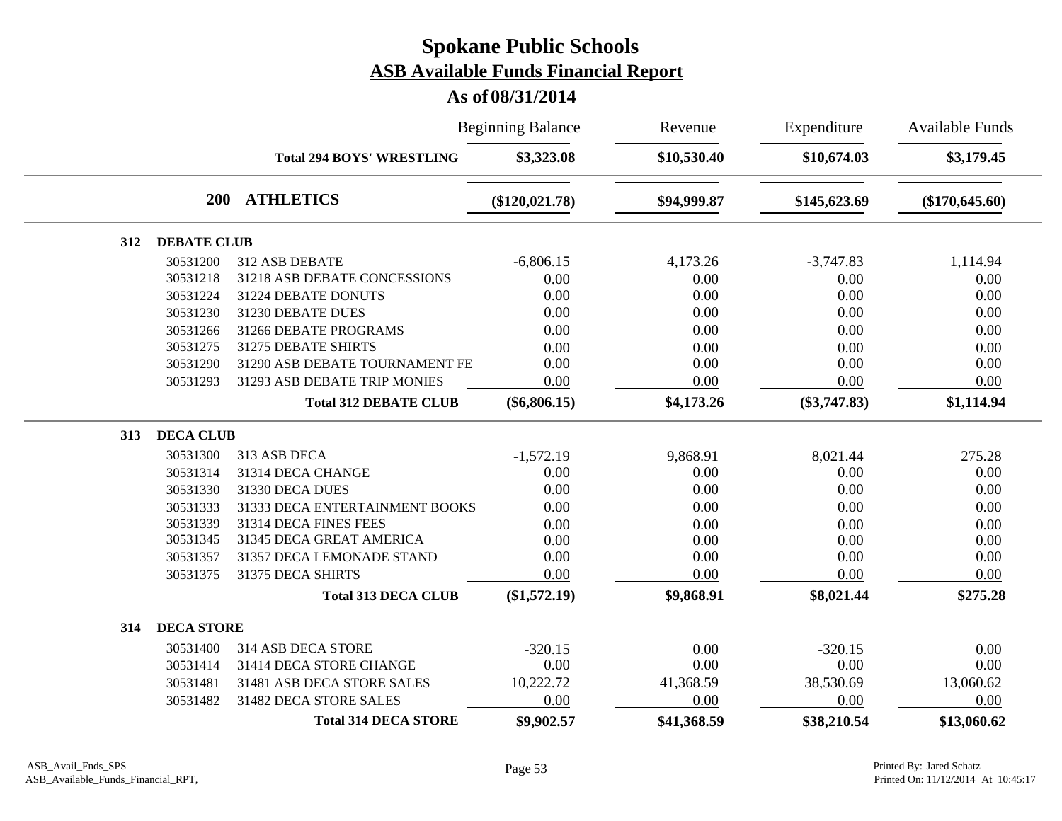# Spokane Public Schools
## ASB Available Funds Financial Report
### As of 08/31/2014

| | | Beginning Balance | Revenue | Expenditure | Available Funds |
|---|---|---|---|---|---|
| | **Total 294 BOYS' WRESTLING** | **$3,323.08** | **$10,530.40** | **$10,674.03** | **$3,179.45** |
| **200** | **ATHLETICS** | **($120,021.78)** | **$94,999.87** | **$145,623.69** | **($170,645.60)** |
| **312** | **DEBATE CLUB** | | | | |
| 30531200 | 312 ASB DEBATE | -6,806.15 | 4,173.26 | -3,747.83 | 1,114.94 |
| 30531218 | 31218 ASB DEBATE CONCESSIONS | 0.00 | 0.00 | 0.00 | 0.00 |
| 30531224 | 31224 DEBATE DONUTS | 0.00 | 0.00 | 0.00 | 0.00 |
| 30531230 | 31230 DEBATE DUES | 0.00 | 0.00 | 0.00 | 0.00 |
| 30531266 | 31266 DEBATE PROGRAMS | 0.00 | 0.00 | 0.00 | 0.00 |
| 30531275 | 31275 DEBATE SHIRTS | 0.00 | 0.00 | 0.00 | 0.00 |
| 30531290 | 31290 ASB DEBATE TOURNAMENT FE | 0.00 | 0.00 | 0.00 | 0.00 |
| 30531293 | 31293 ASB DEBATE TRIP MONIES | 0.00 | 0.00 | 0.00 | 0.00 |
| | **Total 312 DEBATE CLUB** | **($6,806.15)** | **$4,173.26** | **($3,747.83)** | **$1,114.94** |
| **313** | **DECA CLUB** | | | | |
| 30531300 | 313 ASB DECA | -1,572.19 | 9,868.91 | 8,021.44 | 275.28 |
| 30531314 | 31314 DECA CHANGE | 0.00 | 0.00 | 0.00 | 0.00 |
| 30531330 | 31330 DECA DUES | 0.00 | 0.00 | 0.00 | 0.00 |
| 30531333 | 31333 DECA ENTERTAINMENT BOOKS | 0.00 | 0.00 | 0.00 | 0.00 |
| 30531339 | 31314 DECA FINES FEES | 0.00 | 0.00 | 0.00 | 0.00 |
| 30531345 | 31345 DECA GREAT AMERICA | 0.00 | 0.00 | 0.00 | 0.00 |
| 30531357 | 31357 DECA LEMONADE STAND | 0.00 | 0.00 | 0.00 | 0.00 |
| 30531375 | 31375 DECA SHIRTS | 0.00 | 0.00 | 0.00 | 0.00 |
| | **Total 313 DECA CLUB** | **($1,572.19)** | **$9,868.91** | **$8,021.44** | **$275.28** |
| **314** | **DECA STORE** | | | | |
| 30531400 | 314 ASB DECA STORE | -320.15 | 0.00 | -320.15 | 0.00 |
| 30531414 | 31414 DECA STORE CHANGE | 0.00 | 0.00 | 0.00 | 0.00 |
| 30531481 | 31481 ASB DECA STORE SALES | 10,222.72 | 41,368.59 | 38,530.69 | 13,060.62 |
| 30531482 | 31482 DECA STORE SALES | 0.00 | 0.00 | 0.00 | 0.00 |
| | **Total 314 DECA STORE** | **$9,902.57** | **$41,368.59** | **$38,210.54** | **$13,060.62** |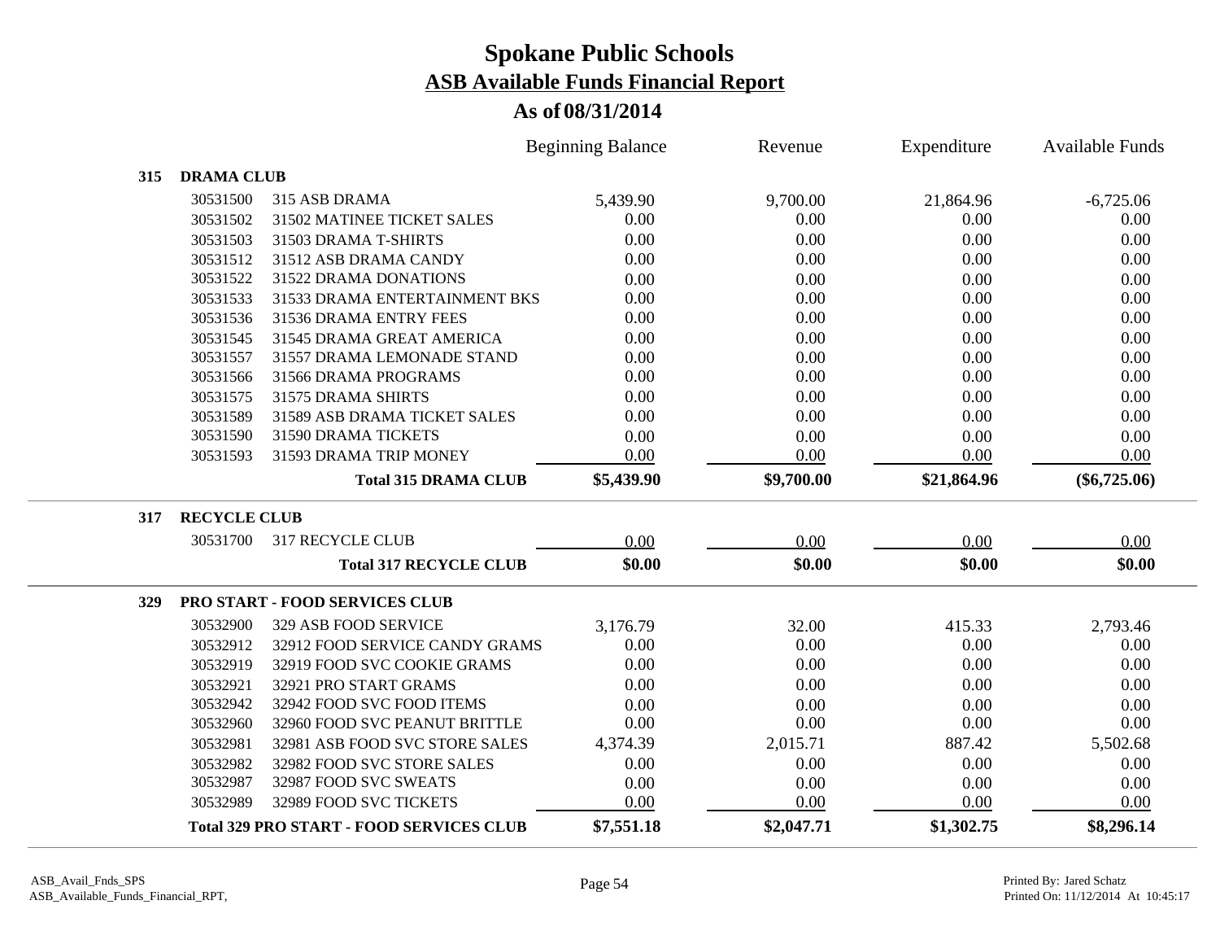# Spokane Public Schools
## ASB Available Funds Financial Report
### As of 08/31/2014

| | | | Beginning Balance | Revenue | Expenditure | Available Funds |
|---|---|---|---|---|---|---|
| **315** | **DRAMA CLUB** | | | | | |
| | 30531500 | 315 ASB DRAMA | 5,439.90 | 9,700.00 | 21,864.96 | -6,725.06 |
| | 30531502 | 31502 MATINEE TICKET SALES | 0.00 | 0.00 | 0.00 | 0.00 |
| | 30531503 | 31503 DRAMA T-SHIRTS | 0.00 | 0.00 | 0.00 | 0.00 |
| | 30531512 | 31512 ASB DRAMA CANDY | 0.00 | 0.00 | 0.00 | 0.00 |
| | 30531522 | 31522 DRAMA DONATIONS | 0.00 | 0.00 | 0.00 | 0.00 |
| | 30531533 | 31533 DRAMA ENTERTAINMENT BKS | 0.00 | 0.00 | 0.00 | 0.00 |
| | 30531536 | 31536 DRAMA ENTRY FEES | 0.00 | 0.00 | 0.00 | 0.00 |
| | 30531545 | 31545 DRAMA GREAT AMERICA | 0.00 | 0.00 | 0.00 | 0.00 |
| | 30531557 | 31557 DRAMA LEMONADE STAND | 0.00 | 0.00 | 0.00 | 0.00 |
| | 30531566 | 31566 DRAMA PROGRAMS | 0.00 | 0.00 | 0.00 | 0.00 |
| | 30531575 | 31575 DRAMA SHIRTS | 0.00 | 0.00 | 0.00 | 0.00 |
| | 30531589 | 31589 ASB DRAMA TICKET SALES | 0.00 | 0.00 | 0.00 | 0.00 |
| | 30531590 | 31590 DRAMA TICKETS | 0.00 | 0.00 | 0.00 | 0.00 |
| | 30531593 | 31593 DRAMA TRIP MONEY | 0.00 | 0.00 | 0.00 | 0.00 |
| | | **Total 315 DRAMA CLUB** | **$5,439.90** | **$9,700.00** | **$21,864.96** | **($6,725.06)** |
| **317** | **RECYCLE CLUB** | | | | | |
| | 30531700 | 317 RECYCLE CLUB | 0.00 | 0.00 | 0.00 | 0.00 |
| | | **Total 317 RECYCLE CLUB** | **$0.00** | **$0.00** | **$0.00** | **$0.00** |
| **329** | **PRO START - FOOD SERVICES CLUB** | | | | | |
| | 30532900 | 329 ASB FOOD SERVICE | 3,176.79 | 32.00 | 415.33 | 2,793.46 |
| | 30532912 | 32912 FOOD SERVICE CANDY GRAMS | 0.00 | 0.00 | 0.00 | 0.00 |
| | 30532919 | 32919 FOOD SVC COOKIE GRAMS | 0.00 | 0.00 | 0.00 | 0.00 |
| | 30532921 | 32921 PRO START GRAMS | 0.00 | 0.00 | 0.00 | 0.00 |
| | 30532942 | 32942 FOOD SVC FOOD ITEMS | 0.00 | 0.00 | 0.00 | 0.00 |
| | 30532960 | 32960 FOOD SVC PEANUT BRITTLE | 0.00 | 0.00 | 0.00 | 0.00 |
| | 30532981 | 32981 ASB FOOD SVC STORE SALES | 4,374.39 | 2,015.71 | 887.42 | 5,502.68 |
| | 30532982 | 32982 FOOD SVC STORE SALES | 0.00 | 0.00 | 0.00 | 0.00 |
| | 30532987 | 32987 FOOD SVC SWEATS | 0.00 | 0.00 | 0.00 | 0.00 |
| | 30532989 | 32989 FOOD SVC TICKETS | 0.00 | 0.00 | 0.00 | 0.00 |
| | | **Total 329 PRO START - FOOD SERVICES CLUB** | **$7,551.18** | **$2,047.71** | **$1,302.75** | **$8,296.14** |

ASB_Avail_Fnds_SPS
ASB_Available_Funds_Financial_RPT,

Printed By: Jared Schatz
Printed On: 11/12/2014 At 10:45:17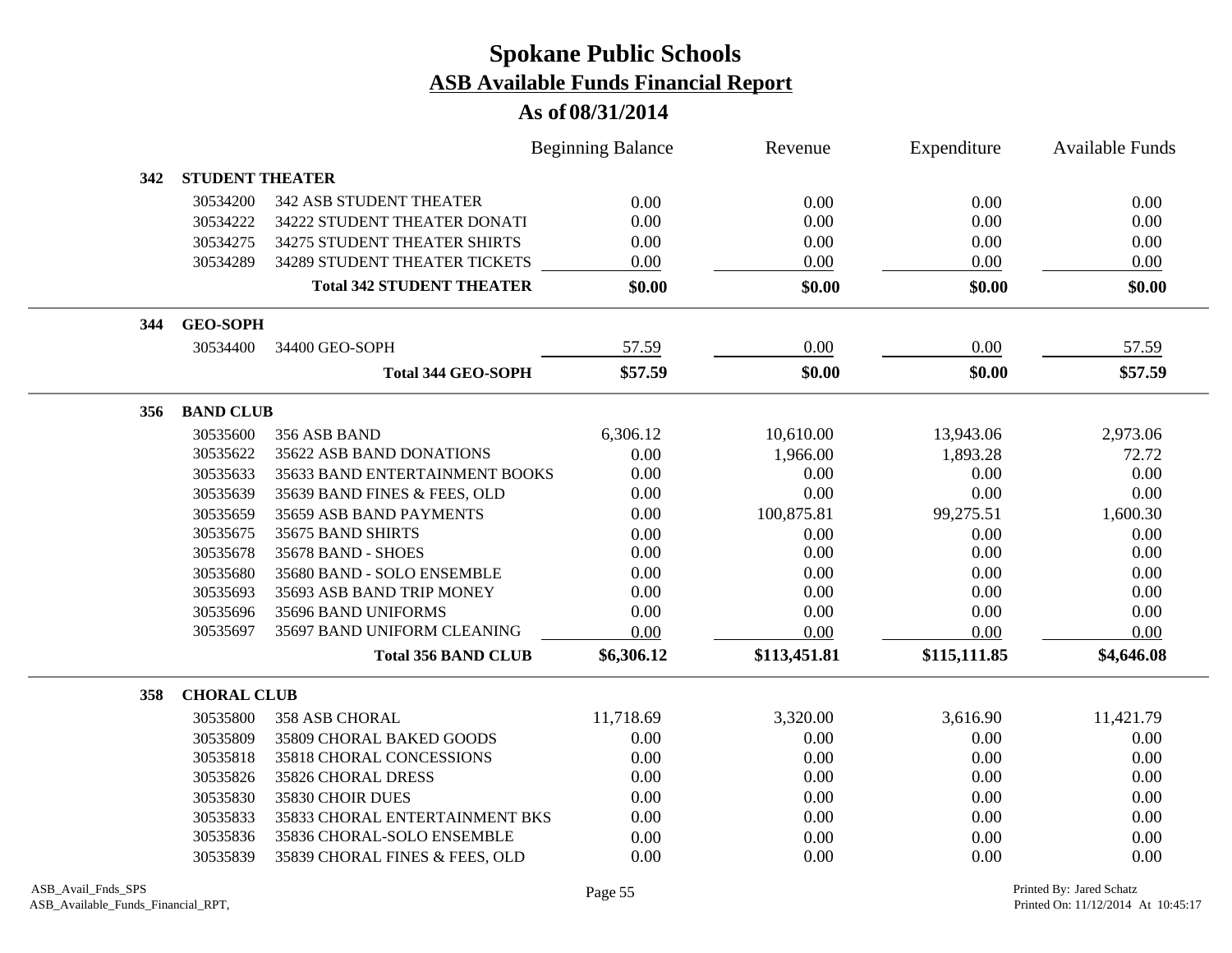# Spokane Public Schools
## ASB Available Funds Financial Report
### As of 08/31/2014

| | | | Beginning Balance | Revenue | Expenditure | Available Funds |
|---|---|---|---|---|---|---|
| **342** | **STUDENT THEATER** | | | | | |
| | 30534200 | 342 ASB STUDENT THEATER | 0.00 | 0.00 | 0.00 | 0.00 |
| | 30534222 | 34222 STUDENT THEATER DONATI | 0.00 | 0.00 | 0.00 | 0.00 |
| | 30534275 | 34275 STUDENT THEATER SHIRTS | 0.00 | 0.00 | 0.00 | 0.00 |
| | 30534289 | 34289 STUDENT THEATER TICKETS | 0.00 | 0.00 | 0.00 | 0.00 |
| | | **Total 342 STUDENT THEATER** | **$0.00** | **$0.00** | **$0.00** | **$0.00** |
| **344** | **GEO-SOPH** | | | | | |
| | 30534400 | 34400 GEO-SOPH | 57.59 | 0.00 | 0.00 | 57.59 |
| | | **Total 344 GEO-SOPH** | **$57.59** | **$0.00** | **$0.00** | **$57.59** |
| **356** | **BAND CLUB** | | | | | |
| | 30535600 | 356 ASB BAND | 6,306.12 | 10,610.00 | 13,943.06 | 2,973.06 |
| | 30535622 | 35622 ASB BAND DONATIONS | 0.00 | 1,966.00 | 1,893.28 | 72.72 |
| | 30535633 | 35633 BAND ENTERTAINMENT BOOKS | 0.00 | 0.00 | 0.00 | 0.00 |
| | 30535639 | 35639 BAND FINES & FEES, OLD | 0.00 | 0.00 | 0.00 | 0.00 |
| | 30535659 | 35659 ASB BAND PAYMENTS | 0.00 | 100,875.81 | 99,275.51 | 1,600.30 |
| | 30535675 | 35675 BAND SHIRTS | 0.00 | 0.00 | 0.00 | 0.00 |
| | 30535678 | 35678 BAND - SHOES | 0.00 | 0.00 | 0.00 | 0.00 |
| | 30535680 | 35680 BAND - SOLO ENSEMBLE | 0.00 | 0.00 | 0.00 | 0.00 |
| | 30535693 | 35693 ASB BAND TRIP MONEY | 0.00 | 0.00 | 0.00 | 0.00 |
| | 30535696 | 35696 BAND UNIFORMS | 0.00 | 0.00 | 0.00 | 0.00 |
| | 30535697 | 35697 BAND UNIFORM CLEANING | 0.00 | 0.00 | 0.00 | 0.00 |
| | | **Total 356 BAND CLUB** | **$6,306.12** | **$113,451.81** | **$115,111.85** | **$4,646.08** |
| **358** | **CHORAL CLUB** | | | | | |
| | 30535800 | 358 ASB CHORAL | 11,718.69 | 3,320.00 | 3,616.90 | 11,421.79 |
| | 30535809 | 35809 CHORAL BAKED GOODS | 0.00 | 0.00 | 0.00 | 0.00 |
| | 30535818 | 35818 CHORAL CONCESSIONS | 0.00 | 0.00 | 0.00 | 0.00 |
| | 30535826 | 35826 CHORAL DRESS | 0.00 | 0.00 | 0.00 | 0.00 |
| | 30535830 | 35830 CHOIR DUES | 0.00 | 0.00 | 0.00 | 0.00 |
| | 30535833 | 35833 CHORAL ENTERTAINMENT BKS | 0.00 | 0.00 | 0.00 | 0.00 |
| | 30535836 | 35836 CHORAL-SOLO ENSEMBLE | 0.00 | 0.00 | 0.00 | 0.00 |
| | 30535839 | 35839 CHORAL FINES & FEES, OLD | 0.00 | 0.00 | 0.00 | 0.00 |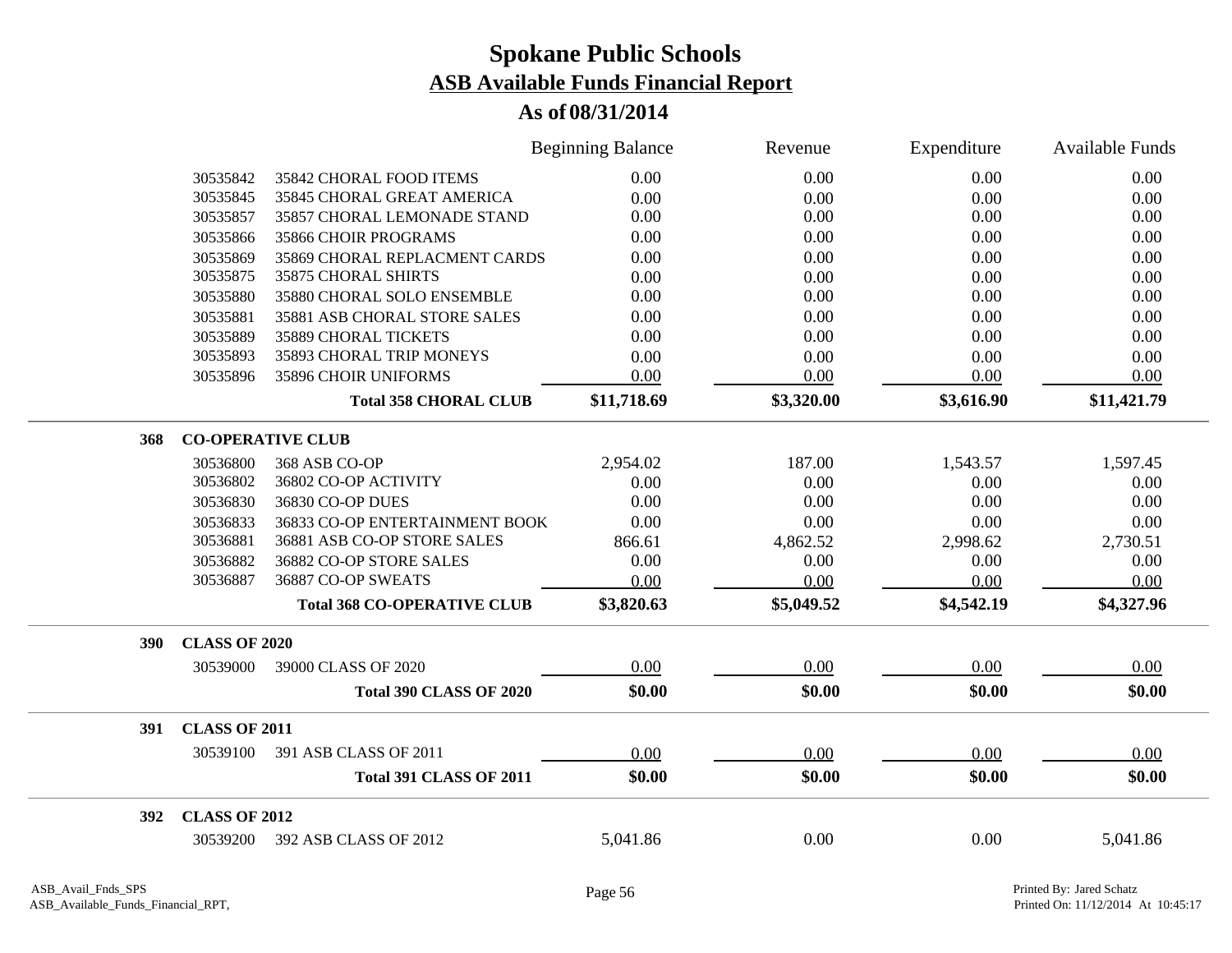# Spokane Public Schools

## ASB Available Funds Financial Report

### As of 08/31/2014

| | | | Beginning Balance | Revenue | Expenditure | Available Funds |
|---|---|---|---|---|---|---|
| | 30535842 | 35842 CHORAL FOOD ITEMS | 0.00 | 0.00 | 0.00 | 0.00 |
| | 30535845 | 35845 CHORAL GREAT AMERICA | 0.00 | 0.00 | 0.00 | 0.00 |
| | 30535857 | 35857 CHORAL LEMONADE STAND | 0.00 | 0.00 | 0.00 | 0.00 |
| | 30535866 | 35866 CHOIR PROGRAMS | 0.00 | 0.00 | 0.00 | 0.00 |
| | 30535869 | 35869 CHORAL REPLACMENT CARDS | 0.00 | 0.00 | 0.00 | 0.00 |
| | 30535875 | 35875 CHORAL SHIRTS | 0.00 | 0.00 | 0.00 | 0.00 |
| | 30535880 | 35880 CHORAL SOLO ENSEMBLE | 0.00 | 0.00 | 0.00 | 0.00 |
| | 30535881 | 35881 ASB CHORAL STORE SALES | 0.00 | 0.00 | 0.00 | 0.00 |
| | 30535889 | 35889 CHORAL TICKETS | 0.00 | 0.00 | 0.00 | 0.00 |
| | 30535893 | 35893 CHORAL TRIP MONEYS | 0.00 | 0.00 | 0.00 | 0.00 |
| | 30535896 | 35896 CHOIR UNIFORMS | 0.00 | 0.00 | 0.00 | 0.00 |
| | | **Total 358 CHORAL CLUB** | **$11,718.69** | **$3,320.00** | **$3,616.90** | **$11,421.79** |
| **368** | **CO-OPERATIVE CLUB** | | | | | |
| | 30536800 | 368 ASB CO-OP | 2,954.02 | 187.00 | 1,543.57 | 1,597.45 |
| | 30536802 | 36802 CO-OP ACTIVITY | 0.00 | 0.00 | 0.00 | 0.00 |
| | 30536830 | 36830 CO-OP DUES | 0.00 | 0.00 | 0.00 | 0.00 |
| | 30536833 | 36833 CO-OP ENTERTAINMENT BOOK | 0.00 | 0.00 | 0.00 | 0.00 |
| | 30536881 | 36881 ASB CO-OP STORE SALES | 866.61 | 4,862.52 | 2,998.62 | 2,730.51 |
| | 30536882 | 36882 CO-OP STORE SALES | 0.00 | 0.00 | 0.00 | 0.00 |
| | 30536887 | 36887 CO-OP SWEATS | 0.00 | 0.00 | 0.00 | 0.00 |
| | | **Total 368 CO-OPERATIVE CLUB** | **$3,820.63** | **$5,049.52** | **$4,542.19** | **$4,327.96** |
| **390** | **CLASS OF 2020** | | | | | |
| | 30539000 | 39000 CLASS OF 2020 | 0.00 | 0.00 | 0.00 | 0.00 |
| | | **Total 390 CLASS OF 2020** | **$0.00** | **$0.00** | **$0.00** | **$0.00** |
| **391** | **CLASS OF 2011** | | | | | |
| | 30539100 | 391 ASB CLASS OF 2011 | 0.00 | 0.00 | 0.00 | 0.00 |
| | | **Total 391 CLASS OF 2011** | **$0.00** | **$0.00** | **$0.00** | **$0.00** |
| **392** | **CLASS OF 2012** | | | | | |
| | 30539200 | 392 ASB CLASS OF 2012 | 5,041.86 | 0.00 | 0.00 | 5,041.86 |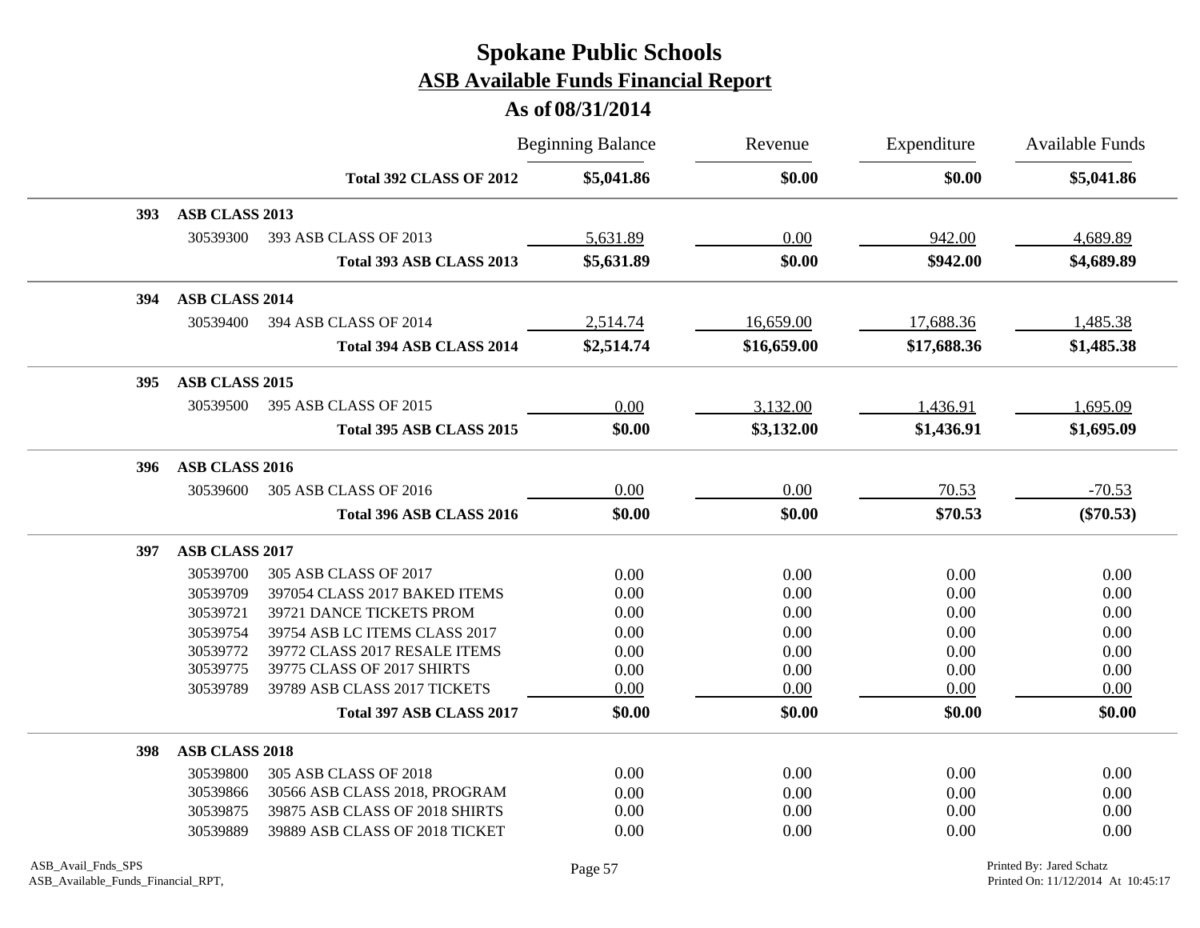# Spokane Public Schools

## ASB Available Funds Financial Report

### As of 08/31/2014

| | | | Beginning Balance | Revenue | Expenditure | Available Funds |
|---|---|---|---|---|---|---|
| | | **Total 392 CLASS OF 2012** | **$5,041.86** | **$0.00** | **$0.00** | **$5,041.86** |
| **393** | **ASB CLASS 2013** | | | | | |
| | 30539300 | 393 ASB CLASS OF 2013 | 5,631.89 | 0.00 | 942.00 | 4,689.89 |
| | | **Total 393 ASB CLASS 2013** | **$5,631.89** | **$0.00** | **$942.00** | **$4,689.89** |
| **394** | **ASB CLASS 2014** | | | | | |
| | 30539400 | 394 ASB CLASS OF 2014 | 2,514.74 | 16,659.00 | 17,688.36 | 1,485.38 |
| | | **Total 394 ASB CLASS 2014** | **$2,514.74** | **$16,659.00** | **$17,688.36** | **$1,485.38** |
| **395** | **ASB CLASS 2015** | | | | | |
| | 30539500 | 395 ASB CLASS OF 2015 | 0.00 | 3,132.00 | 1,436.91 | 1,695.09 |
| | | **Total 395 ASB CLASS 2015** | **$0.00** | **$3,132.00** | **$1,436.91** | **$1,695.09** |
| **396** | **ASB CLASS 2016** | | | | | |
| | 30539600 | 305 ASB CLASS OF 2016 | 0.00 | 0.00 | 70.53 | -70.53 |
| | | **Total 396 ASB CLASS 2016** | **$0.00** | **$0.00** | **$70.53** | **($70.53)** |
| **397** | **ASB CLASS 2017** | | | | | |
| | 30539700 | 305 ASB CLASS OF 2017 | 0.00 | 0.00 | 0.00 | 0.00 |
| | 30539709 | 397054 CLASS 2017 BAKED ITEMS | 0.00 | 0.00 | 0.00 | 0.00 |
| | 30539721 | 39721 DANCE TICKETS PROM | 0.00 | 0.00 | 0.00 | 0.00 |
| | 30539754 | 39754 ASB LC ITEMS CLASS 2017 | 0.00 | 0.00 | 0.00 | 0.00 |
| | 30539772 | 39772 CLASS 2017 RESALE ITEMS | 0.00 | 0.00 | 0.00 | 0.00 |
| | 30539775 | 39775 CLASS OF 2017 SHIRTS | 0.00 | 0.00 | 0.00 | 0.00 |
| | 30539789 | 39789 ASB CLASS 2017 TICKETS | 0.00 | 0.00 | 0.00 | 0.00 |
| | | **Total 397 ASB CLASS 2017** | **$0.00** | **$0.00** | **$0.00** | **$0.00** |
| **398** | **ASB CLASS 2018** | | | | | |
| | 30539800 | 305 ASB CLASS OF 2018 | 0.00 | 0.00 | 0.00 | 0.00 |
| | 30539866 | 30566 ASB CLASS 2018, PROGRAM | 0.00 | 0.00 | 0.00 | 0.00 |
| | 30539875 | 39875 ASB CLASS OF 2018 SHIRTS | 0.00 | 0.00 | 0.00 | 0.00 |
| | 30539889 | 39889 ASB CLASS OF 2018 TICKET | 0.00 | 0.00 | 0.00 | 0.00 |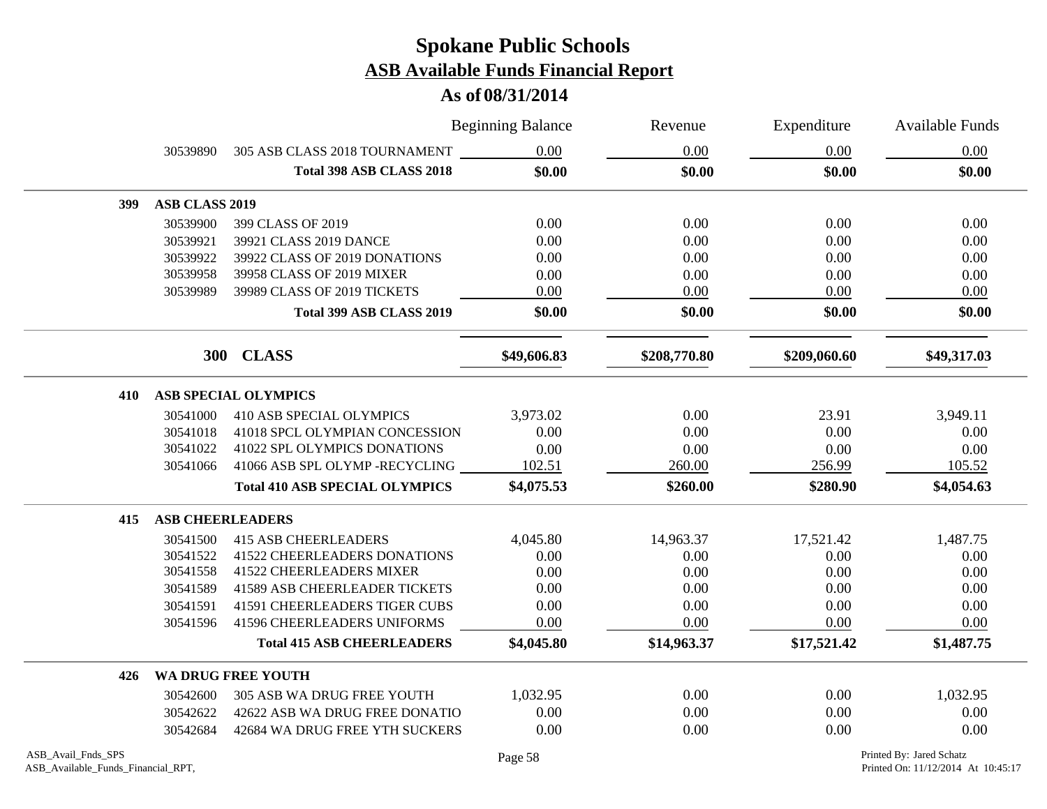# Spokane Public Schools

## ASB Available Funds Financial Report

### As of 08/31/2014

| | | | Beginning Balance | Revenue | Expenditure | Available Funds |
|---|---|---|---|---|---|---|
| | 30539890 | 305 ASB CLASS 2018 TOURNAMENT | 0.00 | 0.00 | 0.00 | 0.00 |
| | | **Total 398 ASB CLASS 2018** | **$0.00** | **$0.00** | **$0.00** | **$0.00** |
| **399** | **ASB CLASS 2019** | | | | | |
| | 30539900 | 399 CLASS OF 2019 | 0.00 | 0.00 | 0.00 | 0.00 |
| | 30539921 | 39921 CLASS 2019 DANCE | 0.00 | 0.00 | 0.00 | 0.00 |
| | 30539922 | 39922 CLASS OF 2019 DONATIONS | 0.00 | 0.00 | 0.00 | 0.00 |
| | 30539958 | 39958 CLASS OF 2019 MIXER | 0.00 | 0.00 | 0.00 | 0.00 |
| | 30539989 | 39989 CLASS OF 2019 TICKETS | 0.00 | 0.00 | 0.00 | 0.00 |
| | | **Total 399 ASB CLASS 2019** | **$0.00** | **$0.00** | **$0.00** | **$0.00** |
| | **300** | **CLASS** | **$49,606.83** | **$208,770.80** | **$209,060.60** | **$49,317.03** |
| **410** | **ASB SPECIAL OLYMPICS** | | | | | |
| | 30541000 | 410 ASB SPECIAL OLYMPICS | 3,973.02 | 0.00 | 23.91 | 3,949.11 |
| | 30541018 | 41018 SPCL OLYMPIAN CONCESSION | 0.00 | 0.00 | 0.00 | 0.00 |
| | 30541022 | 41022 SPL OLYMPICS DONATIONS | 0.00 | 0.00 | 0.00 | 0.00 |
| | 30541066 | 41066 ASB SPL OLYMP -RECYCLING | 102.51 | 260.00 | 256.99 | 105.52 |
| | | **Total 410 ASB SPECIAL OLYMPICS** | **$4,075.53** | **$260.00** | **$280.90** | **$4,054.63** |
| **415** | **ASB CHEERLEADERS** | | | | | |
| | 30541500 | 415 ASB CHEERLEADERS | 4,045.80 | 14,963.37 | 17,521.42 | 1,487.75 |
| | 30541522 | 41522 CHEERLEADERS DONATIONS | 0.00 | 0.00 | 0.00 | 0.00 |
| | 30541558 | 41522 CHEERLEADERS MIXER | 0.00 | 0.00 | 0.00 | 0.00 |
| | 30541589 | 41589 ASB CHEERLEADER TICKETS | 0.00 | 0.00 | 0.00 | 0.00 |
| | 30541591 | 41591 CHEERLEADERS TIGER CUBS | 0.00 | 0.00 | 0.00 | 0.00 |
| | 30541596 | 41596 CHEERLEADERS UNIFORMS | 0.00 | 0.00 | 0.00 | 0.00 |
| | | **Total 415 ASB CHEERLEADERS** | **$4,045.80** | **$14,963.37** | **$17,521.42** | **$1,487.75** |
| **426** | **WA DRUG FREE YOUTH** | | | | | |
| | 30542600 | 305 ASB WA DRUG FREE YOUTH | 1,032.95 | 0.00 | 0.00 | 1,032.95 |
| | 30542622 | 42622 ASB WA DRUG FREE DONATIO | 0.00 | 0.00 | 0.00 | 0.00 |
| | 30542684 | 42684 WA DRUG FREE YTH SUCKERS | 0.00 | 0.00 | 0.00 | 0.00 |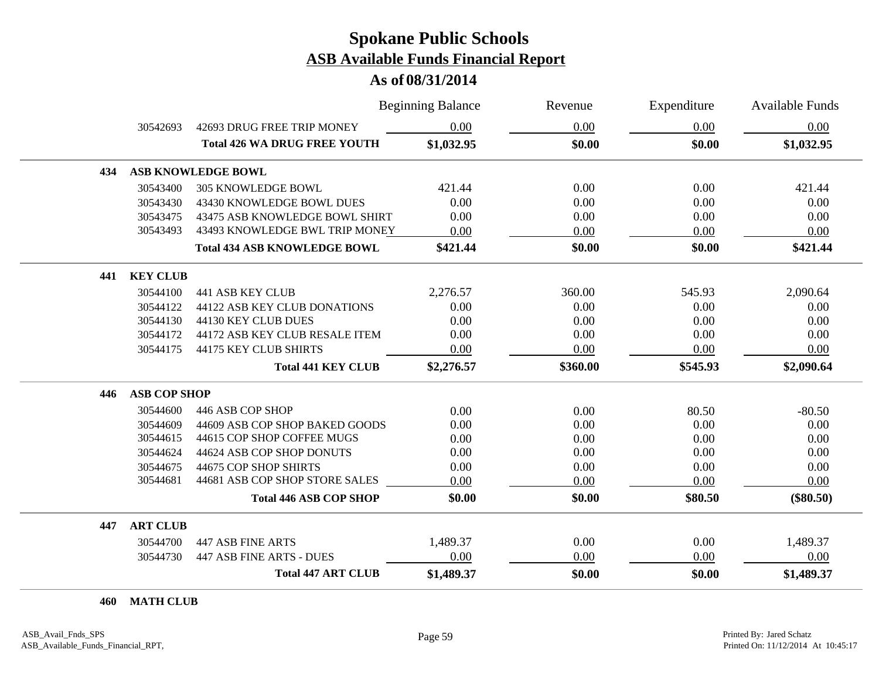# Spokane Public Schools
## ASB Available Funds Financial Report
### As of 08/31/2014

| | | | Beginning Balance | Revenue | Expenditure | Available Funds |
|---|---|---|---|---|---|---|
| | 30542693 | 42693 DRUG FREE TRIP MONEY | 0.00 | 0.00 | 0.00 | 0.00 |
| | | **Total 426 WA DRUG FREE YOUTH** | **$1,032.95** | **$0.00** | **$0.00** | **$1,032.95** |
| **434** | **ASB KNOWLEDGE BOWL** | | | | | |
| | 30543400 | 305 KNOWLEDGE BOWL | 421.44 | 0.00 | 0.00 | 421.44 |
| | 30543430 | 43430 KNOWLEDGE BOWL DUES | 0.00 | 0.00 | 0.00 | 0.00 |
| | 30543475 | 43475 ASB KNOWLEDGE BOWL SHIRT | 0.00 | 0.00 | 0.00 | 0.00 |
| | 30543493 | 43493 KNOWLEDGE BWL TRIP MONEY | 0.00 | 0.00 | 0.00 | 0.00 |
| | | **Total 434 ASB KNOWLEDGE BOWL** | **$421.44** | **$0.00** | **$0.00** | **$421.44** |
| **441** | **KEY CLUB** | | | | | |
| | 30544100 | 441 ASB KEY CLUB | 2,276.57 | 360.00 | 545.93 | 2,090.64 |
| | 30544122 | 44122 ASB KEY CLUB DONATIONS | 0.00 | 0.00 | 0.00 | 0.00 |
| | 30544130 | 44130 KEY CLUB DUES | 0.00 | 0.00 | 0.00 | 0.00 |
| | 30544172 | 44172 ASB KEY CLUB RESALE ITEM | 0.00 | 0.00 | 0.00 | 0.00 |
| | 30544175 | 44175 KEY CLUB SHIRTS | 0.00 | 0.00 | 0.00 | 0.00 |
| | | **Total 441 KEY CLUB** | **$2,276.57** | **$360.00** | **$545.93** | **$2,090.64** |
| **446** | **ASB COP SHOP** | | | | | |
| | 30544600 | 446 ASB COP SHOP | 0.00 | 0.00 | 80.50 | -80.50 |
| | 30544609 | 44609 ASB COP SHOP BAKED GOODS | 0.00 | 0.00 | 0.00 | 0.00 |
| | 30544615 | 44615 COP SHOP COFFEE MUGS | 0.00 | 0.00 | 0.00 | 0.00 |
| | 30544624 | 44624 ASB COP SHOP DONUTS | 0.00 | 0.00 | 0.00 | 0.00 |
| | 30544675 | 44675 COP SHOP SHIRTS | 0.00 | 0.00 | 0.00 | 0.00 |
| | 30544681 | 44681 ASB COP SHOP STORE SALES | 0.00 | 0.00 | 0.00 | 0.00 |
| | | **Total 446 ASB COP SHOP** | **$0.00** | **$0.00** | **$80.50** | **($80.50)** |
| **447** | **ART CLUB** | | | | | |
| | 30544700 | 447 ASB FINE ARTS | 1,489.37 | 0.00 | 0.00 | 1,489.37 |
| | 30544730 | 447 ASB FINE ARTS - DUES | 0.00 | 0.00 | 0.00 | 0.00 |
| | | **Total 447 ART CLUB** | **$1,489.37** | **$0.00** | **$0.00** | **$1,489.37** |
| **460** | **MATH CLUB** | | | | | |

ASB_Avail_Fnds_SPS
ASB_Available_Funds_Financial_RPT,

Printed By: Jared Schatz
Printed On: 11/12/2014 At 10:45:17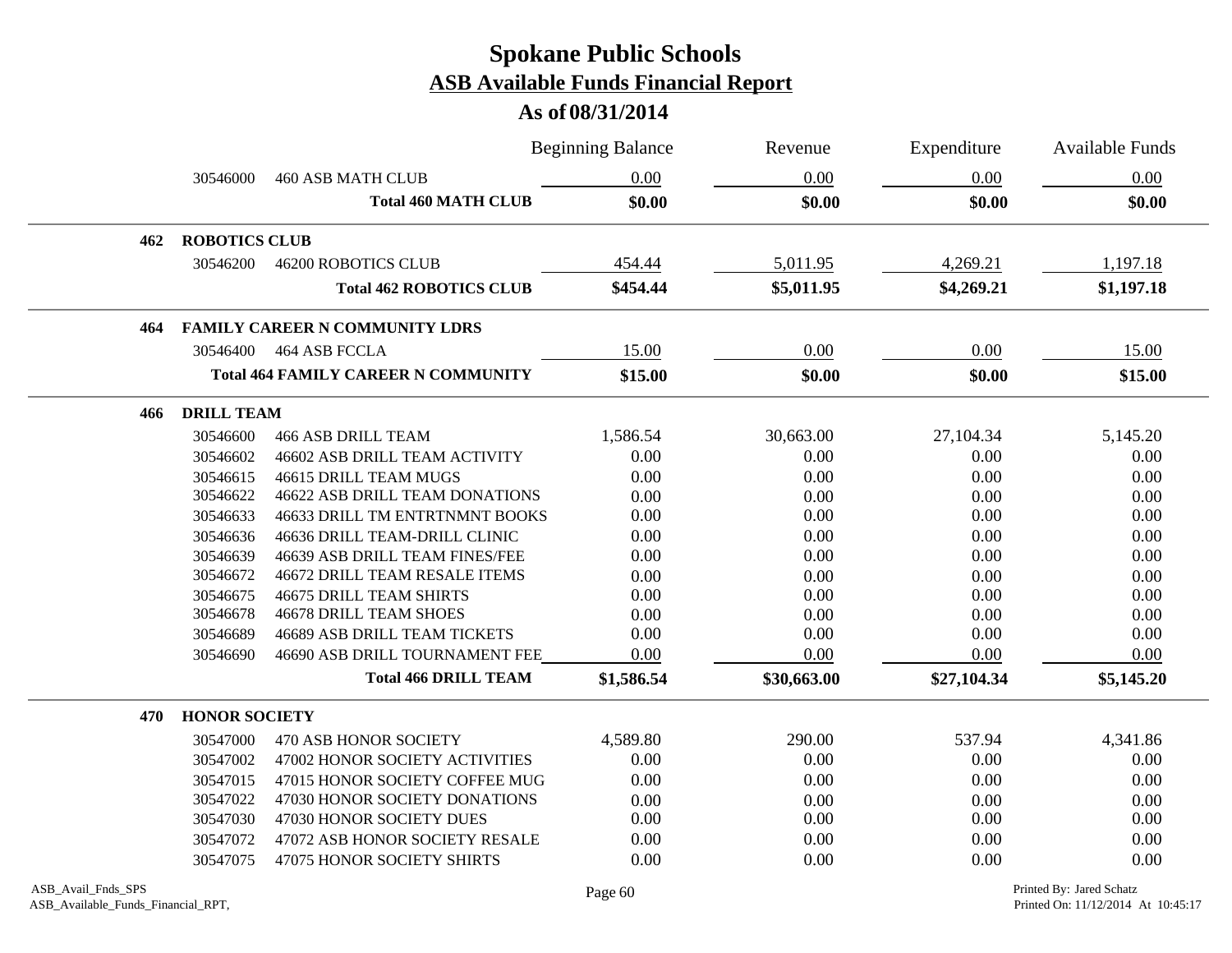# Spokane Public Schools
## ASB Available Funds Financial Report
### As of 08/31/2014

| | | | Beginning Balance | Revenue | Expenditure | Available Funds |
|---|---|---|---|---|---|---|
| | 30546000 | 460 ASB MATH CLUB | 0.00 | 0.00 | 0.00 | 0.00 |
| | | **Total 460 MATH CLUB** | **$0.00** | **$0.00** | **$0.00** | **$0.00** |
| **462** | **ROBOTICS CLUB** | | | | | |
| | 30546200 | 46200 ROBOTICS CLUB | 454.44 | 5,011.95 | 4,269.21 | 1,197.18 |
| | | **Total 462 ROBOTICS CLUB** | **$454.44** | **$5,011.95** | **$4,269.21** | **$1,197.18** |
| **464** | **FAMILY CAREER N COMMUNITY LDRS** | | | | | |
| | 30546400 | 464 ASB FCCLA | 15.00 | 0.00 | 0.00 | 15.00 |
| | | **Total 464 FAMILY CAREER N COMMUNITY** | **$15.00** | **$0.00** | **$0.00** | **$15.00** |
| **466** | **DRILL TEAM** | | | | | |
| | 30546600 | 466 ASB DRILL TEAM | 1,586.54 | 30,663.00 | 27,104.34 | 5,145.20 |
| | 30546602 | 46602 ASB DRILL TEAM ACTIVITY | 0.00 | 0.00 | 0.00 | 0.00 |
| | 30546615 | 46615 DRILL TEAM MUGS | 0.00 | 0.00 | 0.00 | 0.00 |
| | 30546622 | 46622 ASB DRILL TEAM DONATIONS | 0.00 | 0.00 | 0.00 | 0.00 |
| | 30546633 | 46633 DRILL TM ENTRTNMNT BOOKS | 0.00 | 0.00 | 0.00 | 0.00 |
| | 30546636 | 46636 DRILL TEAM-DRILL CLINIC | 0.00 | 0.00 | 0.00 | 0.00 |
| | 30546639 | 46639 ASB DRILL TEAM FINES/FEE | 0.00 | 0.00 | 0.00 | 0.00 |
| | 30546672 | 46672 DRILL TEAM RESALE ITEMS | 0.00 | 0.00 | 0.00 | 0.00 |
| | 30546675 | 46675 DRILL TEAM SHIRTS | 0.00 | 0.00 | 0.00 | 0.00 |
| | 30546678 | 46678 DRILL TEAM SHOES | 0.00 | 0.00 | 0.00 | 0.00 |
| | 30546689 | 46689 ASB DRILL TEAM TICKETS | 0.00 | 0.00 | 0.00 | 0.00 |
| | 30546690 | 46690 ASB DRILL TOURNAMENT FEE | 0.00 | 0.00 | 0.00 | 0.00 |
| | | **Total 466 DRILL TEAM** | **$1,586.54** | **$30,663.00** | **$27,104.34** | **$5,145.20** |
| **470** | **HONOR SOCIETY** | | | | | |
| | 30547000 | 470 ASB HONOR SOCIETY | 4,589.80 | 290.00 | 537.94 | 4,341.86 |
| | 30547002 | 47002 HONOR SOCIETY ACTIVITIES | 0.00 | 0.00 | 0.00 | 0.00 |
| | 30547015 | 47015 HONOR SOCIETY COFFEE MUG | 0.00 | 0.00 | 0.00 | 0.00 |
| | 30547022 | 47030 HONOR SOCIETY DONATIONS | 0.00 | 0.00 | 0.00 | 0.00 |
| | 30547030 | 47030 HONOR SOCIETY DUES | 0.00 | 0.00 | 0.00 | 0.00 |
| | 30547072 | 47072 ASB HONOR SOCIETY RESALE | 0.00 | 0.00 | 0.00 | 0.00 |
| | 30547075 | 47075 HONOR SOCIETY SHIRTS | 0.00 | 0.00 | 0.00 | 0.00 |

ASB_Avail_Fnds_SPS
ASB_Available_Funds_Financial_RPT,

Printed By: Jared Schatz
Printed On: 11/12/2014 At 10:45:17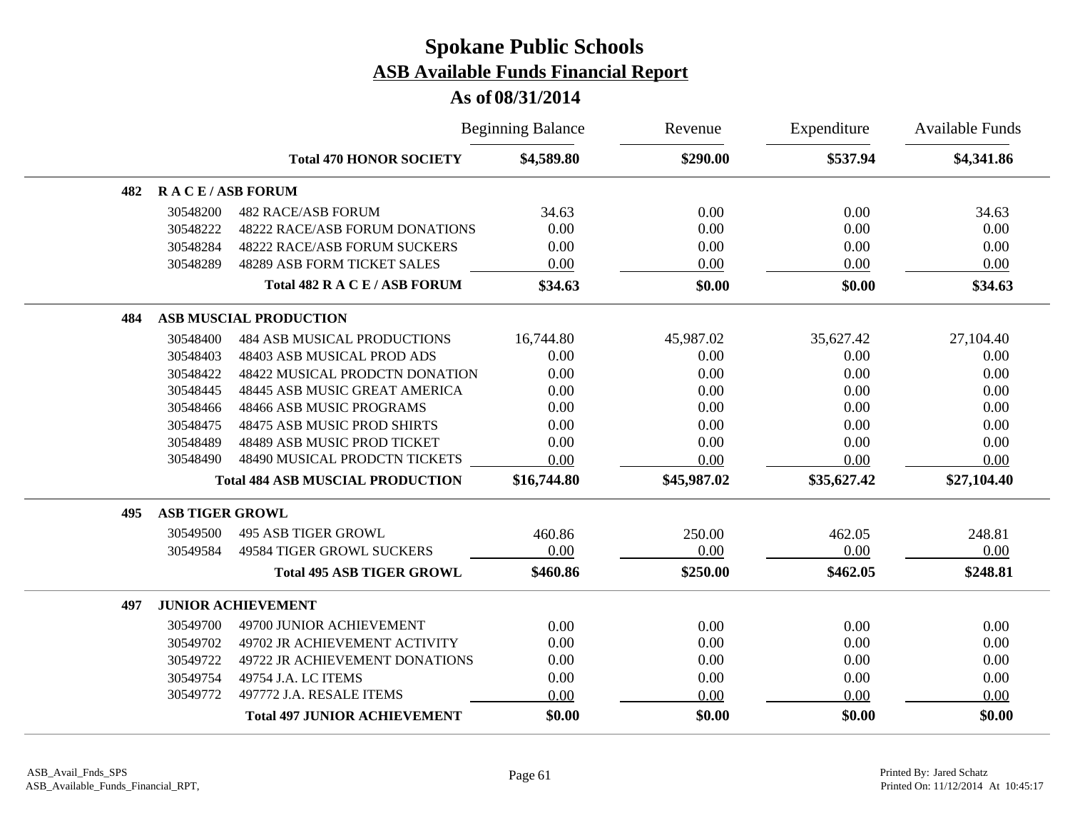# Spokane Public Schools

## ASB Available Funds Financial Report

### As of 08/31/2014

| | | | Beginning Balance | Revenue | Expenditure | Available Funds |
|---|---|---|---|---|---|---|
| | | **Total 470 HONOR SOCIETY** | **$4,589.80** | **$290.00** | **$537.94** | **$4,341.86** |
| **482** | **R A C E / ASB FORUM** | | | | | |
| | 30548200 | 482 RACE/ASB FORUM | 34.63 | 0.00 | 0.00 | 34.63 |
| | 30548222 | 48222 RACE/ASB FORUM DONATIONS | 0.00 | 0.00 | 0.00 | 0.00 |
| | 30548284 | 48222 RACE/ASB FORUM SUCKERS | 0.00 | 0.00 | 0.00 | 0.00 |
| | 30548289 | 48289 ASB FORM TICKET SALES | 0.00 | 0.00 | 0.00 | 0.00 |
| | | **Total 482 R A C E / ASB FORUM** | **$34.63** | **$0.00** | **$0.00** | **$34.63** |
| **484** | **ASB MUSCIAL PRODUCTION** | | | | | |
| | 30548400 | 484 ASB MUSICAL PRODUCTIONS | 16,744.80 | 45,987.02 | 35,627.42 | 27,104.40 |
| | 30548403 | 48403 ASB MUSICAL PROD ADS | 0.00 | 0.00 | 0.00 | 0.00 |
| | 30548422 | 48422 MUSICAL PRODCTN DONATION | 0.00 | 0.00 | 0.00 | 0.00 |
| | 30548445 | 48445 ASB MUSIC GREAT AMERICA | 0.00 | 0.00 | 0.00 | 0.00 |
| | 30548466 | 48466 ASB MUSIC PROGRAMS | 0.00 | 0.00 | 0.00 | 0.00 |
| | 30548475 | 48475 ASB MUSIC PROD SHIRTS | 0.00 | 0.00 | 0.00 | 0.00 |
| | 30548489 | 48489 ASB MUSIC PROD TICKET | 0.00 | 0.00 | 0.00 | 0.00 |
| | 30548490 | 48490 MUSICAL PRODCTN TICKETS | 0.00 | 0.00 | 0.00 | 0.00 |
| | | **Total 484 ASB MUSCIAL PRODUCTION** | **$16,744.80** | **$45,987.02** | **$35,627.42** | **$27,104.40** |
| **495** | **ASB TIGER GROWL** | | | | | |
| | 30549500 | 495 ASB TIGER GROWL | 460.86 | 250.00 | 462.05 | 248.81 |
| | 30549584 | 49584 TIGER GROWL SUCKERS | 0.00 | 0.00 | 0.00 | 0.00 |
| | | **Total 495 ASB TIGER GROWL** | **$460.86** | **$250.00** | **$462.05** | **$248.81** |
| **497** | **JUNIOR ACHIEVEMENT** | | | | | |
| | 30549700 | 49700 JUNIOR ACHIEVEMENT | 0.00 | 0.00 | 0.00 | 0.00 |
| | 30549702 | 49702 JR ACHIEVEMENT ACTIVITY | 0.00 | 0.00 | 0.00 | 0.00 |
| | 30549722 | 49722 JR ACHIEVEMENT DONATIONS | 0.00 | 0.00 | 0.00 | 0.00 |
| | 30549754 | 49754 J.A. LC ITEMS | 0.00 | 0.00 | 0.00 | 0.00 |
| | 30549772 | 497772 J.A. RESALE ITEMS | 0.00 | 0.00 | 0.00 | 0.00 |
| | | **Total 497 JUNIOR ACHIEVEMENT** | **$0.00** | **$0.00** | **$0.00** | **$0.00** |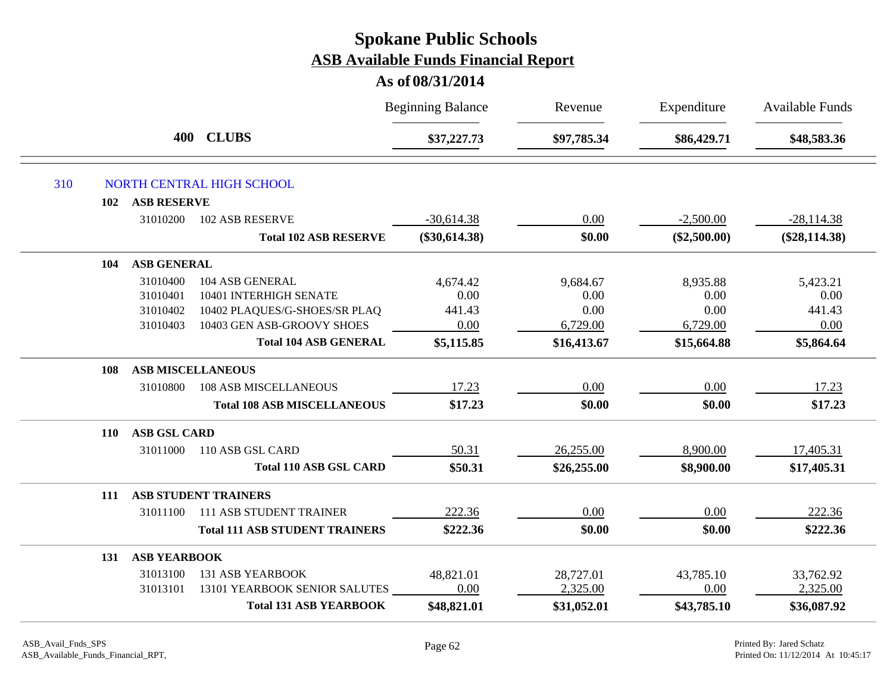# Spokane Public Schools
## ASB Available Funds Financial Report
### As of 08/31/2014

| | | Beginning Balance | Revenue | Expenditure | Available Funds |
|---|---|---|---|---|---|
| **400 CLUBS** | | **$37,227.73** | **$97,785.34** | **$86,429.71** | **$48,583.36** |

### 310 NORTH CENTRAL HIGH SCHOOL

| | | Beginning Balance | Revenue | Expenditure | Available Funds |
|---|---|---|---|---|---|
| **102 ASB RESERVE** | | | | | |
| 31010200 | 102 ASB RESERVE | -30,614.38 | 0.00 | -2,500.00 | -28,114.38 |
| | **Total 102 ASB RESERVE** | **($30,614.38)** | **$0.00** | **($2,500.00)** | **($28,114.38)** |
| **104 ASB GENERAL** | | | | | |
| 31010400 | 104 ASB GENERAL | 4,674.42 | 9,684.67 | 8,935.88 | 5,423.21 |
| 31010401 | 10401 INTERHIGH SENATE | 0.00 | 0.00 | 0.00 | 0.00 |
| 31010402 | 10402 PLAQUES/G-SHOES/SR PLAQ | 441.43 | 0.00 | 0.00 | 441.43 |
| 31010403 | 10403 GEN ASB-GROOVY SHOES | 0.00 | 6,729.00 | 6,729.00 | 0.00 |
| | **Total 104 ASB GENERAL** | **$5,115.85** | **$16,413.67** | **$15,664.88** | **$5,864.64** |
| **108 ASB MISCELLANEOUS** | | | | | |
| 31010800 | 108 ASB MISCELLANEOUS | 17.23 | 0.00 | 0.00 | 17.23 |
| | **Total 108 ASB MISCELLANEOUS** | **$17.23** | **$0.00** | **$0.00** | **$17.23** |
| **110 ASB GSL CARD** | | | | | |
| 31011000 | 110 ASB GSL CARD | 50.31 | 26,255.00 | 8,900.00 | 17,405.31 |
| | **Total 110 ASB GSL CARD** | **$50.31** | **$26,255.00** | **$8,900.00** | **$17,405.31** |
| **111 ASB STUDENT TRAINERS** | | | | | |
| 31011100 | 111 ASB STUDENT TRAINER | 222.36 | 0.00 | 0.00 | 222.36 |
| | **Total 111 ASB STUDENT TRAINERS** | **$222.36** | **$0.00** | **$0.00** | **$222.36** |
| **131 ASB YEARBOOK** | | | | | |
| 31013100 | 131 ASB YEARBOOK | 48,821.01 | 28,727.01 | 43,785.10 | 33,762.92 |
| 31013101 | 13101 YEARBOOK SENIOR SALUTES | 0.00 | 2,325.00 | 0.00 | 2,325.00 |
| | **Total 131 ASB YEARBOOK** | **$48,821.01** | **$31,052.01** | **$43,785.10** | **$36,087.92** |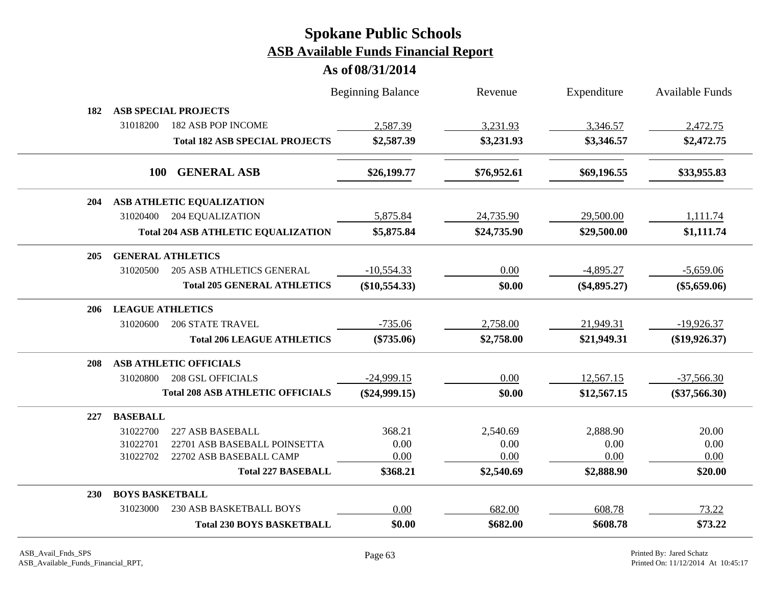# Spokane Public Schools

## ASB Available Funds Financial Report

### As of 08/31/2014

| | | Beginning Balance | Revenue | Expenditure | Available Funds |
|---|---|---|---|---|---|
| **182** | **ASB SPECIAL PROJECTS** | | | | |
| 31018200 | 182 ASB POP INCOME | 2,587.39 | 3,231.93 | 3,346.57 | 2,472.75 |
| | **Total 182 ASB SPECIAL PROJECTS** | **$2,587.39** | **$3,231.93** | **$3,346.57** | **$2,472.75** |
| **100** | **GENERAL ASB** | **$26,199.77** | **$76,952.61** | **$69,196.55** | **$33,955.83** |
| **204** | **ASB ATHLETIC EQUALIZATION** | | | | |
| 31020400 | 204 EQUALIZATION | 5,875.84 | 24,735.90 | 29,500.00 | 1,111.74 |
| | **Total 204 ASB ATHLETIC EQUALIZATION** | **$5,875.84** | **$24,735.90** | **$29,500.00** | **$1,111.74** |
| **205** | **GENERAL ATHLETICS** | | | | |
| 31020500 | 205 ASB ATHLETICS GENERAL | -10,554.33 | 0.00 | -4,895.27 | -5,659.06 |
| | **Total 205 GENERAL ATHLETICS** | **($10,554.33)** | **$0.00** | **($4,895.27)** | **($5,659.06)** |
| **206** | **LEAGUE ATHLETICS** | | | | |
| 31020600 | 206 STATE TRAVEL | -735.06 | 2,758.00 | 21,949.31 | -19,926.37 |
| | **Total 206 LEAGUE ATHLETICS** | **($735.06)** | **$2,758.00** | **$21,949.31** | **($19,926.37)** |
| **208** | **ASB ATHLETIC OFFICIALS** | | | | |
| 31020800 | 208 GSL OFFICIALS | -24,999.15 | 0.00 | 12,567.15 | -37,566.30 |
| | **Total 208 ASB ATHLETIC OFFICIALS** | **($24,999.15)** | **$0.00** | **$12,567.15** | **($37,566.30)** |
| **227** | **BASEBALL** | | | | |
| 31022700 | 227 ASB BASEBALL | 368.21 | 2,540.69 | 2,888.90 | 20.00 |
| 31022701 | 22701 ASB BASEBALL POINSETTA | 0.00 | 0.00 | 0.00 | 0.00 |
| 31022702 | 22702 ASB BASEBALL CAMP | 0.00 | 0.00 | 0.00 | 0.00 |
| | **Total 227 BASEBALL** | **$368.21** | **$2,540.69** | **$2,888.90** | **$20.00** |
| **230** | **BOYS BASKETBALL** | | | | |
| 31023000 | 230 ASB BASKETBALL BOYS | 0.00 | 682.00 | 608.78 | 73.22 |
| | **Total 230 BOYS BASKETBALL** | **$0.00** | **$682.00** | **$608.78** | **$73.22** |

ASB_Avail_Fnds_SPS
ASB_Available_Funds_Financial_RPT,

Printed By: Jared Schatz
Printed On: 11/12/2014 At 10:45:17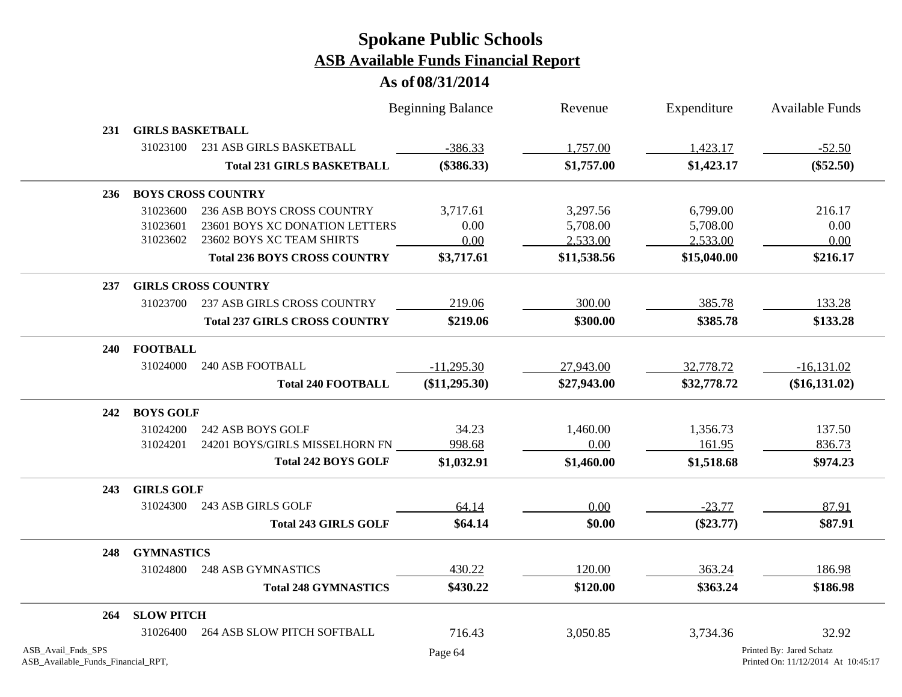# Spokane Public Schools

## ASB Available Funds Financial Report

### As of 08/31/2014

| | | | Beginning Balance | Revenue | Expenditure | Available Funds |
|---|---|---|---|---|---|---|
| **231** | **GIRLS BASKETBALL** | | | | | |
| | 31023100 | 231 ASB GIRLS BASKETBALL | -386.33 | 1,757.00 | 1,423.17 | -52.50 |
| | | **Total 231 GIRLS BASKETBALL** | **($386.33)** | **$1,757.00** | **$1,423.17** | **($52.50)** |
| **236** | **BOYS CROSS COUNTRY** | | | | | |
| | 31023600 | 236 ASB BOYS CROSS COUNTRY | 3,717.61 | 3,297.56 | 6,799.00 | 216.17 |
| | 31023601 | 23601 BOYS XC DONATION LETTERS | 0.00 | 5,708.00 | 5,708.00 | 0.00 |
| | 31023602 | 23602 BOYS XC TEAM SHIRTS | 0.00 | 2,533.00 | 2,533.00 | 0.00 |
| | | **Total 236 BOYS CROSS COUNTRY** | **$3,717.61** | **$11,538.56** | **$15,040.00** | **$216.17** |
| **237** | **GIRLS CROSS COUNTRY** | | | | | |
| | 31023700 | 237 ASB GIRLS CROSS COUNTRY | 219.06 | 300.00 | 385.78 | 133.28 |
| | | **Total 237 GIRLS CROSS COUNTRY** | **$219.06** | **$300.00** | **$385.78** | **$133.28** |
| **240** | **FOOTBALL** | | | | | |
| | 31024000 | 240 ASB FOOTBALL | -11,295.30 | 27,943.00 | 32,778.72 | -16,131.02 |
| | | **Total 240 FOOTBALL** | **($11,295.30)** | **$27,943.00** | **$32,778.72** | **($16,131.02)** |
| **242** | **BOYS GOLF** | | | | | |
| | 31024200 | 242 ASB BOYS GOLF | 34.23 | 1,460.00 | 1,356.73 | 137.50 |
| | 31024201 | 24201 BOYS/GIRLS MISSELHORN FN | 998.68 | 0.00 | 161.95 | 836.73 |
| | | **Total 242 BOYS GOLF** | **$1,032.91** | **$1,460.00** | **$1,518.68** | **$974.23** |
| **243** | **GIRLS GOLF** | | | | | |
| | 31024300 | 243 ASB GIRLS GOLF | 64.14 | 0.00 | -23.77 | 87.91 |
| | | **Total 243 GIRLS GOLF** | **$64.14** | **$0.00** | **($23.77)** | **$87.91** |
| **248** | **GYMNASTICS** | | | | | |
| | 31024800 | 248 ASB GYMNASTICS | 430.22 | 120.00 | 363.24 | 186.98 |
| | | **Total 248 GYMNASTICS** | **$430.22** | **$120.00** | **$363.24** | **$186.98** |
| **264** | **SLOW PITCH** | | | | | |
| | 31026400 | 264 ASB SLOW PITCH SOFTBALL | 716.43 | 3,050.85 | 3,734.36 | 32.92 |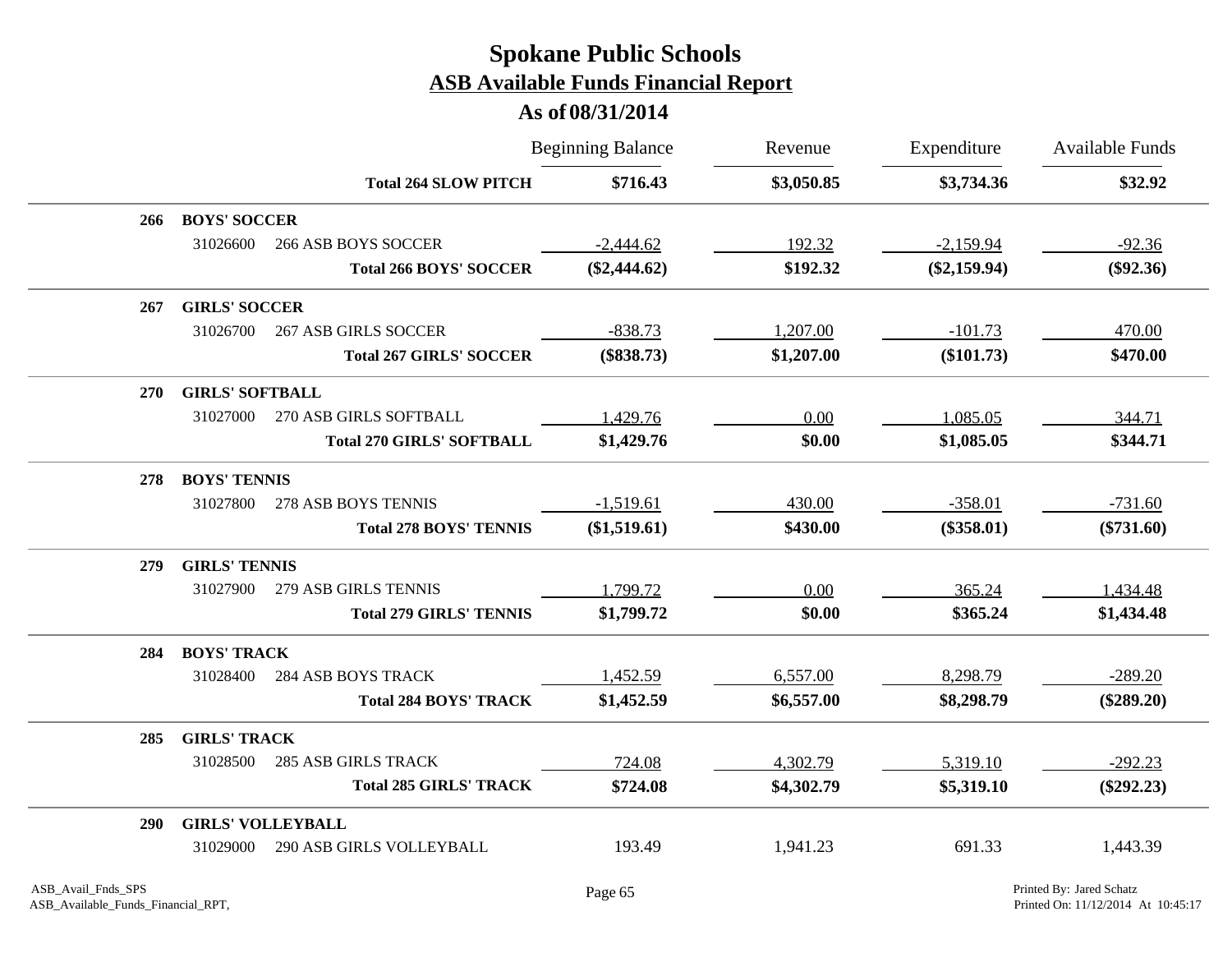# Spokane Public Schools
## ASB Available Funds Financial Report
### As of 08/31/2014

| | | | Beginning Balance | Revenue | Expenditure | Available Funds |
|---|---|---|---|---|---|---|
| | | **Total 264 SLOW PITCH** | **$716.43** | **$3,050.85** | **$3,734.36** | **$32.92** |
| **266** | **BOYS' SOCCER** | | | | | |
| | 31026600 | 266 ASB BOYS SOCCER | -2,444.62 | 192.32 | -2,159.94 | -92.36 |
| | | **Total 266 BOYS' SOCCER** | **($2,444.62)** | **$192.32** | **($2,159.94)** | **($92.36)** |
| **267** | **GIRLS' SOCCER** | | | | | |
| | 31026700 | 267 ASB GIRLS SOCCER | -838.73 | 1,207.00 | -101.73 | 470.00 |
| | | **Total 267 GIRLS' SOCCER** | **($838.73)** | **$1,207.00** | **($101.73)** | **$470.00** |
| **270** | **GIRLS' SOFTBALL** | | | | | |
| | 31027000 | 270 ASB GIRLS SOFTBALL | 1,429.76 | 0.00 | 1,085.05 | 344.71 |
| | | **Total 270 GIRLS' SOFTBALL** | **$1,429.76** | **$0.00** | **$1,085.05** | **$344.71** |
| **278** | **BOYS' TENNIS** | | | | | |
| | 31027800 | 278 ASB BOYS TENNIS | -1,519.61 | 430.00 | -358.01 | -731.60 |
| | | **Total 278 BOYS' TENNIS** | **($1,519.61)** | **$430.00** | **($358.01)** | **($731.60)** |
| **279** | **GIRLS' TENNIS** | | | | | |
| | 31027900 | 279 ASB GIRLS TENNIS | 1,799.72 | 0.00 | 365.24 | 1,434.48 |
| | | **Total 279 GIRLS' TENNIS** | **$1,799.72** | **$0.00** | **$365.24** | **$1,434.48** |
| **284** | **BOYS' TRACK** | | | | | |
| | 31028400 | 284 ASB BOYS TRACK | 1,452.59 | 6,557.00 | 8,298.79 | -289.20 |
| | | **Total 284 BOYS' TRACK** | **$1,452.59** | **$6,557.00** | **$8,298.79** | **($289.20)** |
| **285** | **GIRLS' TRACK** | | | | | |
| | 31028500 | 285 ASB GIRLS TRACK | 724.08 | 4,302.79 | 5,319.10 | -292.23 |
| | | **Total 285 GIRLS' TRACK** | **$724.08** | **$4,302.79** | **$5,319.10** | **($292.23)** |
| **290** | **GIRLS' VOLLEYBALL** | | | | | |
| | 31029000 | 290 ASB GIRLS VOLLEYBALL | 193.49 | 1,941.23 | 691.33 | 1,443.39 |

ASB_Avail_Fnds_SPS
ASB_Available_Funds_Financial_RPT,

Printed By: Jared Schatz
Printed On: 11/12/2014 At 10:45:17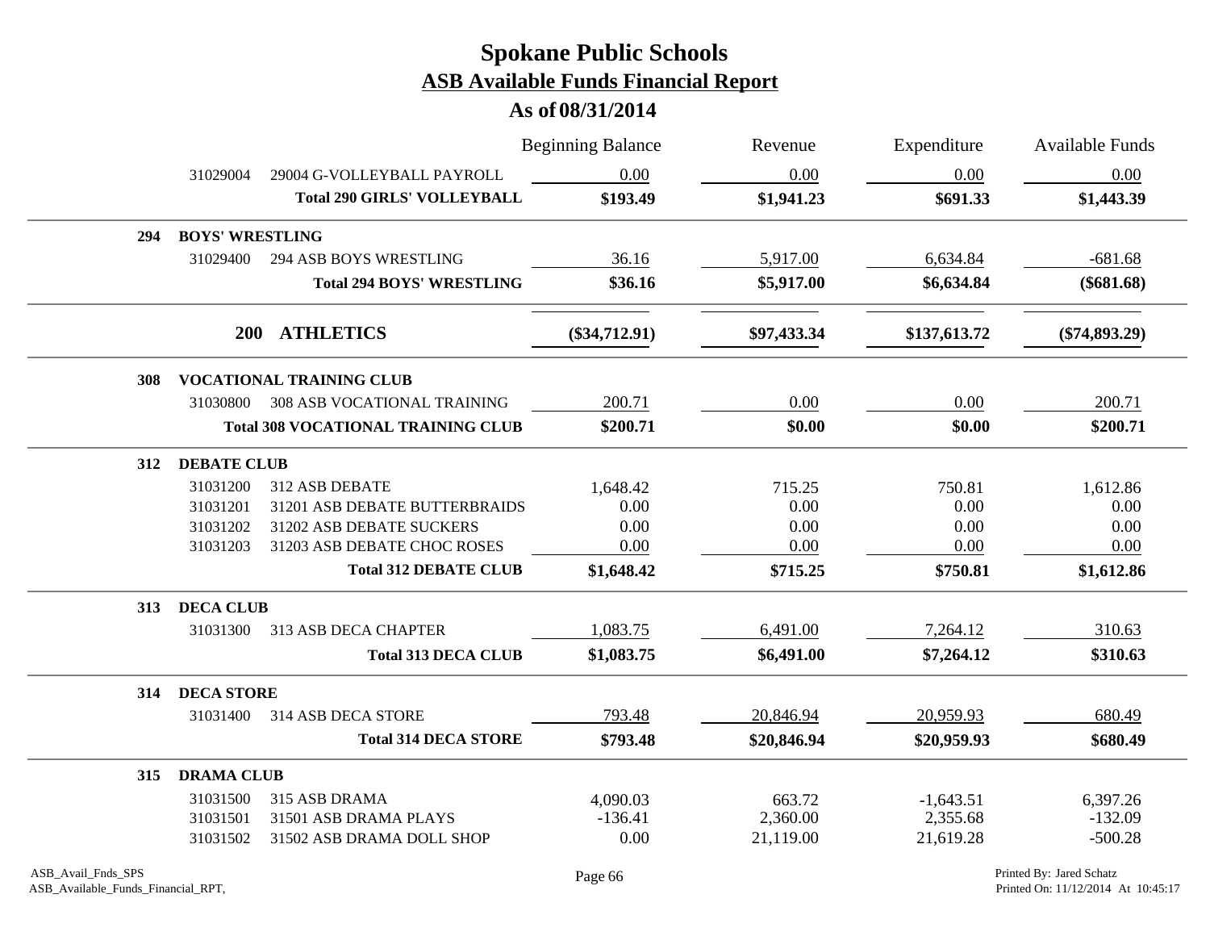# Spokane Public Schools
## ASB Available Funds Financial Report
### As of 08/31/2014

| | | | Beginning Balance | Revenue | Expenditure | Available Funds |
|---|---|---|---|---|---|---|
| | 31029004 | 29004 G-VOLLEYBALL PAYROLL | 0.00 | 0.00 | 0.00 | 0.00 |
| | | **Total 290 GIRLS' VOLLEYBALL** | **$193.49** | **$1,941.23** | **$691.33** | **$1,443.39** |
| **294** | **BOYS' WRESTLING** | | | | | |
| | 31029400 | 294 ASB BOYS WRESTLING | 36.16 | 5,917.00 | 6,634.84 | -681.68 |
| | | **Total 294 BOYS' WRESTLING** | **$36.16** | **$5,917.00** | **$6,634.84** | **($681.68)** |
| | **200** | **ATHLETICS** | **($34,712.91)** | **$97,433.34** | **$137,613.72** | **($74,893.29)** |
| **308** | **VOCATIONAL TRAINING CLUB** | | | | | |
| | 31030800 | 308 ASB VOCATIONAL TRAINING | 200.71 | 0.00 | 0.00 | 200.71 |
| | | **Total 308 VOCATIONAL TRAINING CLUB** | **$200.71** | **$0.00** | **$0.00** | **$200.71** |
| **312** | **DEBATE CLUB** | | | | | |
| | 31031200 | 312 ASB DEBATE | 1,648.42 | 715.25 | 750.81 | 1,612.86 |
| | 31031201 | 31201 ASB DEBATE BUTTERBRAIDS | 0.00 | 0.00 | 0.00 | 0.00 |
| | 31031202 | 31202 ASB DEBATE SUCKERS | 0.00 | 0.00 | 0.00 | 0.00 |
| | 31031203 | 31203 ASB DEBATE CHOC ROSES | 0.00 | 0.00 | 0.00 | 0.00 |
| | | **Total 312 DEBATE CLUB** | **$1,648.42** | **$715.25** | **$750.81** | **$1,612.86** |
| **313** | **DECA CLUB** | | | | | |
| | 31031300 | 313 ASB DECA CHAPTER | 1,083.75 | 6,491.00 | 7,264.12 | 310.63 |
| | | **Total 313 DECA CLUB** | **$1,083.75** | **$6,491.00** | **$7,264.12** | **$310.63** |
| **314** | **DECA STORE** | | | | | |
| | 31031400 | 314 ASB DECA STORE | 793.48 | 20,846.94 | 20,959.93 | 680.49 |
| | | **Total 314 DECA STORE** | **$793.48** | **$20,846.94** | **$20,959.93** | **$680.49** |
| **315** | **DRAMA CLUB** | | | | | |
| | 31031500 | 315 ASB DRAMA | 4,090.03 | 663.72 | -1,643.51 | 6,397.26 |
| | 31031501 | 31501 ASB DRAMA PLAYS | -136.41 | 2,360.00 | 2,355.68 | -132.09 |
| | 31031502 | 31502 ASB DRAMA DOLL SHOP | 0.00 | 21,119.00 | 21,619.28 | -500.28 |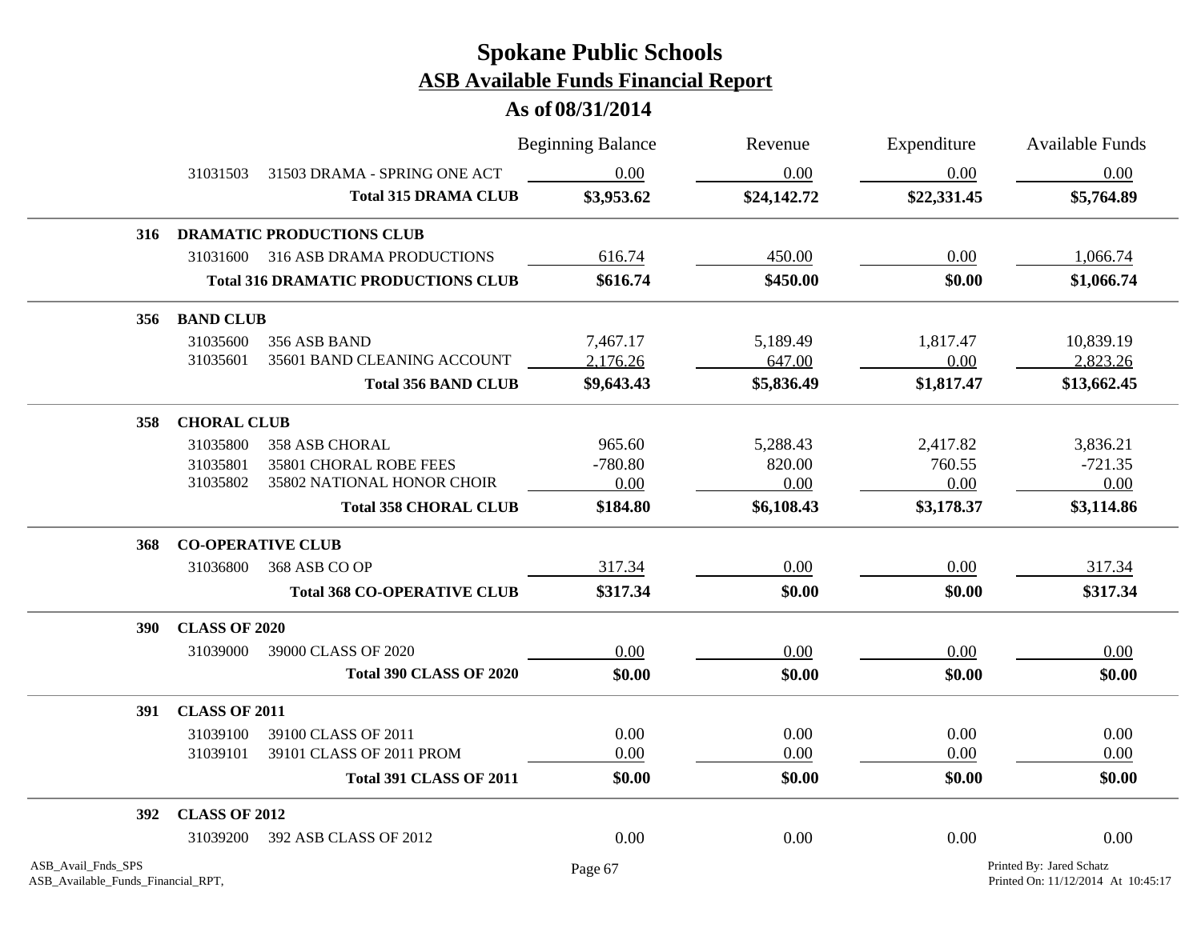# Spokane Public Schools
## ASB Available Funds Financial Report
### As of 08/31/2014

| | | | Beginning Balance | Revenue | Expenditure | Available Funds |
|---|---|---|---|---|---|---|
| | 31031503 | 31503 DRAMA - SPRING ONE ACT | 0.00 | 0.00 | 0.00 | 0.00 |
| | | **Total 315 DRAMA CLUB** | **$3,953.62** | **$24,142.72** | **$22,331.45** | **$5,764.89** |
| **316** | **DRAMATIC PRODUCTIONS CLUB** | | | | | |
| | 31031600 | 316 ASB DRAMA PRODUCTIONS | 616.74 | 450.00 | 0.00 | 1,066.74 |
| | | **Total 316 DRAMATIC PRODUCTIONS CLUB** | **$616.74** | **$450.00** | **$0.00** | **$1,066.74** |
| **356** | **BAND CLUB** | | | | | |
| | 31035600 | 356 ASB BAND | 7,467.17 | 5,189.49 | 1,817.47 | 10,839.19 |
| | 31035601 | 35601 BAND CLEANING ACCOUNT | 2,176.26 | 647.00 | 0.00 | 2,823.26 |
| | | **Total 356 BAND CLUB** | **$9,643.43** | **$5,836.49** | **$1,817.47** | **$13,662.45** |
| **358** | **CHORAL CLUB** | | | | | |
| | 31035800 | 358 ASB CHORAL | 965.60 | 5,288.43 | 2,417.82 | 3,836.21 |
| | 31035801 | 35801 CHORAL ROBE FEES | -780.80 | 820.00 | 760.55 | -721.35 |
| | 31035802 | 35802 NATIONAL HONOR CHOIR | 0.00 | 0.00 | 0.00 | 0.00 |
| | | **Total 358 CHORAL CLUB** | **$184.80** | **$6,108.43** | **$3,178.37** | **$3,114.86** |
| **368** | **CO-OPERATIVE CLUB** | | | | | |
| | 31036800 | 368 ASB CO OP | 317.34 | 0.00 | 0.00 | 317.34 |
| | | **Total 368 CO-OPERATIVE CLUB** | **$317.34** | **$0.00** | **$0.00** | **$317.34** |
| **390** | **CLASS OF 2020** | | | | | |
| | 31039000 | 39000 CLASS OF 2020 | 0.00 | 0.00 | 0.00 | 0.00 |
| | | **Total 390 CLASS OF 2020** | **$0.00** | **$0.00** | **$0.00** | **$0.00** |
| **391** | **CLASS OF 2011** | | | | | |
| | 31039100 | 39100 CLASS OF 2011 | 0.00 | 0.00 | 0.00 | 0.00 |
| | 31039101 | 39101 CLASS OF 2011 PROM | 0.00 | 0.00 | 0.00 | 0.00 |
| | | **Total 391 CLASS OF 2011** | **$0.00** | **$0.00** | **$0.00** | **$0.00** |
| **392** | **CLASS OF 2012** | | | | | |
| | 31039200 | 392 ASB CLASS OF 2012 | 0.00 | 0.00 | 0.00 | 0.00 |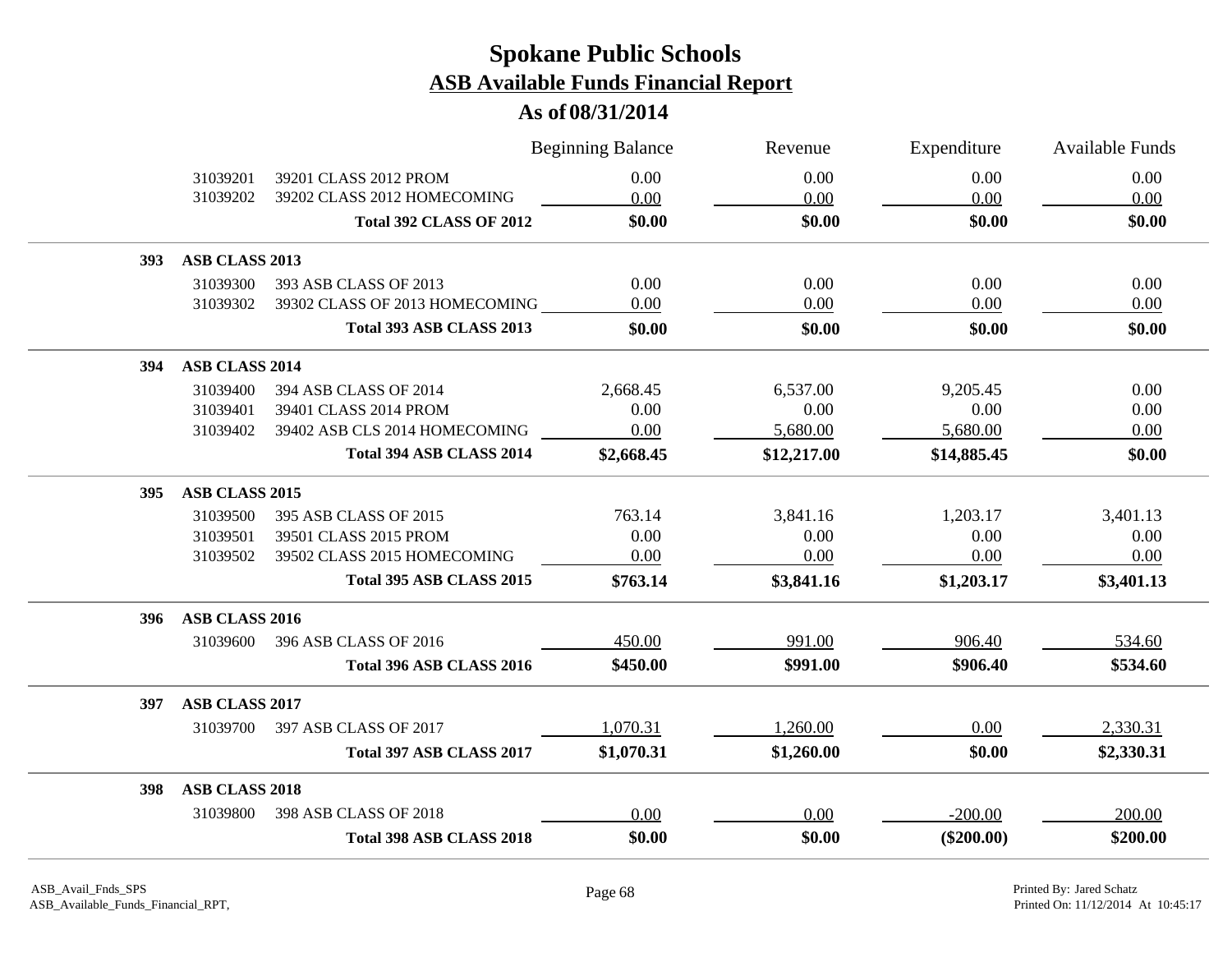# Spokane Public Schools

## ASB Available Funds Financial Report

### As of 08/31/2014

| | | | Beginning Balance | Revenue | Expenditure | Available Funds |
|---|---|---|---|---|---|---|
| | 31039201 | 39201 CLASS 2012 PROM | 0.00 | 0.00 | 0.00 | 0.00 |
| | 31039202 | 39202 CLASS 2012 HOMECOMING | 0.00 | 0.00 | 0.00 | 0.00 |
| | | **Total 392 CLASS OF 2012** | **$0.00** | **$0.00** | **$0.00** | **$0.00** |
| **393** | **ASB CLASS 2013** | | | | | |
| | 31039300 | 393 ASB CLASS OF 2013 | 0.00 | 0.00 | 0.00 | 0.00 |
| | 31039302 | 39302 CLASS OF 2013 HOMECOMING | 0.00 | 0.00 | 0.00 | 0.00 |
| | | **Total 393 ASB CLASS 2013** | **$0.00** | **$0.00** | **$0.00** | **$0.00** |
| **394** | **ASB CLASS 2014** | | | | | |
| | 31039400 | 394 ASB CLASS OF 2014 | 2,668.45 | 6,537.00 | 9,205.45 | 0.00 |
| | 31039401 | 39401 CLASS 2014 PROM | 0.00 | 0.00 | 0.00 | 0.00 |
| | 31039402 | 39402 ASB CLS 2014 HOMECOMING | 0.00 | 5,680.00 | 5,680.00 | 0.00 |
| | | **Total 394 ASB CLASS 2014** | **$2,668.45** | **$12,217.00** | **$14,885.45** | **$0.00** |
| **395** | **ASB CLASS 2015** | | | | | |
| | 31039500 | 395 ASB CLASS OF 2015 | 763.14 | 3,841.16 | 1,203.17 | 3,401.13 |
| | 31039501 | 39501 CLASS 2015 PROM | 0.00 | 0.00 | 0.00 | 0.00 |
| | 31039502 | 39502 CLASS 2015 HOMECOMING | 0.00 | 0.00 | 0.00 | 0.00 |
| | | **Total 395 ASB CLASS 2015** | **$763.14** | **$3,841.16** | **$1,203.17** | **$3,401.13** |
| **396** | **ASB CLASS 2016** | | | | | |
| | 31039600 | 396 ASB CLASS OF 2016 | 450.00 | 991.00 | 906.40 | 534.60 |
| | | **Total 396 ASB CLASS 2016** | **$450.00** | **$991.00** | **$906.40** | **$534.60** |
| **397** | **ASB CLASS 2017** | | | | | |
| | 31039700 | 397 ASB CLASS OF 2017 | 1,070.31 | 1,260.00 | 0.00 | 2,330.31 |
| | | **Total 397 ASB CLASS 2017** | **$1,070.31** | **$1,260.00** | **$0.00** | **$2,330.31** |
| **398** | **ASB CLASS 2018** | | | | | |
| | 31039800 | 398 ASB CLASS OF 2018 | 0.00 | 0.00 | -200.00 | 200.00 |
| | | **Total 398 ASB CLASS 2018** | **$0.00** | **$0.00** | **($200.00)** | **$200.00** |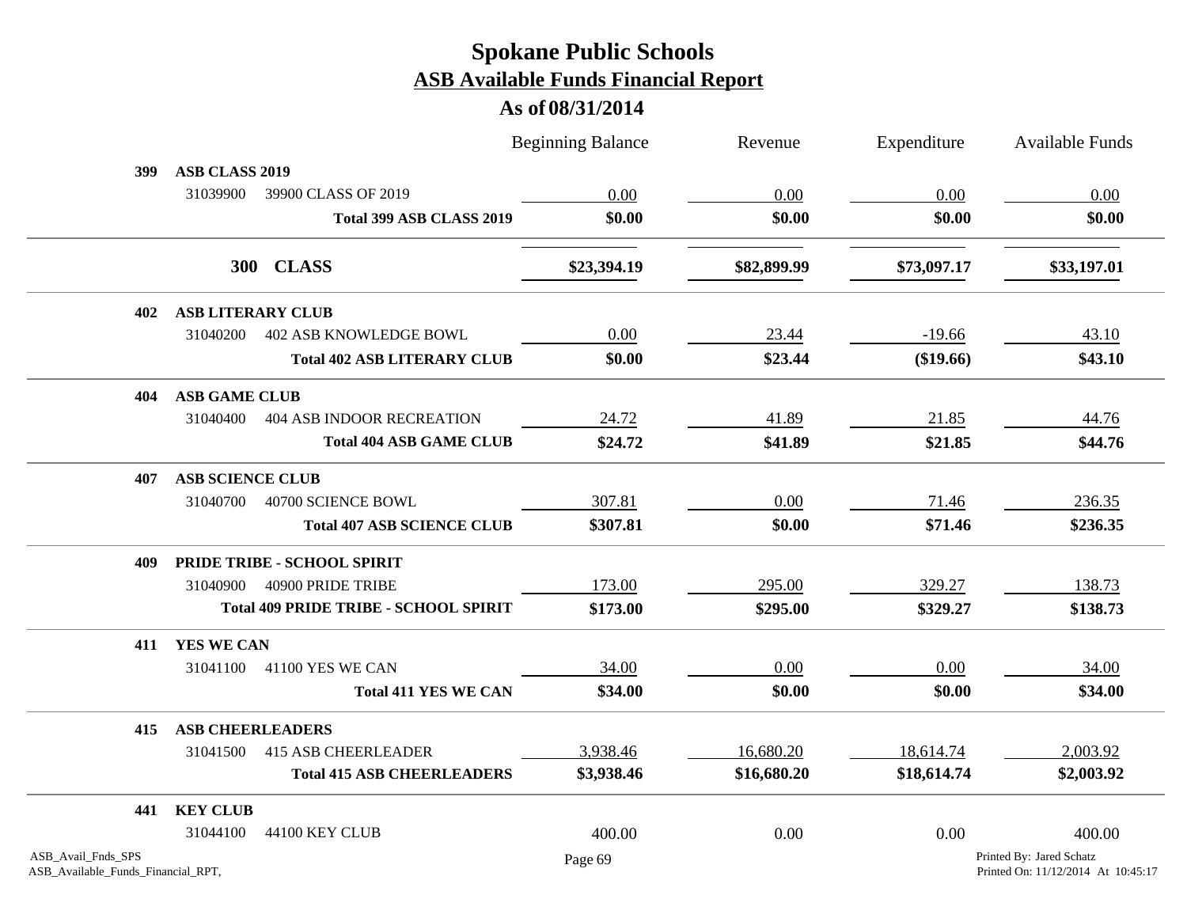# Spokane Public Schools

## ASB Available Funds Financial Report

### As of 08/31/2014

| | | Beginning Balance | Revenue | Expenditure | Available Funds |
|---|---|---|---|---|---|
| **399** | **ASB CLASS 2019** | | | | |
| 31039900 | 39900 CLASS OF 2019 | 0.00 | 0.00 | 0.00 | 0.00 |
| | **Total 399 ASB CLASS 2019** | **$0.00** | **$0.00** | **$0.00** | **$0.00** |
| | **300 CLASS** | **$23,394.19** | **$82,899.99** | **$73,097.17** | **$33,197.01** |
| **402** | **ASB LITERARY CLUB** | | | | |
| 31040200 | 402 ASB KNOWLEDGE BOWL | 0.00 | 23.44 | -19.66 | 43.10 |
| | **Total 402 ASB LITERARY CLUB** | **$0.00** | **$23.44** | **($19.66)** | **$43.10** |
| **404** | **ASB GAME CLUB** | | | | |
| 31040400 | 404 ASB INDOOR RECREATION | 24.72 | 41.89 | 21.85 | 44.76 |
| | **Total 404 ASB GAME CLUB** | **$24.72** | **$41.89** | **$21.85** | **$44.76** |
| **407** | **ASB SCIENCE CLUB** | | | | |
| 31040700 | 40700 SCIENCE BOWL | 307.81 | 0.00 | 71.46 | 236.35 |
| | **Total 407 ASB SCIENCE CLUB** | **$307.81** | **$0.00** | **$71.46** | **$236.35** |
| **409** | **PRIDE TRIBE - SCHOOL SPIRIT** | | | | |
| 31040900 | 40900 PRIDE TRIBE | 173.00 | 295.00 | 329.27 | 138.73 |
| | **Total 409 PRIDE TRIBE - SCHOOL SPIRIT** | **$173.00** | **$295.00** | **$329.27** | **$138.73** |
| **411** | **YES WE CAN** | | | | |
| 31041100 | 41100 YES WE CAN | 34.00 | 0.00 | 0.00 | 34.00 |
| | **Total 411 YES WE CAN** | **$34.00** | **$0.00** | **$0.00** | **$34.00** |
| **415** | **ASB CHEERLEADERS** | | | | |
| 31041500 | 415 ASB CHEERLEADER | 3,938.46 | 16,680.20 | 18,614.74 | 2,003.92 |
| | **Total 415 ASB CHEERLEADERS** | **$3,938.46** | **$16,680.20** | **$18,614.74** | **$2,003.92** |
| **441** | **KEY CLUB** | | | | |
| 31044100 | 44100 KEY CLUB | 400.00 | 0.00 | 0.00 | 400.00 |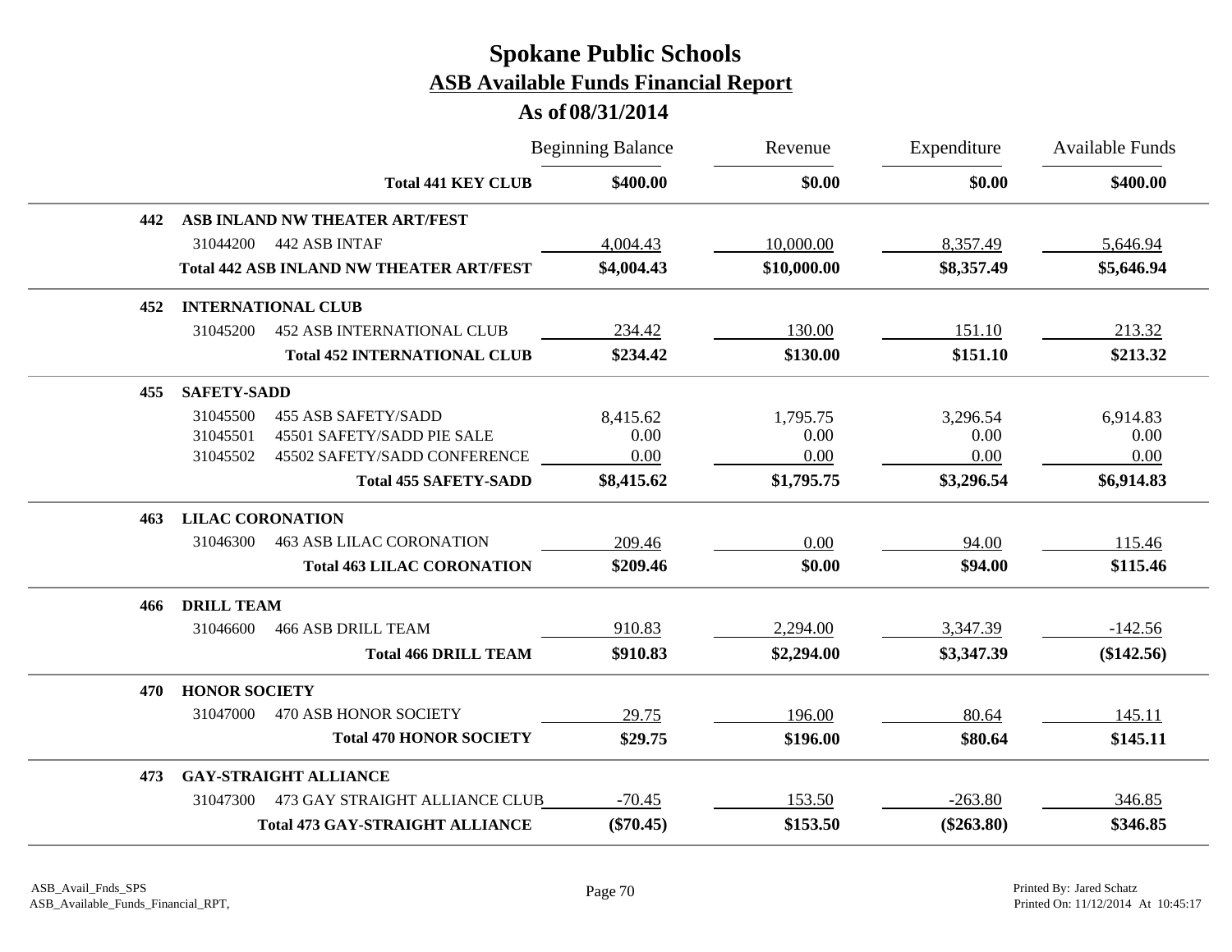# Spokane Public Schools

## ASB Available Funds Financial Report

### As of 08/31/2014

| | | | Beginning Balance | Revenue | Expenditure | Available Funds |
|---|---|---|---|---|---|---|
| | | **Total 441 KEY CLUB** | **$400.00** | **$0.00** | **$0.00** | **$400.00** |
| **442** | **ASB INLAND NW THEATER ART/FEST** | | | | | |
| | 31044200 | 442 ASB INTAF | 4,004.43 | 10,000.00 | 8,357.49 | 5,646.94 |
| | | **Total 442 ASB INLAND NW THEATER ART/FEST** | **$4,004.43** | **$10,000.00** | **$8,357.49** | **$5,646.94** |
| **452** | **INTERNATIONAL CLUB** | | | | | |
| | 31045200 | 452 ASB INTERNATIONAL CLUB | 234.42 | 130.00 | 151.10 | 213.32 |
| | | **Total 452 INTERNATIONAL CLUB** | **$234.42** | **$130.00** | **$151.10** | **$213.32** |
| **455** | **SAFETY-SADD** | | | | | |
| | 31045500 | 455 ASB SAFETY/SADD | 8,415.62 | 1,795.75 | 3,296.54 | 6,914.83 |
| | 31045501 | 45501 SAFETY/SADD PIE SALE | 0.00 | 0.00 | 0.00 | 0.00 |
| | 31045502 | 45502 SAFETY/SADD CONFERENCE | 0.00 | 0.00 | 0.00 | 0.00 |
| | | **Total 455 SAFETY-SADD** | **$8,415.62** | **$1,795.75** | **$3,296.54** | **$6,914.83** |
| **463** | **LILAC CORONATION** | | | | | |
| | 31046300 | 463 ASB LILAC CORONATION | 209.46 | 0.00 | 94.00 | 115.46 |
| | | **Total 463 LILAC CORONATION** | **$209.46** | **$0.00** | **$94.00** | **$115.46** |
| **466** | **DRILL TEAM** | | | | | |
| | 31046600 | 466 ASB DRILL TEAM | 910.83 | 2,294.00 | 3,347.39 | -142.56 |
| | | **Total 466 DRILL TEAM** | **$910.83** | **$2,294.00** | **$3,347.39** | **($142.56)** |
| **470** | **HONOR SOCIETY** | | | | | |
| | 31047000 | 470 ASB HONOR SOCIETY | 29.75 | 196.00 | 80.64 | 145.11 |
| | | **Total 470 HONOR SOCIETY** | **$29.75** | **$196.00** | **$80.64** | **$145.11** |
| **473** | **GAY-STRAIGHT ALLIANCE** | | | | | |
| | 31047300 | 473 GAY STRAIGHT ALLIANCE CLUB | -70.45 | 153.50 | -263.80 | 346.85 |
| | | **Total 473 GAY-STRAIGHT ALLIANCE** | **($70.45)** | **$153.50** | **($263.80)** | **$346.85** |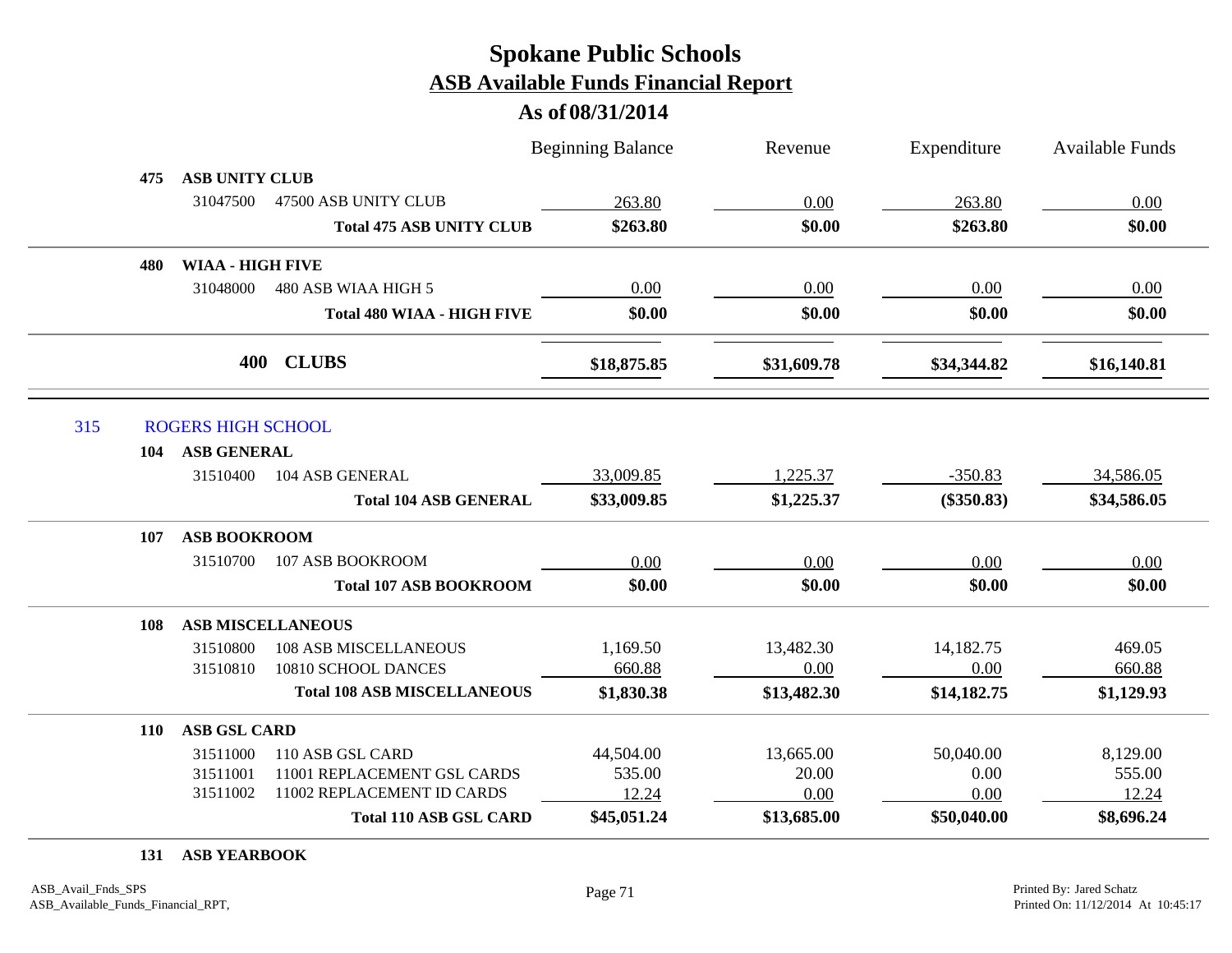# Spokane Public Schools
## ASB Available Funds Financial Report
### As of 08/31/2014

| | | Beginning Balance | Revenue | Expenditure | Available Funds |
|---|---|---|---|---|---|
| **475 ASB UNITY CLUB** | | | | | |
| 31047500 | 47500 ASB UNITY CLUB | 263.80 | 0.00 | 263.80 | 0.00 |
| | **Total 475 ASB UNITY CLUB** | **$263.80** | **$0.00** | **$263.80** | **$0.00** |
| **480 WIAA - HIGH FIVE** | | | | | |
| 31048000 | 480 ASB WIAA HIGH 5 | 0.00 | 0.00 | 0.00 | 0.00 |
| | **Total 480 WIAA - HIGH FIVE** | **$0.00** | **$0.00** | **$0.00** | **$0.00** |
| | **400 CLUBS** | **$18,875.85** | **$31,609.78** | **$34,344.82** | **$16,140.81** |

315 ROGERS HIGH SCHOOL

| | | Beginning Balance | Revenue | Expenditure | Available Funds |
|---|---|---|---|---|---|
| **104 ASB GENERAL** | | | | | |
| 31510400 | 104 ASB GENERAL | 33,009.85 | 1,225.37 | -350.83 | 34,586.05 |
| | **Total 104 ASB GENERAL** | **$33,009.85** | **$1,225.37** | **($350.83)** | **$34,586.05** |
| **107 ASB BOOKROOM** | | | | | |
| 31510700 | 107 ASB BOOKROOM | 0.00 | 0.00 | 0.00 | 0.00 |
| | **Total 107 ASB BOOKROOM** | **$0.00** | **$0.00** | **$0.00** | **$0.00** |
| **108 ASB MISCELLANEOUS** | | | | | |
| 31510800 | 108 ASB MISCELLANEOUS | 1,169.50 | 13,482.30 | 14,182.75 | 469.05 |
| 31510810 | 10810 SCHOOL DANCES | 660.88 | 0.00 | 0.00 | 660.88 |
| | **Total 108 ASB MISCELLANEOUS** | **$1,830.38** | **$13,482.30** | **$14,182.75** | **$1,129.93** |
| **110 ASB GSL CARD** | | | | | |
| 31511000 | 110 ASB GSL CARD | 44,504.00 | 13,665.00 | 50,040.00 | 8,129.00 |
| 31511001 | 11001 REPLACEMENT GSL CARDS | 535.00 | 20.00 | 0.00 | 555.00 |
| 31511002 | 11002 REPLACEMENT ID CARDS | 12.24 | 0.00 | 0.00 | 12.24 |
| | **Total 110 ASB GSL CARD** | **$45,051.24** | **$13,685.00** | **$50,040.00** | **$8,696.24** |
| **131 ASB YEARBOOK** | | | | | |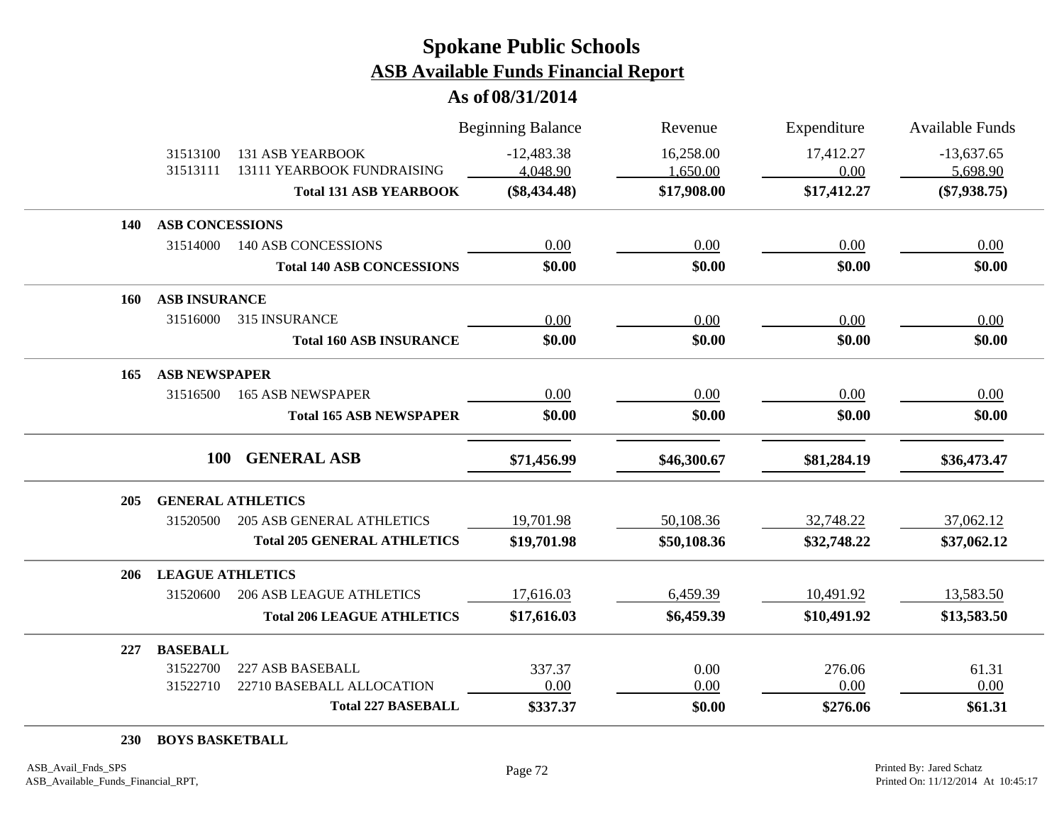# Spokane Public Schools

## ASB Available Funds Financial Report

### As of 08/31/2014

| | | | Beginning Balance | Revenue | Expenditure | Available Funds |
|---|---|---|---|---|---|---|
| | 31513100 | 131 ASB YEARBOOK | -12,483.38 | 16,258.00 | 17,412.27 | -13,637.65 |
| | 31513111 | 13111 YEARBOOK FUNDRAISING | 4,048.90 | 1,650.00 | 0.00 | 5,698.90 |
| | | **Total 131 ASB YEARBOOK** | **($8,434.48)** | **$17,908.00** | **$17,412.27** | **($7,938.75)** |
| **140** | **ASB CONCESSIONS** | | | | | |
| | 31514000 | 140 ASB CONCESSIONS | 0.00 | 0.00 | 0.00 | 0.00 |
| | | **Total 140 ASB CONCESSIONS** | **$0.00** | **$0.00** | **$0.00** | **$0.00** |
| **160** | **ASB INSURANCE** | | | | | |
| | 31516000 | 315 INSURANCE | 0.00 | 0.00 | 0.00 | 0.00 |
| | | **Total 160 ASB INSURANCE** | **$0.00** | **$0.00** | **$0.00** | **$0.00** |
| **165** | **ASB NEWSPAPER** | | | | | |
| | 31516500 | 165 ASB NEWSPAPER | 0.00 | 0.00 | 0.00 | 0.00 |
| | | **Total 165 ASB NEWSPAPER** | **$0.00** | **$0.00** | **$0.00** | **$0.00** |
| | **100** | **GENERAL ASB** | **$71,456.99** | **$46,300.67** | **$81,284.19** | **$36,473.47** |
| **205** | **GENERAL ATHLETICS** | | | | | |
| | 31520500 | 205 ASB GENERAL ATHLETICS | 19,701.98 | 50,108.36 | 32,748.22 | 37,062.12 |
| | | **Total 205 GENERAL ATHLETICS** | **$19,701.98** | **$50,108.36** | **$32,748.22** | **$37,062.12** |
| **206** | **LEAGUE ATHLETICS** | | | | | |
| | 31520600 | 206 ASB LEAGUE ATHLETICS | 17,616.03 | 6,459.39 | 10,491.92 | 13,583.50 |
| | | **Total 206 LEAGUE ATHLETICS** | **$17,616.03** | **$6,459.39** | **$10,491.92** | **$13,583.50** |
| **227** | **BASEBALL** | | | | | |
| | 31522700 | 227 ASB BASEBALL | 337.37 | 0.00 | 276.06 | 61.31 |
| | 31522710 | 22710 BASEBALL ALLOCATION | 0.00 | 0.00 | 0.00 | 0.00 |
| | | **Total 227 BASEBALL** | **$337.37** | **$0.00** | **$276.06** | **$61.31** |
| **230** | **BOYS BASKETBALL** | | | | | |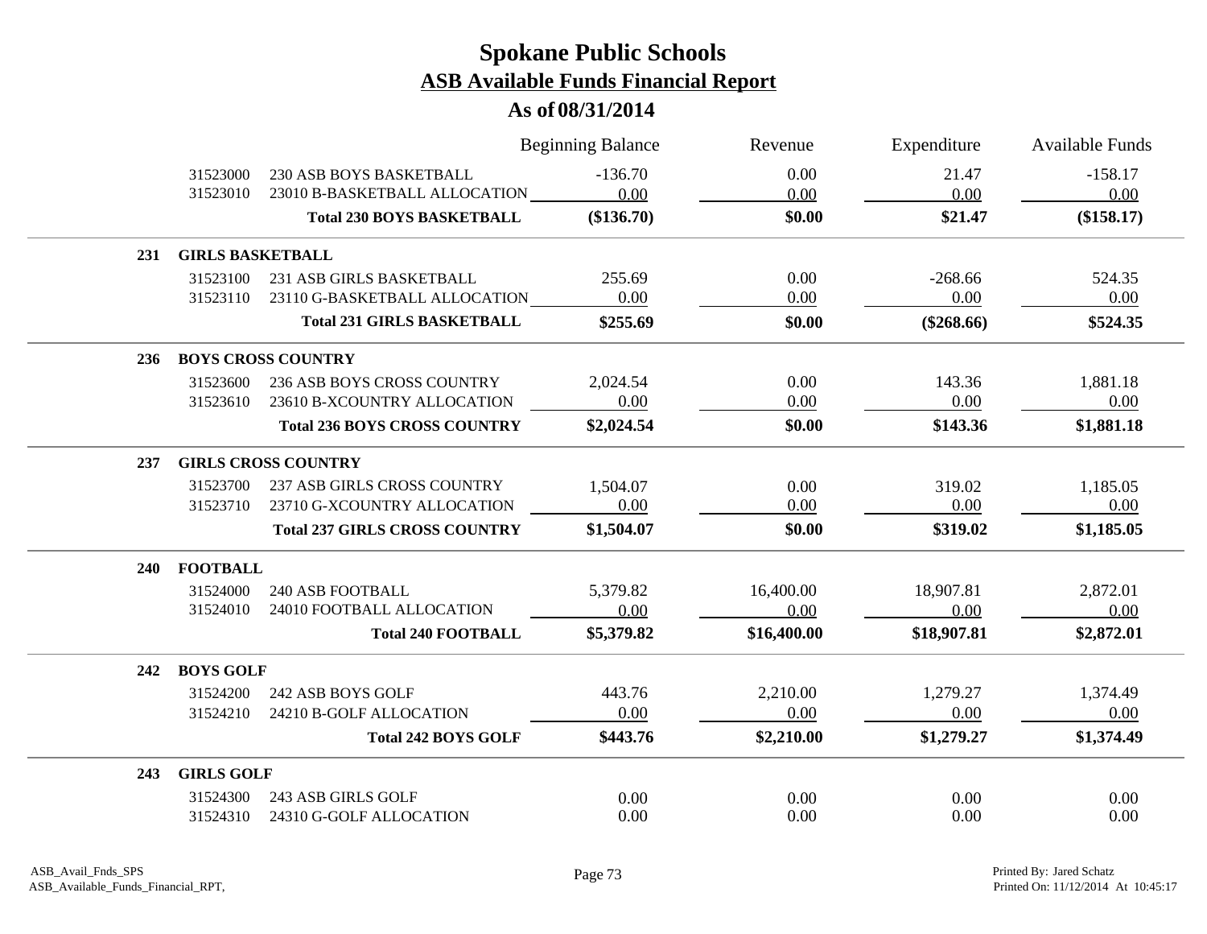# Spokane Public Schools
## ASB Available Funds Financial Report
### As of 08/31/2014

| | | | Beginning Balance | Revenue | Expenditure | Available Funds |
|---|---|---|---|---|---|---|
| | 31523000 | 230 ASB BOYS BASKETBALL | -136.70 | 0.00 | 21.47 | -158.17 |
| | 31523010 | 23010 B-BASKETBALL ALLOCATION | 0.00 | 0.00 | 0.00 | 0.00 |
| | | **Total 230 BOYS BASKETBALL** | **($136.70)** | **$0.00** | **$21.47** | **($158.17)** |
| **231** | **GIRLS BASKETBALL** | | | | | |
| | 31523100 | 231 ASB GIRLS BASKETBALL | 255.69 | 0.00 | -268.66 | 524.35 |
| | 31523110 | 23110 G-BASKETBALL ALLOCATION | 0.00 | 0.00 | 0.00 | 0.00 |
| | | **Total 231 GIRLS BASKETBALL** | **$255.69** | **$0.00** | **($268.66)** | **$524.35** |
| **236** | **BOYS CROSS COUNTRY** | | | | | |
| | 31523600 | 236 ASB BOYS CROSS COUNTRY | 2,024.54 | 0.00 | 143.36 | 1,881.18 |
| | 31523610 | 23610 B-XCOUNTRY ALLOCATION | 0.00 | 0.00 | 0.00 | 0.00 |
| | | **Total 236 BOYS CROSS COUNTRY** | **$2,024.54** | **$0.00** | **$143.36** | **$1,881.18** |
| **237** | **GIRLS CROSS COUNTRY** | | | | | |
| | 31523700 | 237 ASB GIRLS CROSS COUNTRY | 1,504.07 | 0.00 | 319.02 | 1,185.05 |
| | 31523710 | 23710 G-XCOUNTRY ALLOCATION | 0.00 | 0.00 | 0.00 | 0.00 |
| | | **Total 237 GIRLS CROSS COUNTRY** | **$1,504.07** | **$0.00** | **$319.02** | **$1,185.05** |
| **240** | **FOOTBALL** | | | | | |
| | 31524000 | 240 ASB FOOTBALL | 5,379.82 | 16,400.00 | 18,907.81 | 2,872.01 |
| | 31524010 | 24010 FOOTBALL ALLOCATION | 0.00 | 0.00 | 0.00 | 0.00 |
| | | **Total 240 FOOTBALL** | **$5,379.82** | **$16,400.00** | **$18,907.81** | **$2,872.01** |
| **242** | **BOYS GOLF** | | | | | |
| | 31524200 | 242 ASB BOYS GOLF | 443.76 | 2,210.00 | 1,279.27 | 1,374.49 |
| | 31524210 | 24210 B-GOLF ALLOCATION | 0.00 | 0.00 | 0.00 | 0.00 |
| | | **Total 242 BOYS GOLF** | **$443.76** | **$2,210.00** | **$1,279.27** | **$1,374.49** |
| **243** | **GIRLS GOLF** | | | | | |
| | 31524300 | 243 ASB GIRLS GOLF | 0.00 | 0.00 | 0.00 | 0.00 |
| | 31524310 | 24310 G-GOLF ALLOCATION | 0.00 | 0.00 | 0.00 | 0.00 |

ASB_Avail_Fnds_SPS
ASB_Available_Funds_Financial_RPT,

Printed By: Jared Schatz
Printed On: 11/12/2014 At 10:45:17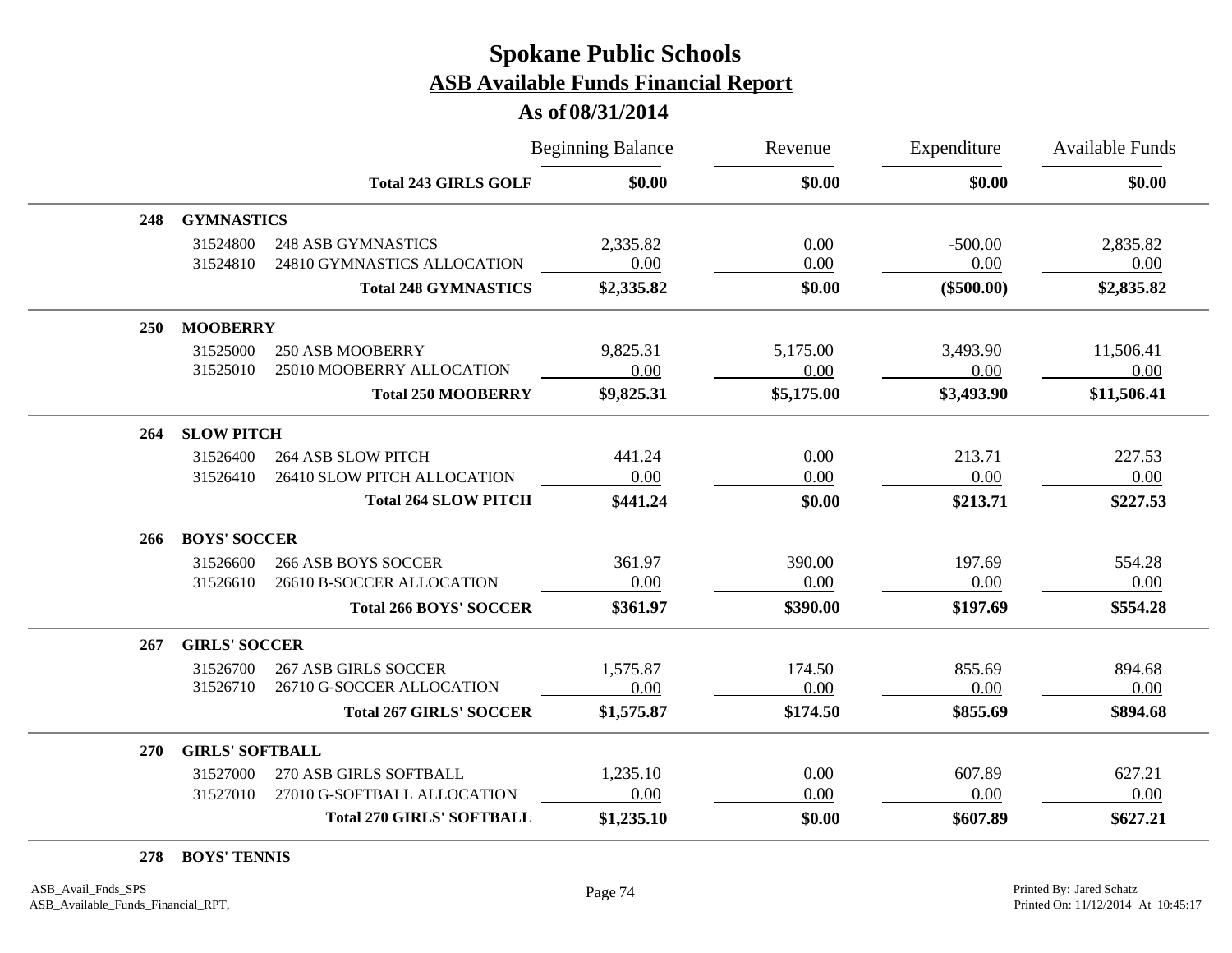# Spokane Public Schools

## ASB Available Funds Financial Report

### As of 08/31/2014

| | | | Beginning Balance | Revenue | Expenditure | Available Funds |
|---|---|---|---|---|---|---|
| | | **Total 243 GIRLS GOLF** | **$0.00** | **$0.00** | **$0.00** | **$0.00** |
| **248** | **GYMNASTICS** | | | | | |
| | 31524800 | 248 ASB GYMNASTICS | 2,335.82 | 0.00 | -500.00 | 2,835.82 |
| | 31524810 | 24810 GYMNASTICS ALLOCATION | 0.00 | 0.00 | 0.00 | 0.00 |
| | | **Total 248 GYMNASTICS** | **$2,335.82** | **$0.00** | **($500.00)** | **$2,835.82** |
| **250** | **MOOBERRY** | | | | | |
| | 31525000 | 250 ASB MOOBERRY | 9,825.31 | 5,175.00 | 3,493.90 | 11,506.41 |
| | 31525010 | 25010 MOOBERRY ALLOCATION | 0.00 | 0.00 | 0.00 | 0.00 |
| | | **Total 250 MOOBERRY** | **$9,825.31** | **$5,175.00** | **$3,493.90** | **$11,506.41** |
| **264** | **SLOW PITCH** | | | | | |
| | 31526400 | 264 ASB SLOW PITCH | 441.24 | 0.00 | 213.71 | 227.53 |
| | 31526410 | 26410 SLOW PITCH ALLOCATION | 0.00 | 0.00 | 0.00 | 0.00 |
| | | **Total 264 SLOW PITCH** | **$441.24** | **$0.00** | **$213.71** | **$227.53** |
| **266** | **BOYS' SOCCER** | | | | | |
| | 31526600 | 266 ASB BOYS SOCCER | 361.97 | 390.00 | 197.69 | 554.28 |
| | 31526610 | 26610 B-SOCCER ALLOCATION | 0.00 | 0.00 | 0.00 | 0.00 |
| | | **Total 266 BOYS' SOCCER** | **$361.97** | **$390.00** | **$197.69** | **$554.28** |
| **267** | **GIRLS' SOCCER** | | | | | |
| | 31526700 | 267 ASB GIRLS SOCCER | 1,575.87 | 174.50 | 855.69 | 894.68 |
| | 31526710 | 26710 G-SOCCER ALLOCATION | 0.00 | 0.00 | 0.00 | 0.00 |
| | | **Total 267 GIRLS' SOCCER** | **$1,575.87** | **$174.50** | **$855.69** | **$894.68** |
| **270** | **GIRLS' SOFTBALL** | | | | | |
| | 31527000 | 270 ASB GIRLS SOFTBALL | 1,235.10 | 0.00 | 607.89 | 627.21 |
| | 31527010 | 27010 G-SOFTBALL ALLOCATION | 0.00 | 0.00 | 0.00 | 0.00 |
| | | **Total 270 GIRLS' SOFTBALL** | **$1,235.10** | **$0.00** | **$607.89** | **$627.21** |
| **278** | **BOYS' TENNIS** | | | | | |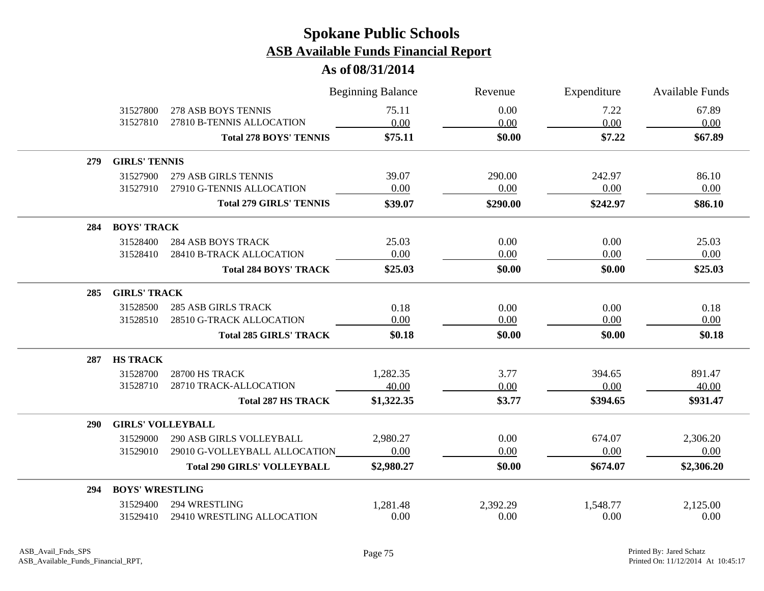# Spokane Public Schools

## ASB Available Funds Financial Report

### As of 08/31/2014

| | Account | Description | Beginning Balance | Revenue | Expenditure | Available Funds |
|---|---|---|---|---|---|---|
| | 31527800 | 278 ASB BOYS TENNIS | 75.11 | 0.00 | 7.22 | 67.89 |
| | 31527810 | 27810 B-TENNIS ALLOCATION | 0.00 | 0.00 | 0.00 | 0.00 |
| | | **Total 278 BOYS' TENNIS** | **$75.11** | **$0.00** | **$7.22** | **$67.89** |
| **279** | **GIRLS' TENNIS** | | | | | |
| | 31527900 | 279 ASB GIRLS TENNIS | 39.07 | 290.00 | 242.97 | 86.10 |
| | 31527910 | 27910 G-TENNIS ALLOCATION | 0.00 | 0.00 | 0.00 | 0.00 |
| | | **Total 279 GIRLS' TENNIS** | **$39.07** | **$290.00** | **$242.97** | **$86.10** |
| **284** | **BOYS' TRACK** | | | | | |
| | 31528400 | 284 ASB BOYS TRACK | 25.03 | 0.00 | 0.00 | 25.03 |
| | 31528410 | 28410 B-TRACK ALLOCATION | 0.00 | 0.00 | 0.00 | 0.00 |
| | | **Total 284 BOYS' TRACK** | **$25.03** | **$0.00** | **$0.00** | **$25.03** |
| **285** | **GIRLS' TRACK** | | | | | |
| | 31528500 | 285 ASB GIRLS TRACK | 0.18 | 0.00 | 0.00 | 0.18 |
| | 31528510 | 28510 G-TRACK ALLOCATION | 0.00 | 0.00 | 0.00 | 0.00 |
| | | **Total 285 GIRLS' TRACK** | **$0.18** | **$0.00** | **$0.00** | **$0.18** |
| **287** | **HS TRACK** | | | | | |
| | 31528700 | 28700 HS TRACK | 1,282.35 | 3.77 | 394.65 | 891.47 |
| | 31528710 | 28710 TRACK-ALLOCATION | 40.00 | 0.00 | 0.00 | 40.00 |
| | | **Total 287 HS TRACK** | **$1,322.35** | **$3.77** | **$394.65** | **$931.47** |
| **290** | **GIRLS' VOLLEYBALL** | | | | | |
| | 31529000 | 290 ASB GIRLS VOLLEYBALL | 2,980.27 | 0.00 | 674.07 | 2,306.20 |
| | 31529010 | 29010 G-VOLLEYBALL ALLOCATION | 0.00 | 0.00 | 0.00 | 0.00 |
| | | **Total 290 GIRLS' VOLLEYBALL** | **$2,980.27** | **$0.00** | **$674.07** | **$2,306.20** |
| **294** | **BOYS' WRESTLING** | | | | | |
| | 31529400 | 294 WRESTLING | 1,281.48 | 2,392.29 | 1,548.77 | 2,125.00 |
| | 31529410 | 29410 WRESTLING ALLOCATION | 0.00 | 0.00 | 0.00 | 0.00 |

ASB_Avail_Fnds_SPS
ASB_Available_Funds_Financial_RPT,

Printed By: Jared Schatz
Printed On: 11/12/2014 At 10:45:17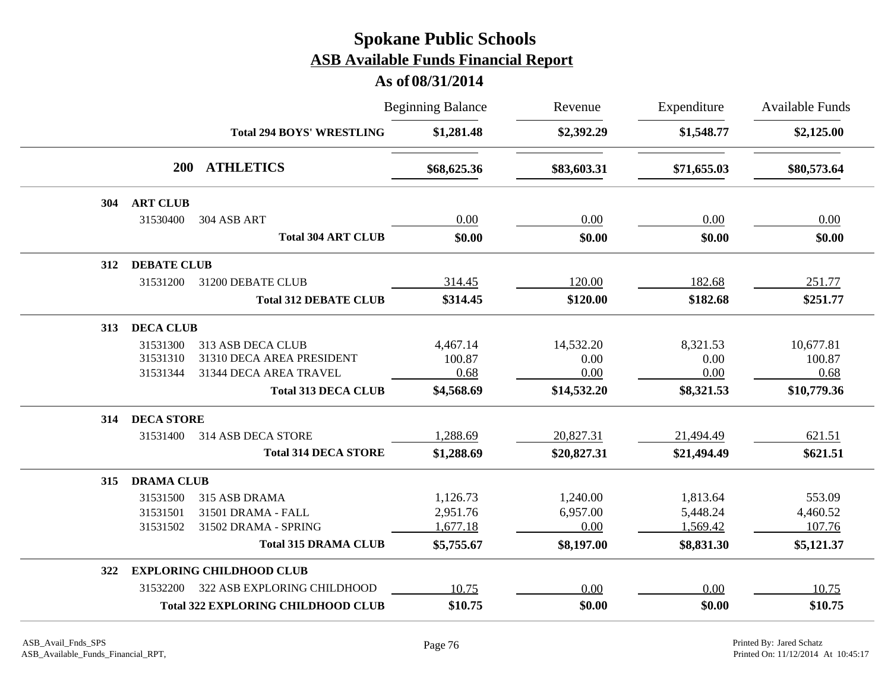# Spokane Public Schools

## ASB Available Funds Financial Report

### As of 08/31/2014

| | | Beginning Balance | Revenue | Expenditure | Available Funds |
|---|---|---|---|---|---|
| | **Total 294 BOYS' WRESTLING** | **$1,281.48** | **$2,392.29** | **$1,548.77** | **$2,125.00** |
| **200** | **ATHLETICS** | **$68,625.36** | **$83,603.31** | **$71,655.03** | **$80,573.64** |
| **304** | **ART CLUB** | | | | |
| 31530400 | 304 ASB ART | 0.00 | 0.00 | 0.00 | 0.00 |
| | **Total 304 ART CLUB** | **$0.00** | **$0.00** | **$0.00** | **$0.00** |
| **312** | **DEBATE CLUB** | | | | |
| 31531200 | 31200 DEBATE CLUB | 314.45 | 120.00 | 182.68 | 251.77 |
| | **Total 312 DEBATE CLUB** | **$314.45** | **$120.00** | **$182.68** | **$251.77** |
| **313** | **DECA CLUB** | | | | |
| 31531300 | 313 ASB DECA CLUB | 4,467.14 | 14,532.20 | 8,321.53 | 10,677.81 |
| 31531310 | 31310 DECA AREA PRESIDENT | 100.87 | 0.00 | 0.00 | 100.87 |
| 31531344 | 31344 DECA AREA TRAVEL | 0.68 | 0.00 | 0.00 | 0.68 |
| | **Total 313 DECA CLUB** | **$4,568.69** | **$14,532.20** | **$8,321.53** | **$10,779.36** |
| **314** | **DECA STORE** | | | | |
| 31531400 | 314 ASB DECA STORE | 1,288.69 | 20,827.31 | 21,494.49 | 621.51 |
| | **Total 314 DECA STORE** | **$1,288.69** | **$20,827.31** | **$21,494.49** | **$621.51** |
| **315** | **DRAMA CLUB** | | | | |
| 31531500 | 315 ASB DRAMA | 1,126.73 | 1,240.00 | 1,813.64 | 553.09 |
| 31531501 | 31501 DRAMA - FALL | 2,951.76 | 6,957.00 | 5,448.24 | 4,460.52 |
| 31531502 | 31502 DRAMA - SPRING | 1,677.18 | 0.00 | 1,569.42 | 107.76 |
| | **Total 315 DRAMA CLUB** | **$5,755.67** | **$8,197.00** | **$8,831.30** | **$5,121.37** |
| **322** | **EXPLORING CHILDHOOD CLUB** | | | | |
| 31532200 | 322 ASB EXPLORING CHILDHOOD | 10.75 | 0.00 | 0.00 | 10.75 |
| | **Total 322 EXPLORING CHILDHOOD CLUB** | **$10.75** | **$0.00** | **$0.00** | **$10.75** |

ASB_Avail_Fnds_SPS
ASB_Available_Funds_Financial_RPT,

Printed By: Jared Schatz
Printed On: 11/12/2014 At 10:45:17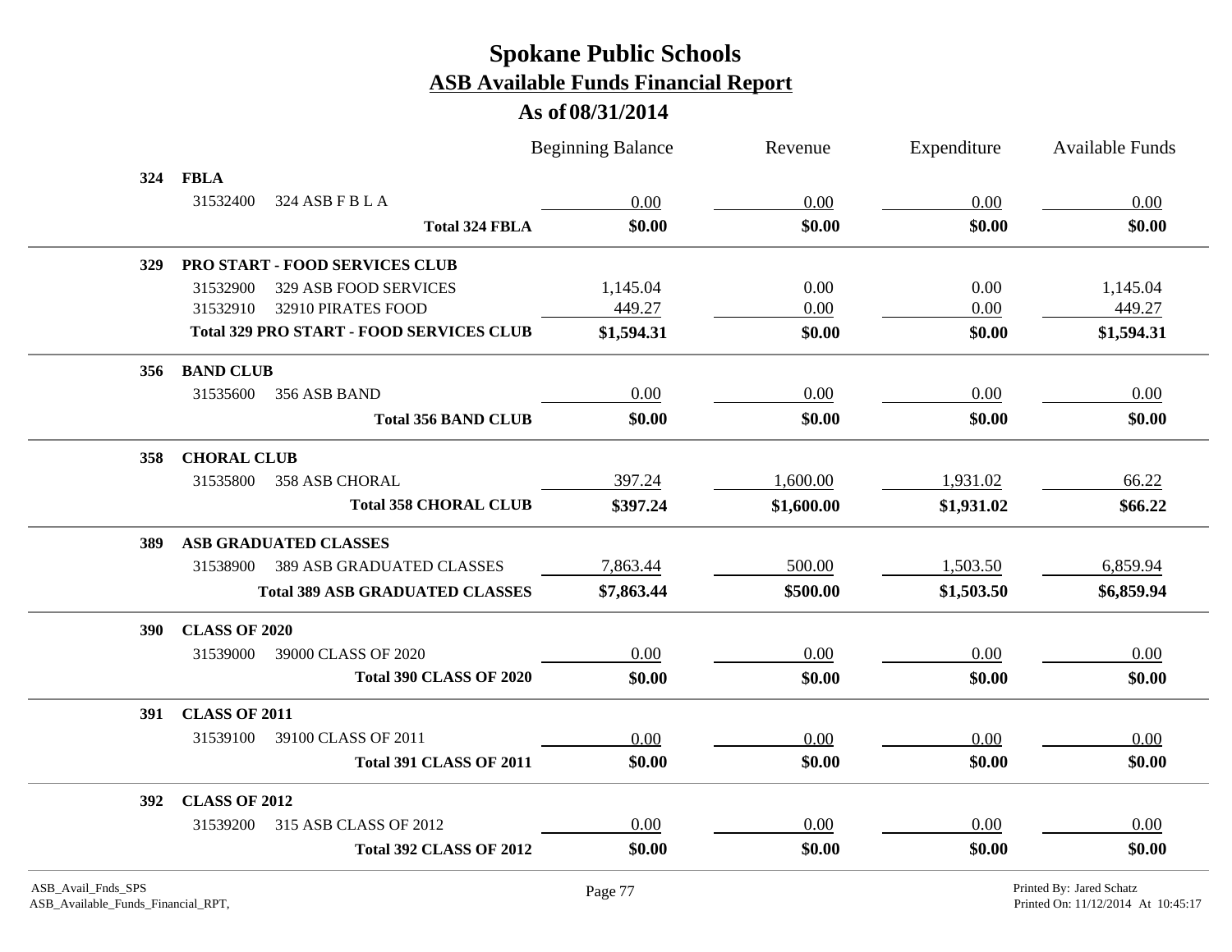# Spokane Public Schools
## ASB Available Funds Financial Report
### As of 08/31/2014

| | | Beginning Balance | Revenue | Expenditure | Available Funds |
|---|---|---|---|---|---|
| **324** | **FBLA** | | | | |
| 31532400 | 324 ASB F B L A | 0.00 | 0.00 | 0.00 | 0.00 |
| | **Total 324 FBLA** | **$0.00** | **$0.00** | **$0.00** | **$0.00** |
| **329** | **PRO START - FOOD SERVICES CLUB** | | | | |
| 31532900 | 329 ASB FOOD SERVICES | 1,145.04 | 0.00 | 0.00 | 1,145.04 |
| 31532910 | 32910 PIRATES FOOD | 449.27 | 0.00 | 0.00 | 449.27 |
| | **Total 329 PRO START - FOOD SERVICES CLUB** | **$1,594.31** | **$0.00** | **$0.00** | **$1,594.31** |
| **356** | **BAND CLUB** | | | | |
| 31535600 | 356 ASB BAND | 0.00 | 0.00 | 0.00 | 0.00 |
| | **Total 356 BAND CLUB** | **$0.00** | **$0.00** | **$0.00** | **$0.00** |
| **358** | **CHORAL CLUB** | | | | |
| 31535800 | 358 ASB CHORAL | 397.24 | 1,600.00 | 1,931.02 | 66.22 |
| | **Total 358 CHORAL CLUB** | **$397.24** | **$1,600.00** | **$1,931.02** | **$66.22** |
| **389** | **ASB GRADUATED CLASSES** | | | | |
| 31538900 | 389 ASB GRADUATED CLASSES | 7,863.44 | 500.00 | 1,503.50 | 6,859.94 |
| | **Total 389 ASB GRADUATED CLASSES** | **$7,863.44** | **$500.00** | **$1,503.50** | **$6,859.94** |
| **390** | **CLASS OF 2020** | | | | |
| 31539000 | 39000 CLASS OF 2020 | 0.00 | 0.00 | 0.00 | 0.00 |
| | **Total 390 CLASS OF 2020** | **$0.00** | **$0.00** | **$0.00** | **$0.00** |
| **391** | **CLASS OF 2011** | | | | |
| 31539100 | 39100 CLASS OF 2011 | 0.00 | 0.00 | 0.00 | 0.00 |
| | **Total 391 CLASS OF 2011** | **$0.00** | **$0.00** | **$0.00** | **$0.00** |
| **392** | **CLASS OF 2012** | | | | |
| 31539200 | 315 ASB CLASS OF 2012 | 0.00 | 0.00 | 0.00 | 0.00 |
| | **Total 392 CLASS OF 2012** | **$0.00** | **$0.00** | **$0.00** | **$0.00** |

ASB_Avail_Fnds_SPS
ASB_Available_Funds_Financial_RPT,

Printed By: Jared Schatz
Printed On: 11/12/2014 At 10:45:17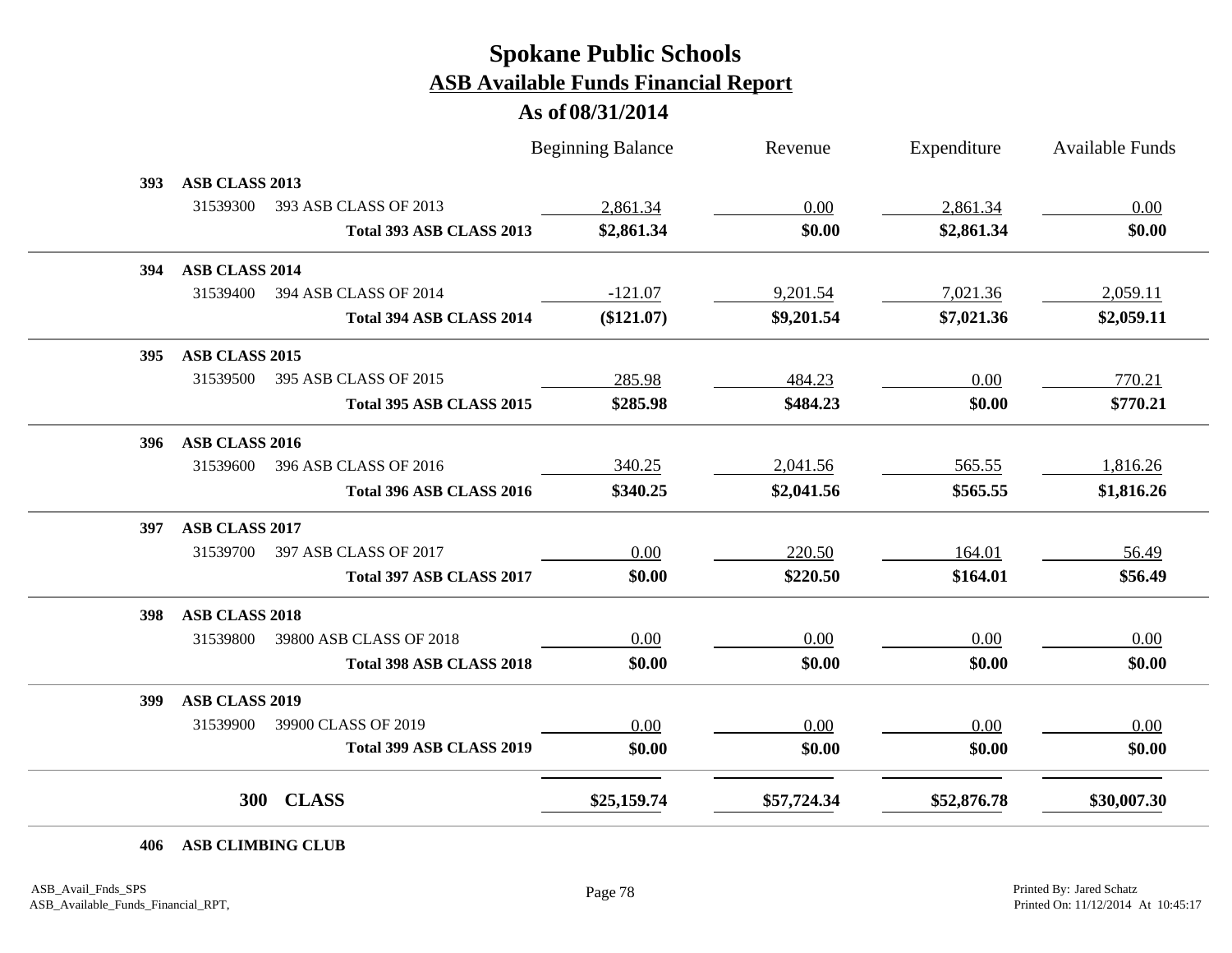# Spokane Public Schools
## ASB Available Funds Financial Report
### As of 08/31/2014

| | | Beginning Balance | Revenue | Expenditure | Available Funds |
|---|---|---|---|---|---|
| **393** | **ASB CLASS 2013** | | | | |
| 31539300 | 393 ASB CLASS OF 2013 | 2,861.34 | 0.00 | 2,861.34 | 0.00 |
| | **Total 393 ASB CLASS 2013** | **$2,861.34** | **$0.00** | **$2,861.34** | **$0.00** |
| **394** | **ASB CLASS 2014** | | | | |
| 31539400 | 394 ASB CLASS OF 2014 | -121.07 | 9,201.54 | 7,021.36 | 2,059.11 |
| | **Total 394 ASB CLASS 2014** | **($121.07)** | **$9,201.54** | **$7,021.36** | **$2,059.11** |
| **395** | **ASB CLASS 2015** | | | | |
| 31539500 | 395 ASB CLASS OF 2015 | 285.98 | 484.23 | 0.00 | 770.21 |
| | **Total 395 ASB CLASS 2015** | **$285.98** | **$484.23** | **$0.00** | **$770.21** |
| **396** | **ASB CLASS 2016** | | | | |
| 31539600 | 396 ASB CLASS OF 2016 | 340.25 | 2,041.56 | 565.55 | 1,816.26 |
| | **Total 396 ASB CLASS 2016** | **$340.25** | **$2,041.56** | **$565.55** | **$1,816.26** |
| **397** | **ASB CLASS 2017** | | | | |
| 31539700 | 397 ASB CLASS OF 2017 | 0.00 | 220.50 | 164.01 | 56.49 |
| | **Total 397 ASB CLASS 2017** | **$0.00** | **$220.50** | **$164.01** | **$56.49** |
| **398** | **ASB CLASS 2018** | | | | |
| 31539800 | 39800 ASB CLASS OF 2018 | 0.00 | 0.00 | 0.00 | 0.00 |
| | **Total 398 ASB CLASS 2018** | **$0.00** | **$0.00** | **$0.00** | **$0.00** |
| **399** | **ASB CLASS 2019** | | | | |
| 31539900 | 39900 CLASS OF 2019 | 0.00 | 0.00 | 0.00 | 0.00 |
| | **Total 399 ASB CLASS 2019** | **$0.00** | **$0.00** | **$0.00** | **$0.00** |
| **300** | **CLASS** | **$25,159.74** | **$57,724.34** | **$52,876.78** | **$30,007.30** |

**406 ASB CLIMBING CLUB**

ASB_Avail_Fnds_SPS
ASB_Available_Funds_Financial_RPT,

Printed By: Jared Schatz
Printed On: 11/12/2014 At 10:45:17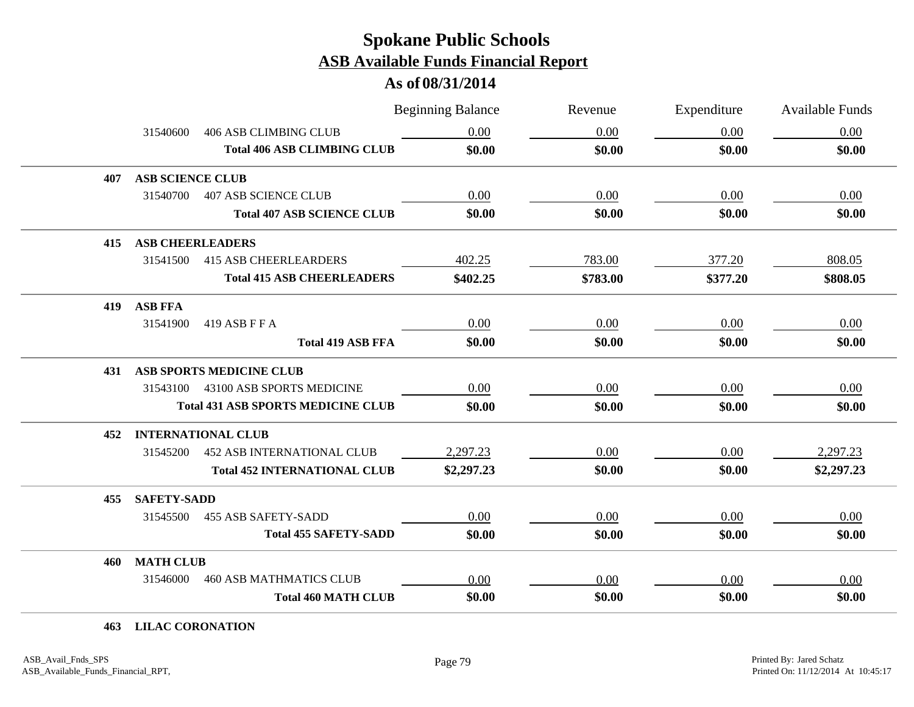# Spokane Public Schools
## ASB Available Funds Financial Report
### As of 08/31/2014

| | | | Beginning Balance | Revenue | Expenditure | Available Funds |
|---|---|---|---|---|---|---|
| | 31540600 | 406 ASB CLIMBING CLUB | 0.00 | 0.00 | 0.00 | 0.00 |
| | | **Total 406 ASB CLIMBING CLUB** | **$0.00** | **$0.00** | **$0.00** | **$0.00** |
| **407** | **ASB SCIENCE CLUB** | | | | | |
| | 31540700 | 407 ASB SCIENCE CLUB | 0.00 | 0.00 | 0.00 | 0.00 |
| | | **Total 407 ASB SCIENCE CLUB** | **$0.00** | **$0.00** | **$0.00** | **$0.00** |
| **415** | **ASB CHEERLEADERS** | | | | | |
| | 31541500 | 415 ASB CHEERLEARDERS | 402.25 | 783.00 | 377.20 | 808.05 |
| | | **Total 415 ASB CHEERLEADERS** | **$402.25** | **$783.00** | **$377.20** | **$808.05** |
| **419** | **ASB FFA** | | | | | |
| | 31541900 | 419 ASB F F A | 0.00 | 0.00 | 0.00 | 0.00 |
| | | **Total 419 ASB FFA** | **$0.00** | **$0.00** | **$0.00** | **$0.00** |
| **431** | **ASB SPORTS MEDICINE CLUB** | | | | | |
| | 31543100 | 43100 ASB SPORTS MEDICINE | 0.00 | 0.00 | 0.00 | 0.00 |
| | | **Total 431 ASB SPORTS MEDICINE CLUB** | **$0.00** | **$0.00** | **$0.00** | **$0.00** |
| **452** | **INTERNATIONAL CLUB** | | | | | |
| | 31545200 | 452 ASB INTERNATIONAL CLUB | 2,297.23 | 0.00 | 0.00 | 2,297.23 |
| | | **Total 452 INTERNATIONAL CLUB** | **$2,297.23** | **$0.00** | **$0.00** | **$2,297.23** |
| **455** | **SAFETY-SADD** | | | | | |
| | 31545500 | 455 ASB SAFETY-SADD | 0.00 | 0.00 | 0.00 | 0.00 |
| | | **Total 455 SAFETY-SADD** | **$0.00** | **$0.00** | **$0.00** | **$0.00** |
| **460** | **MATH CLUB** | | | | | |
| | 31546000 | 460 ASB MATHMATICS CLUB | 0.00 | 0.00 | 0.00 | 0.00 |
| | | **Total 460 MATH CLUB** | **$0.00** | **$0.00** | **$0.00** | **$0.00** |
| **463** | **LILAC CORONATION** | | | | | |

ASB_Avail_Fnds_SPS
ASB_Available_Funds_Financial_RPT,

Printed By: Jared Schatz
Printed On: 11/12/2014 At 10:45:17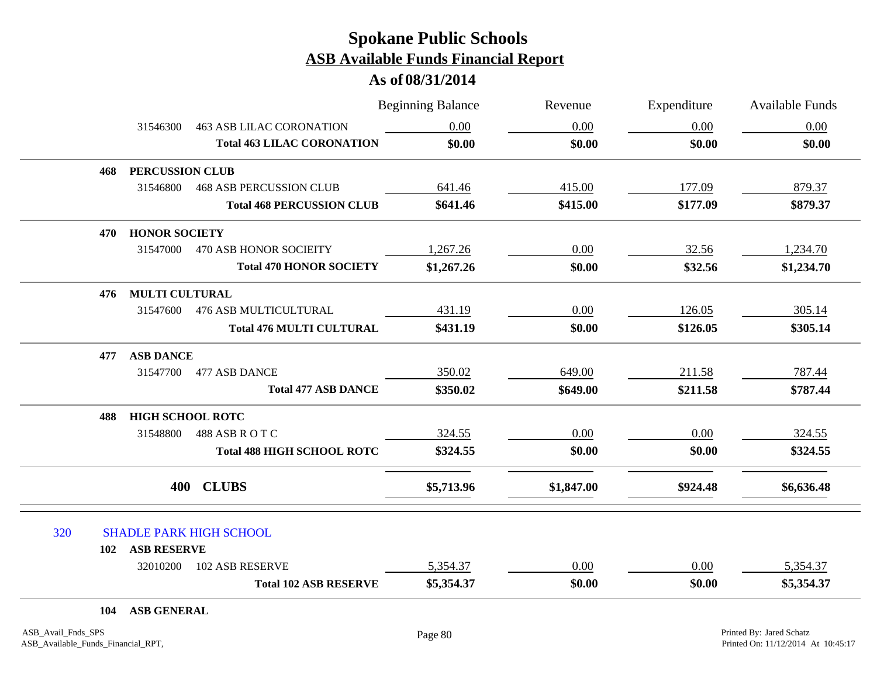# Spokane Public Schools
## ASB Available Funds Financial Report
### As of 08/31/2014

| | | Beginning Balance | Revenue | Expenditure | Available Funds |
|---|---|---|---|---|---|
| 31546300 | 463 ASB LILAC CORONATION | 0.00 | 0.00 | 0.00 | 0.00 |
| | **Total 463 LILAC CORONATION** | **$0.00** | **$0.00** | **$0.00** | **$0.00** |
| **468** | **PERCUSSION CLUB** | | | | |
| 31546800 | 468 ASB PERCUSSION CLUB | 641.46 | 415.00 | 177.09 | 879.37 |
| | **Total 468 PERCUSSION CLUB** | **$641.46** | **$415.00** | **$177.09** | **$879.37** |
| **470** | **HONOR SOCIETY** | | | | |
| 31547000 | 470 ASB HONOR SOCIEITY | 1,267.26 | 0.00 | 32.56 | 1,234.70 |
| | **Total 470 HONOR SOCIETY** | **$1,267.26** | **$0.00** | **$32.56** | **$1,234.70** |
| **476** | **MULTI CULTURAL** | | | | |
| 31547600 | 476 ASB MULTICULTURAL | 431.19 | 0.00 | 126.05 | 305.14 |
| | **Total 476 MULTI CULTURAL** | **$431.19** | **$0.00** | **$126.05** | **$305.14** |
| **477** | **ASB DANCE** | | | | |
| 31547700 | 477 ASB DANCE | 350.02 | 649.00 | 211.58 | 787.44 |
| | **Total 477 ASB DANCE** | **$350.02** | **$649.00** | **$211.58** | **$787.44** |
| **488** | **HIGH SCHOOL ROTC** | | | | |
| 31548800 | 488 ASB R O T C | 324.55 | 0.00 | 0.00 | 324.55 |
| | **Total 488 HIGH SCHOOL ROTC** | **$324.55** | **$0.00** | **$0.00** | **$324.55** |
| **400** | **CLUBS** | **$5,713.96** | **$1,847.00** | **$924.48** | **$6,636.48** |

## 320 SHADLE PARK HIGH SCHOOL

| | | Beginning Balance | Revenue | Expenditure | Available Funds |
|---|---|---|---|---|---|
| **102** | **ASB RESERVE** | | | | |
| 32010200 | 102 ASB RESERVE | 5,354.37 | 0.00 | 0.00 | 5,354.37 |
| | **Total 102 ASB RESERVE** | **$5,354.37** | **$0.00** | **$0.00** | **$5,354.37** |
| **104** | **ASB GENERAL** | | | | |

ASB_Avail_Fnds_SPS
ASB_Available_Funds_Financial_RPT,

Printed By: Jared Schatz
Printed On: 11/12/2014 At 10:45:17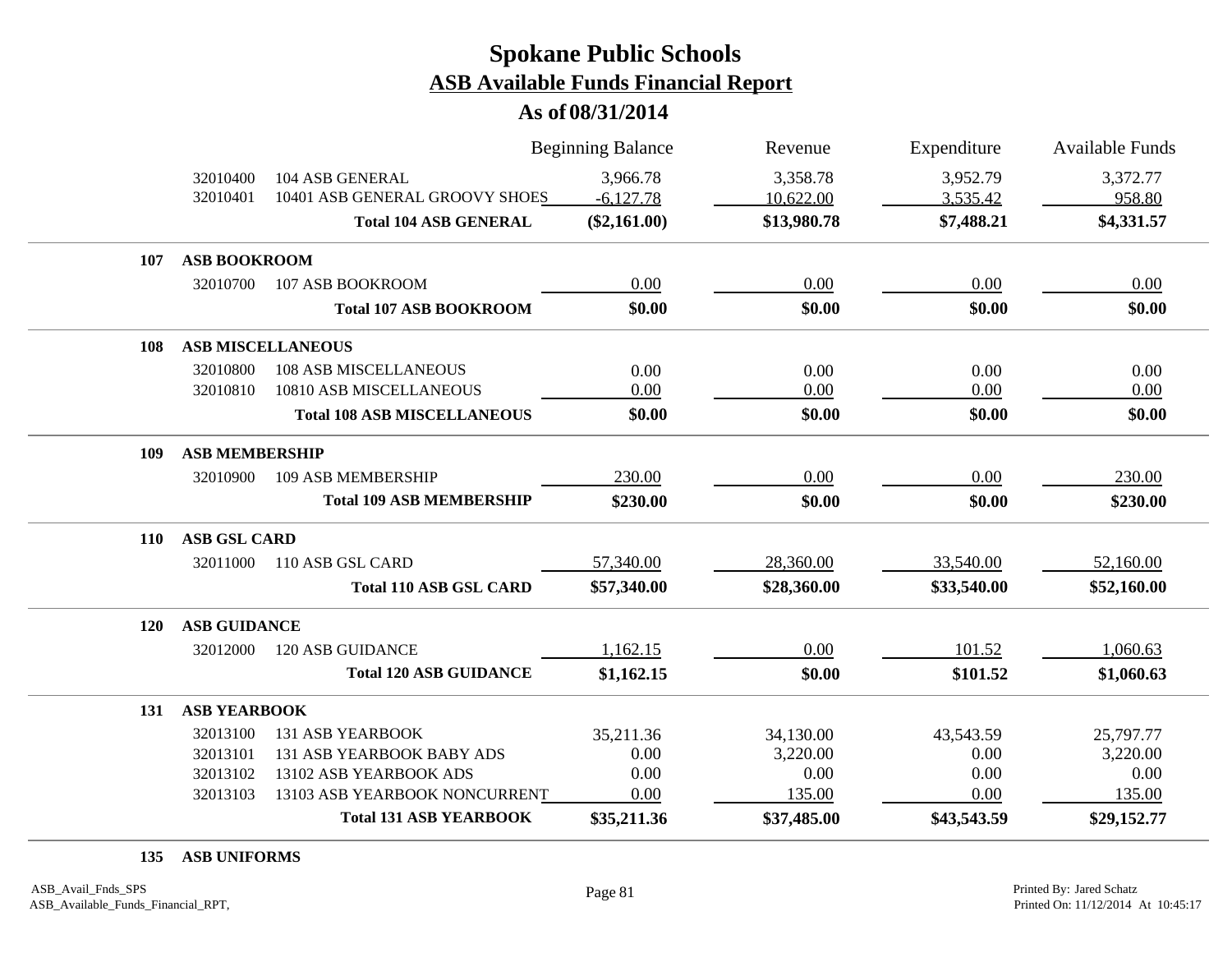# Spokane Public Schools

## ASB Available Funds Financial Report

### As of 08/31/2014

| | | | Beginning Balance | Revenue | Expenditure | Available Funds |
|---|---|---|---|---|---|---|
| | 32010400 | 104 ASB GENERAL | 3,966.78 | 3,358.78 | 3,952.79 | 3,372.77 |
| | 32010401 | 10401 ASB GENERAL GROOVY SHOES | -6,127.78 | 10,622.00 | 3,535.42 | 958.80 |
| | | **Total 104 ASB GENERAL** | **($2,161.00)** | **$13,980.78** | **$7,488.21** | **$4,331.57** |
| **107** | **ASB BOOKROOM** | | | | | |
| | 32010700 | 107 ASB BOOKROOM | 0.00 | 0.00 | 0.00 | 0.00 |
| | | **Total 107 ASB BOOKROOM** | **$0.00** | **$0.00** | **$0.00** | **$0.00** |
| **108** | **ASB MISCELLANEOUS** | | | | | |
| | 32010800 | 108 ASB MISCELLANEOUS | 0.00 | 0.00 | 0.00 | 0.00 |
| | 32010810 | 10810 ASB MISCELLANEOUS | 0.00 | 0.00 | 0.00 | 0.00 |
| | | **Total 108 ASB MISCELLANEOUS** | **$0.00** | **$0.00** | **$0.00** | **$0.00** |
| **109** | **ASB MEMBERSHIP** | | | | | |
| | 32010900 | 109 ASB MEMBERSHIP | 230.00 | 0.00 | 0.00 | 230.00 |
| | | **Total 109 ASB MEMBERSHIP** | **$230.00** | **$0.00** | **$0.00** | **$230.00** |
| **110** | **ASB GSL CARD** | | | | | |
| | 32011000 | 110 ASB GSL CARD | 57,340.00 | 28,360.00 | 33,540.00 | 52,160.00 |
| | | **Total 110 ASB GSL CARD** | **$57,340.00** | **$28,360.00** | **$33,540.00** | **$52,160.00** |
| **120** | **ASB GUIDANCE** | | | | | |
| | 32012000 | 120 ASB GUIDANCE | 1,162.15 | 0.00 | 101.52 | 1,060.63 |
| | | **Total 120 ASB GUIDANCE** | **$1,162.15** | **$0.00** | **$101.52** | **$1,060.63** |
| **131** | **ASB YEARBOOK** | | | | | |
| | 32013100 | 131 ASB YEARBOOK | 35,211.36 | 34,130.00 | 43,543.59 | 25,797.77 |
| | 32013101 | 131 ASB YEARBOOK BABY ADS | 0.00 | 3,220.00 | 0.00 | 3,220.00 |
| | 32013102 | 13102 ASB YEARBOOK ADS | 0.00 | 0.00 | 0.00 | 0.00 |
| | 32013103 | 13103 ASB YEARBOOK NONCURRENT | 0.00 | 135.00 | 0.00 | 135.00 |
| | | **Total 131 ASB YEARBOOK** | **$35,211.36** | **$37,485.00** | **$43,543.59** | **$29,152.77** |
| **135** | **ASB UNIFORMS** | | | | | |

ASB_Avail_Fnds_SPS
ASB_Available_Funds_Financial_RPT,

Printed By: Jared Schatz
Printed On: 11/12/2014 At 10:45:17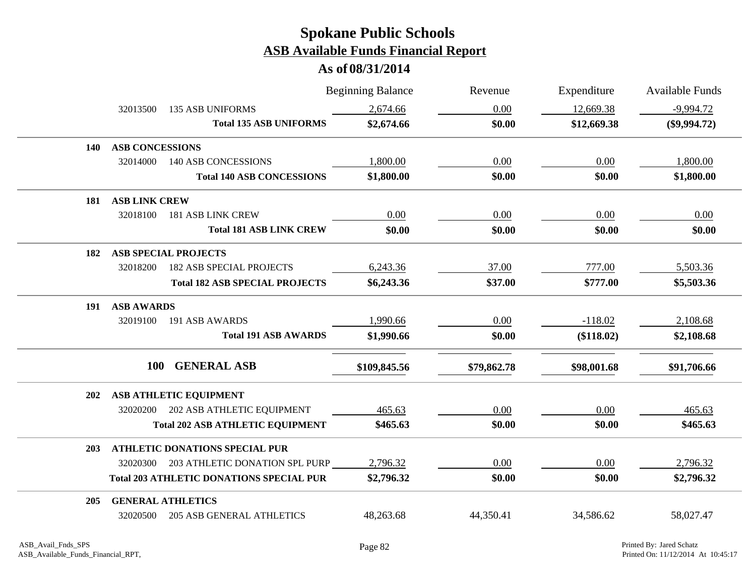# Spokane Public Schools
## ASB Available Funds Financial Report
### As of 08/31/2014

| | | Beginning Balance | Revenue | Expenditure | Available Funds |
|---|---|---|---|---|---|
| 32013500 | 135 ASB UNIFORMS | 2,674.66 | 0.00 | 12,669.38 | -9,994.72 |
| | **Total 135 ASB UNIFORMS** | **$2,674.66** | **$0.00** | **$12,669.38** | **($9,994.72)** |
| **140** | **ASB CONCESSIONS** | | | | |
| 32014000 | 140 ASB CONCESSIONS | 1,800.00 | 0.00 | 0.00 | 1,800.00 |
| | **Total 140 ASB CONCESSIONS** | **$1,800.00** | **$0.00** | **$0.00** | **$1,800.00** |
| **181** | **ASB LINK CREW** | | | | |
| 32018100 | 181 ASB LINK CREW | 0.00 | 0.00 | 0.00 | 0.00 |
| | **Total 181 ASB LINK CREW** | **$0.00** | **$0.00** | **$0.00** | **$0.00** |
| **182** | **ASB SPECIAL PROJECTS** | | | | |
| 32018200 | 182 ASB SPECIAL PROJECTS | 6,243.36 | 37.00 | 777.00 | 5,503.36 |
| | **Total 182 ASB SPECIAL PROJECTS** | **$6,243.36** | **$37.00** | **$777.00** | **$5,503.36** |
| **191** | **ASB AWARDS** | | | | |
| 32019100 | 191 ASB AWARDS | 1,990.66 | 0.00 | -118.02 | 2,108.68 |
| | **Total 191 ASB AWARDS** | **$1,990.66** | **$0.00** | **($118.02)** | **$2,108.68** |
| **100** | **GENERAL ASB** | **$109,845.56** | **$79,862.78** | **$98,001.68** | **$91,706.66** |
| **202** | **ASB ATHLETIC EQUIPMENT** | | | | |
| 32020200 | 202 ASB ATHLETIC EQUIPMENT | 465.63 | 0.00 | 0.00 | 465.63 |
| | **Total 202 ASB ATHLETIC EQUIPMENT** | **$465.63** | **$0.00** | **$0.00** | **$465.63** |
| **203** | **ATHLETIC DONATIONS SPECIAL PUR** | | | | |
| 32020300 | 203 ATHLETIC DONATION SPL PURP | 2,796.32 | 0.00 | 0.00 | 2,796.32 |
| | **Total 203 ATHLETIC DONATIONS SPECIAL PUR** | **$2,796.32** | **$0.00** | **$0.00** | **$2,796.32** |
| **205** | **GENERAL ATHLETICS** | | | | |
| 32020500 | 205 ASB GENERAL ATHLETICS | 48,263.68 | 44,350.41 | 34,586.62 | 58,027.47 |

ASB_Avail_Fnds_SPS
ASB_Available_Funds_Financial_RPT,

Printed By: Jared Schatz
Printed On: 11/12/2014 At 10:45:17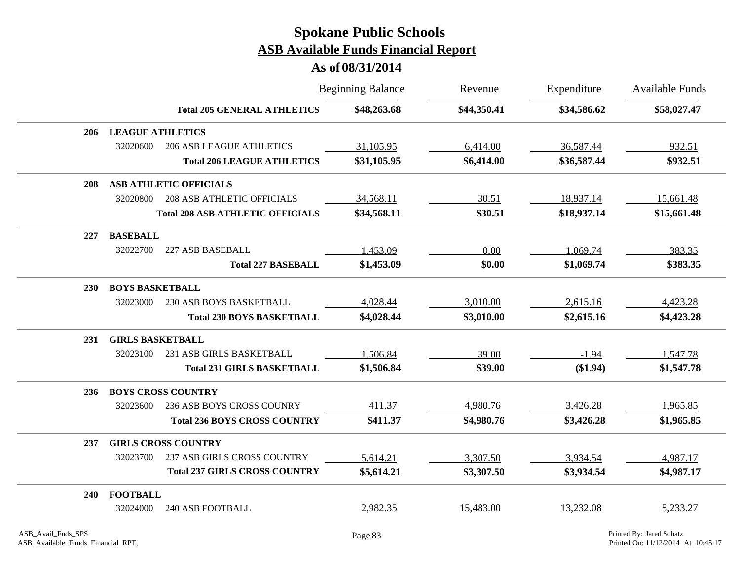# Spokane Public Schools
## ASB Available Funds Financial Report
### As of 08/31/2014

| | | | Beginning Balance | Revenue | Expenditure | Available Funds |
|---|---|---|---|---|---|---|
| | | **Total 205 GENERAL ATHLETICS** | **$48,263.68** | **$44,350.41** | **$34,586.62** | **$58,027.47** |
| **206** | **LEAGUE ATHLETICS** | | | | | |
| | 32020600 | 206 ASB LEAGUE ATHLETICS | 31,105.95 | 6,414.00 | 36,587.44 | 932.51 |
| | | **Total 206 LEAGUE ATHLETICS** | **$31,105.95** | **$6,414.00** | **$36,587.44** | **$932.51** |
| **208** | **ASB ATHLETIC OFFICIALS** | | | | | |
| | 32020800 | 208 ASB ATHLETIC OFFICIALS | 34,568.11 | 30.51 | 18,937.14 | 15,661.48 |
| | | **Total 208 ASB ATHLETIC OFFICIALS** | **$34,568.11** | **$30.51** | **$18,937.14** | **$15,661.48** |
| **227** | **BASEBALL** | | | | | |
| | 32022700 | 227 ASB BASEBALL | 1,453.09 | 0.00 | 1,069.74 | 383.35 |
| | | **Total 227 BASEBALL** | **$1,453.09** | **$0.00** | **$1,069.74** | **$383.35** |
| **230** | **BOYS BASKETBALL** | | | | | |
| | 32023000 | 230 ASB BOYS BASKETBALL | 4,028.44 | 3,010.00 | 2,615.16 | 4,423.28 |
| | | **Total 230 BOYS BASKETBALL** | **$4,028.44** | **$3,010.00** | **$2,615.16** | **$4,423.28** |
| **231** | **GIRLS BASKETBALL** | | | | | |
| | 32023100 | 231 ASB GIRLS BASKETBALL | 1,506.84 | 39.00 | -1.94 | 1,547.78 |
| | | **Total 231 GIRLS BASKETBALL** | **$1,506.84** | **$39.00** | **($1.94)** | **$1,547.78** |
| **236** | **BOYS CROSS COUNTRY** | | | | | |
| | 32023600 | 236 ASB BOYS CROSS COUNRY | 411.37 | 4,980.76 | 3,426.28 | 1,965.85 |
| | | **Total 236 BOYS CROSS COUNTRY** | **$411.37** | **$4,980.76** | **$3,426.28** | **$1,965.85** |
| **237** | **GIRLS CROSS COUNTRY** | | | | | |
| | 32023700 | 237 ASB GIRLS CROSS COUNTRY | 5,614.21 | 3,307.50 | 3,934.54 | 4,987.17 |
| | | **Total 237 GIRLS CROSS COUNTRY** | **$5,614.21** | **$3,307.50** | **$3,934.54** | **$4,987.17** |
| **240** | **FOOTBALL** | | | | | |
| | 32024000 | 240 ASB FOOTBALL | 2,982.35 | 15,483.00 | 13,232.08 | 5,233.27 |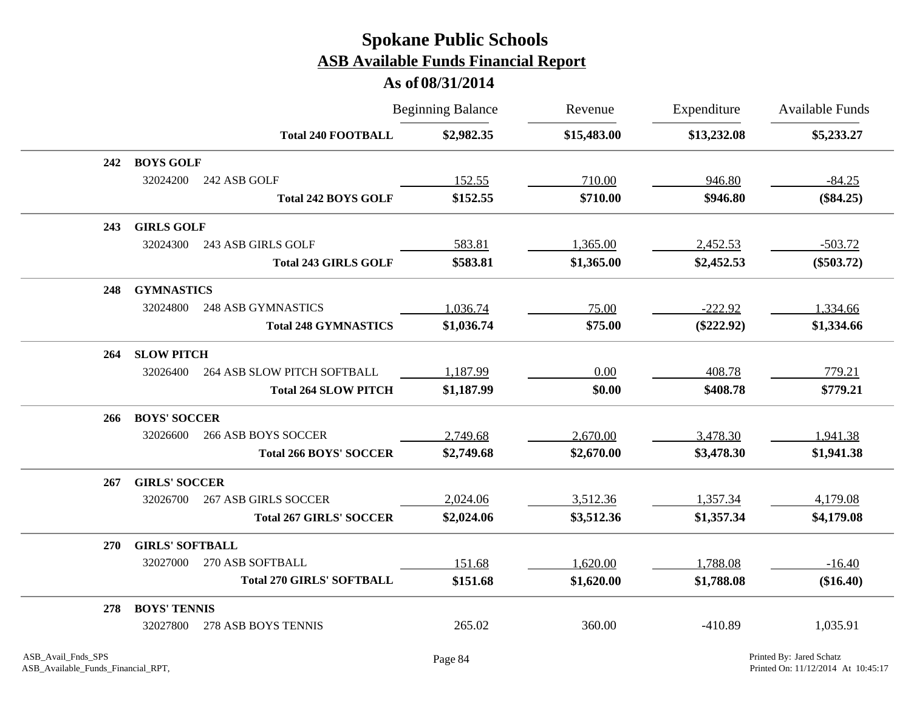# Spokane Public Schools

## ASB Available Funds Financial Report

### As of 08/31/2014

| | | | Beginning Balance | Revenue | Expenditure | Available Funds |
|---|---|---|---|---|---|---|
| | | **Total 240 FOOTBALL** | **$2,982.35** | **$15,483.00** | **$13,232.08** | **$5,233.27** |
| **242** | **BOYS GOLF** | | | | | |
| | 32024200 | 242 ASB GOLF | 152.55 | 710.00 | 946.80 | -84.25 |
| | | **Total 242 BOYS GOLF** | **$152.55** | **$710.00** | **$946.80** | **($84.25)** |
| **243** | **GIRLS GOLF** | | | | | |
| | 32024300 | 243 ASB GIRLS GOLF | 583.81 | 1,365.00 | 2,452.53 | -503.72 |
| | | **Total 243 GIRLS GOLF** | **$583.81** | **$1,365.00** | **$2,452.53** | **($503.72)** |
| **248** | **GYMNASTICS** | | | | | |
| | 32024800 | 248 ASB GYMNASTICS | 1,036.74 | 75.00 | -222.92 | 1,334.66 |
| | | **Total 248 GYMNASTICS** | **$1,036.74** | **$75.00** | **($222.92)** | **$1,334.66** |
| **264** | **SLOW PITCH** | | | | | |
| | 32026400 | 264 ASB SLOW PITCH SOFTBALL | 1,187.99 | 0.00 | 408.78 | 779.21 |
| | | **Total 264 SLOW PITCH** | **$1,187.99** | **$0.00** | **$408.78** | **$779.21** |
| **266** | **BOYS' SOCCER** | | | | | |
| | 32026600 | 266 ASB BOYS SOCCER | 2,749.68 | 2,670.00 | 3,478.30 | 1,941.38 |
| | | **Total 266 BOYS' SOCCER** | **$2,749.68** | **$2,670.00** | **$3,478.30** | **$1,941.38** |
| **267** | **GIRLS' SOCCER** | | | | | |
| | 32026700 | 267 ASB GIRLS SOCCER | 2,024.06 | 3,512.36 | 1,357.34 | 4,179.08 |
| | | **Total 267 GIRLS' SOCCER** | **$2,024.06** | **$3,512.36** | **$1,357.34** | **$4,179.08** |
| **270** | **GIRLS' SOFTBALL** | | | | | |
| | 32027000 | 270 ASB SOFTBALL | 151.68 | 1,620.00 | 1,788.08 | -16.40 |
| | | **Total 270 GIRLS' SOFTBALL** | **$151.68** | **$1,620.00** | **$1,788.08** | **($16.40)** |
| **278** | **BOYS' TENNIS** | | | | | |
| | 32027800 | 278 ASB BOYS TENNIS | 265.02 | 360.00 | -410.89 | 1,035.91 |

ASB_Avail_Fnds_SPS
ASB_Available_Funds_Financial_RPT,

Printed By: Jared Schatz
Printed On: 11/12/2014 At 10:45:17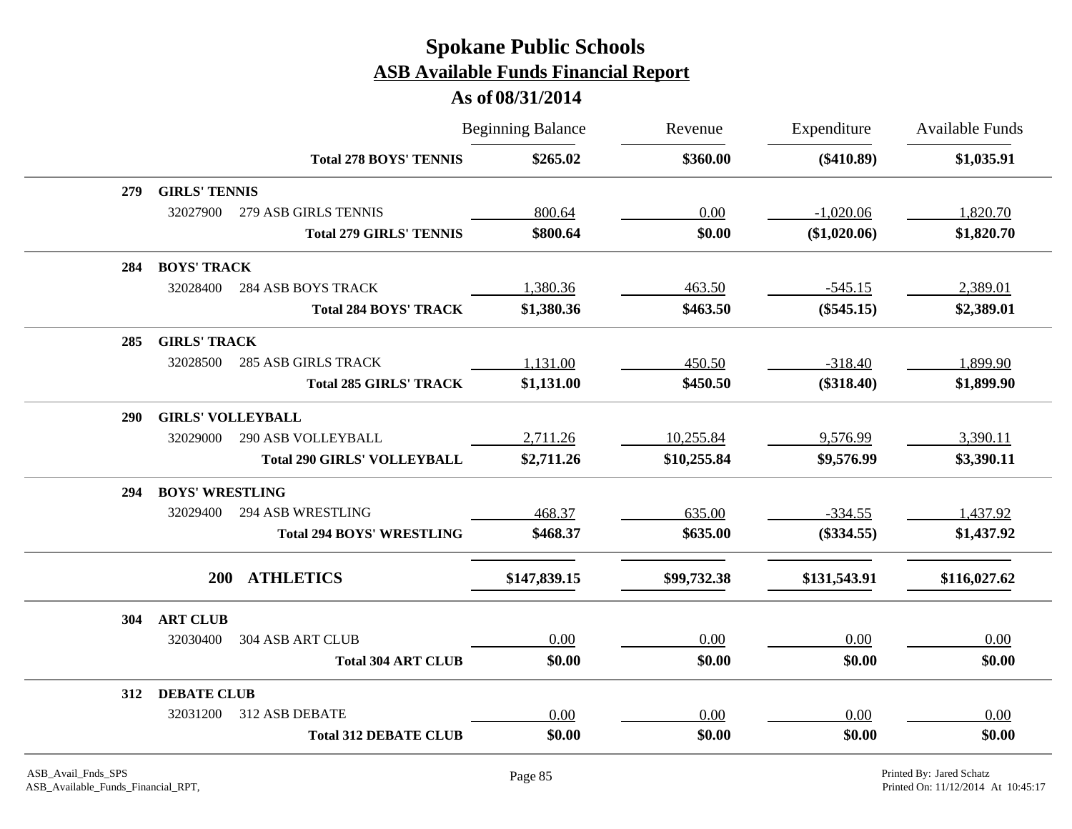# Spokane Public Schools

## ASB Available Funds Financial Report

### As of 08/31/2014

| | | Beginning Balance | Revenue | Expenditure | Available Funds |
|---|---|---|---|---|---|
| | **Total 278 BOYS' TENNIS** | **$265.02** | **$360.00** | **($410.89)** | **$1,035.91** |
| **279** | **GIRLS' TENNIS** | | | | |
| 32027900 | 279 ASB GIRLS TENNIS | 800.64 | 0.00 | -1,020.06 | 1,820.70 |
| | **Total 279 GIRLS' TENNIS** | **$800.64** | **$0.00** | **($1,020.06)** | **$1,820.70** |
| **284** | **BOYS' TRACK** | | | | |
| 32028400 | 284 ASB BOYS TRACK | 1,380.36 | 463.50 | -545.15 | 2,389.01 |
| | **Total 284 BOYS' TRACK** | **$1,380.36** | **$463.50** | **($545.15)** | **$2,389.01** |
| **285** | **GIRLS' TRACK** | | | | |
| 32028500 | 285 ASB GIRLS TRACK | 1,131.00 | 450.50 | -318.40 | 1,899.90 |
| | **Total 285 GIRLS' TRACK** | **$1,131.00** | **$450.50** | **($318.40)** | **$1,899.90** |
| **290** | **GIRLS' VOLLEYBALL** | | | | |
| 32029000 | 290 ASB VOLLEYBALL | 2,711.26 | 10,255.84 | 9,576.99 | 3,390.11 |
| | **Total 290 GIRLS' VOLLEYBALL** | **$2,711.26** | **$10,255.84** | **$9,576.99** | **$3,390.11** |
| **294** | **BOYS' WRESTLING** | | | | |
| 32029400 | 294 ASB WRESTLING | 468.37 | 635.00 | -334.55 | 1,437.92 |
| | **Total 294 BOYS' WRESTLING** | **$468.37** | **$635.00** | **($334.55)** | **$1,437.92** |
| **200** | **ATHLETICS** | **$147,839.15** | **$99,732.38** | **$131,543.91** | **$116,027.62** |
| **304** | **ART CLUB** | | | | |
| 32030400 | 304 ASB ART CLUB | 0.00 | 0.00 | 0.00 | 0.00 |
| | **Total 304 ART CLUB** | **$0.00** | **$0.00** | **$0.00** | **$0.00** |
| **312** | **DEBATE CLUB** | | | | |
| 32031200 | 312 ASB DEBATE | 0.00 | 0.00 | 0.00 | 0.00 |
| | **Total 312 DEBATE CLUB** | **$0.00** | **$0.00** | **$0.00** | **$0.00** |

ASB_Avail_Fnds_SPS
ASB_Available_Funds_Financial_RPT,

Printed By: Jared Schatz
Printed On: 11/12/2014 At 10:45:17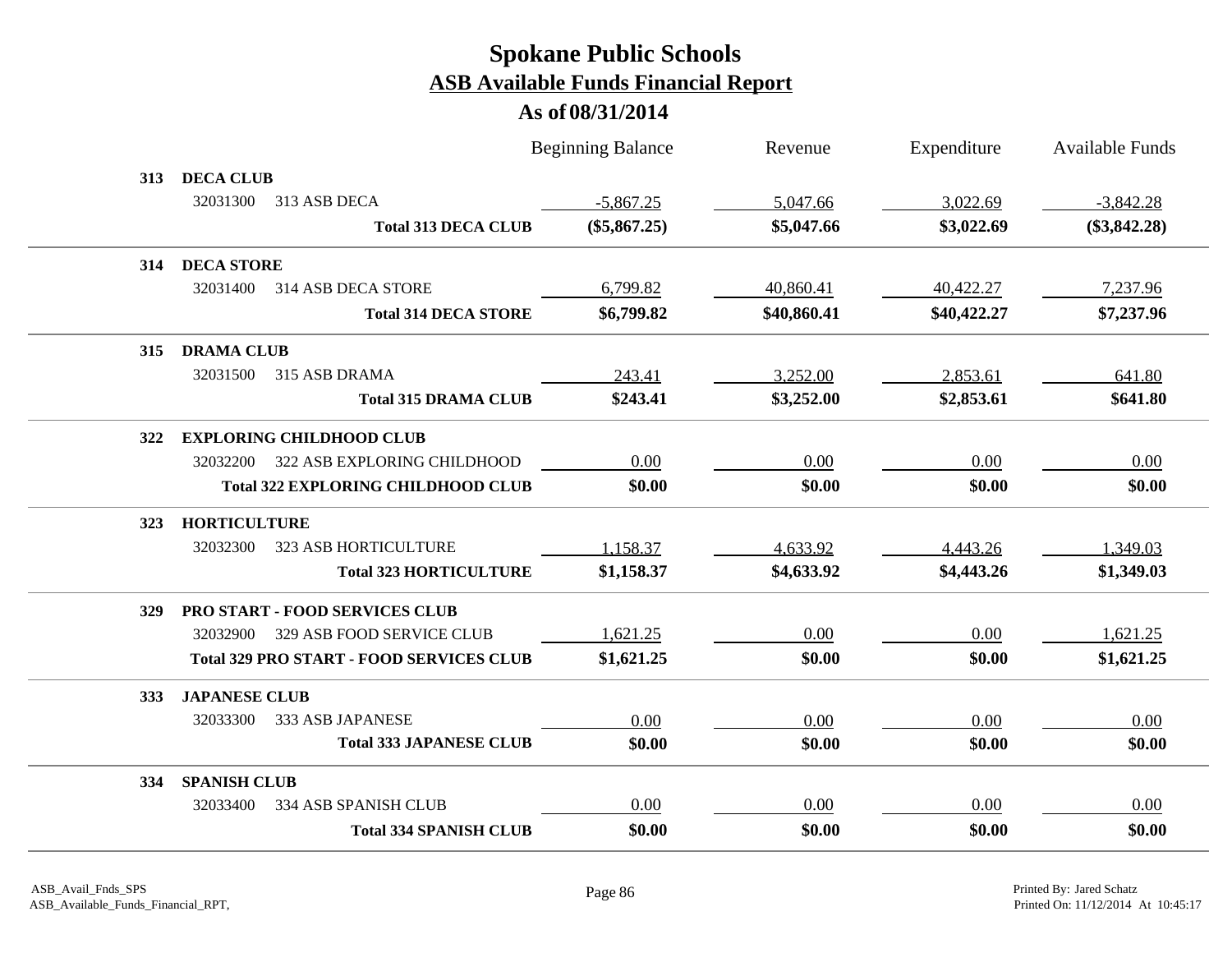# Spokane Public Schools

## ASB Available Funds Financial Report

### As of 08/31/2014

| | | Beginning Balance | Revenue | Expenditure | Available Funds |
|---|---|---|---|---|---|
| **313** | **DECA CLUB** | | | | |
| | 32031300 313 ASB DECA | -5,867.25 | 5,047.66 | 3,022.69 | -3,842.28 |
| | **Total 313 DECA CLUB** | **($5,867.25)** | **$5,047.66** | **$3,022.69** | **($3,842.28)** |
| **314** | **DECA STORE** | | | | |
| | 32031400 314 ASB DECA STORE | 6,799.82 | 40,860.41 | 40,422.27 | 7,237.96 |
| | **Total 314 DECA STORE** | **$6,799.82** | **$40,860.41** | **$40,422.27** | **$7,237.96** |
| **315** | **DRAMA CLUB** | | | | |
| | 32031500 315 ASB DRAMA | 243.41 | 3,252.00 | 2,853.61 | 641.80 |
| | **Total 315 DRAMA CLUB** | **$243.41** | **$3,252.00** | **$2,853.61** | **$641.80** |
| **322** | **EXPLORING CHILDHOOD CLUB** | | | | |
| | 32032200 322 ASB EXPLORING CHILDHOOD | 0.00 | 0.00 | 0.00 | 0.00 |
| | **Total 322 EXPLORING CHILDHOOD CLUB** | **$0.00** | **$0.00** | **$0.00** | **$0.00** |
| **323** | **HORTICULTURE** | | | | |
| | 32032300 323 ASB HORTICULTURE | 1,158.37 | 4,633.92 | 4,443.26 | 1,349.03 |
| | **Total 323 HORTICULTURE** | **$1,158.37** | **$4,633.92** | **$4,443.26** | **$1,349.03** |
| **329** | **PRO START - FOOD SERVICES CLUB** | | | | |
| | 32032900 329 ASB FOOD SERVICE CLUB | 1,621.25 | 0.00 | 0.00 | 1,621.25 |
| | **Total 329 PRO START - FOOD SERVICES CLUB** | **$1,621.25** | **$0.00** | **$0.00** | **$1,621.25** |
| **333** | **JAPANESE CLUB** | | | | |
| | 32033300 333 ASB JAPANESE | 0.00 | 0.00 | 0.00 | 0.00 |
| | **Total 333 JAPANESE CLUB** | **$0.00** | **$0.00** | **$0.00** | **$0.00** |
| **334** | **SPANISH CLUB** | | | | |
| | 32033400 334 ASB SPANISH CLUB | 0.00 | 0.00 | 0.00 | 0.00 |
| | **Total 334 SPANISH CLUB** | **$0.00** | **$0.00** | **$0.00** | **$0.00** |

ASB_Avail_Fnds_SPS
ASB_Available_Funds_Financial_RPT,

Printed By: Jared Schatz
Printed On: 11/12/2014 At 10:45:17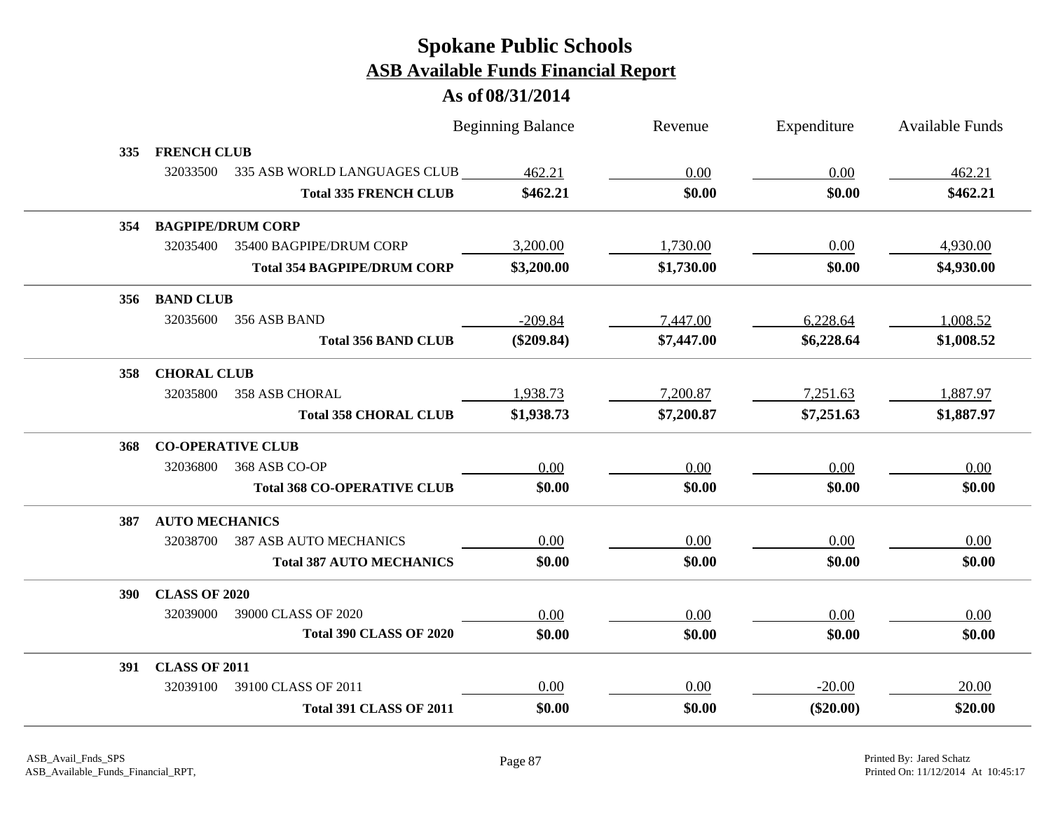# Spokane Public Schools

## ASB Available Funds Financial Report

### As of 08/31/2014

| | | | Beginning Balance | Revenue | Expenditure | Available Funds |
|---|---|---|---|---|---|---|
| **335** | **FRENCH CLUB** | | | | | |
| | 32033500 | 335 ASB WORLD LANGUAGES CLUB | 462.21 | 0.00 | 0.00 | 462.21 |
| | | **Total 335 FRENCH CLUB** | **$462.21** | **$0.00** | **$0.00** | **$462.21** |
| **354** | **BAGPIPE/DRUM CORP** | | | | | |
| | 32035400 | 35400 BAGPIPE/DRUM CORP | 3,200.00 | 1,730.00 | 0.00 | 4,930.00 |
| | | **Total 354 BAGPIPE/DRUM CORP** | **$3,200.00** | **$1,730.00** | **$0.00** | **$4,930.00** |
| **356** | **BAND CLUB** | | | | | |
| | 32035600 | 356 ASB BAND | -209.84 | 7,447.00 | 6,228.64 | 1,008.52 |
| | | **Total 356 BAND CLUB** | **($209.84)** | **$7,447.00** | **$6,228.64** | **$1,008.52** |
| **358** | **CHORAL CLUB** | | | | | |
| | 32035800 | 358 ASB CHORAL | 1,938.73 | 7,200.87 | 7,251.63 | 1,887.97 |
| | | **Total 358 CHORAL CLUB** | **$1,938.73** | **$7,200.87** | **$7,251.63** | **$1,887.97** |
| **368** | **CO-OPERATIVE CLUB** | | | | | |
| | 32036800 | 368 ASB CO-OP | 0.00 | 0.00 | 0.00 | 0.00 |
| | | **Total 368 CO-OPERATIVE CLUB** | **$0.00** | **$0.00** | **$0.00** | **$0.00** |
| **387** | **AUTO MECHANICS** | | | | | |
| | 32038700 | 387 ASB AUTO MECHANICS | 0.00 | 0.00 | 0.00 | 0.00 |
| | | **Total 387 AUTO MECHANICS** | **$0.00** | **$0.00** | **$0.00** | **$0.00** |
| **390** | **CLASS OF 2020** | | | | | |
| | 32039000 | 39000 CLASS OF 2020 | 0.00 | 0.00 | 0.00 | 0.00 |
| | | **Total 390 CLASS OF 2020** | **$0.00** | **$0.00** | **$0.00** | **$0.00** |
| **391** | **CLASS OF 2011** | | | | | |
| | 32039100 | 39100 CLASS OF 2011 | 0.00 | 0.00 | -20.00 | 20.00 |
| | | **Total 391 CLASS OF 2011** | **$0.00** | **$0.00** | **($20.00)** | **$20.00** |

ASB_Avail_Fnds_SPS
ASB_Available_Funds_Financial_RPT,

Printed By: Jared Schatz
Printed On: 11/12/2014 At 10:45:17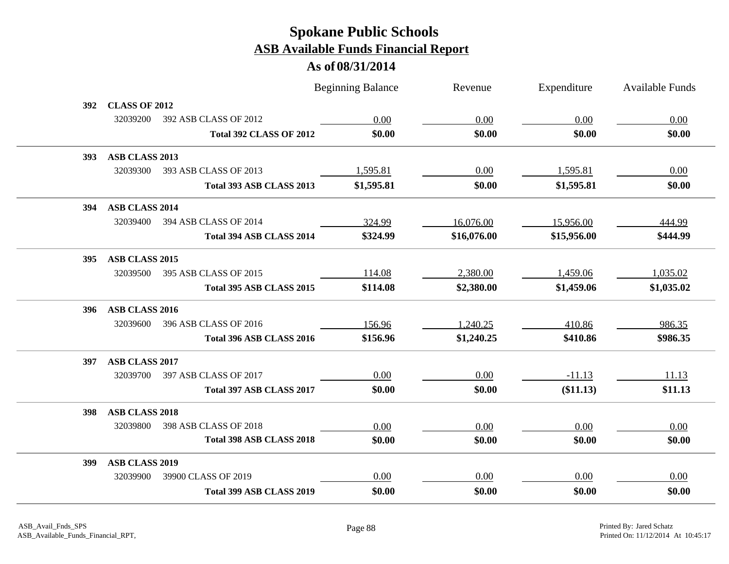# Spokane Public Schools

## ASB Available Funds Financial Report

### As of 08/31/2014

| | | | Beginning Balance | Revenue | Expenditure | Available Funds |
|---|---|---|---|---|---|---|
| **392** | **CLASS OF 2012** | | | | | |
| | 32039200 | 392 ASB CLASS OF 2012 | 0.00 | 0.00 | 0.00 | 0.00 |
| | | **Total 392 CLASS OF 2012** | **$0.00** | **$0.00** | **$0.00** | **$0.00** |
| **393** | **ASB CLASS 2013** | | | | | |
| | 32039300 | 393 ASB CLASS OF 2013 | 1,595.81 | 0.00 | 1,595.81 | 0.00 |
| | | **Total 393 ASB CLASS 2013** | **$1,595.81** | **$0.00** | **$1,595.81** | **$0.00** |
| **394** | **ASB CLASS 2014** | | | | | |
| | 32039400 | 394 ASB CLASS OF 2014 | 324.99 | 16,076.00 | 15,956.00 | 444.99 |
| | | **Total 394 ASB CLASS 2014** | **$324.99** | **$16,076.00** | **$15,956.00** | **$444.99** |
| **395** | **ASB CLASS 2015** | | | | | |
| | 32039500 | 395 ASB CLASS OF 2015 | 114.08 | 2,380.00 | 1,459.06 | 1,035.02 |
| | | **Total 395 ASB CLASS 2015** | **$114.08** | **$2,380.00** | **$1,459.06** | **$1,035.02** |
| **396** | **ASB CLASS 2016** | | | | | |
| | 32039600 | 396 ASB CLASS OF 2016 | 156.96 | 1,240.25 | 410.86 | 986.35 |
| | | **Total 396 ASB CLASS 2016** | **$156.96** | **$1,240.25** | **$410.86** | **$986.35** |
| **397** | **ASB CLASS 2017** | | | | | |
| | 32039700 | 397 ASB CLASS OF 2017 | 0.00 | 0.00 | -11.13 | 11.13 |
| | | **Total 397 ASB CLASS 2017** | **$0.00** | **$0.00** | **($11.13)** | **$11.13** |
| **398** | **ASB CLASS 2018** | | | | | |
| | 32039800 | 398 ASB CLASS OF 2018 | 0.00 | 0.00 | 0.00 | 0.00 |
| | | **Total 398 ASB CLASS 2018** | **$0.00** | **$0.00** | **$0.00** | **$0.00** |
| **399** | **ASB CLASS 2019** | | | | | |
| | 32039900 | 39900 CLASS OF 2019 | 0.00 | 0.00 | 0.00 | 0.00 |
| | | **Total 399 ASB CLASS 2019** | **$0.00** | **$0.00** | **$0.00** | **$0.00** |

ASB_Avail_Fnds_SPS
ASB_Available_Funds_Financial_RPT,

Printed By: Jared Schatz
Printed On: 11/12/2014 At 10:45:17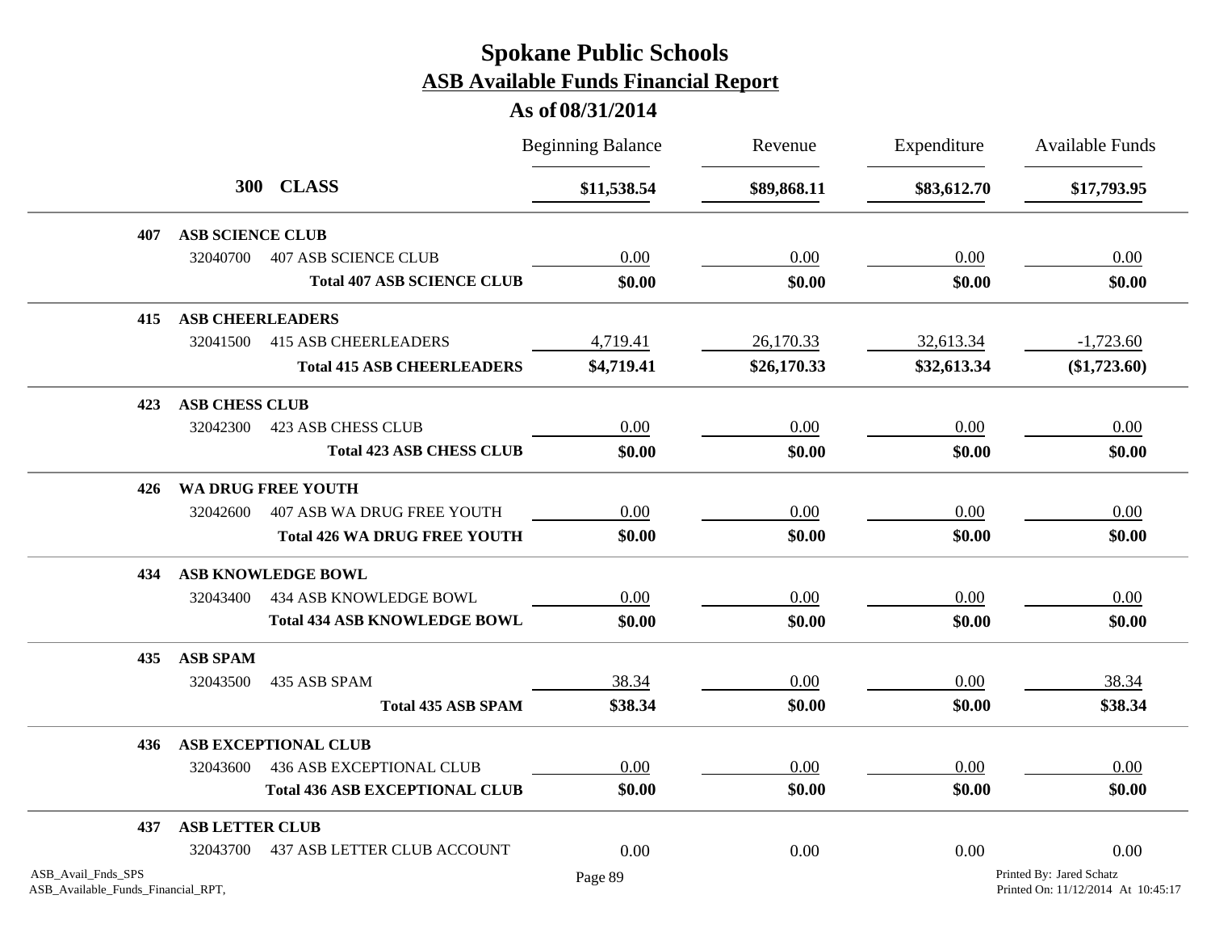# Spokane Public Schools

## ASB Available Funds Financial Report

### As of 08/31/2014

| | | Beginning Balance | Revenue | Expenditure | Available Funds |
|---|---|---|---|---|---|
| **300** | **CLASS** | **$11,538.54** | **$89,868.11** | **$83,612.70** | **$17,793.95** |
| **407** | **ASB SCIENCE CLUB** | | | | |
| 32040700 | 407 ASB SCIENCE CLUB | 0.00 | 0.00 | 0.00 | 0.00 |
| | **Total 407 ASB SCIENCE CLUB** | **$0.00** | **$0.00** | **$0.00** | **$0.00** |
| **415** | **ASB CHEERLEADERS** | | | | |
| 32041500 | 415 ASB CHEERLEADERS | 4,719.41 | 26,170.33 | 32,613.34 | -1,723.60 |
| | **Total 415 ASB CHEERLEADERS** | **$4,719.41** | **$26,170.33** | **$32,613.34** | **($1,723.60)** |
| **423** | **ASB CHESS CLUB** | | | | |
| 32042300 | 423 ASB CHESS CLUB | 0.00 | 0.00 | 0.00 | 0.00 |
| | **Total 423 ASB CHESS CLUB** | **$0.00** | **$0.00** | **$0.00** | **$0.00** |
| **426** | **WA DRUG FREE YOUTH** | | | | |
| 32042600 | 407 ASB WA DRUG FREE YOUTH | 0.00 | 0.00 | 0.00 | 0.00 |
| | **Total 426 WA DRUG FREE YOUTH** | **$0.00** | **$0.00** | **$0.00** | **$0.00** |
| **434** | **ASB KNOWLEDGE BOWL** | | | | |
| 32043400 | 434 ASB KNOWLEDGE BOWL | 0.00 | 0.00 | 0.00 | 0.00 |
| | **Total 434 ASB KNOWLEDGE BOWL** | **$0.00** | **$0.00** | **$0.00** | **$0.00** |
| **435** | **ASB SPAM** | | | | |
| 32043500 | 435 ASB SPAM | 38.34 | 0.00 | 0.00 | 38.34 |
| | **Total 435 ASB SPAM** | **$38.34** | **$0.00** | **$0.00** | **$38.34** |
| **436** | **ASB EXCEPTIONAL CLUB** | | | | |
| 32043600 | 436 ASB EXCEPTIONAL CLUB | 0.00 | 0.00 | 0.00 | 0.00 |
| | **Total 436 ASB EXCEPTIONAL CLUB** | **$0.00** | **$0.00** | **$0.00** | **$0.00** |
| **437** | **ASB LETTER CLUB** | | | | |
| 32043700 | 437 ASB LETTER CLUB ACCOUNT | 0.00 | 0.00 | 0.00 | 0.00 |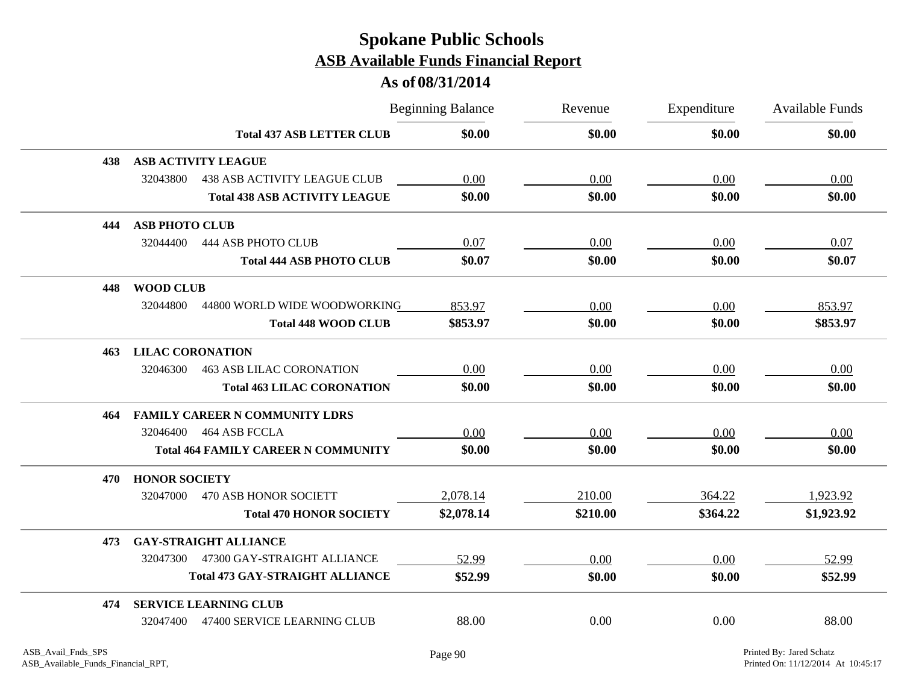# Spokane Public Schools

## ASB Available Funds Financial Report

### As of 08/31/2014

| | | Beginning Balance | Revenue | Expenditure | Available Funds |
|---|---|---|---|---|---|
| | **Total 437 ASB LETTER CLUB** | **$0.00** | **$0.00** | **$0.00** | **$0.00** |
| **438** | **ASB ACTIVITY LEAGUE** | | | | |
| 32043800 | 438 ASB ACTIVITY LEAGUE CLUB | 0.00 | 0.00 | 0.00 | 0.00 |
| | **Total 438 ASB ACTIVITY LEAGUE** | **$0.00** | **$0.00** | **$0.00** | **$0.00** |
| **444** | **ASB PHOTO CLUB** | | | | |
| 32044400 | 444 ASB PHOTO CLUB | 0.07 | 0.00 | 0.00 | 0.07 |
| | **Total 444 ASB PHOTO CLUB** | **$0.07** | **$0.00** | **$0.00** | **$0.07** |
| **448** | **WOOD CLUB** | | | | |
| 32044800 | 44800 WORLD WIDE WOODWORKING | 853.97 | 0.00 | 0.00 | 853.97 |
| | **Total 448 WOOD CLUB** | **$853.97** | **$0.00** | **$0.00** | **$853.97** |
| **463** | **LILAC CORONATION** | | | | |
| 32046300 | 463 ASB LILAC CORONATION | 0.00 | 0.00 | 0.00 | 0.00 |
| | **Total 463 LILAC CORONATION** | **$0.00** | **$0.00** | **$0.00** | **$0.00** |
| **464** | **FAMILY CAREER N COMMUNITY LDRS** | | | | |
| 32046400 | 464 ASB FCCLA | 0.00 | 0.00 | 0.00 | 0.00 |
| | **Total 464 FAMILY CAREER N COMMUNITY** | **$0.00** | **$0.00** | **$0.00** | **$0.00** |
| **470** | **HONOR SOCIETY** | | | | |
| 32047000 | 470 ASB HONOR SOCIETT | 2,078.14 | 210.00 | 364.22 | 1,923.92 |
| | **Total 470 HONOR SOCIETY** | **$2,078.14** | **$210.00** | **$364.22** | **$1,923.92** |
| **473** | **GAY-STRAIGHT ALLIANCE** | | | | |
| 32047300 | 47300 GAY-STRAIGHT ALLIANCE | 52.99 | 0.00 | 0.00 | 52.99 |
| | **Total 473 GAY-STRAIGHT ALLIANCE** | **$52.99** | **$0.00** | **$0.00** | **$52.99** |
| **474** | **SERVICE LEARNING CLUB** | | | | |
| 32047400 | 47400 SERVICE LEARNING CLUB | 88.00 | 0.00 | 0.00 | 88.00 |

ASB_Avail_Fnds_SPS
ASB_Available_Funds_Financial_RPT,

Printed By: Jared Schatz
Printed On: 11/12/2014 At 10:45:17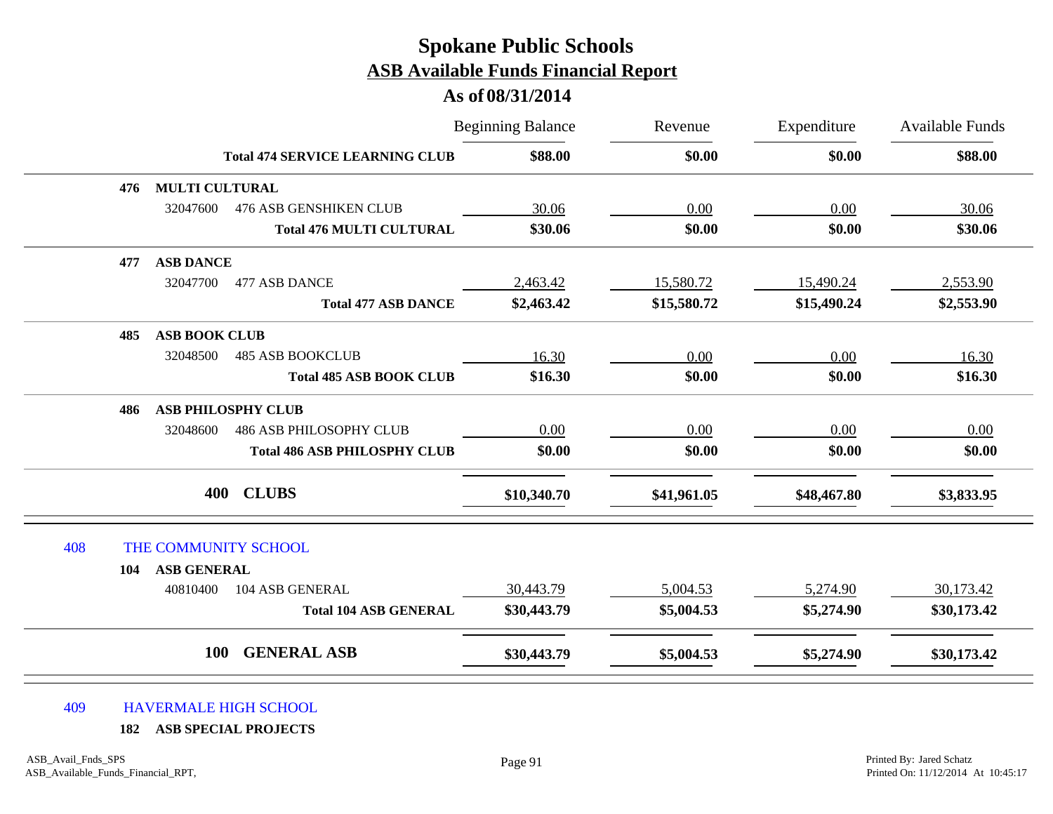# Spokane Public Schools
## ASB Available Funds Financial Report
### As of 08/31/2014

| | Beginning Balance | Revenue | Expenditure | Available Funds |
|---|---|---|---|---|
| **Total 474 SERVICE LEARNING CLUB** | **$88.00** | **$0.00** | **$0.00** | **$88.00** |
| **476 MULTI CULTURAL** | | | | |
| 32047600 476 ASB GENSHIKEN CLUB | 30.06 | 0.00 | 0.00 | 30.06 |
| **Total 476 MULTI CULTURAL** | **$30.06** | **$0.00** | **$0.00** | **$30.06** |
| **477 ASB DANCE** | | | | |
| 32047700 477 ASB DANCE | 2,463.42 | 15,580.72 | 15,490.24 | 2,553.90 |
| **Total 477 ASB DANCE** | **$2,463.42** | **$15,580.72** | **$15,490.24** | **$2,553.90** |
| **485 ASB BOOK CLUB** | | | | |
| 32048500 485 ASB BOOKCLUB | 16.30 | 0.00 | 0.00 | 16.30 |
| **Total 485 ASB BOOK CLUB** | **$16.30** | **$0.00** | **$0.00** | **$16.30** |
| **486 ASB PHILOSPHY CLUB** | | | | |
| 32048600 486 ASB PHILOSOPHY CLUB | 0.00 | 0.00 | 0.00 | 0.00 |
| **Total 486 ASB PHILOSPHY CLUB** | **$0.00** | **$0.00** | **$0.00** | **$0.00** |
| **400 CLUBS** | **$10,340.70** | **$41,961.05** | **$48,467.80** | **$3,833.95** |
| 408 THE COMMUNITY SCHOOL | | | | |
| **104 ASB GENERAL** | | | | |
| 40810400 104 ASB GENERAL | 30,443.79 | 5,004.53 | 5,274.90 | 30,173.42 |
| **Total 104 ASB GENERAL** | **$30,443.79** | **$5,004.53** | **$5,274.90** | **$30,173.42** |
| **100 GENERAL ASB** | **$30,443.79** | **$5,004.53** | **$5,274.90** | **$30,173.42** |
| 409 HAVERMALE HIGH SCHOOL | | | | |
| **182 ASB SPECIAL PROJECTS** | | | | |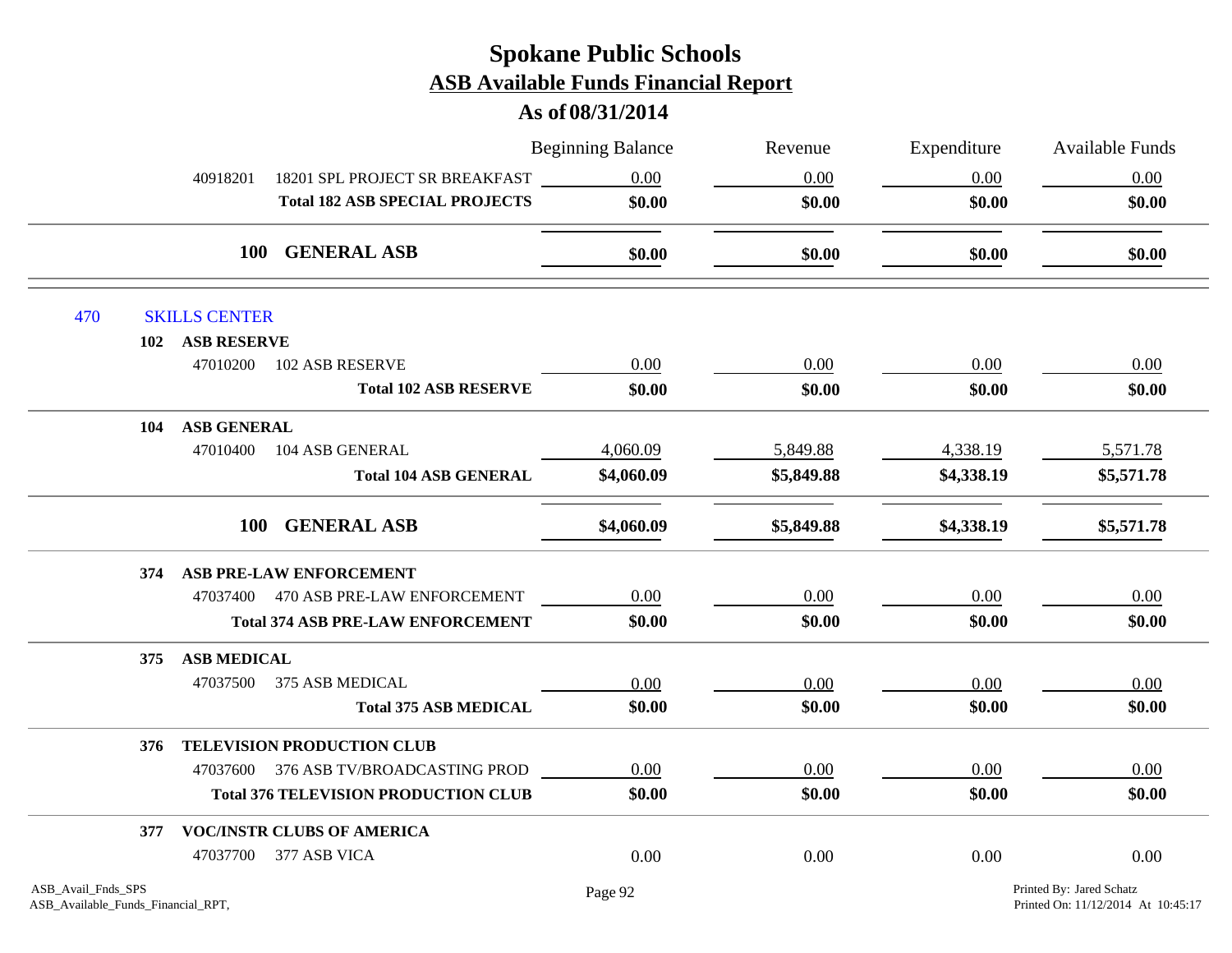# Spokane Public Schools
## ASB Available Funds Financial Report
### As of 08/31/2014

| | | Beginning Balance | Revenue | Expenditure | Available Funds |
|---|---|---|---|---|---|
| 40918201 | 18201 SPL PROJECT SR BREAKFAST | 0.00 | 0.00 | 0.00 | 0.00 |
| | **Total 182 ASB SPECIAL PROJECTS** | **$0.00** | **$0.00** | **$0.00** | **$0.00** |
| **100** | **GENERAL ASB** | **$0.00** | **$0.00** | **$0.00** | **$0.00** |
| **470** | **SKILLS CENTER** | | | | |
| **102** | **ASB RESERVE** | | | | |
| 47010200 | 102 ASB RESERVE | 0.00 | 0.00 | 0.00 | 0.00 |
| | **Total 102 ASB RESERVE** | **$0.00** | **$0.00** | **$0.00** | **$0.00** |
| **104** | **ASB GENERAL** | | | | |
| 47010400 | 104 ASB GENERAL | 4,060.09 | 5,849.88 | 4,338.19 | 5,571.78 |
| | **Total 104 ASB GENERAL** | **$4,060.09** | **$5,849.88** | **$4,338.19** | **$5,571.78** |
| **100** | **GENERAL ASB** | **$4,060.09** | **$5,849.88** | **$4,338.19** | **$5,571.78** |
| **374** | **ASB PRE-LAW ENFORCEMENT** | | | | |
| 47037400 | 470 ASB PRE-LAW ENFORCEMENT | 0.00 | 0.00 | 0.00 | 0.00 |
| | **Total 374 ASB PRE-LAW ENFORCEMENT** | **$0.00** | **$0.00** | **$0.00** | **$0.00** |
| **375** | **ASB MEDICAL** | | | | |
| 47037500 | 375 ASB MEDICAL | 0.00 | 0.00 | 0.00 | 0.00 |
| | **Total 375 ASB MEDICAL** | **$0.00** | **$0.00** | **$0.00** | **$0.00** |
| **376** | **TELEVISION PRODUCTION CLUB** | | | | |
| 47037600 | 376 ASB TV/BROADCASTING PROD | 0.00 | 0.00 | 0.00 | 0.00 |
| | **Total 376 TELEVISION PRODUCTION CLUB** | **$0.00** | **$0.00** | **$0.00** | **$0.00** |
| **377** | **VOC/INSTR CLUBS OF AMERICA** | | | | |
| 47037700 | 377 ASB VICA | 0.00 | 0.00 | 0.00 | 0.00 |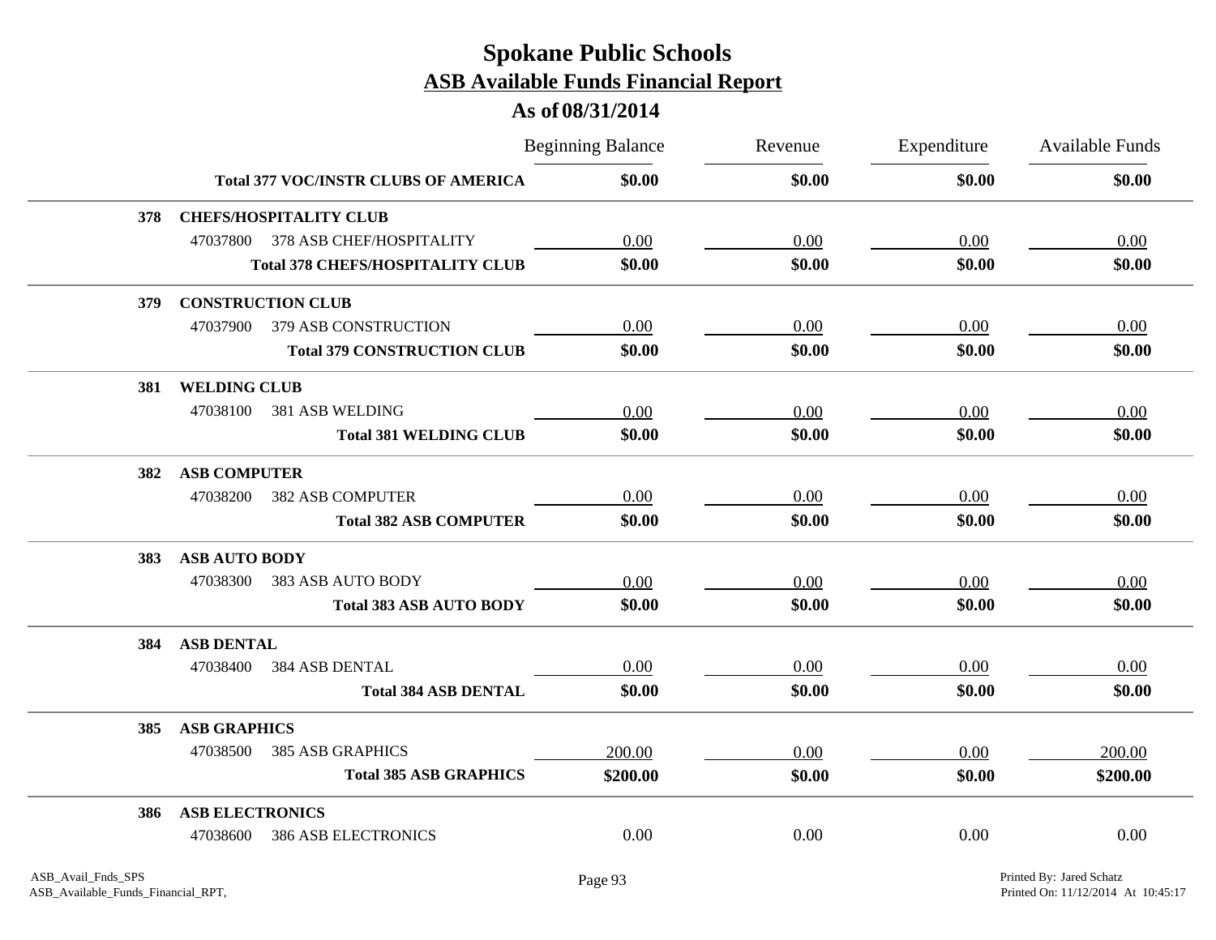# Spokane Public Schools

## ASB Available Funds Financial Report

### As of 08/31/2014

| | | Beginning Balance | Revenue | Expenditure | Available Funds |
|---|---|---|---|---|---|
| | **Total 377 VOC/INSTR CLUBS OF AMERICA** | **$0.00** | **$0.00** | **$0.00** | **$0.00** |
| **378** | **CHEFS/HOSPITALITY CLUB** | | | | |
| | 47037800 378 ASB CHEF/HOSPITALITY | 0.00 | 0.00 | 0.00 | 0.00 |
| | **Total 378 CHEFS/HOSPITALITY CLUB** | **$0.00** | **$0.00** | **$0.00** | **$0.00** |
| **379** | **CONSTRUCTION CLUB** | | | | |
| | 47037900 379 ASB CONSTRUCTION | 0.00 | 0.00 | 0.00 | 0.00 |
| | **Total 379 CONSTRUCTION CLUB** | **$0.00** | **$0.00** | **$0.00** | **$0.00** |
| **381** | **WELDING CLUB** | | | | |
| | 47038100 381 ASB WELDING | 0.00 | 0.00 | 0.00 | 0.00 |
| | **Total 381 WELDING CLUB** | **$0.00** | **$0.00** | **$0.00** | **$0.00** |
| **382** | **ASB COMPUTER** | | | | |
| | 47038200 382 ASB COMPUTER | 0.00 | 0.00 | 0.00 | 0.00 |
| | **Total 382 ASB COMPUTER** | **$0.00** | **$0.00** | **$0.00** | **$0.00** |
| **383** | **ASB AUTO BODY** | | | | |
| | 47038300 383 ASB AUTO BODY | 0.00 | 0.00 | 0.00 | 0.00 |
| | **Total 383 ASB AUTO BODY** | **$0.00** | **$0.00** | **$0.00** | **$0.00** |
| **384** | **ASB DENTAL** | | | | |
| | 47038400 384 ASB DENTAL | 0.00 | 0.00 | 0.00 | 0.00 |
| | **Total 384 ASB DENTAL** | **$0.00** | **$0.00** | **$0.00** | **$0.00** |
| **385** | **ASB GRAPHICS** | | | | |
| | 47038500 385 ASB GRAPHICS | 200.00 | 0.00 | 0.00 | 200.00 |
| | **Total 385 ASB GRAPHICS** | **$200.00** | **$0.00** | **$0.00** | **$200.00** |
| **386** | **ASB ELECTRONICS** | | | | |
| | 47038600 386 ASB ELECTRONICS | 0.00 | 0.00 | 0.00 | 0.00 |

ASB_Avail_Fnds_SPS
ASB_Available_Funds_Financial_RPT,

Printed By: Jared Schatz
Printed On: 11/12/2014 At 10:45:17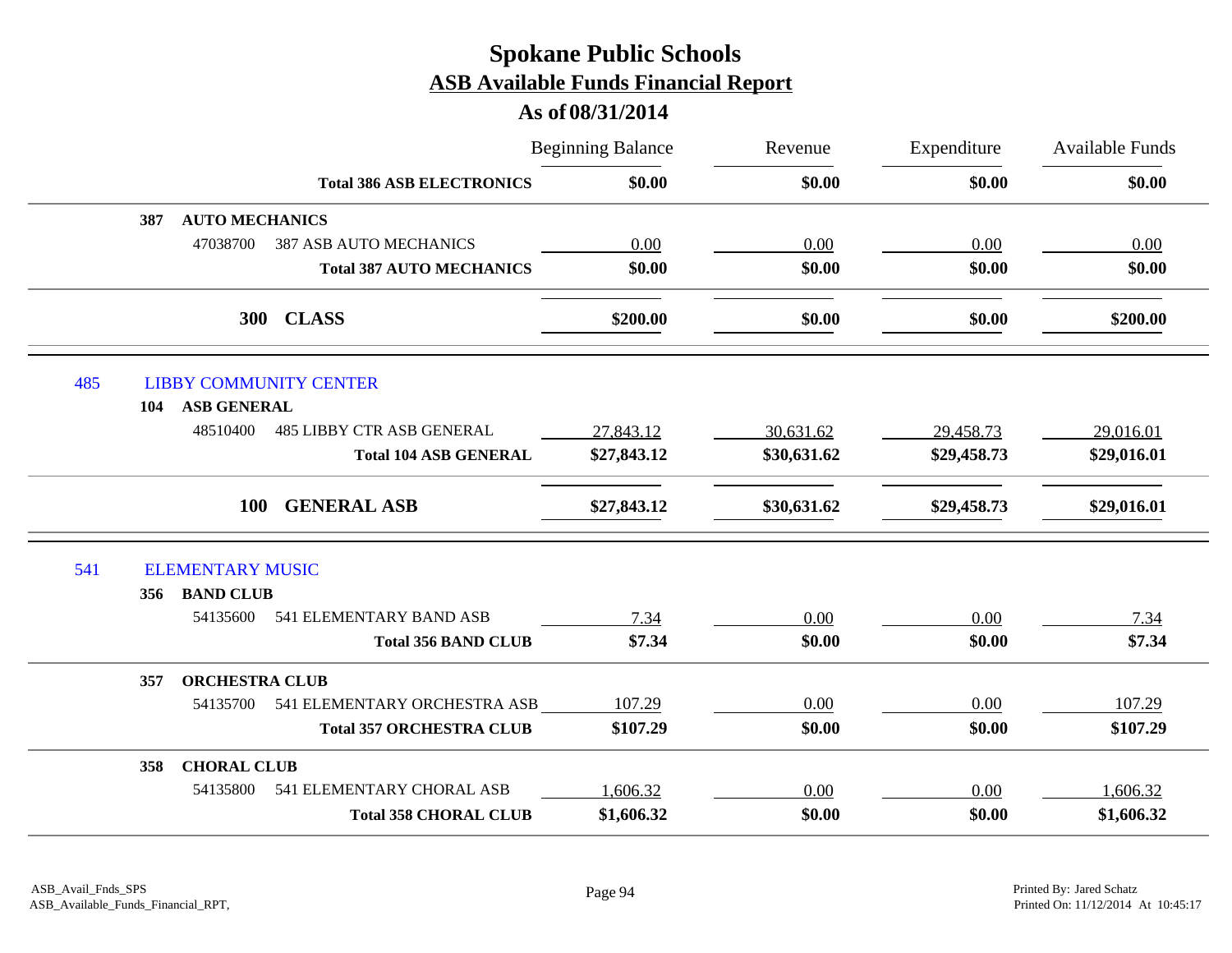# Spokane Public Schools
## ASB Available Funds Financial Report
### As of 08/31/2014

| | | Beginning Balance | Revenue | Expenditure | Available Funds |
|---|---|---|---|---|---|
| | **Total 386 ASB ELECTRONICS** | **$0.00** | **$0.00** | **$0.00** | **$0.00** |
| **387 AUTO MECHANICS** | | | | | |
| 47038700 | 387 ASB AUTO MECHANICS | 0.00 | 0.00 | 0.00 | 0.00 |
| | **Total 387 AUTO MECHANICS** | **$0.00** | **$0.00** | **$0.00** | **$0.00** |
| | **300 CLASS** | **$200.00** | **$0.00** | **$0.00** | **$200.00** |
| 485 | LIBBY COMMUNITY CENTER | | | | |
| **104 ASB GENERAL** | | | | | |
| 48510400 | 485 LIBBY CTR ASB GENERAL | 27,843.12 | 30,631.62 | 29,458.73 | 29,016.01 |
| | **Total 104 ASB GENERAL** | **$27,843.12** | **$30,631.62** | **$29,458.73** | **$29,016.01** |
| | **100 GENERAL ASB** | **$27,843.12** | **$30,631.62** | **$29,458.73** | **$29,016.01** |
| 541 | ELEMENTARY MUSIC | | | | |
| **356 BAND CLUB** | | | | | |
| 54135600 | 541 ELEMENTARY BAND ASB | 7.34 | 0.00 | 0.00 | 7.34 |
| | **Total 356 BAND CLUB** | **$7.34** | **$0.00** | **$0.00** | **$7.34** |
| **357 ORCHESTRA CLUB** | | | | | |
| 54135700 | 541 ELEMENTARY ORCHESTRA ASB | 107.29 | 0.00 | 0.00 | 107.29 |
| | **Total 357 ORCHESTRA CLUB** | **$107.29** | **$0.00** | **$0.00** | **$107.29** |
| **358 CHORAL CLUB** | | | | | |
| 54135800 | 541 ELEMENTARY CHORAL ASB | 1,606.32 | 0.00 | 0.00 | 1,606.32 |
| | **Total 358 CHORAL CLUB** | **$1,606.32** | **$0.00** | **$0.00** | **$1,606.32** |

ASB_Avail_Fnds_SPS
ASB_Available_Funds_Financial_RPT,

Printed By: Jared Schatz
Printed On: 11/12/2014 At 10:45:17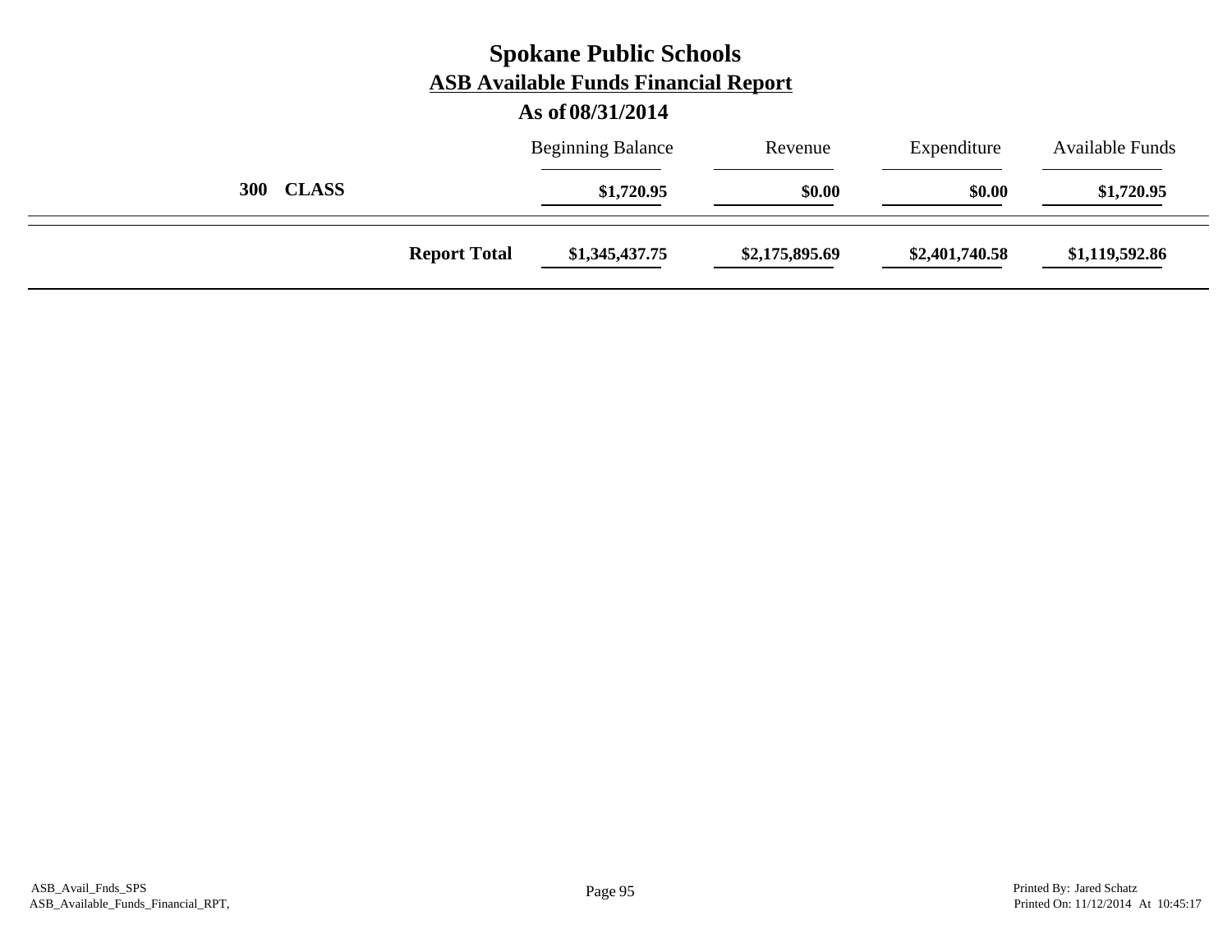# Spokane Public Schools

## ASB Available Funds Financial Report

### As of 08/31/2014

| | Beginning Balance | Revenue | Expenditure | Available Funds |
|---|---|---|---|---|
| **300 CLASS** | **$1,720.95** | **$0.00** | **$0.00** | **$1,720.95** |
| **Report Total** | **$1,345,437.75** | **$2,175,895.69** | **$2,401,740.58** | **$1,119,592.86** |

ASB_Avail_Fnds_SPS
ASB_Available_Funds_Financial_RPT,

Printed By: Jared Schatz
Printed On: 11/12/2014 At 10:45:17